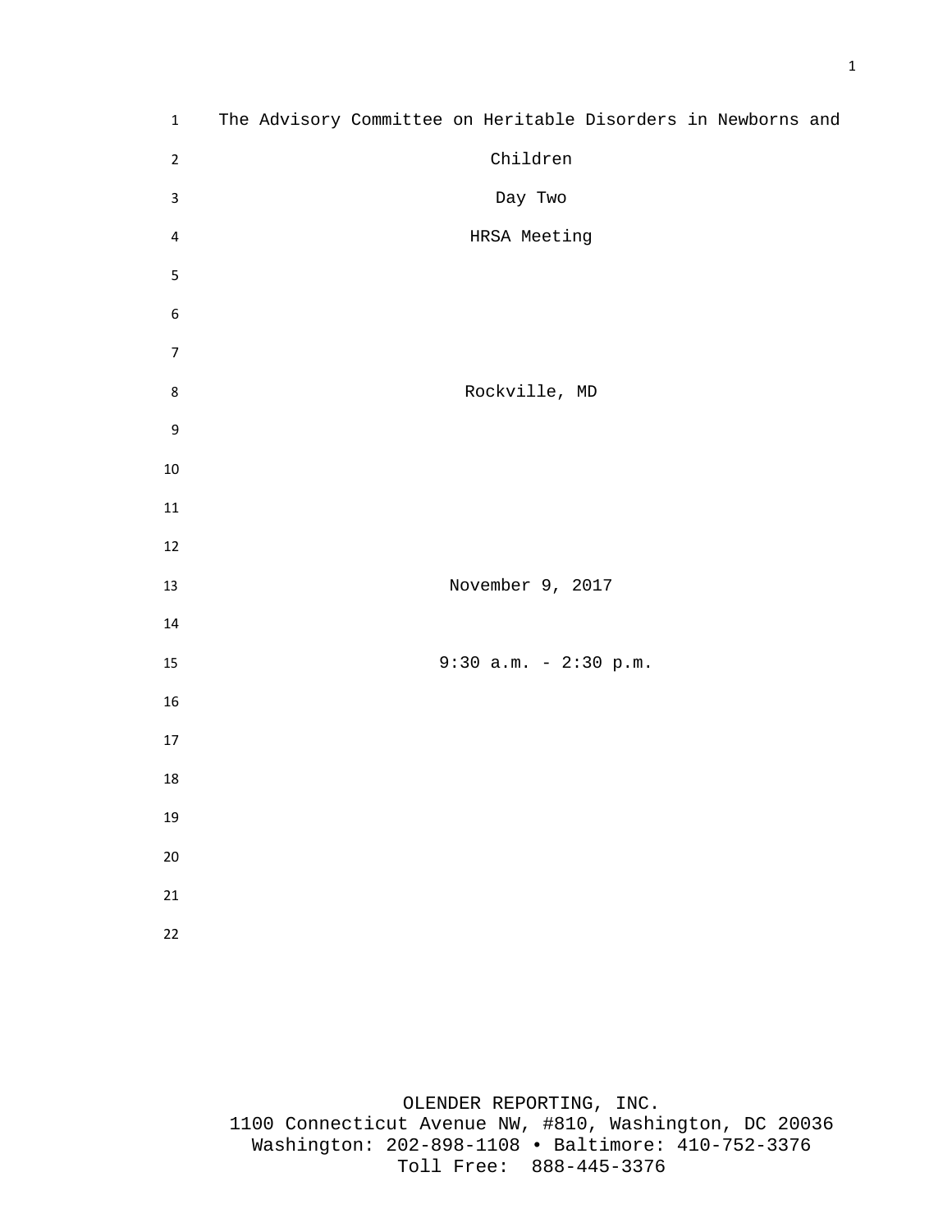# The Advisory Committee on Heritable Disorders in Newborns and Children

Day Two

HRSA Meeting

Rockville, MD

November 9, 2017

9:30 a.m. - 2:30 p.m.

OLENDER REPORTING, INC.
1100 Connecticut Avenue NW, #810, Washington, DC 20036
Washington: 202-898-1108 • Baltimore: 410-752-3376
Toll Free: 888-445-3376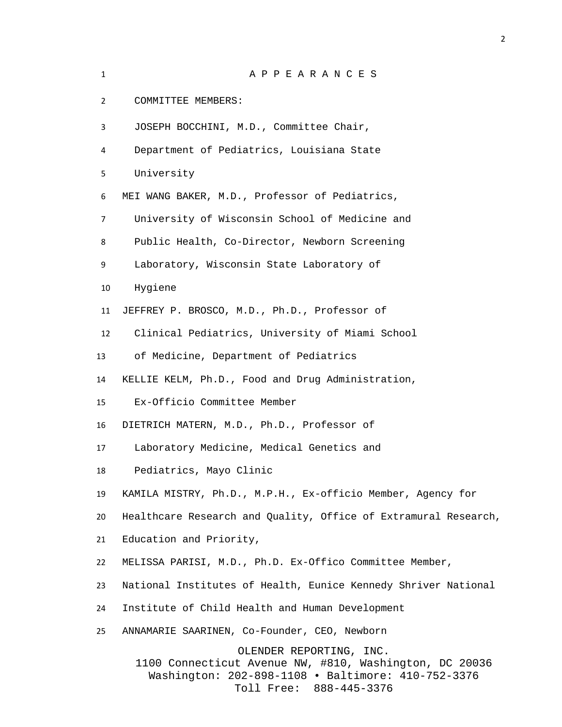A P P E A R A N C E S

COMMITTEE MEMBERS:

JOSEPH BOCCHINI, M.D., Committee Chair, Department of Pediatrics, Louisiana State University

MEI WANG BAKER, M.D., Professor of Pediatrics, University of Wisconsin School of Medicine and Public Health, Co-Director, Newborn Screening Laboratory, Wisconsin State Laboratory of Hygiene

JEFFREY P. BROSCO, M.D., Ph.D., Professor of Clinical Pediatrics, University of Miami School of Medicine, Department of Pediatrics

KELLIE KELM, Ph.D., Food and Drug Administration, Ex-Officio Committee Member

DIETRICH MATERN, M.D., Ph.D., Professor of Laboratory Medicine, Medical Genetics and Pediatrics, Mayo Clinic

KAMILA MISTRY, Ph.D., M.P.H., Ex-officio Member, Agency for Healthcare Research and Quality, Office of Extramural Research, Education and Priority,

MELISSA PARISI, M.D., Ph.D. Ex-Offico Committee Member, National Institutes of Health, Eunice Kennedy Shriver National Institute of Child Health and Human Development

ANNAMARIE SAARINEN, Co-Founder, CEO, Newborn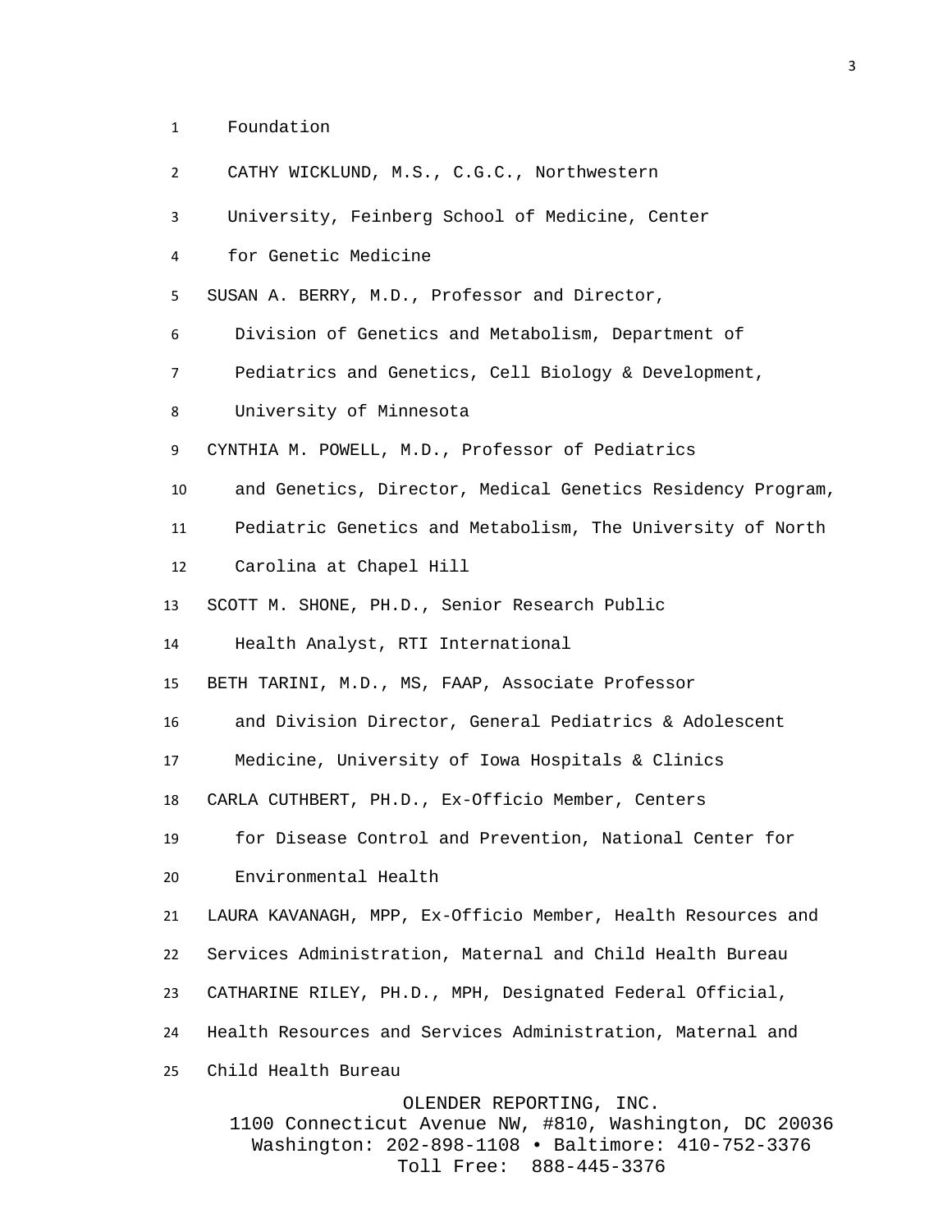Foundation

CATHY WICKLUND, M.S., C.G.C., Northwestern University, Feinberg School of Medicine, Center for Genetic Medicine

SUSAN A. BERRY, M.D., Professor and Director, Division of Genetics and Metabolism, Department of Pediatrics and Genetics, Cell Biology & Development, University of Minnesota

CYNTHIA M. POWELL, M.D., Professor of Pediatrics and Genetics, Director, Medical Genetics Residency Program, Pediatric Genetics and Metabolism, The University of North Carolina at Chapel Hill

SCOTT M. SHONE, PH.D., Senior Research Public Health Analyst, RTI International

BETH TARINI, M.D., MS, FAAP, Associate Professor and Division Director, General Pediatrics & Adolescent Medicine, University of Iowa Hospitals & Clinics

CARLA CUTHBERT, PH.D., Ex-Officio Member, Centers for Disease Control and Prevention, National Center for Environmental Health

LAURA KAVANAGH, MPP, Ex-Officio Member, Health Resources and Services Administration, Maternal and Child Health Bureau

CATHARINE RILEY, PH.D., MPH, Designated Federal Official, Health Resources and Services Administration, Maternal and Child Health Bureau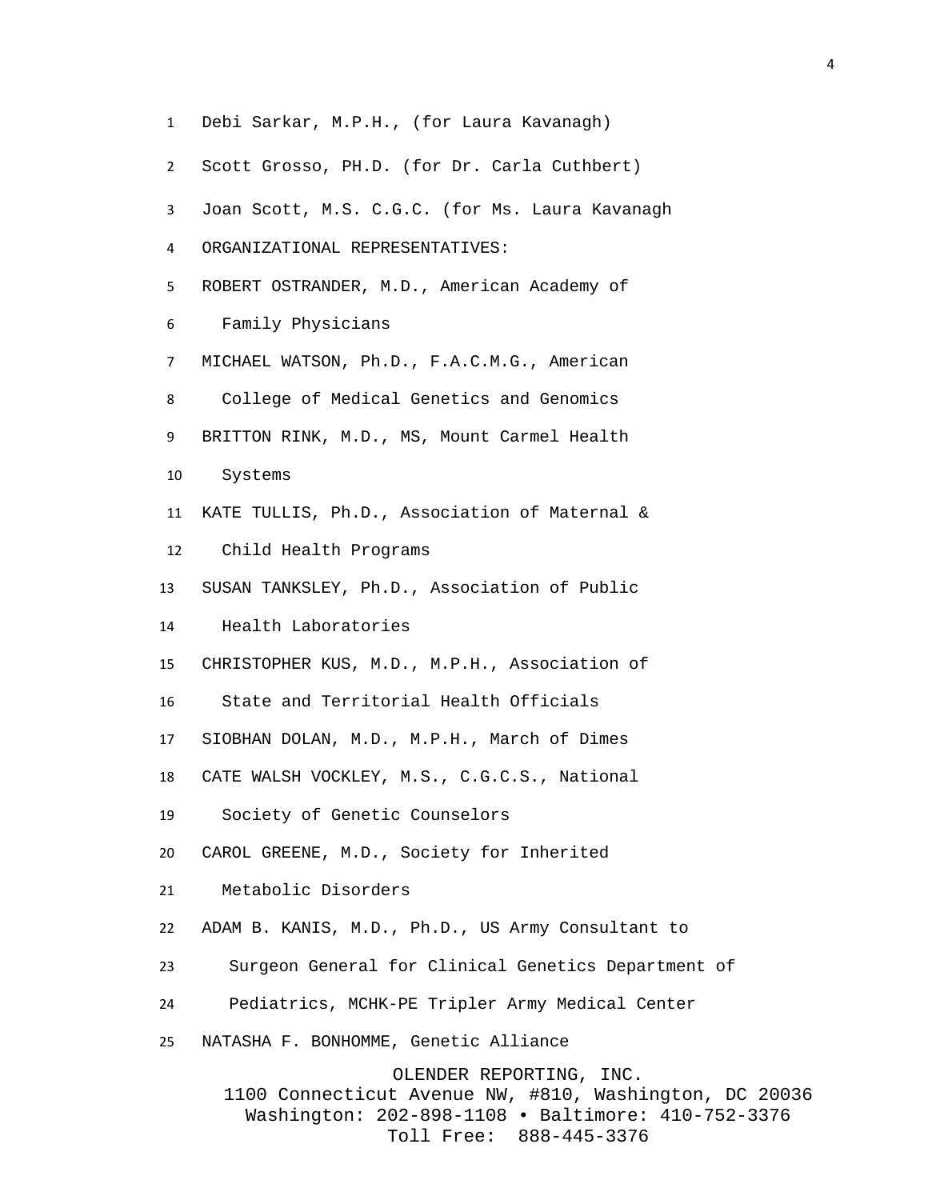Debi Sarkar, M.P.H., (for Laura Kavanagh)

Scott Grosso, PH.D. (for Dr. Carla Cuthbert)

Joan Scott, M.S. C.G.C. (for Ms. Laura Kavanagh

ORGANIZATIONAL REPRESENTATIVES:

ROBERT OSTRANDER, M.D., American Academy of Family Physicians

MICHAEL WATSON, Ph.D., F.A.C.M.G., American College of Medical Genetics and Genomics

BRITTON RINK, M.D., MS, Mount Carmel Health Systems

KATE TULLIS, Ph.D., Association of Maternal & Child Health Programs

SUSAN TANKSLEY, Ph.D., Association of Public Health Laboratories

CHRISTOPHER KUS, M.D., M.P.H., Association of State and Territorial Health Officials

SIOBHAN DOLAN, M.D., M.P.H., March of Dimes

CATE WALSH VOCKLEY, M.S., C.G.C.S., National Society of Genetic Counselors

CAROL GREENE, M.D., Society for Inherited Metabolic Disorders

ADAM B. KANIS, M.D., Ph.D., US Army Consultant to Surgeon General for Clinical Genetics Department of Pediatrics, MCHK-PE Tripler Army Medical Center

NATASHA F. BONHOMME, Genetic Alliance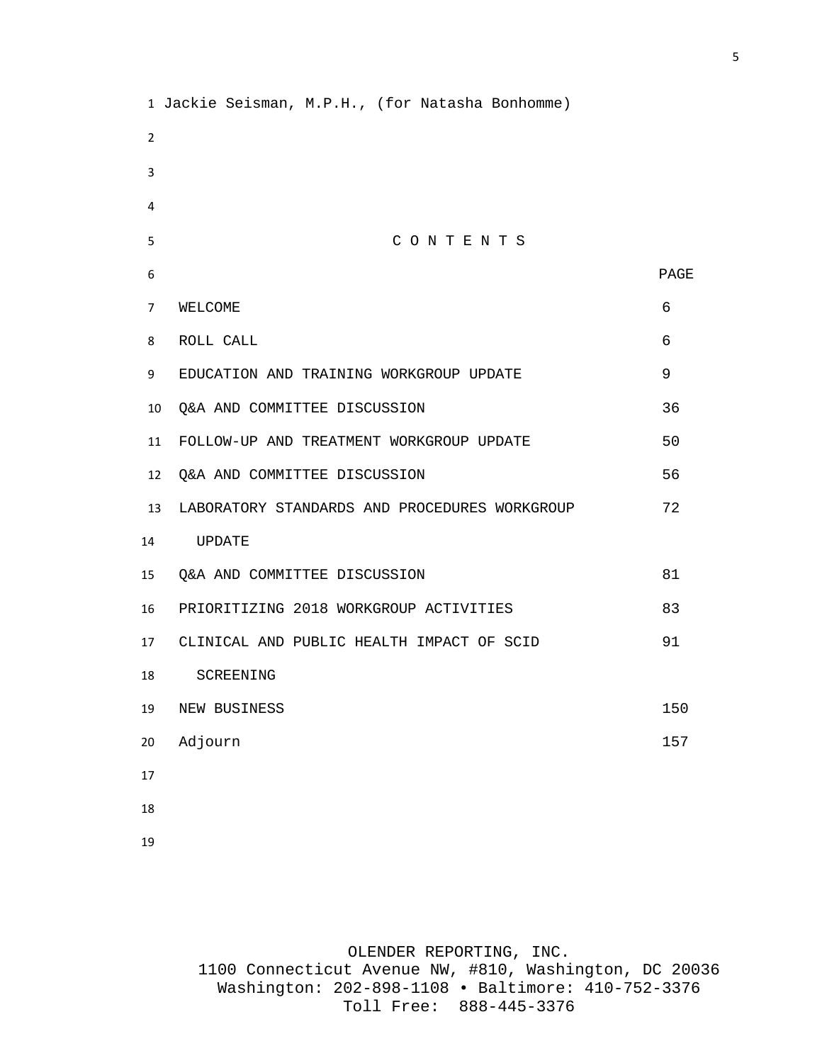Jackie Seisman, M.P.H., (for Natasha Bonhomme)

## C O N T E N T S

| | PAGE |
|---|---|
| WELCOME | 6 |
| ROLL CALL | 6 |
| EDUCATION AND TRAINING WORKGROUP UPDATE | 9 |
| Q&A AND COMMITTEE DISCUSSION | 36 |
| FOLLOW-UP AND TREATMENT WORKGROUP UPDATE | 50 |
| Q&A AND COMMITTEE DISCUSSION | 56 |
| LABORATORY STANDARDS AND PROCEDURES WORKGROUP UPDATE | 72 |
| Q&A AND COMMITTEE DISCUSSION | 81 |
| PRIORITIZING 2018 WORKGROUP ACTIVITIES | 83 |
| CLINICAL AND PUBLIC HEALTH IMPACT OF SCID SCREENING | 91 |
| NEW BUSINESS | 150 |
| Adjourn | 157 |

OLENDER REPORTING, INC.
1100 Connecticut Avenue NW, #810, Washington, DC 20036
Washington: 202-898-1108 • Baltimore: 410-752-3376
Toll Free: 888-445-3376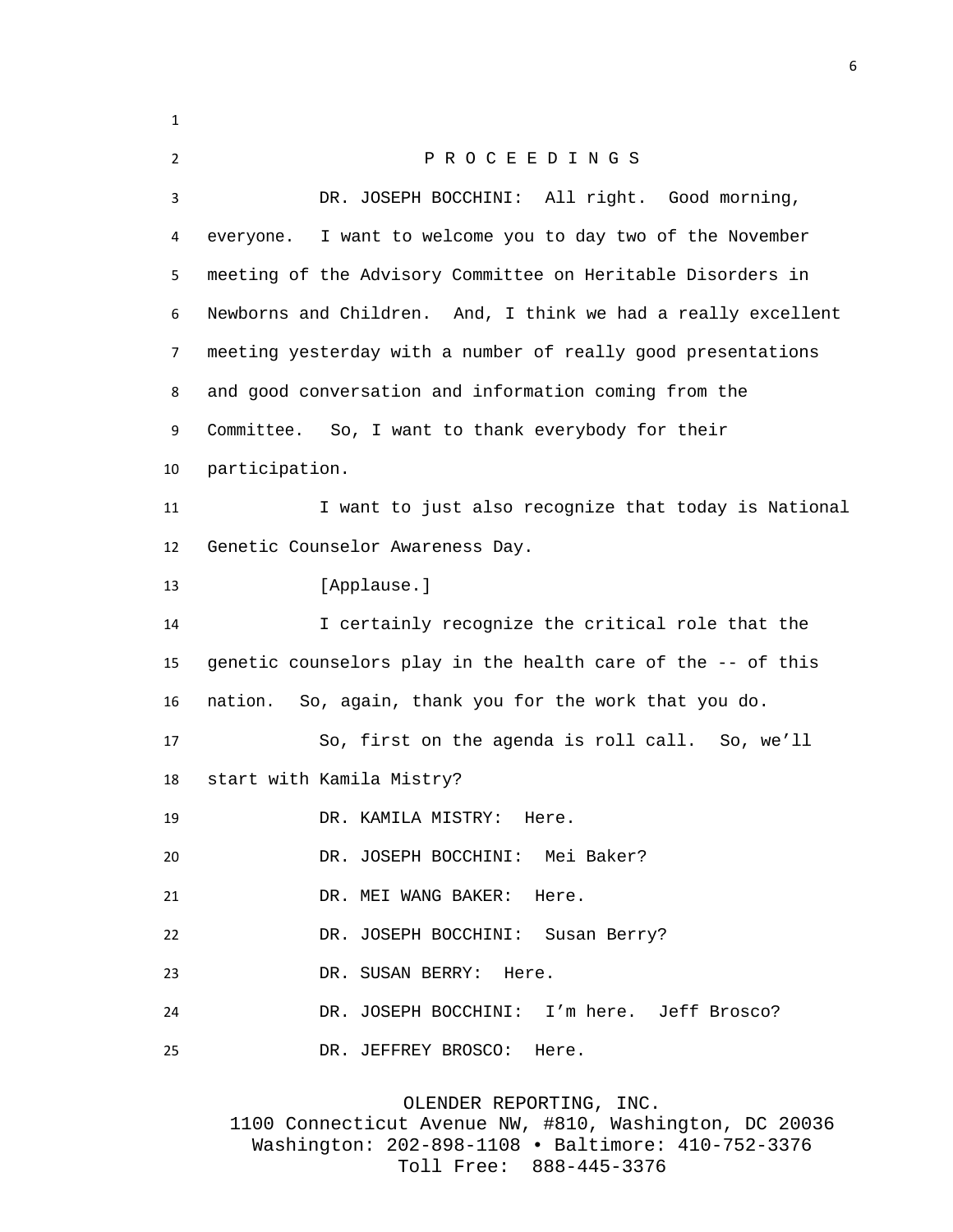P R O C E E D I N G S

DR. JOSEPH BOCCHINI: All right. Good morning, everyone. I want to welcome you to day two of the November meeting of the Advisory Committee on Heritable Disorders in Newborns and Children. And, I think we had a really excellent meeting yesterday with a number of really good presentations and good conversation and information coming from the Committee. So, I want to thank everybody for their participation.

I want to just also recognize that today is National Genetic Counselor Awareness Day.

[Applause.]

I certainly recognize the critical role that the genetic counselors play in the health care of the -- of this nation. So, again, thank you for the work that you do.

So, first on the agenda is roll call. So, we'll start with Kamila Mistry?

DR. KAMILA MISTRY: Here.

DR. JOSEPH BOCCHINI: Mei Baker?

DR. MEI WANG BAKER: Here.

DR. JOSEPH BOCCHINI: Susan Berry?

DR. SUSAN BERRY: Here.

DR. JOSEPH BOCCHINI: I'm here. Jeff Brosco?

DR. JEFFREY BROSCO: Here.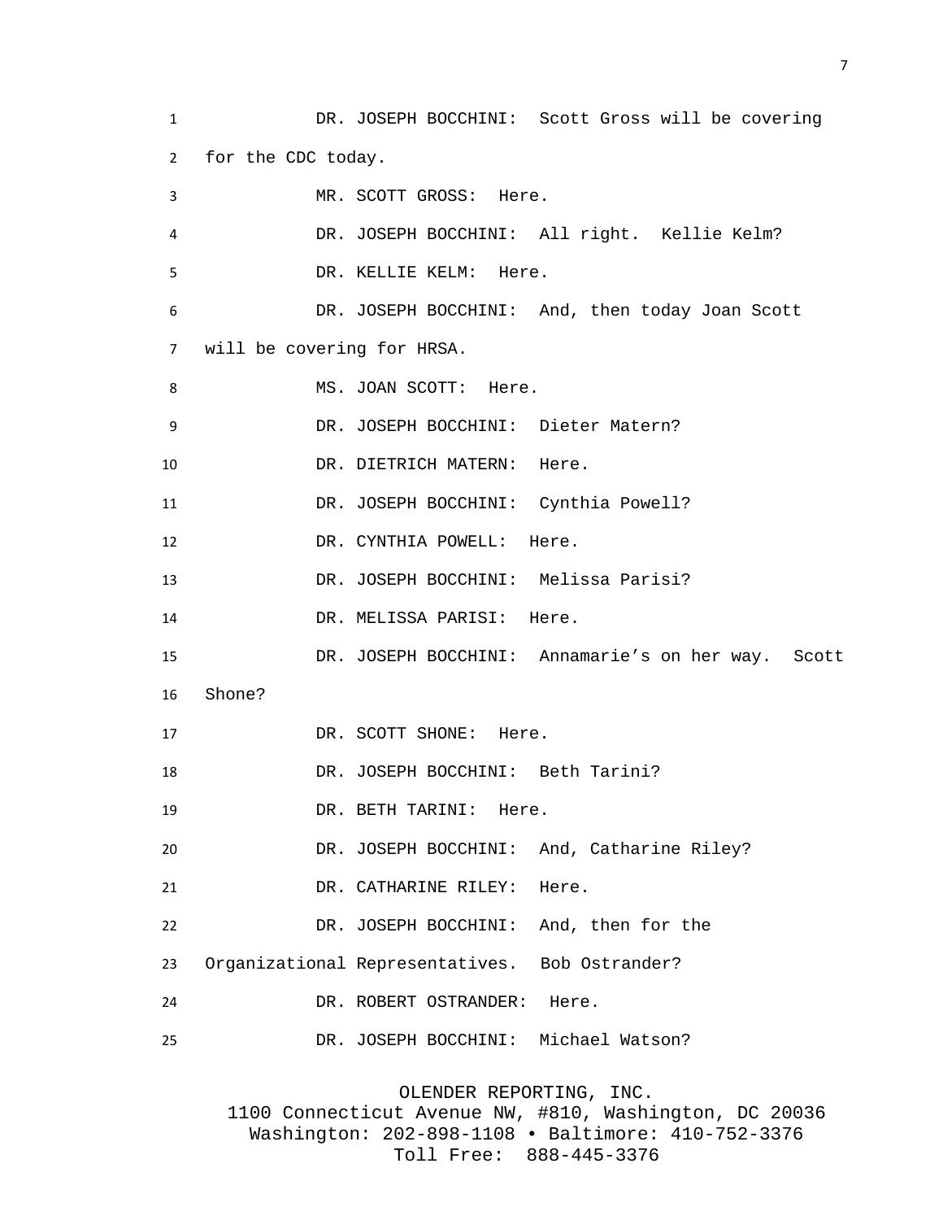DR. JOSEPH BOCCHINI: Scott Gross will be covering for the CDC today.

MR. SCOTT GROSS: Here.

DR. JOSEPH BOCCHINI: All right. Kellie Kelm?

DR. KELLIE KELM: Here.

DR. JOSEPH BOCCHINI: And, then today Joan Scott will be covering for HRSA.

MS. JOAN SCOTT: Here.

DR. JOSEPH BOCCHINI: Dieter Matern?

DR. DIETRICH MATERN: Here.

DR. JOSEPH BOCCHINI: Cynthia Powell?

DR. CYNTHIA POWELL: Here.

DR. JOSEPH BOCCHINI: Melissa Parisi?

DR. MELISSA PARISI: Here.

DR. JOSEPH BOCCHINI: Annamarie's on her way. Scott Shone?

DR. SCOTT SHONE: Here.

DR. JOSEPH BOCCHINI: Beth Tarini?

DR. BETH TARINI: Here.

DR. JOSEPH BOCCHINI: And, Catharine Riley?

DR. CATHARINE RILEY: Here.

DR. JOSEPH BOCCHINI: And, then for the Organizational Representatives. Bob Ostrander?

DR. ROBERT OSTRANDER: Here.

DR. JOSEPH BOCCHINI: Michael Watson?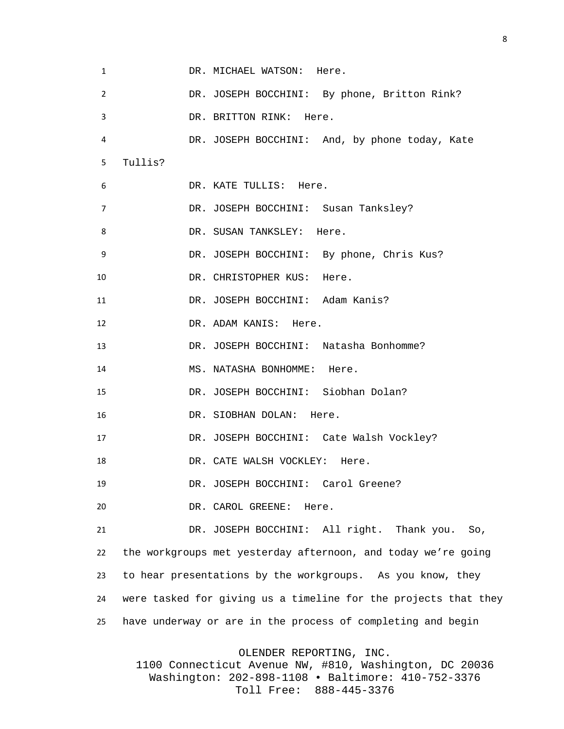DR. MICHAEL WATSON: Here.

DR. JOSEPH BOCCHINI: By phone, Britton Rink?

DR. BRITTON RINK: Here.

DR. JOSEPH BOCCHINI: And, by phone today, Kate Tullis?

DR. KATE TULLIS: Here.

DR. JOSEPH BOCCHINI: Susan Tanksley?

DR. SUSAN TANKSLEY: Here.

DR. JOSEPH BOCCHINI: By phone, Chris Kus?

DR. CHRISTOPHER KUS: Here.

DR. JOSEPH BOCCHINI: Adam Kanis?

DR. ADAM KANIS: Here.

DR. JOSEPH BOCCHINI: Natasha Bonhomme?

MS. NATASHA BONHOMME: Here.

DR. JOSEPH BOCCHINI: Siobhan Dolan?

DR. SIOBHAN DOLAN: Here.

DR. JOSEPH BOCCHINI: Cate Walsh Vockley?

DR. CATE WALSH VOCKLEY: Here.

DR. JOSEPH BOCCHINI: Carol Greene?

DR. CAROL GREENE: Here.

DR. JOSEPH BOCCHINI: All right. Thank you. So, the workgroups met yesterday afternoon, and today we're going to hear presentations by the workgroups. As you know, they were tasked for giving us a timeline for the projects that they have underway or are in the process of completing and begin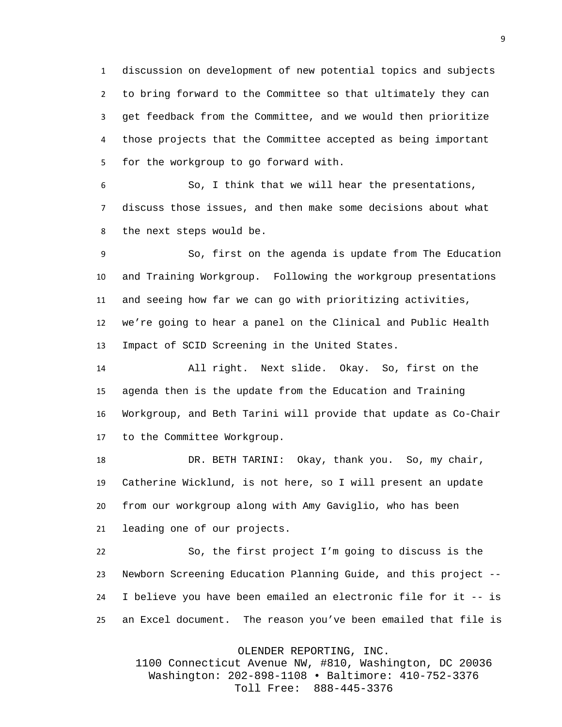discussion on development of new potential topics and subjects to bring forward to the Committee so that ultimately they can get feedback from the Committee, and we would then prioritize those projects that the Committee accepted as being important for the workgroup to go forward with.

So, I think that we will hear the presentations, discuss those issues, and then make some decisions about what the next steps would be.

So, first on the agenda is update from The Education and Training Workgroup. Following the workgroup presentations and seeing how far we can go with prioritizing activities, we're going to hear a panel on the Clinical and Public Health Impact of SCID Screening in the United States.

All right. Next slide. Okay. So, first on the agenda then is the update from the Education and Training Workgroup, and Beth Tarini will provide that update as Co-Chair to the Committee Workgroup.

DR. BETH TARINI: Okay, thank you. So, my chair, Catherine Wicklund, is not here, so I will present an update from our workgroup along with Amy Gaviglio, who has been leading one of our projects.

So, the first project I'm going to discuss is the Newborn Screening Education Planning Guide, and this project -- I believe you have been emailed an electronic file for it -- is an Excel document. The reason you've been emailed that file is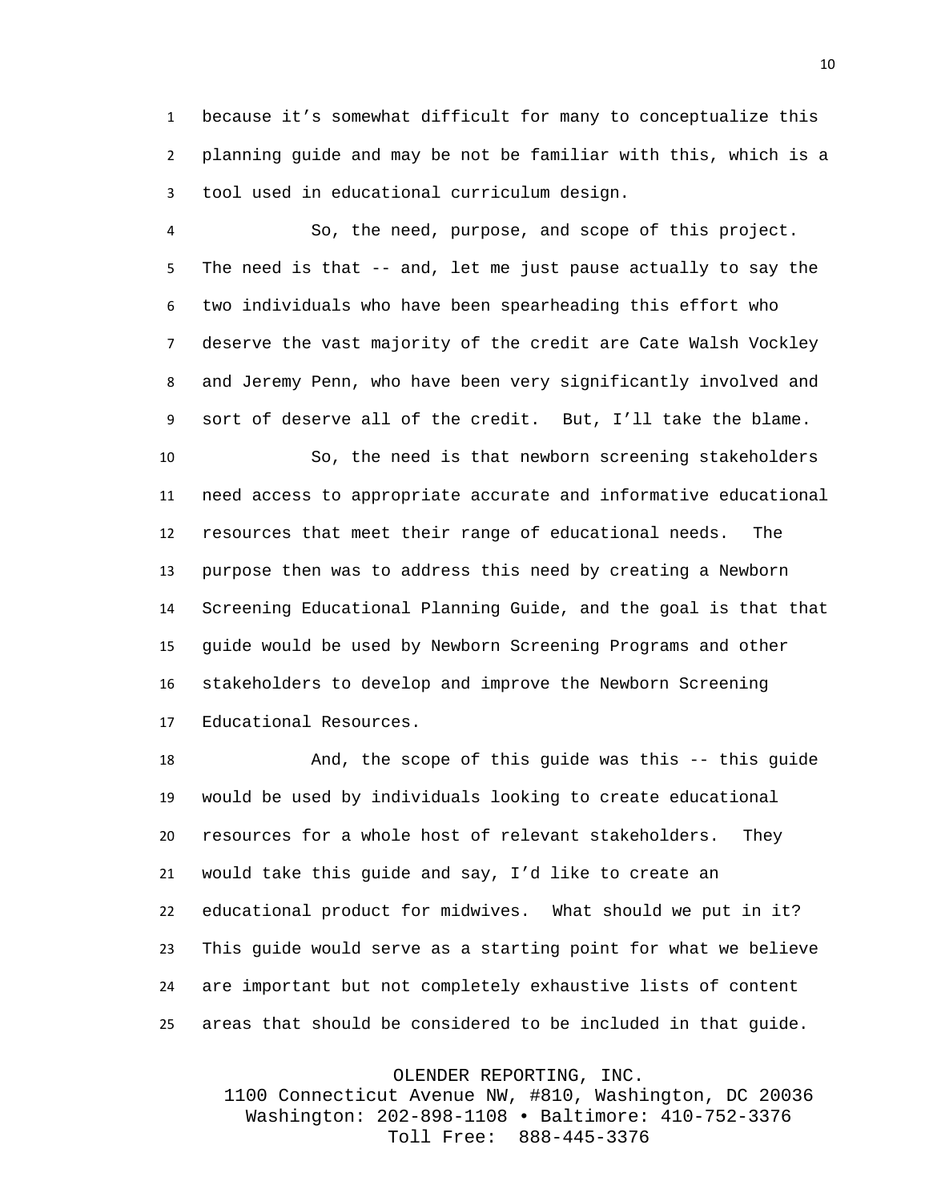because it's somewhat difficult for many to conceptualize this planning guide and may be not be familiar with this, which is a tool used in educational curriculum design.

So, the need, purpose, and scope of this project. The need is that -- and, let me just pause actually to say the two individuals who have been spearheading this effort who deserve the vast majority of the credit are Cate Walsh Vockley and Jeremy Penn, who have been very significantly involved and sort of deserve all of the credit. But, I'll take the blame.

So, the need is that newborn screening stakeholders need access to appropriate accurate and informative educational resources that meet their range of educational needs. The purpose then was to address this need by creating a Newborn Screening Educational Planning Guide, and the goal is that that guide would be used by Newborn Screening Programs and other stakeholders to develop and improve the Newborn Screening Educational Resources.

And, the scope of this guide was this -- this guide would be used by individuals looking to create educational resources for a whole host of relevant stakeholders. They would take this guide and say, I'd like to create an educational product for midwives. What should we put in it? This guide would serve as a starting point for what we believe are important but not completely exhaustive lists of content areas that should be considered to be included in that guide.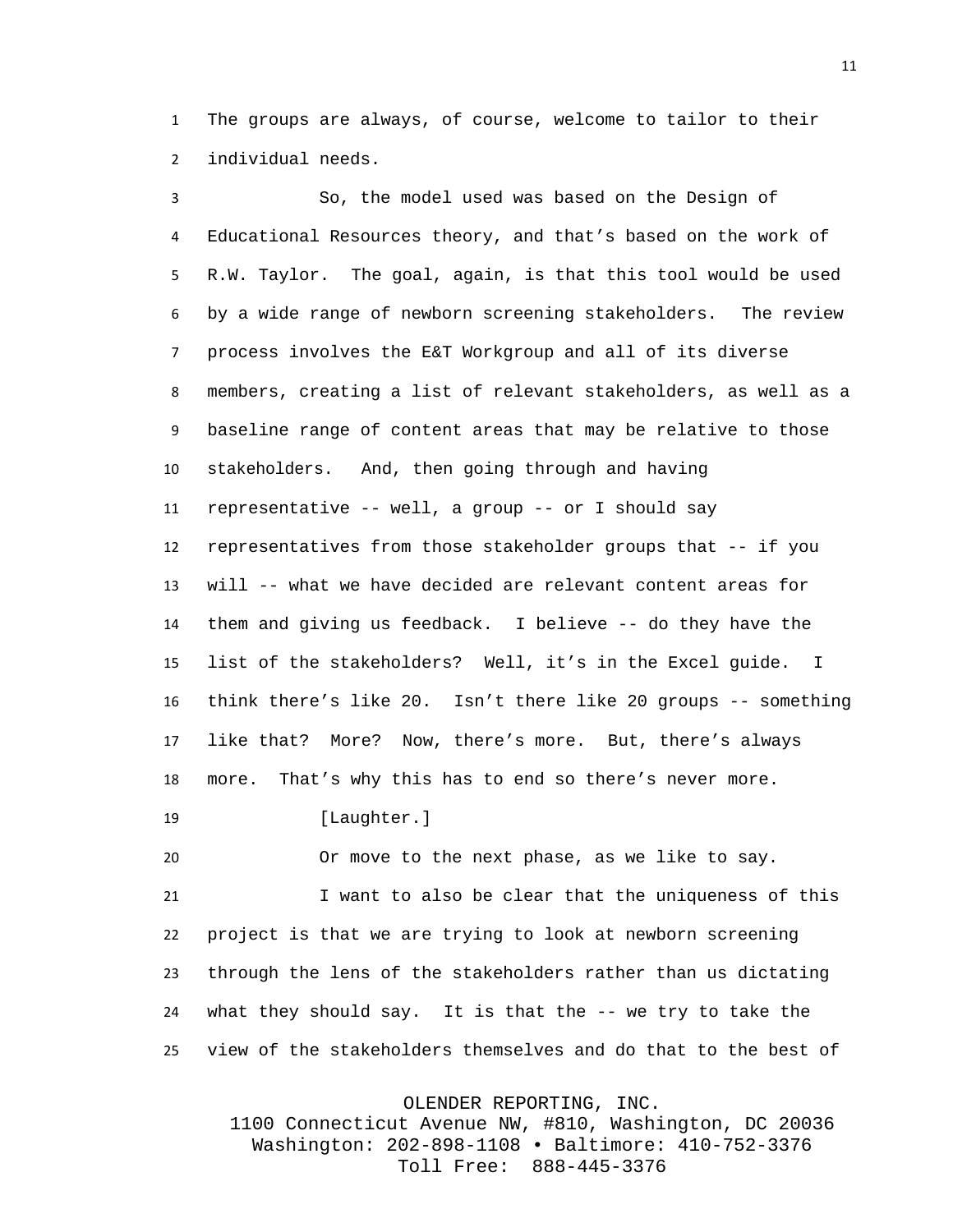The groups are always, of course, welcome to tailor to their individual needs.

So, the model used was based on the Design of Educational Resources theory, and that's based on the work of R.W. Taylor. The goal, again, is that this tool would be used by a wide range of newborn screening stakeholders. The review process involves the E&T Workgroup and all of its diverse members, creating a list of relevant stakeholders, as well as a baseline range of content areas that may be relative to those stakeholders. And, then going through and having representative -- well, a group -- or I should say representatives from those stakeholder groups that -- if you will -- what we have decided are relevant content areas for them and giving us feedback. I believe -- do they have the list of the stakeholders? Well, it's in the Excel guide. I think there's like 20. Isn't there like 20 groups -- something like that? More? Now, there's more. But, there's always more. That's why this has to end so there's never more.

[Laughter.]

Or move to the next phase, as we like to say.

I want to also be clear that the uniqueness of this project is that we are trying to look at newborn screening through the lens of the stakeholders rather than us dictating what they should say. It is that the -- we try to take the view of the stakeholders themselves and do that to the best of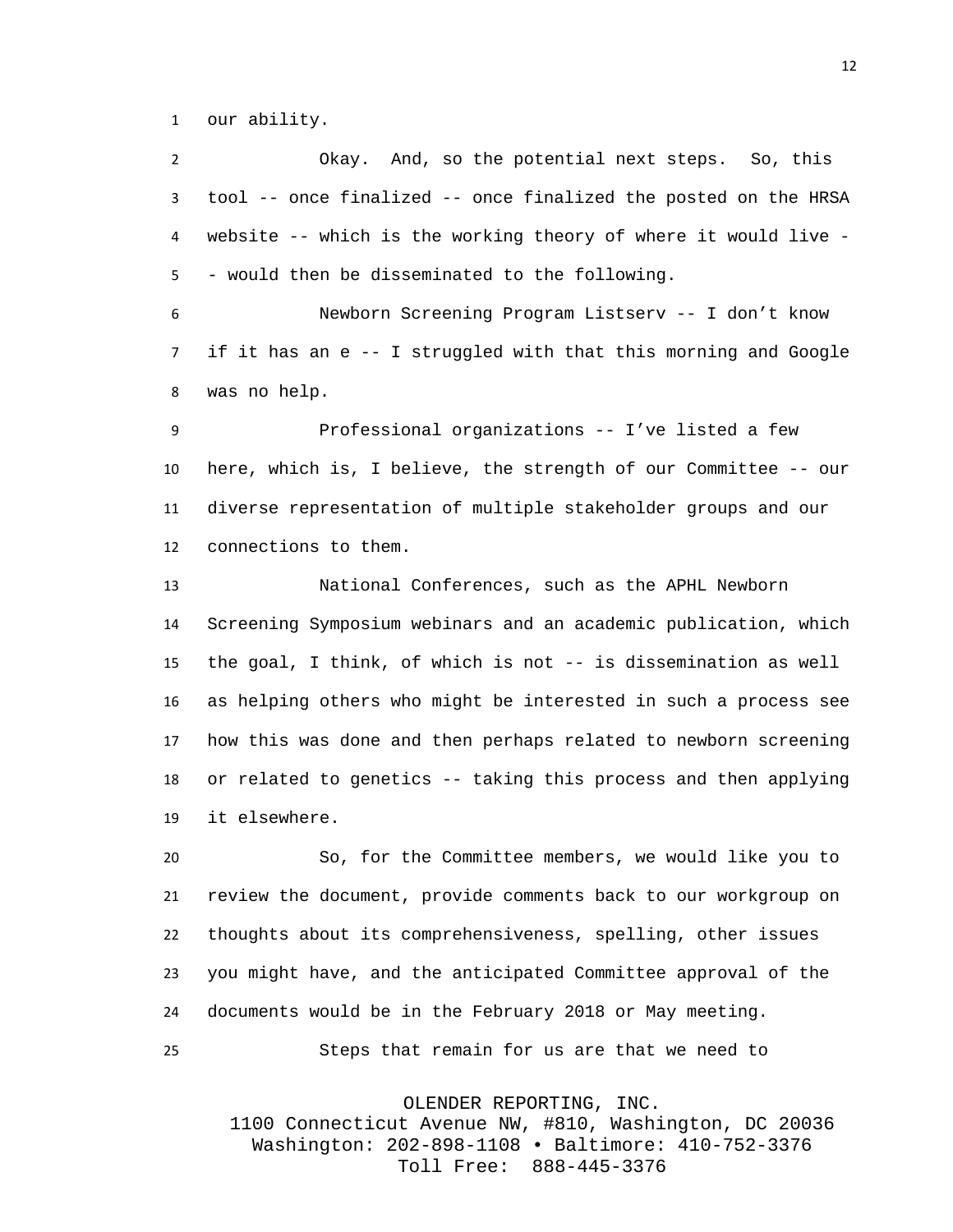our ability.

Okay. And, so the potential next steps. So, this tool -- once finalized -- once finalized the posted on the HRSA website -- which is the working theory of where it would live -- would then be disseminated to the following.

Newborn Screening Program Listserv -- I don't know if it has an e -- I struggled with that this morning and Google was no help.

Professional organizations -- I've listed a few here, which is, I believe, the strength of our Committee -- our diverse representation of multiple stakeholder groups and our connections to them.

National Conferences, such as the APHL Newborn Screening Symposium webinars and an academic publication, which the goal, I think, of which is not -- is dissemination as well as helping others who might be interested in such a process see how this was done and then perhaps related to newborn screening or related to genetics -- taking this process and then applying it elsewhere.

So, for the Committee members, we would like you to review the document, provide comments back to our workgroup on thoughts about its comprehensiveness, spelling, other issues you might have, and the anticipated Committee approval of the documents would be in the February 2018 or May meeting.

Steps that remain for us are that we need to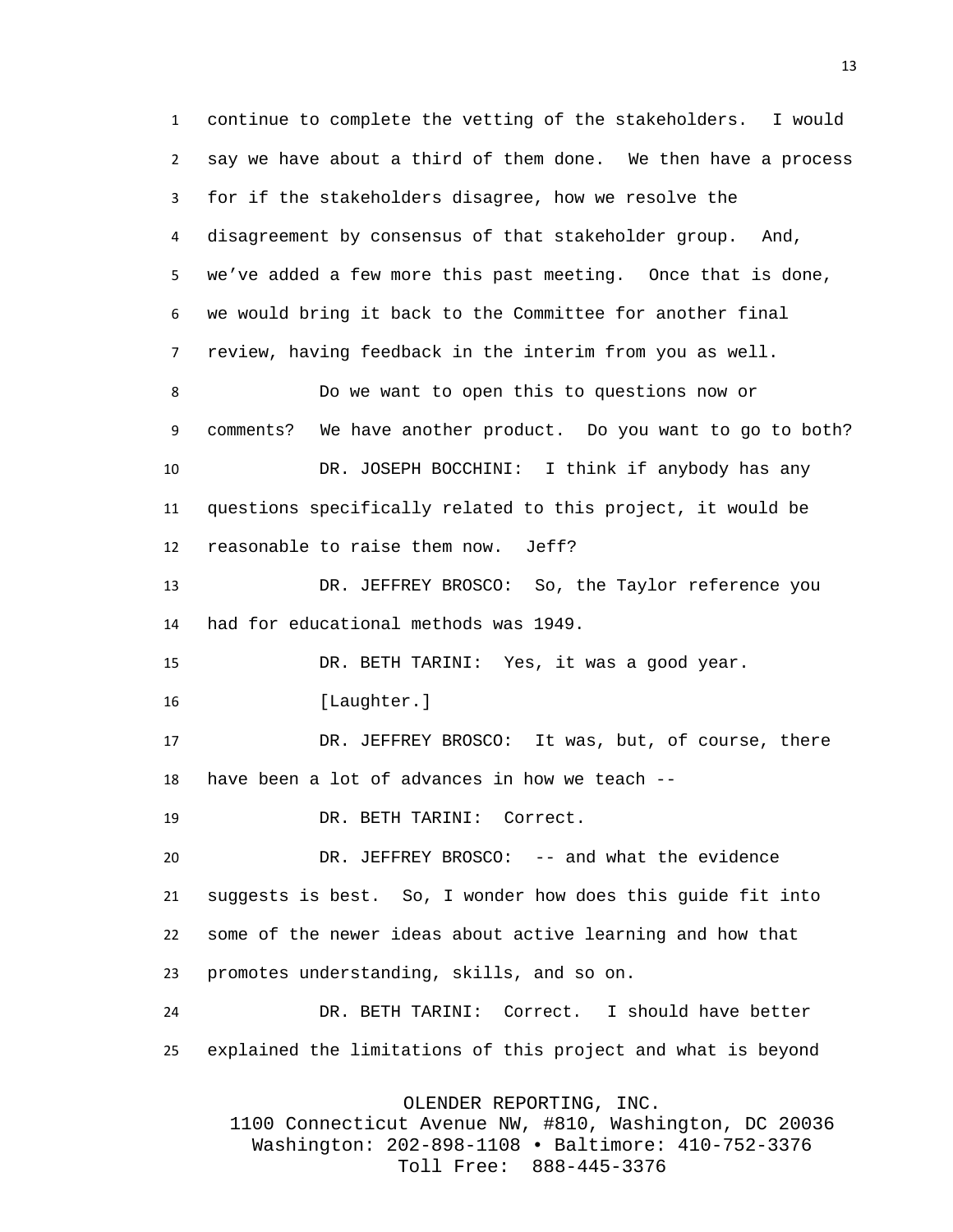continue to complete the vetting of the stakeholders. I would say we have about a third of them done. We then have a process for if the stakeholders disagree, how we resolve the disagreement by consensus of that stakeholder group. And, we've added a few more this past meeting. Once that is done, we would bring it back to the Committee for another final review, having feedback in the interim from you as well.

Do we want to open this to questions now or comments? We have another product. Do you want to go to both?

DR. JOSEPH BOCCHINI: I think if anybody has any questions specifically related to this project, it would be reasonable to raise them now. Jeff?

DR. JEFFREY BROSCO: So, the Taylor reference you had for educational methods was 1949.

DR. BETH TARINI: Yes, it was a good year.

[Laughter.]

DR. JEFFREY BROSCO: It was, but, of course, there have been a lot of advances in how we teach --

DR. BETH TARINI: Correct.

DR. JEFFREY BROSCO: -- and what the evidence suggests is best. So, I wonder how does this guide fit into some of the newer ideas about active learning and how that promotes understanding, skills, and so on.

DR. BETH TARINI: Correct. I should have better explained the limitations of this project and what is beyond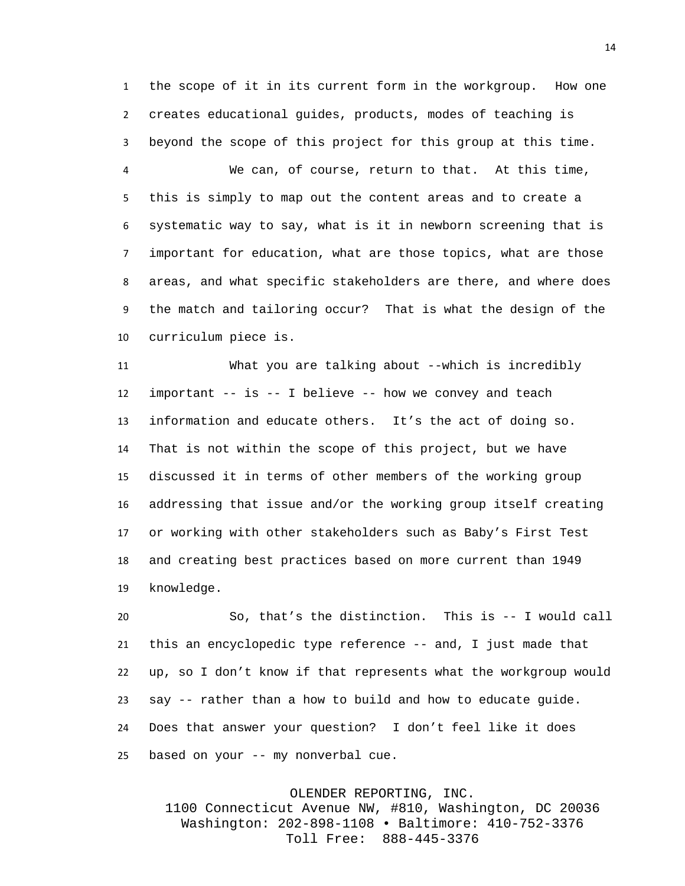the scope of it in its current form in the workgroup. How one creates educational guides, products, modes of teaching is beyond the scope of this project for this group at this time.

We can, of course, return to that. At this time, this is simply to map out the content areas and to create a systematic way to say, what is it in newborn screening that is important for education, what are those topics, what are those areas, and what specific stakeholders are there, and where does the match and tailoring occur? That is what the design of the curriculum piece is.

What you are talking about --which is incredibly important -- is -- I believe -- how we convey and teach information and educate others. It’s the act of doing so. That is not within the scope of this project, but we have discussed it in terms of other members of the working group addressing that issue and/or the working group itself creating or working with other stakeholders such as Baby’s First Test and creating best practices based on more current than 1949 knowledge.

So, that’s the distinction. This is -- I would call this an encyclopedic type reference -- and, I just made that up, so I don’t know if that represents what the workgroup would say -- rather than a how to build and how to educate guide. Does that answer your question? I don’t feel like it does based on your -- my nonverbal cue.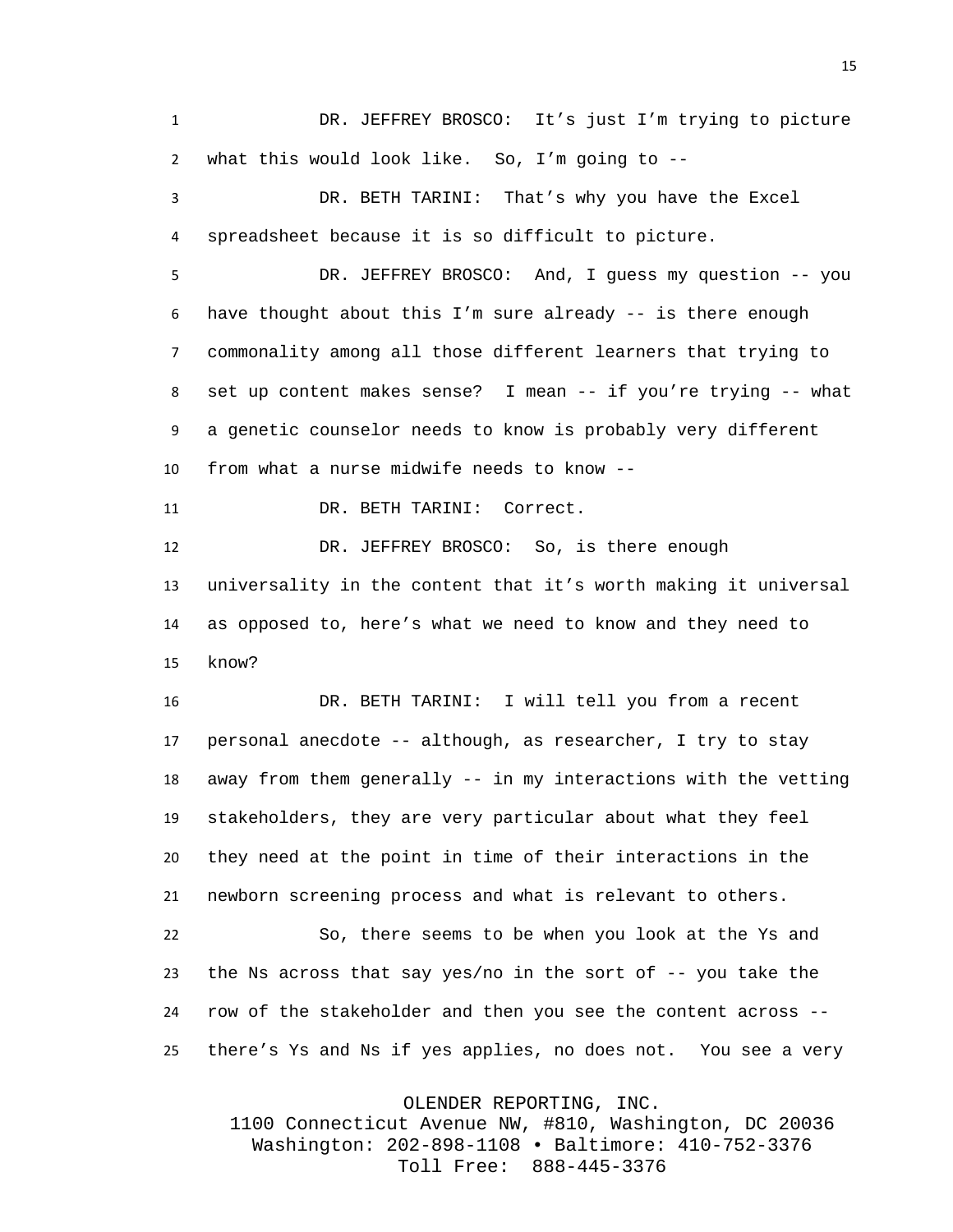DR. JEFFREY BROSCO: It's just I'm trying to picture what this would look like. So, I'm going to --

DR. BETH TARINI: That's why you have the Excel spreadsheet because it is so difficult to picture.

DR. JEFFREY BROSCO: And, I guess my question -- you have thought about this I'm sure already -- is there enough commonality among all those different learners that trying to set up content makes sense? I mean -- if you're trying -- what a genetic counselor needs to know is probably very different from what a nurse midwife needs to know --

DR. BETH TARINI: Correct.

DR. JEFFREY BROSCO: So, is there enough universality in the content that it's worth making it universal as opposed to, here's what we need to know and they need to know?

DR. BETH TARINI: I will tell you from a recent personal anecdote -- although, as researcher, I try to stay away from them generally -- in my interactions with the vetting stakeholders, they are very particular about what they feel they need at the point in time of their interactions in the newborn screening process and what is relevant to others.

So, there seems to be when you look at the Ys and the Ns across that say yes/no in the sort of -- you take the row of the stakeholder and then you see the content across -- there's Ys and Ns if yes applies, no does not. You see a very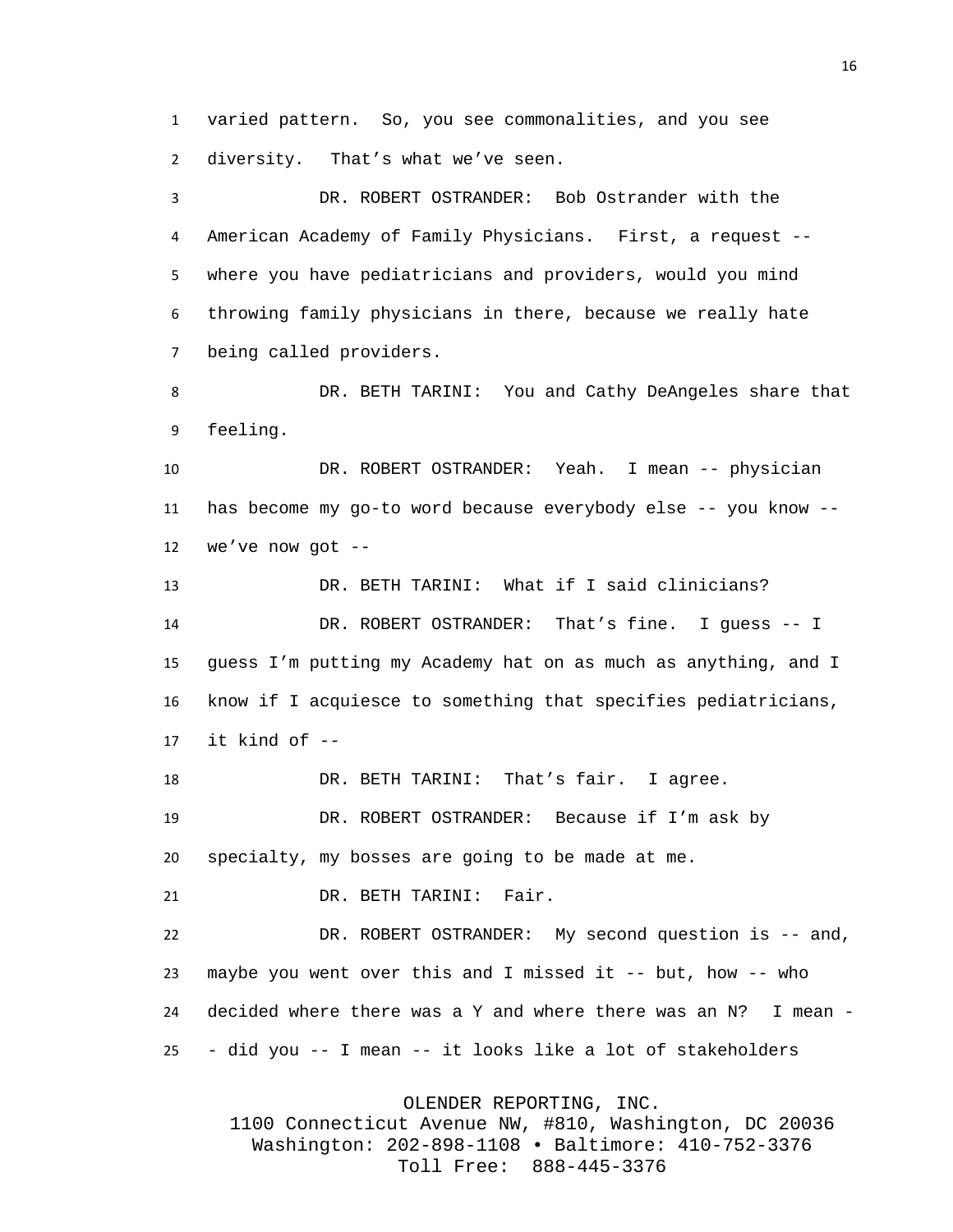varied pattern. So, you see commonalities, and you see diversity. That's what we've seen.

DR. ROBERT OSTRANDER: Bob Ostrander with the American Academy of Family Physicians. First, a request -- where you have pediatricians and providers, would you mind throwing family physicians in there, because we really hate being called providers.

DR. BETH TARINI: You and Cathy DeAngeles share that feeling.

DR. ROBERT OSTRANDER: Yeah. I mean -- physician has become my go-to word because everybody else -- you know -- we've now got --

DR. BETH TARINI: What if I said clinicians?

DR. ROBERT OSTRANDER: That's fine. I guess -- I guess I'm putting my Academy hat on as much as anything, and I know if I acquiesce to something that specifies pediatricians, it kind of --

DR. BETH TARINI: That's fair. I agree.

DR. ROBERT OSTRANDER: Because if I'm ask by specialty, my bosses are going to be made at me.

DR. BETH TARINI: Fair.

DR. ROBERT OSTRANDER: My second question is -- and, maybe you went over this and I missed it -- but, how -- who decided where there was a Y and where there was an N? I mean -- did you -- I mean -- it looks like a lot of stakeholders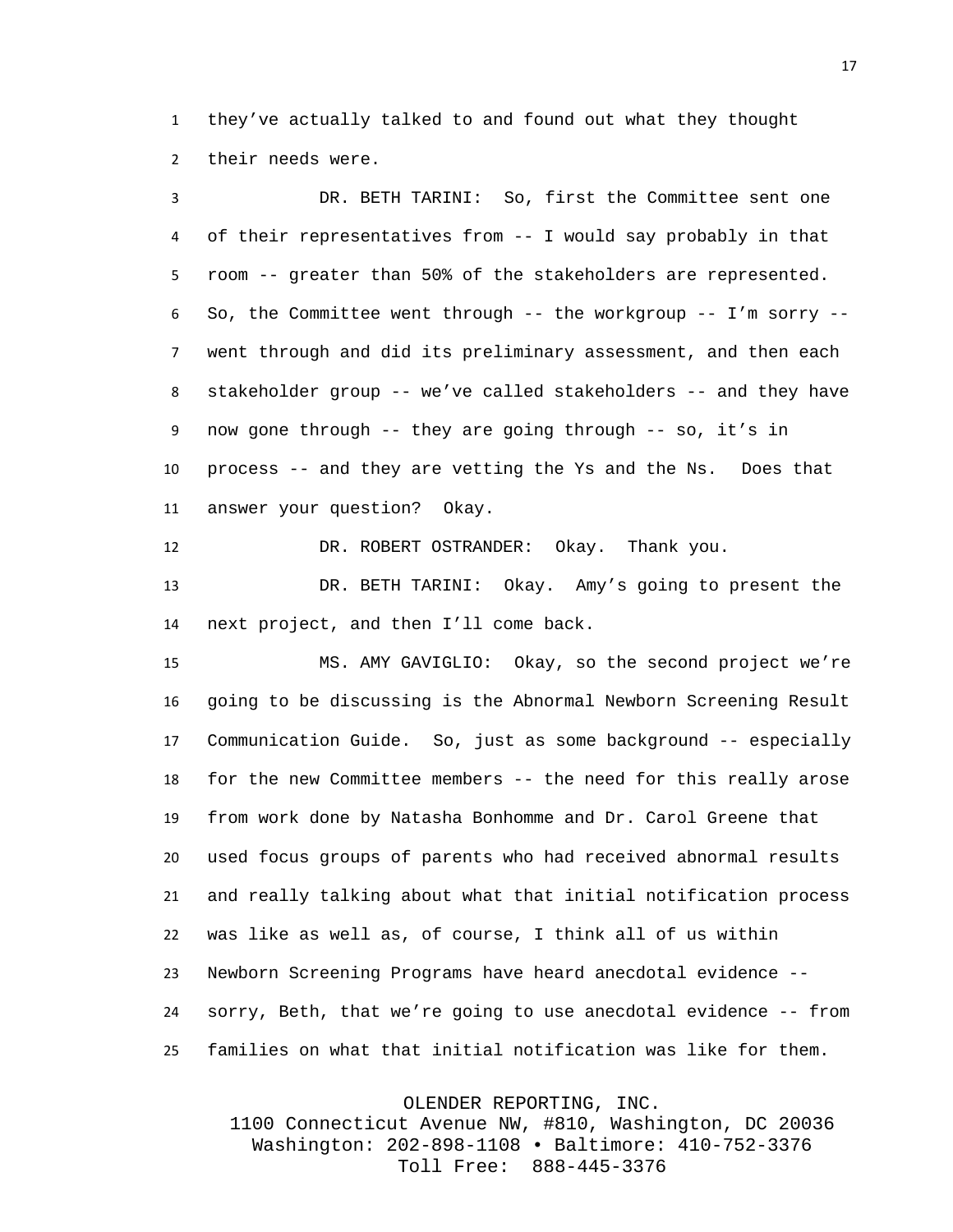they've actually talked to and found out what they thought their needs were.

DR. BETH TARINI: So, first the Committee sent one of their representatives from -- I would say probably in that room -- greater than 50% of the stakeholders are represented. So, the Committee went through -- the workgroup -- I'm sorry -- went through and did its preliminary assessment, and then each stakeholder group -- we've called stakeholders -- and they have now gone through -- they are going through -- so, it's in process -- and they are vetting the Ys and the Ns. Does that answer your question? Okay.

DR. ROBERT OSTRANDER: Okay. Thank you.

DR. BETH TARINI: Okay. Amy's going to present the next project, and then I'll come back.

MS. AMY GAVIGLIO: Okay, so the second project we're going to be discussing is the Abnormal Newborn Screening Result Communication Guide. So, just as some background -- especially for the new Committee members -- the need for this really arose from work done by Natasha Bonhomme and Dr. Carol Greene that used focus groups of parents who had received abnormal results and really talking about what that initial notification process was like as well as, of course, I think all of us within Newborn Screening Programs have heard anecdotal evidence -- sorry, Beth, that we're going to use anecdotal evidence -- from families on what that initial notification was like for them.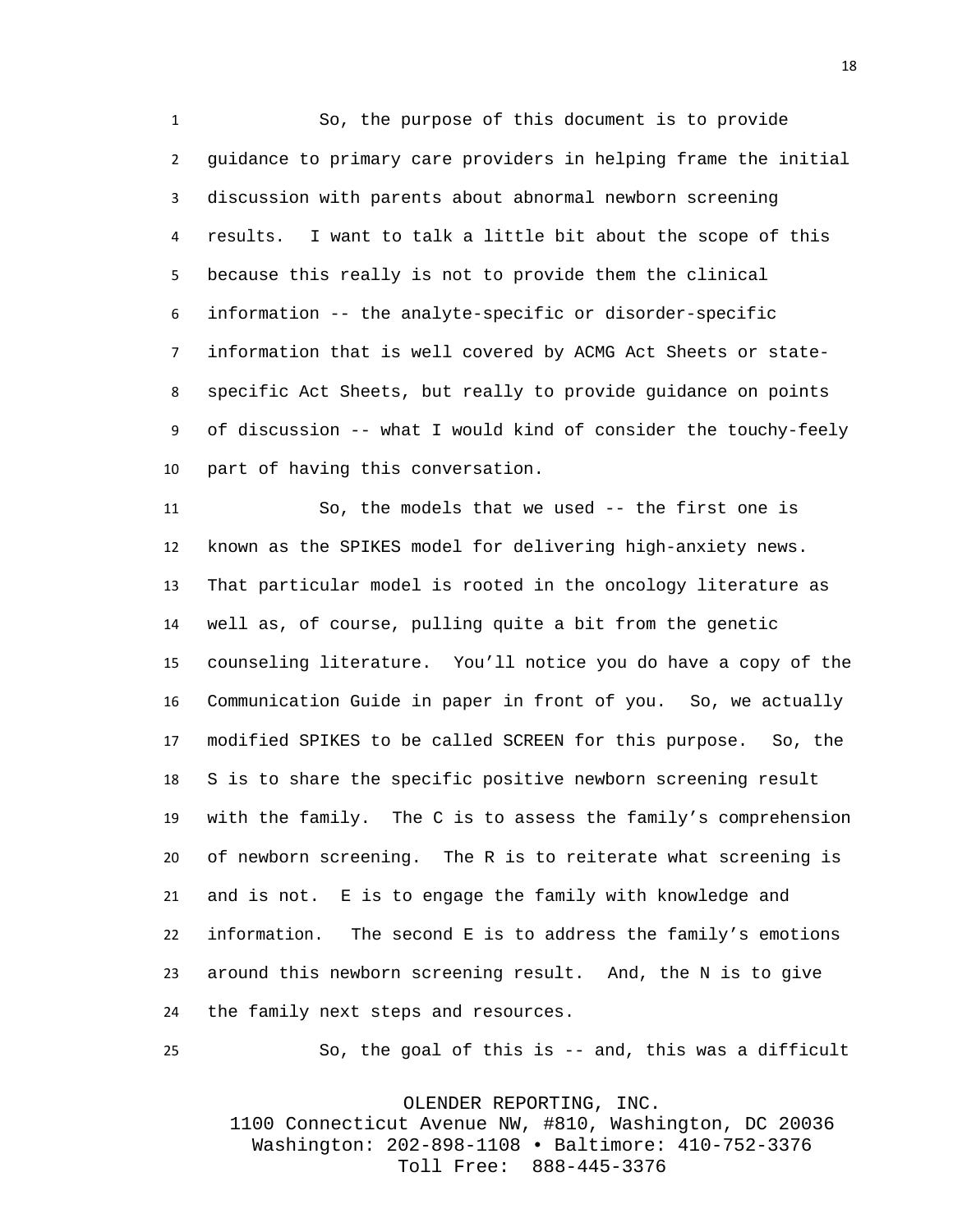So, the purpose of this document is to provide guidance to primary care providers in helping frame the initial discussion with parents about abnormal newborn screening results. I want to talk a little bit about the scope of this because this really is not to provide them the clinical information -- the analyte-specific or disorder-specific information that is well covered by ACMG Act Sheets or state-specific Act Sheets, but really to provide guidance on points of discussion -- what I would kind of consider the touchy-feely part of having this conversation.

So, the models that we used -- the first one is known as the SPIKES model for delivering high-anxiety news. That particular model is rooted in the oncology literature as well as, of course, pulling quite a bit from the genetic counseling literature. You'll notice you do have a copy of the Communication Guide in paper in front of you. So, we actually modified SPIKES to be called SCREEN for this purpose. So, the S is to share the specific positive newborn screening result with the family. The C is to assess the family's comprehension of newborn screening. The R is to reiterate what screening is and is not. E is to engage the family with knowledge and information. The second E is to address the family's emotions around this newborn screening result. And, the N is to give the family next steps and resources.

So, the goal of this is -- and, this was a difficult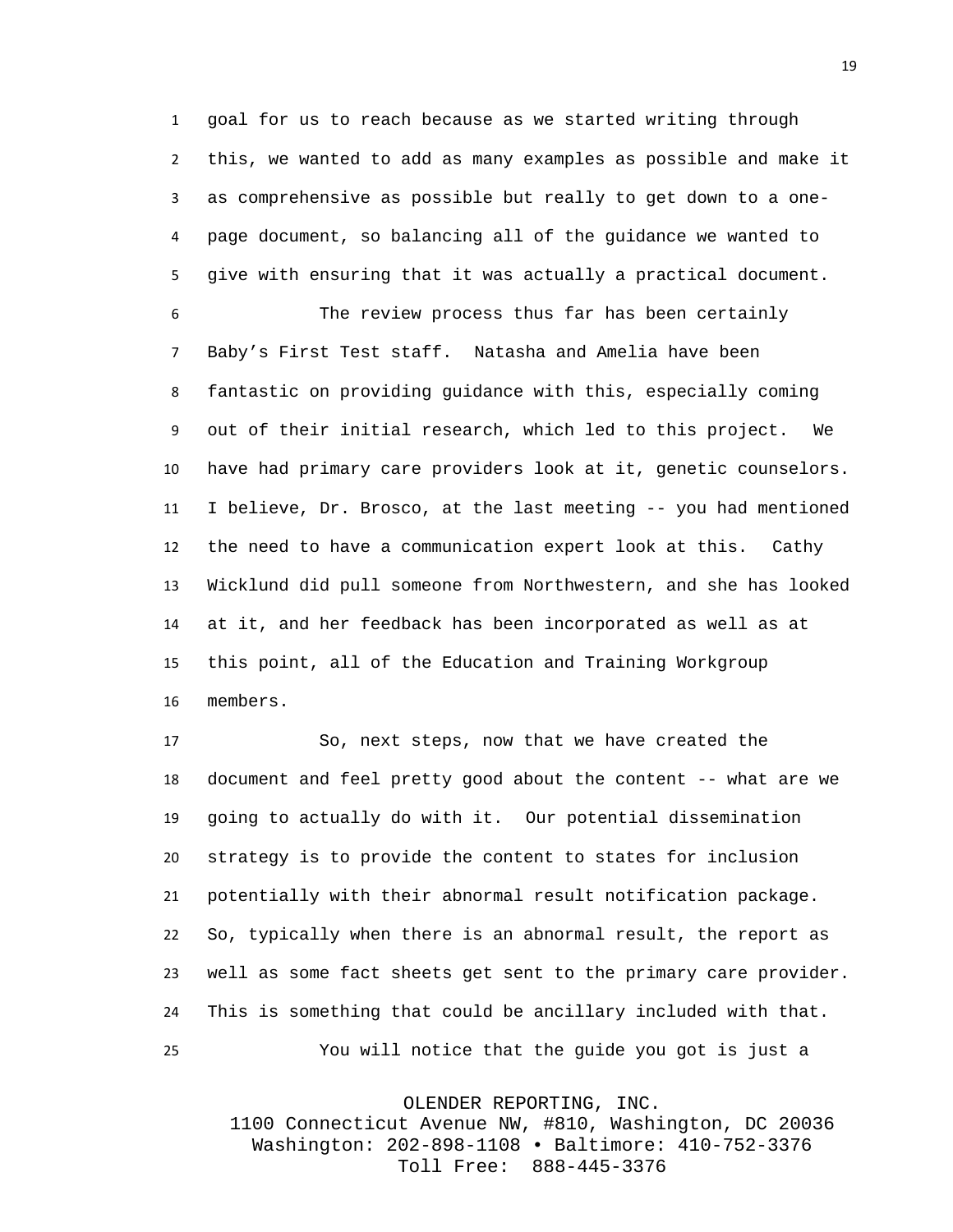goal for us to reach because as we started writing through this, we wanted to add as many examples as possible and make it as comprehensive as possible but really to get down to a one-page document, so balancing all of the guidance we wanted to give with ensuring that it was actually a practical document.

The review process thus far has been certainly Baby's First Test staff. Natasha and Amelia have been fantastic on providing guidance with this, especially coming out of their initial research, which led to this project. We have had primary care providers look at it, genetic counselors. I believe, Dr. Brosco, at the last meeting -- you had mentioned the need to have a communication expert look at this. Cathy Wicklund did pull someone from Northwestern, and she has looked at it, and her feedback has been incorporated as well as at this point, all of the Education and Training Workgroup members.

So, next steps, now that we have created the document and feel pretty good about the content -- what are we going to actually do with it. Our potential dissemination strategy is to provide the content to states for inclusion potentially with their abnormal result notification package. So, typically when there is an abnormal result, the report as well as some fact sheets get sent to the primary care provider. This is something that could be ancillary included with that.

You will notice that the guide you got is just a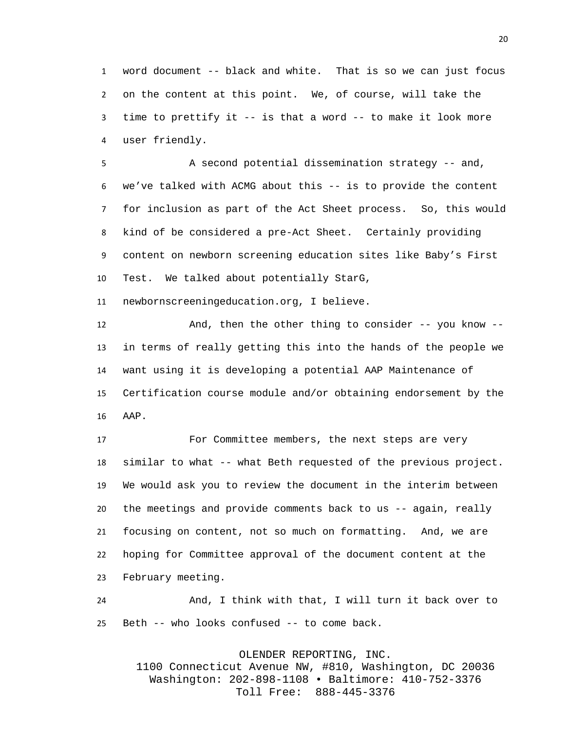word document -- black and white. That is so we can just focus on the content at this point. We, of course, will take the time to prettify it -- is that a word -- to make it look more user friendly.

A second potential dissemination strategy -- and, we've talked with ACMG about this -- is to provide the content for inclusion as part of the Act Sheet process. So, this would kind of be considered a pre-Act Sheet. Certainly providing content on newborn screening education sites like Baby's First Test. We talked about potentially StarG, newbornscreeningeducation.org, I believe.

And, then the other thing to consider -- you know -- in terms of really getting this into the hands of the people we want using it is developing a potential AAP Maintenance of Certification course module and/or obtaining endorsement by the AAP.

For Committee members, the next steps are very similar to what -- what Beth requested of the previous project. We would ask you to review the document in the interim between the meetings and provide comments back to us -- again, really focusing on content, not so much on formatting. And, we are hoping for Committee approval of the document content at the February meeting.

And, I think with that, I will turn it back over to Beth -- who looks confused -- to come back.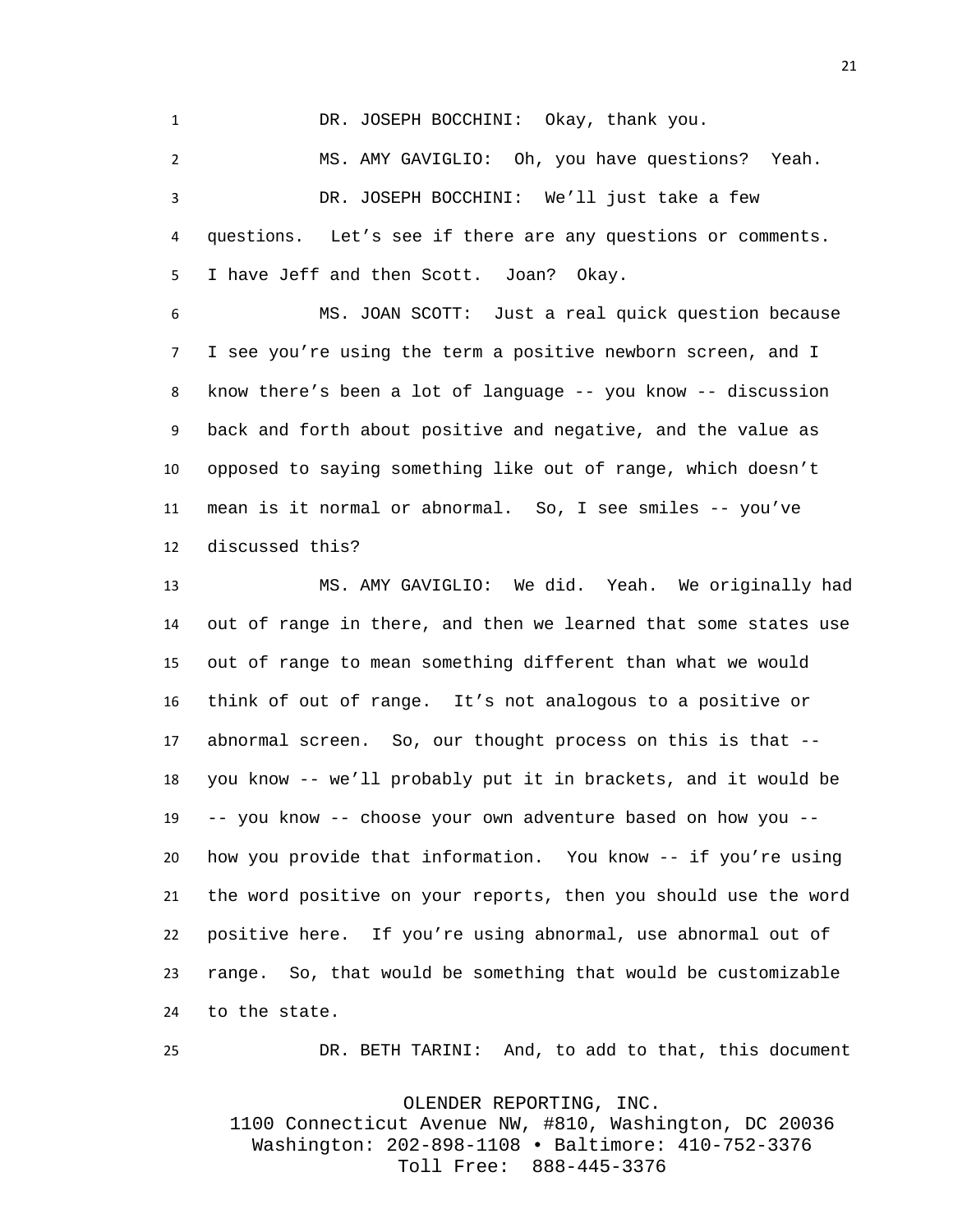DR. JOSEPH BOCCHINI: Okay, thank you.

MS. AMY GAVIGLIO: Oh, you have questions? Yeah.

DR. JOSEPH BOCCHINI: We'll just take a few questions. Let's see if there are any questions or comments. I have Jeff and then Scott. Joan? Okay.

MS. JOAN SCOTT: Just a real quick question because I see you're using the term a positive newborn screen, and I know there's been a lot of language -- you know -- discussion back and forth about positive and negative, and the value as opposed to saying something like out of range, which doesn't mean is it normal or abnormal. So, I see smiles -- you've discussed this?

MS. AMY GAVIGLIO: We did. Yeah. We originally had out of range in there, and then we learned that some states use out of range to mean something different than what we would think of out of range. It's not analogous to a positive or abnormal screen. So, our thought process on this is that -- you know -- we'll probably put it in brackets, and it would be -- you know -- choose your own adventure based on how you -- how you provide that information. You know -- if you're using the word positive on your reports, then you should use the word positive here. If you're using abnormal, use abnormal out of range. So, that would be something that would be customizable to the state.

DR. BETH TARINI: And, to add to that, this document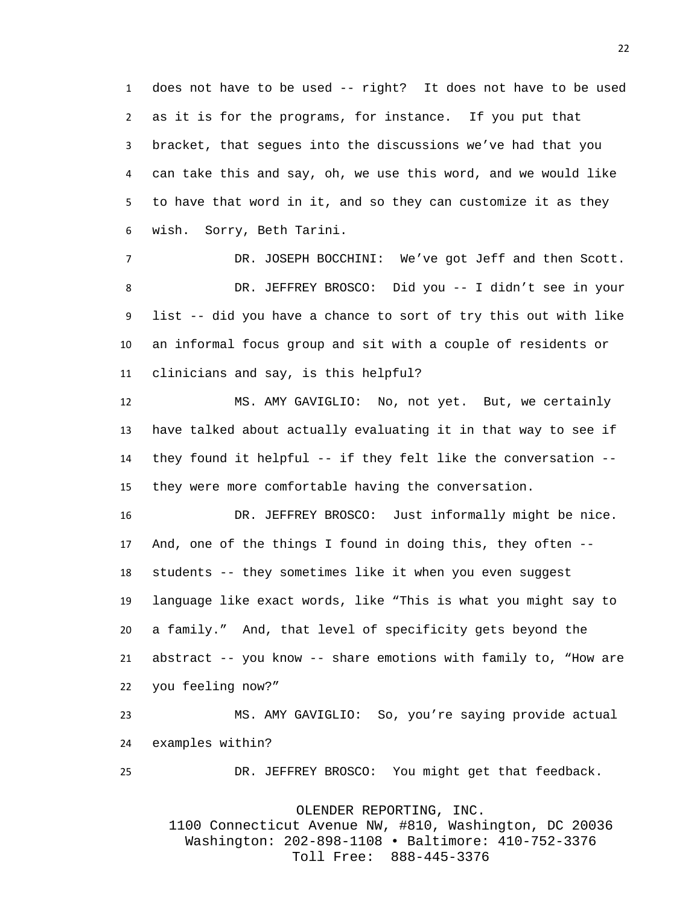does not have to be used -- right? It does not have to be used as it is for the programs, for instance. If you put that bracket, that segues into the discussions we've had that you can take this and say, oh, we use this word, and we would like to have that word in it, and so they can customize it as they wish. Sorry, Beth Tarini.

DR. JOSEPH BOCCHINI: We've got Jeff and then Scott.

DR. JEFFREY BROSCO: Did you -- I didn't see in your list -- did you have a chance to sort of try this out with like an informal focus group and sit with a couple of residents or clinicians and say, is this helpful?

MS. AMY GAVIGLIO: No, not yet. But, we certainly have talked about actually evaluating it in that way to see if they found it helpful -- if they felt like the conversation -- they were more comfortable having the conversation.

DR. JEFFREY BROSCO: Just informally might be nice. And, one of the things I found in doing this, they often -- students -- they sometimes like it when you even suggest language like exact words, like "This is what you might say to a family." And, that level of specificity gets beyond the abstract -- you know -- share emotions with family to, "How are you feeling now?"

MS. AMY GAVIGLIO: So, you're saying provide actual examples within?

DR. JEFFREY BROSCO: You might get that feedback.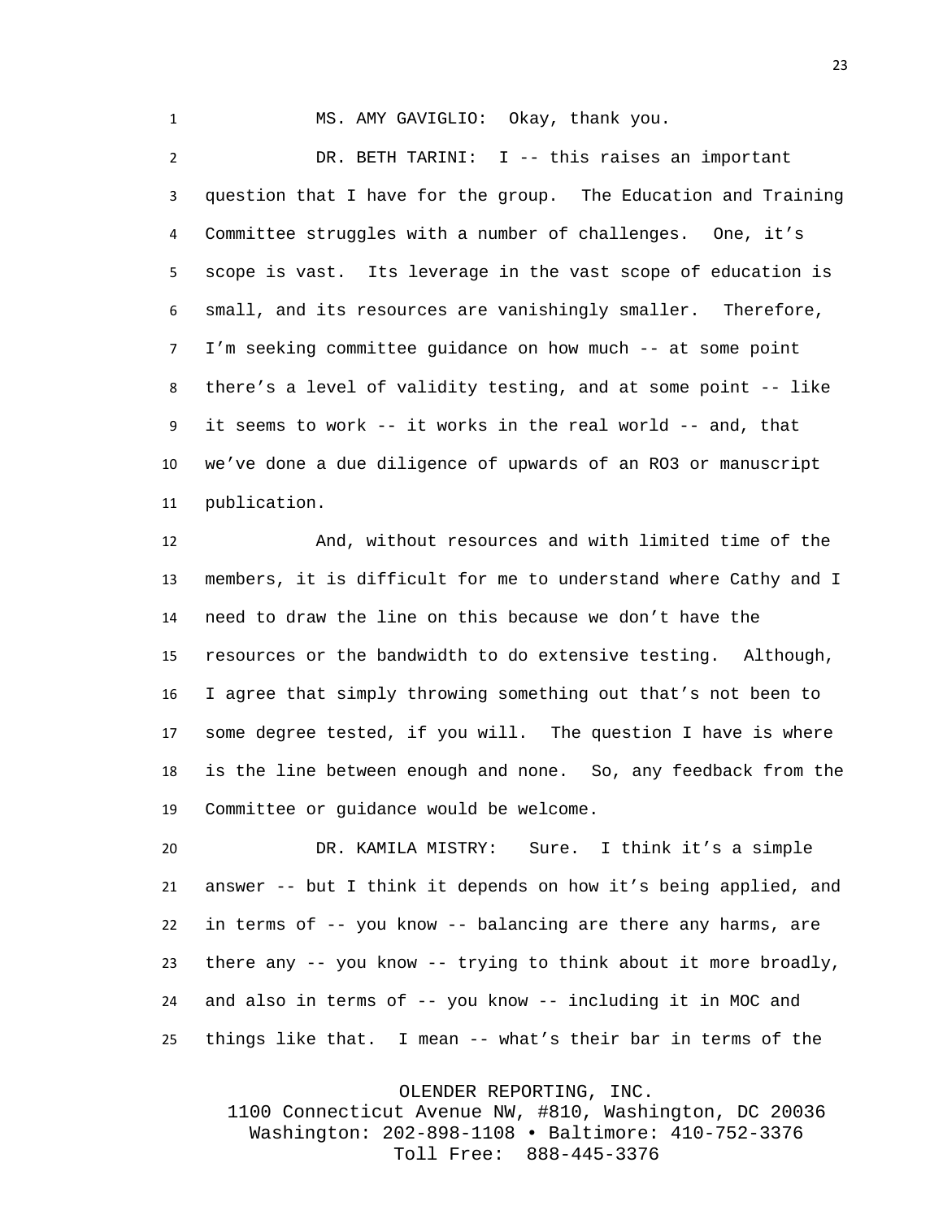MS. AMY GAVIGLIO: Okay, thank you.

DR. BETH TARINI: I -- this raises an important question that I have for the group. The Education and Training Committee struggles with a number of challenges. One, it's scope is vast. Its leverage in the vast scope of education is small, and its resources are vanishingly smaller. Therefore, I'm seeking committee guidance on how much -- at some point there's a level of validity testing, and at some point -- like it seems to work -- it works in the real world -- and, that we've done a due diligence of upwards of an RO3 or manuscript publication.

And, without resources and with limited time of the members, it is difficult for me to understand where Cathy and I need to draw the line on this because we don't have the resources or the bandwidth to do extensive testing. Although, I agree that simply throwing something out that's not been to some degree tested, if you will. The question I have is where is the line between enough and none. So, any feedback from the Committee or guidance would be welcome.

DR. KAMILA MISTRY: Sure. I think it's a simple answer -- but I think it depends on how it's being applied, and in terms of -- you know -- balancing are there any harms, are there any -- you know -- trying to think about it more broadly, and also in terms of -- you know -- including it in MOC and things like that. I mean -- what's their bar in terms of the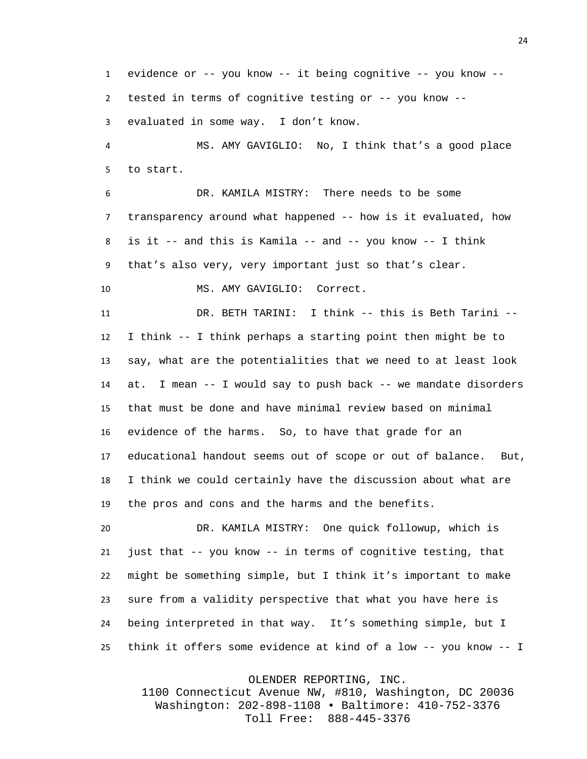evidence or -- you know -- it being cognitive -- you know -- tested in terms of cognitive testing or -- you know -- evaluated in some way. I don't know.

MS. AMY GAVIGLIO: No, I think that's a good place to start.

DR. KAMILA MISTRY: There needs to be some transparency around what happened -- how is it evaluated, how is it -- and this is Kamila -- and -- you know -- I think that's also very, very important just so that's clear.

MS. AMY GAVIGLIO: Correct.

DR. BETH TARINI: I think -- this is Beth Tarini -- I think -- I think perhaps a starting point then might be to say, what are the potentialities that we need to at least look at. I mean -- I would say to push back -- we mandate disorders that must be done and have minimal review based on minimal evidence of the harms. So, to have that grade for an educational handout seems out of scope or out of balance. But, I think we could certainly have the discussion about what are the pros and cons and the harms and the benefits.

DR. KAMILA MISTRY: One quick followup, which is just that -- you know -- in terms of cognitive testing, that might be something simple, but I think it's important to make sure from a validity perspective that what you have here is being interpreted in that way. It's something simple, but I think it offers some evidence at kind of a low -- you know -- I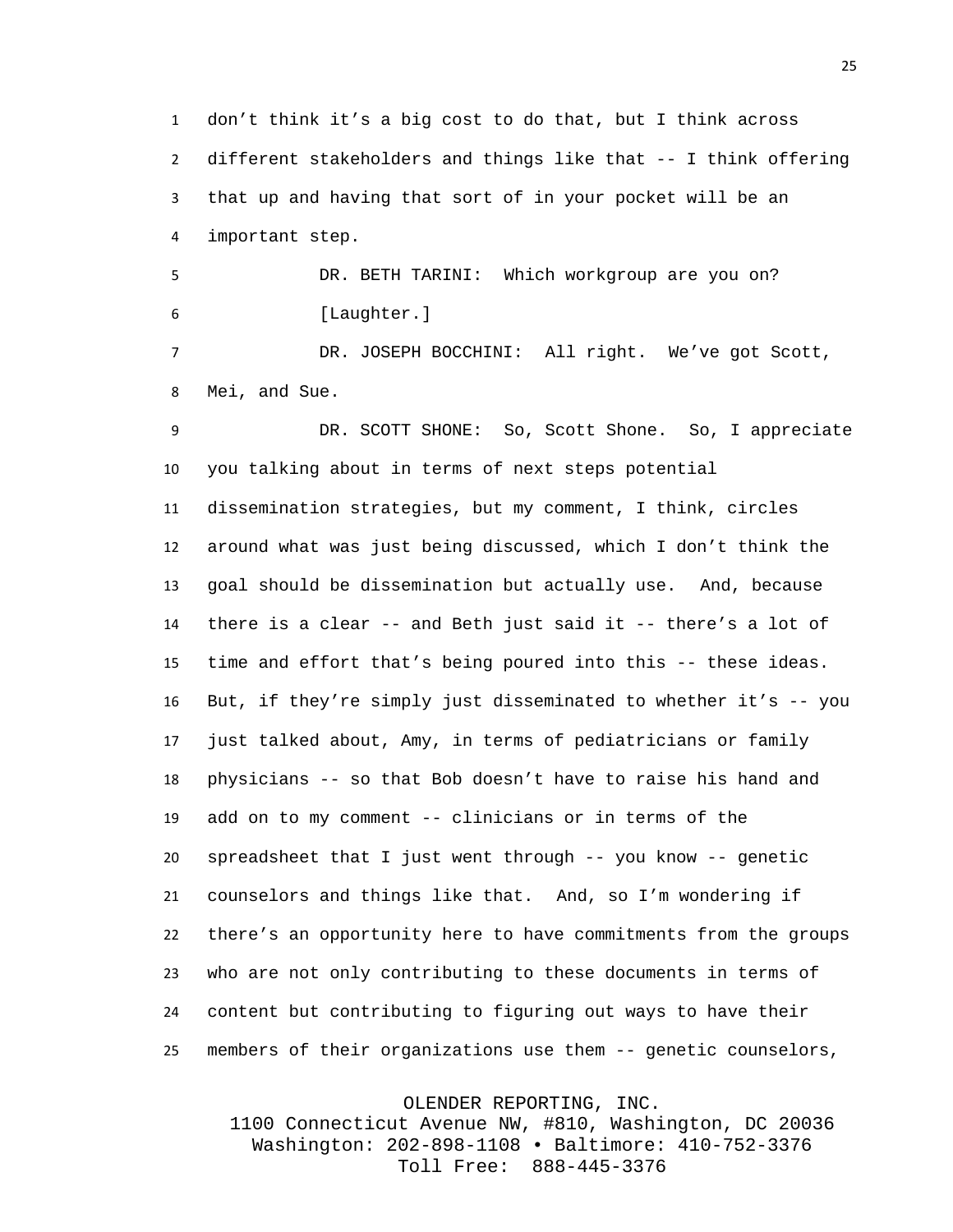don't think it's a big cost to do that, but I think across different stakeholders and things like that -- I think offering that up and having that sort of in your pocket will be an important step.

DR. BETH TARINI: Which workgroup are you on?

[Laughter.]

DR. JOSEPH BOCCHINI: All right. We've got Scott, Mei, and Sue.

DR. SCOTT SHONE: So, Scott Shone. So, I appreciate you talking about in terms of next steps potential dissemination strategies, but my comment, I think, circles around what was just being discussed, which I don't think the goal should be dissemination but actually use. And, because there is a clear -- and Beth just said it -- there's a lot of time and effort that's being poured into this -- these ideas. But, if they're simply just disseminated to whether it's -- you just talked about, Amy, in terms of pediatricians or family physicians -- so that Bob doesn't have to raise his hand and add on to my comment -- clinicians or in terms of the spreadsheet that I just went through -- you know -- genetic counselors and things like that. And, so I'm wondering if there's an opportunity here to have commitments from the groups who are not only contributing to these documents in terms of content but contributing to figuring out ways to have their members of their organizations use them -- genetic counselors,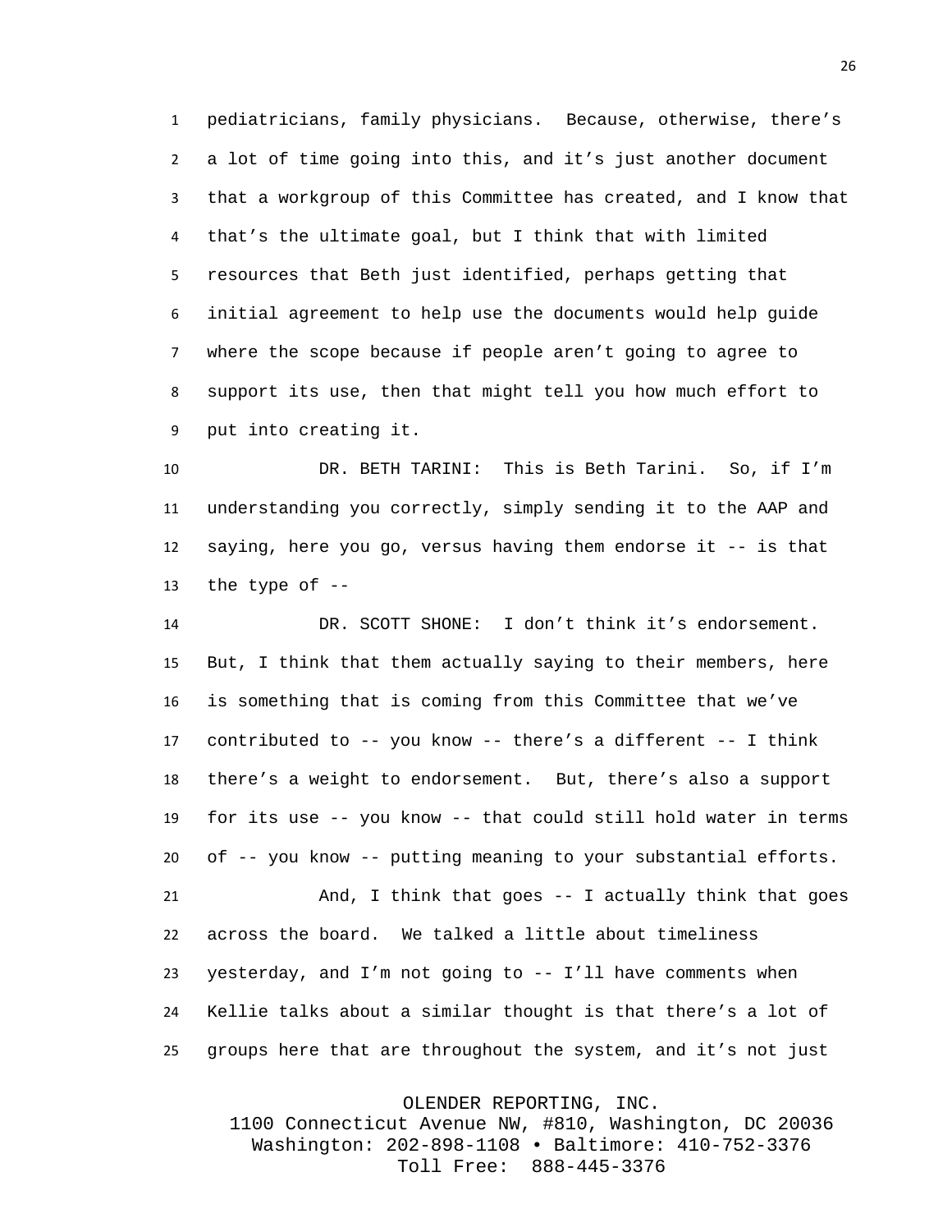pediatricians, family physicians. Because, otherwise, there's a lot of time going into this, and it's just another document that a workgroup of this Committee has created, and I know that that's the ultimate goal, but I think that with limited resources that Beth just identified, perhaps getting that initial agreement to help use the documents would help guide where the scope because if people aren't going to agree to support its use, then that might tell you how much effort to put into creating it.

DR. BETH TARINI: This is Beth Tarini. So, if I'm understanding you correctly, simply sending it to the AAP and saying, here you go, versus having them endorse it -- is that the type of --

DR. SCOTT SHONE: I don't think it's endorsement. But, I think that them actually saying to their members, here is something that is coming from this Committee that we've contributed to -- you know -- there's a different -- I think there's a weight to endorsement. But, there's also a support for its use -- you know -- that could still hold water in terms of -- you know -- putting meaning to your substantial efforts.

And, I think that goes -- I actually think that goes across the board. We talked a little about timeliness yesterday, and I'm not going to -- I'll have comments when Kellie talks about a similar thought is that there's a lot of groups here that are throughout the system, and it's not just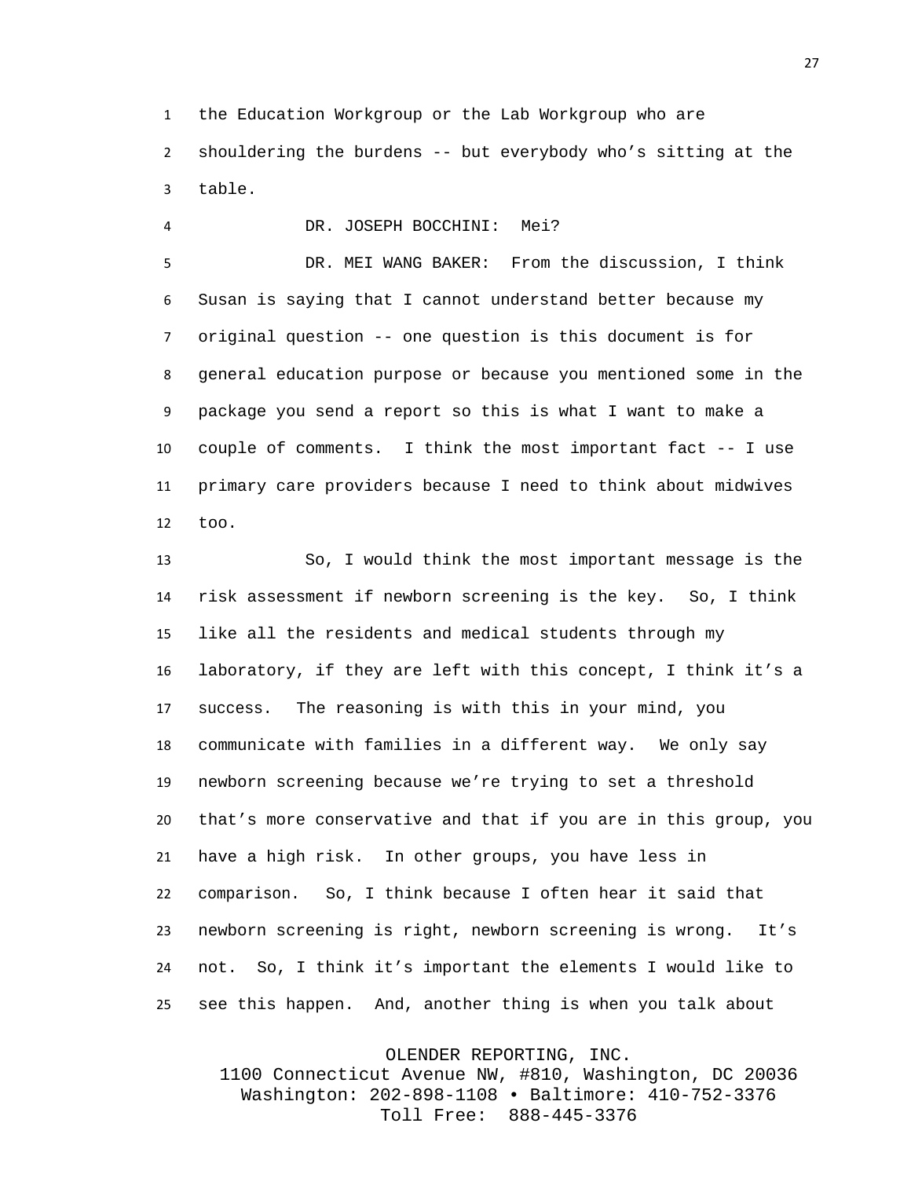the Education Workgroup or the Lab Workgroup who are shouldering the burdens -- but everybody who's sitting at the table.

DR. JOSEPH BOCCHINI: Mei?

DR. MEI WANG BAKER: From the discussion, I think Susan is saying that I cannot understand better because my original question -- one question is this document is for general education purpose or because you mentioned some in the package you send a report so this is what I want to make a couple of comments. I think the most important fact -- I use primary care providers because I need to think about midwives too.

So, I would think the most important message is the risk assessment if newborn screening is the key. So, I think like all the residents and medical students through my laboratory, if they are left with this concept, I think it's a success. The reasoning is with this in your mind, you communicate with families in a different way. We only say newborn screening because we're trying to set a threshold that's more conservative and that if you are in this group, you have a high risk. In other groups, you have less in comparison. So, I think because I often hear it said that newborn screening is right, newborn screening is wrong. It's not. So, I think it's important the elements I would like to see this happen. And, another thing is when you talk about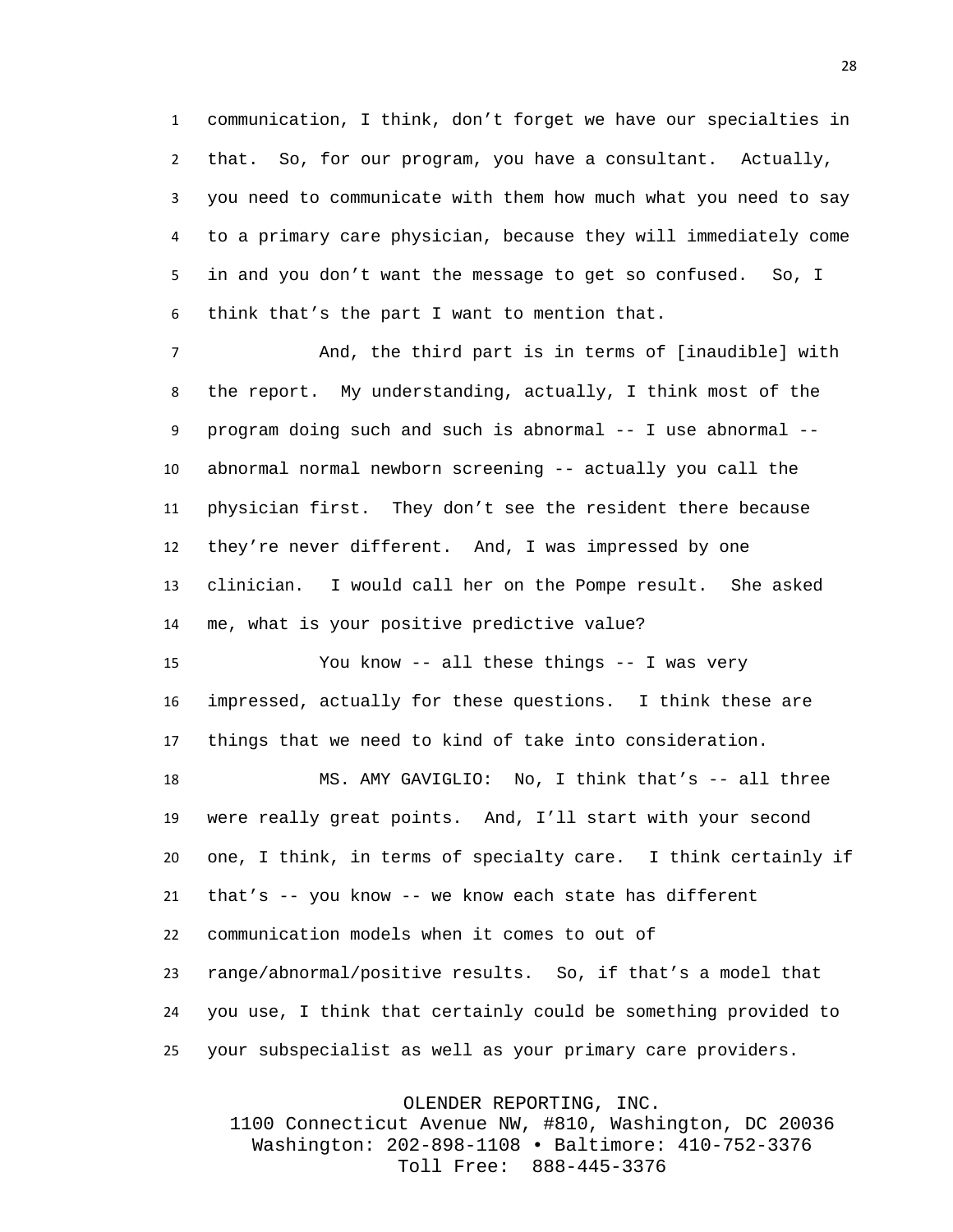communication, I think, don't forget we have our specialties in that. So, for our program, you have a consultant. Actually, you need to communicate with them how much what you need to say to a primary care physician, because they will immediately come in and you don't want the message to get so confused. So, I think that's the part I want to mention that.

And, the third part is in terms of [inaudible] with the report. My understanding, actually, I think most of the program doing such and such is abnormal -- I use abnormal -- abnormal normal newborn screening -- actually you call the physician first. They don't see the resident there because they're never different. And, I was impressed by one clinician. I would call her on the Pompe result. She asked me, what is your positive predictive value?

You know -- all these things -- I was very impressed, actually for these questions. I think these are things that we need to kind of take into consideration.

MS. AMY GAVIGLIO: No, I think that's -- all three were really great points. And, I'll start with your second one, I think, in terms of specialty care. I think certainly if that's -- you know -- we know each state has different communication models when it comes to out of range/abnormal/positive results. So, if that's a model that you use, I think that certainly could be something provided to your subspecialist as well as your primary care providers.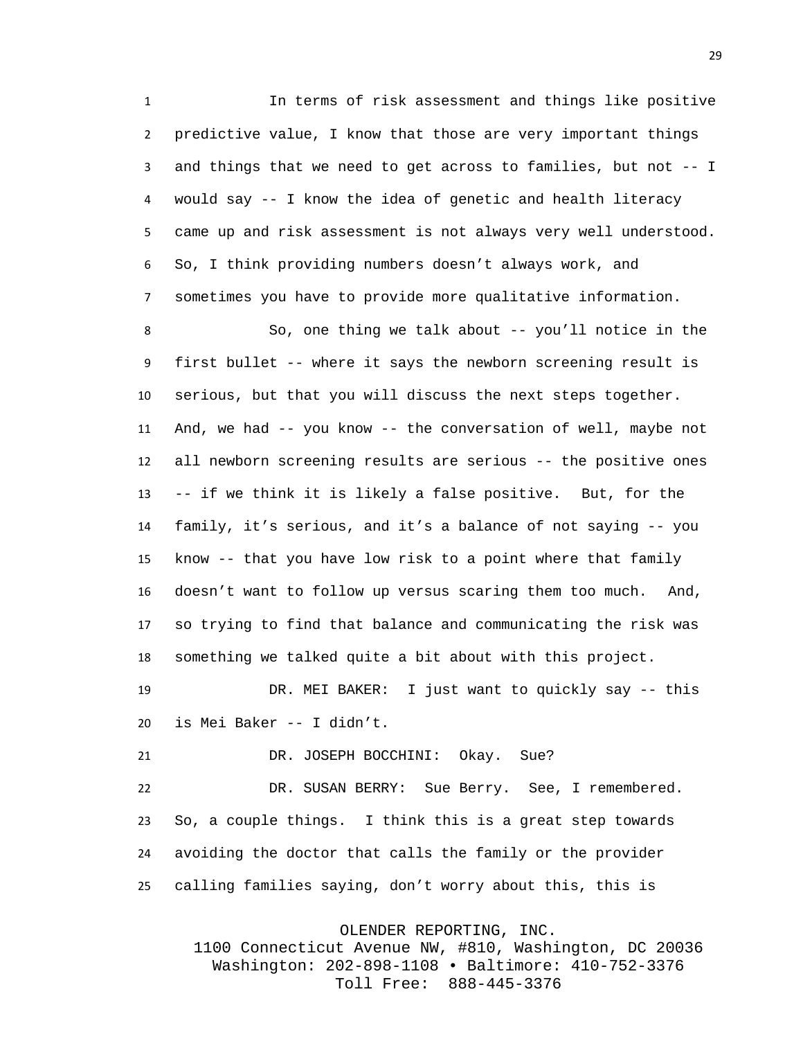In terms of risk assessment and things like positive predictive value, I know that those are very important things and things that we need to get across to families, but not -- I would say -- I know the idea of genetic and health literacy came up and risk assessment is not always very well understood. So, I think providing numbers doesn't always work, and sometimes you have to provide more qualitative information.

So, one thing we talk about -- you'll notice in the first bullet -- where it says the newborn screening result is serious, but that you will discuss the next steps together. And, we had -- you know -- the conversation of well, maybe not all newborn screening results are serious -- the positive ones -- if we think it is likely a false positive. But, for the family, it's serious, and it's a balance of not saying -- you know -- that you have low risk to a point where that family doesn't want to follow up versus scaring them too much. And, so trying to find that balance and communicating the risk was something we talked quite a bit about with this project.

DR. MEI BAKER: I just want to quickly say -- this is Mei Baker -- I didn't.

DR. JOSEPH BOCCHINI: Okay. Sue?

DR. SUSAN BERRY: Sue Berry. See, I remembered. So, a couple things. I think this is a great step towards avoiding the doctor that calls the family or the provider calling families saying, don't worry about this, this is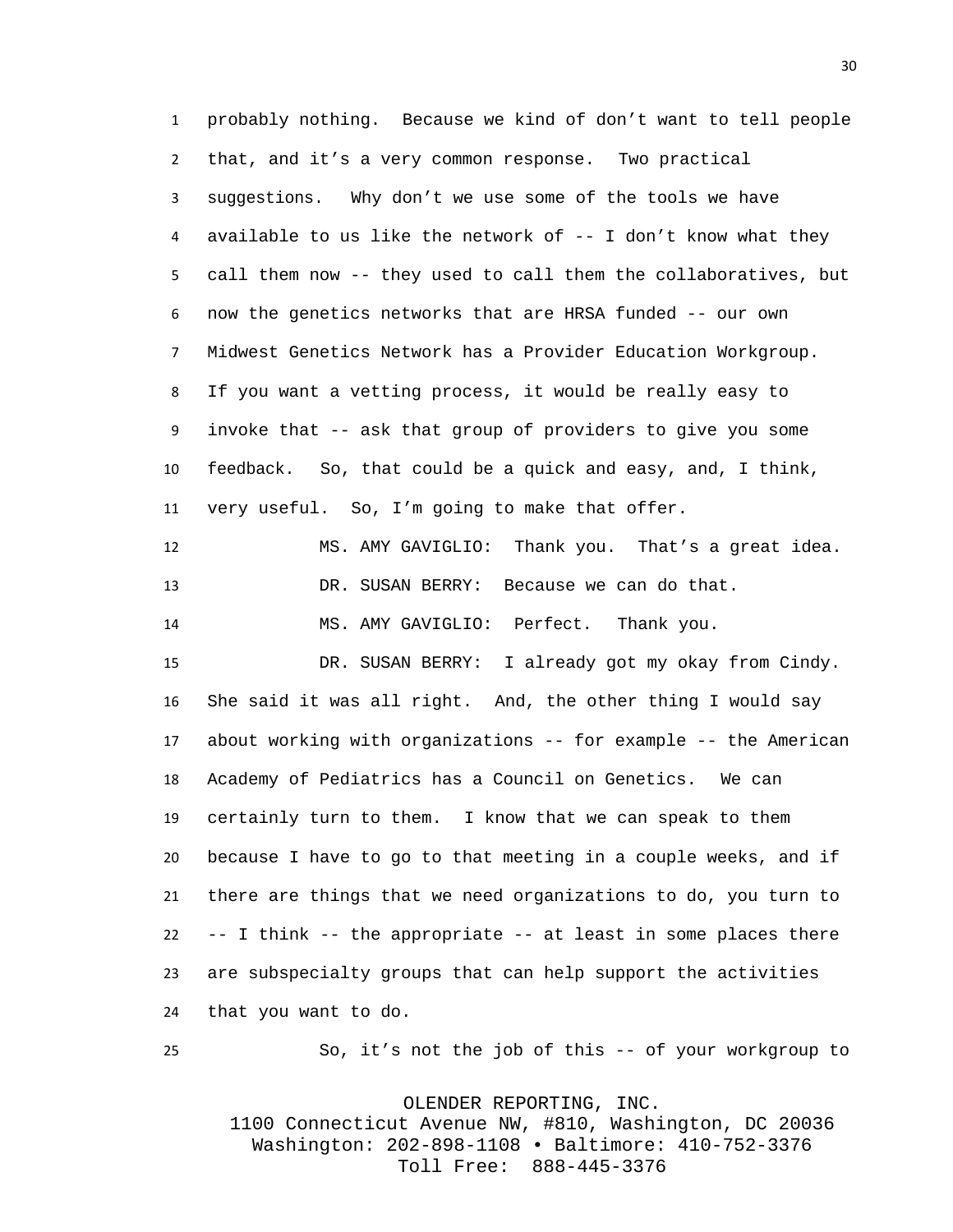probably nothing. Because we kind of don't want to tell people that, and it's a very common response. Two practical suggestions. Why don't we use some of the tools we have available to us like the network of -- I don't know what they call them now -- they used to call them the collaboratives, but now the genetics networks that are HRSA funded -- our own Midwest Genetics Network has a Provider Education Workgroup. If you want a vetting process, it would be really easy to invoke that -- ask that group of providers to give you some feedback. So, that could be a quick and easy, and, I think, very useful. So, I'm going to make that offer.

MS. AMY GAVIGLIO: Thank you. That's a great idea.

DR. SUSAN BERRY: Because we can do that.

MS. AMY GAVIGLIO: Perfect. Thank you.

DR. SUSAN BERRY: I already got my okay from Cindy. She said it was all right. And, the other thing I would say about working with organizations -- for example -- the American Academy of Pediatrics has a Council on Genetics. We can certainly turn to them. I know that we can speak to them because I have to go to that meeting in a couple weeks, and if there are things that we need organizations to do, you turn to -- I think -- the appropriate -- at least in some places there are subspecialty groups that can help support the activities that you want to do.

So, it's not the job of this -- of your workgroup to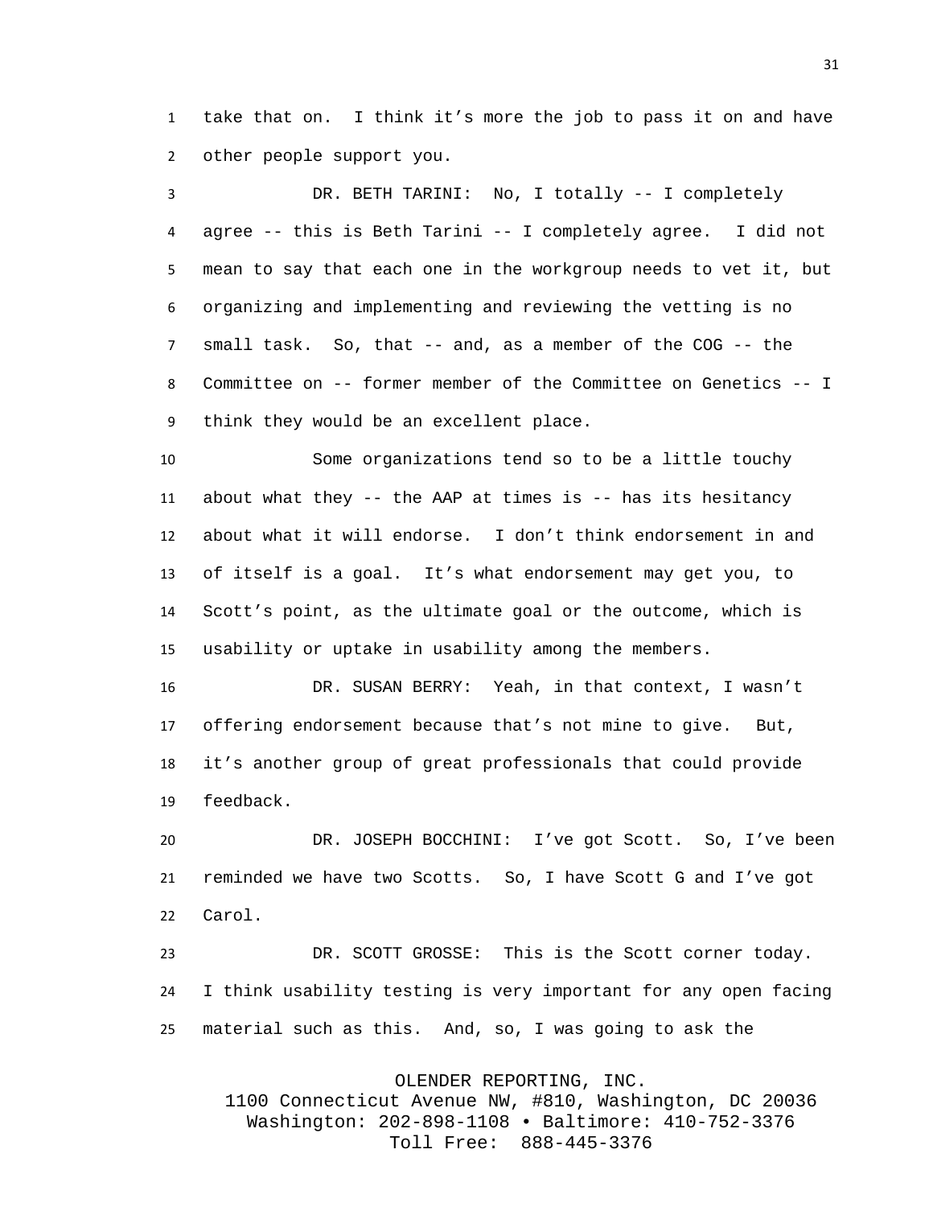take that on. I think it's more the job to pass it on and have other people support you.

DR. BETH TARINI: No, I totally -- I completely agree -- this is Beth Tarini -- I completely agree. I did not mean to say that each one in the workgroup needs to vet it, but organizing and implementing and reviewing the vetting is no small task. So, that -- and, as a member of the COG -- the Committee on -- former member of the Committee on Genetics -- I think they would be an excellent place.

Some organizations tend so to be a little touchy about what they -- the AAP at times is -- has its hesitancy about what it will endorse. I don't think endorsement in and of itself is a goal. It's what endorsement may get you, to Scott's point, as the ultimate goal or the outcome, which is usability or uptake in usability among the members.

DR. SUSAN BERRY: Yeah, in that context, I wasn't offering endorsement because that's not mine to give. But, it's another group of great professionals that could provide feedback.

DR. JOSEPH BOCCHINI: I've got Scott. So, I've been reminded we have two Scotts. So, I have Scott G and I've got Carol.

DR. SCOTT GROSSE: This is the Scott corner today. I think usability testing is very important for any open facing material such as this. And, so, I was going to ask the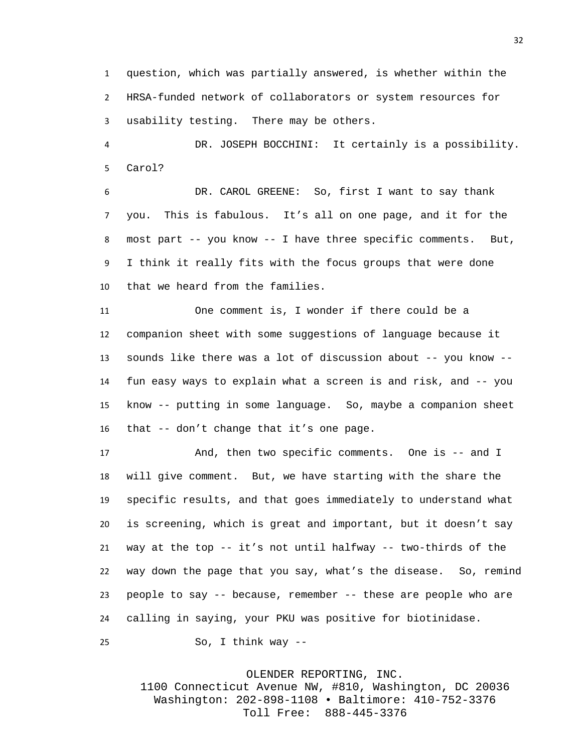question, which was partially answered, is whether within the HRSA-funded network of collaborators or system resources for usability testing. There may be others.

DR. JOSEPH BOCCHINI: It certainly is a possibility. Carol?

DR. CAROL GREENE: So, first I want to say thank you. This is fabulous. It's all on one page, and it for the most part -- you know -- I have three specific comments. But, I think it really fits with the focus groups that were done that we heard from the families.

One comment is, I wonder if there could be a companion sheet with some suggestions of language because it sounds like there was a lot of discussion about -- you know -- fun easy ways to explain what a screen is and risk, and -- you know -- putting in some language. So, maybe a companion sheet that -- don't change that it's one page.

And, then two specific comments. One is -- and I will give comment. But, we have starting with the share the specific results, and that goes immediately to understand what is screening, which is great and important, but it doesn't say way at the top -- it's not until halfway -- two-thirds of the way down the page that you say, what's the disease. So, remind people to say -- because, remember -- these are people who are calling in saying, your PKU was positive for biotinidase.

So, I think way --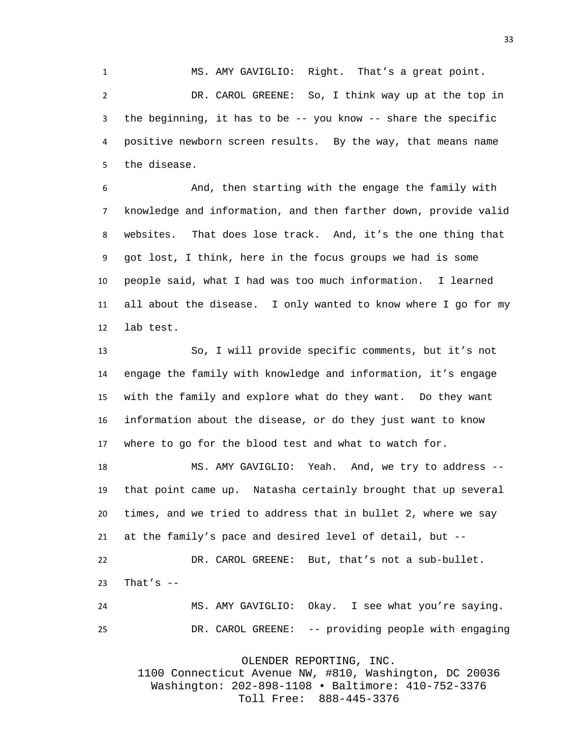MS. AMY GAVIGLIO: Right. That's a great point.

DR. CAROL GREENE: So, I think way up at the top in the beginning, it has to be -- you know -- share the specific positive newborn screen results. By the way, that means name the disease.

And, then starting with the engage the family with knowledge and information, and then farther down, provide valid websites. That does lose track. And, it's the one thing that got lost, I think, here in the focus groups we had is some people said, what I had was too much information. I learned all about the disease. I only wanted to know where I go for my lab test.

So, I will provide specific comments, but it's not engage the family with knowledge and information, it's engage with the family and explore what do they want. Do they want information about the disease, or do they just want to know where to go for the blood test and what to watch for.

MS. AMY GAVIGLIO: Yeah. And, we try to address -- that point came up. Natasha certainly brought that up several times, and we tried to address that in bullet 2, where we say at the family's pace and desired level of detail, but --

DR. CAROL GREENE: But, that's not a sub-bullet. That's --

MS. AMY GAVIGLIO: Okay. I see what you're saying.

DR. CAROL GREENE: -- providing people with engaging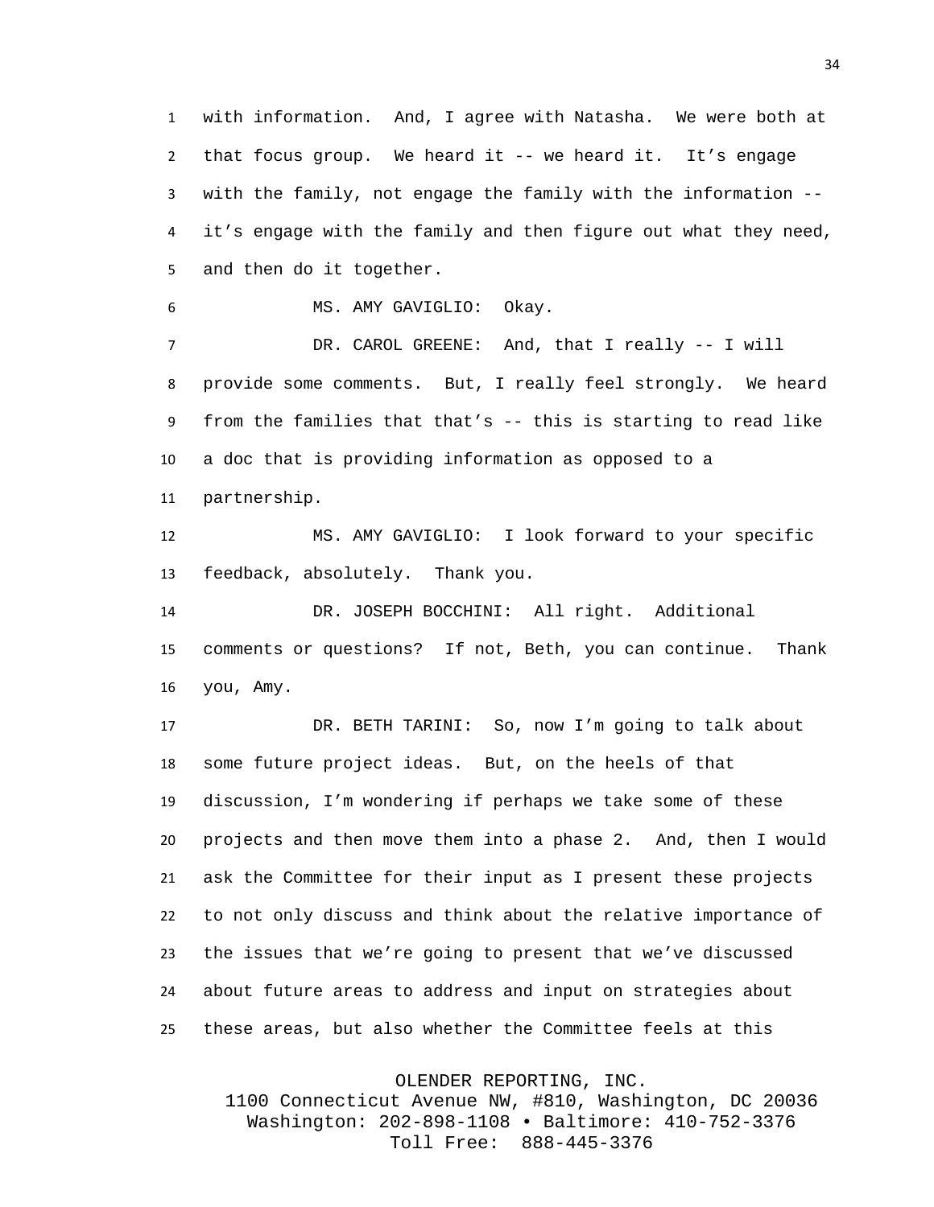with information. And, I agree with Natasha. We were both at that focus group. We heard it -- we heard it. It's engage with the family, not engage the family with the information -- it's engage with the family and then figure out what they need, and then do it together.

MS. AMY GAVIGLIO: Okay.

DR. CAROL GREENE: And, that I really -- I will provide some comments. But, I really feel strongly. We heard from the families that that's -- this is starting to read like a doc that is providing information as opposed to a partnership.

MS. AMY GAVIGLIO: I look forward to your specific feedback, absolutely. Thank you.

DR. JOSEPH BOCCHINI: All right. Additional comments or questions? If not, Beth, you can continue. Thank you, Amy.

DR. BETH TARINI: So, now I'm going to talk about some future project ideas. But, on the heels of that discussion, I'm wondering if perhaps we take some of these projects and then move them into a phase 2. And, then I would ask the Committee for their input as I present these projects to not only discuss and think about the relative importance of the issues that we're going to present that we've discussed about future areas to address and input on strategies about these areas, but also whether the Committee feels at this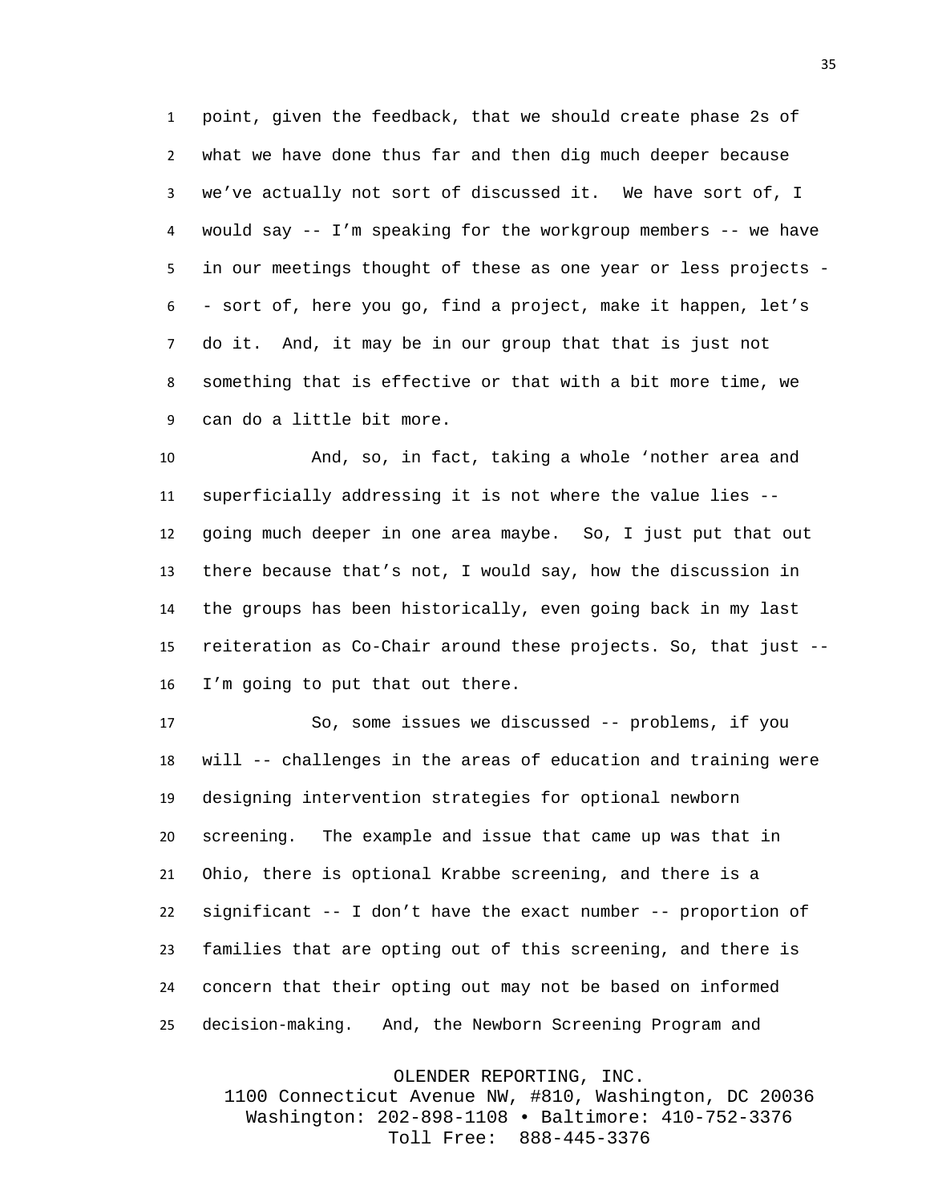point, given the feedback, that we should create phase 2s of what we have done thus far and then dig much deeper because we've actually not sort of discussed it. We have sort of, I would say -- I'm speaking for the workgroup members -- we have in our meetings thought of these as one year or less projects -- sort of, here you go, find a project, make it happen, let's do it. And, it may be in our group that that is just not something that is effective or that with a bit more time, we can do a little bit more.

And, so, in fact, taking a whole 'nother area and superficially addressing it is not where the value lies -- going much deeper in one area maybe. So, I just put that out there because that's not, I would say, how the discussion in the groups has been historically, even going back in my last reiteration as Co-Chair around these projects. So, that just -- I'm going to put that out there.

So, some issues we discussed -- problems, if you will -- challenges in the areas of education and training were designing intervention strategies for optional newborn screening. The example and issue that came up was that in Ohio, there is optional Krabbe screening, and there is a significant -- I don't have the exact number -- proportion of families that are opting out of this screening, and there is concern that their opting out may not be based on informed decision-making. And, the Newborn Screening Program and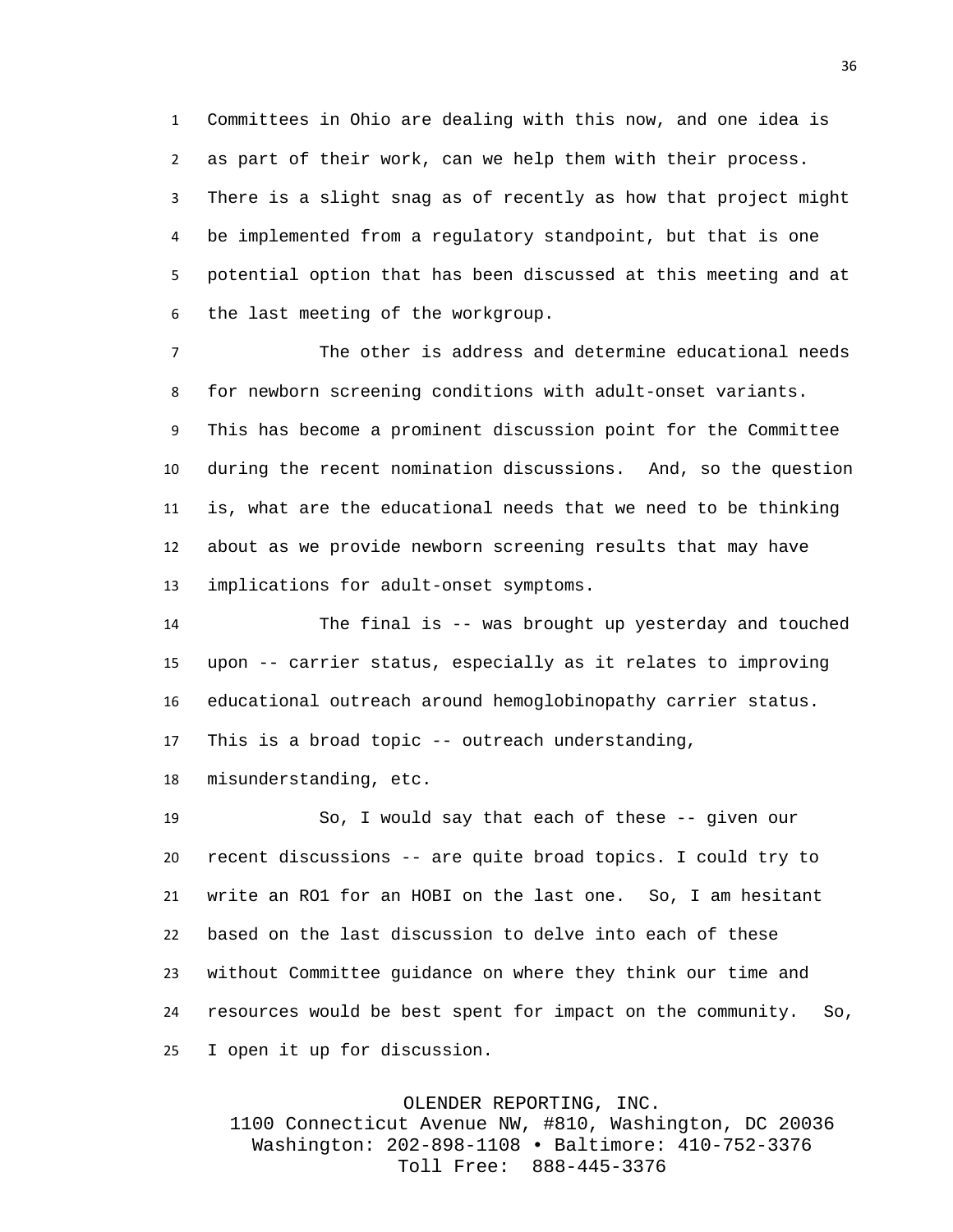Committees in Ohio are dealing with this now, and one idea is as part of their work, can we help them with their process. There is a slight snag as of recently as how that project might be implemented from a regulatory standpoint, but that is one potential option that has been discussed at this meeting and at the last meeting of the workgroup.

The other is address and determine educational needs for newborn screening conditions with adult-onset variants. This has become a prominent discussion point for the Committee during the recent nomination discussions. And, so the question is, what are the educational needs that we need to be thinking about as we provide newborn screening results that may have implications for adult-onset symptoms.

The final is -- was brought up yesterday and touched upon -- carrier status, especially as it relates to improving educational outreach around hemoglobinopathy carrier status. This is a broad topic -- outreach understanding, misunderstanding, etc.

So, I would say that each of these -- given our recent discussions -- are quite broad topics. I could try to write an RO1 for an HOBI on the last one. So, I am hesitant based on the last discussion to delve into each of these without Committee guidance on where they think our time and resources would be best spent for impact on the community. So, I open it up for discussion.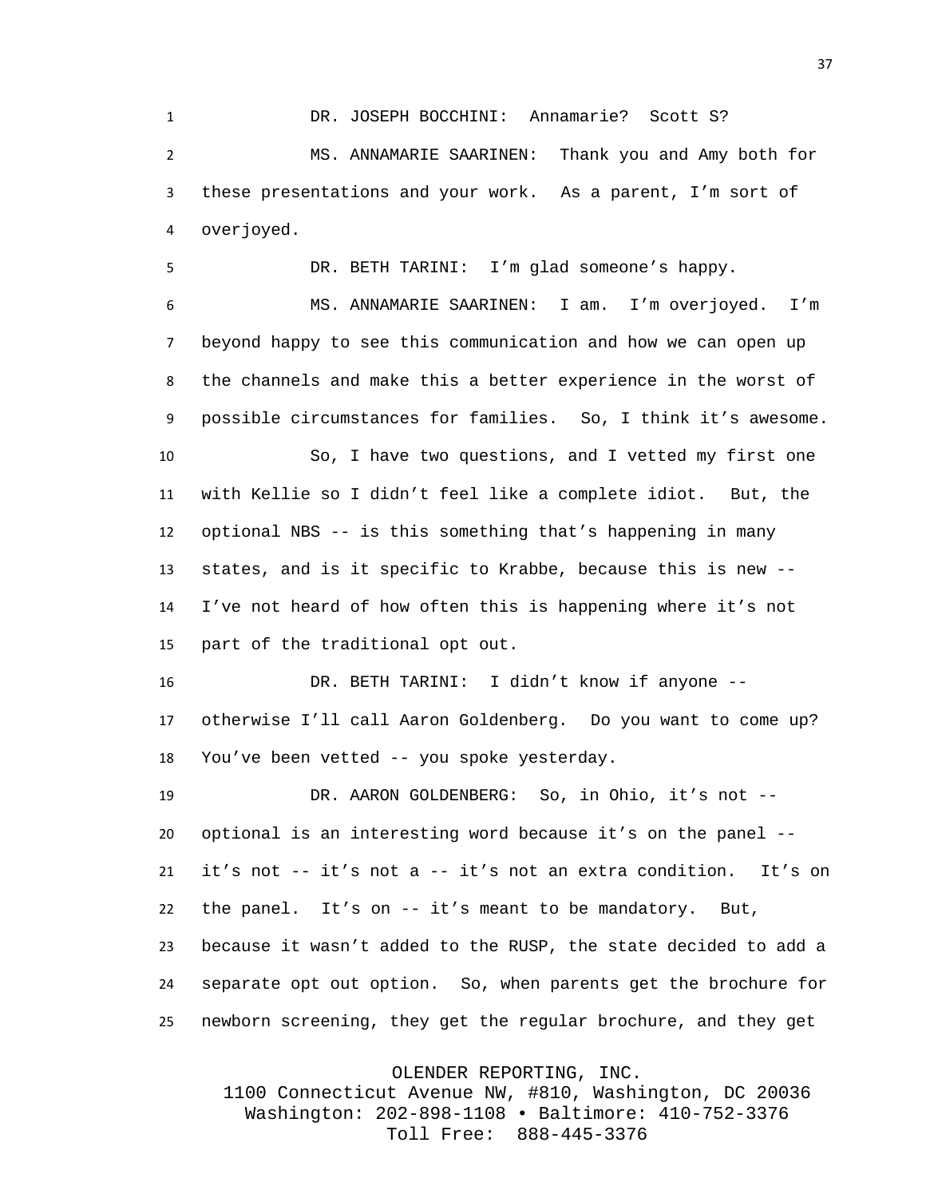DR. JOSEPH BOCCHINI: Annamarie? Scott S?

MS. ANNAMARIE SAARINEN: Thank you and Amy both for these presentations and your work. As a parent, I'm sort of overjoyed.

DR. BETH TARINI: I'm glad someone's happy.

MS. ANNAMARIE SAARINEN: I am. I'm overjoyed. I'm beyond happy to see this communication and how we can open up the channels and make this a better experience in the worst of possible circumstances for families. So, I think it's awesome.

So, I have two questions, and I vetted my first one with Kellie so I didn't feel like a complete idiot. But, the optional NBS -- is this something that's happening in many states, and is it specific to Krabbe, because this is new -- I've not heard of how often this is happening where it's not part of the traditional opt out.

DR. BETH TARINI: I didn't know if anyone -- otherwise I'll call Aaron Goldenberg. Do you want to come up? You've been vetted -- you spoke yesterday.

DR. AARON GOLDENBERG: So, in Ohio, it's not -- optional is an interesting word because it's on the panel -- it's not -- it's not a -- it's not an extra condition. It's on the panel. It's on -- it's meant to be mandatory. But, because it wasn't added to the RUSP, the state decided to add a separate opt out option. So, when parents get the brochure for newborn screening, they get the regular brochure, and they get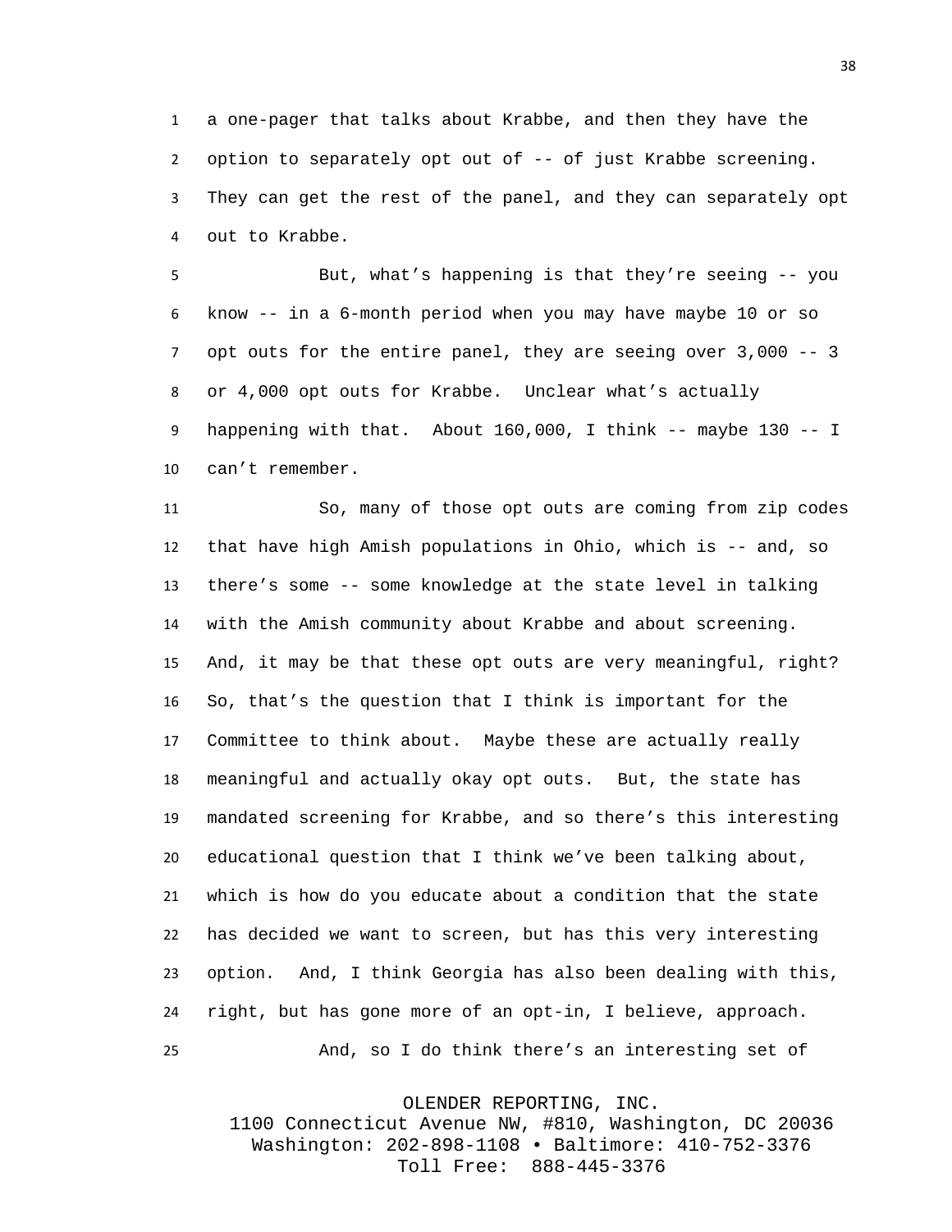a one-pager that talks about Krabbe, and then they have the option to separately opt out of -- of just Krabbe screening. They can get the rest of the panel, and they can separately opt out to Krabbe.

But, what's happening is that they're seeing -- you know -- in a 6-month period when you may have maybe 10 or so opt outs for the entire panel, they are seeing over 3,000 -- 3 or 4,000 opt outs for Krabbe. Unclear what's actually happening with that. About 160,000, I think -- maybe 130 -- I can't remember.

So, many of those opt outs are coming from zip codes that have high Amish populations in Ohio, which is -- and, so there's some -- some knowledge at the state level in talking with the Amish community about Krabbe and about screening. And, it may be that these opt outs are very meaningful, right? So, that's the question that I think is important for the Committee to think about. Maybe these are actually really meaningful and actually okay opt outs. But, the state has mandated screening for Krabbe, and so there's this interesting educational question that I think we've been talking about, which is how do you educate about a condition that the state has decided we want to screen, but has this very interesting option. And, I think Georgia has also been dealing with this, right, but has gone more of an opt-in, I believe, approach.

And, so I do think there's an interesting set of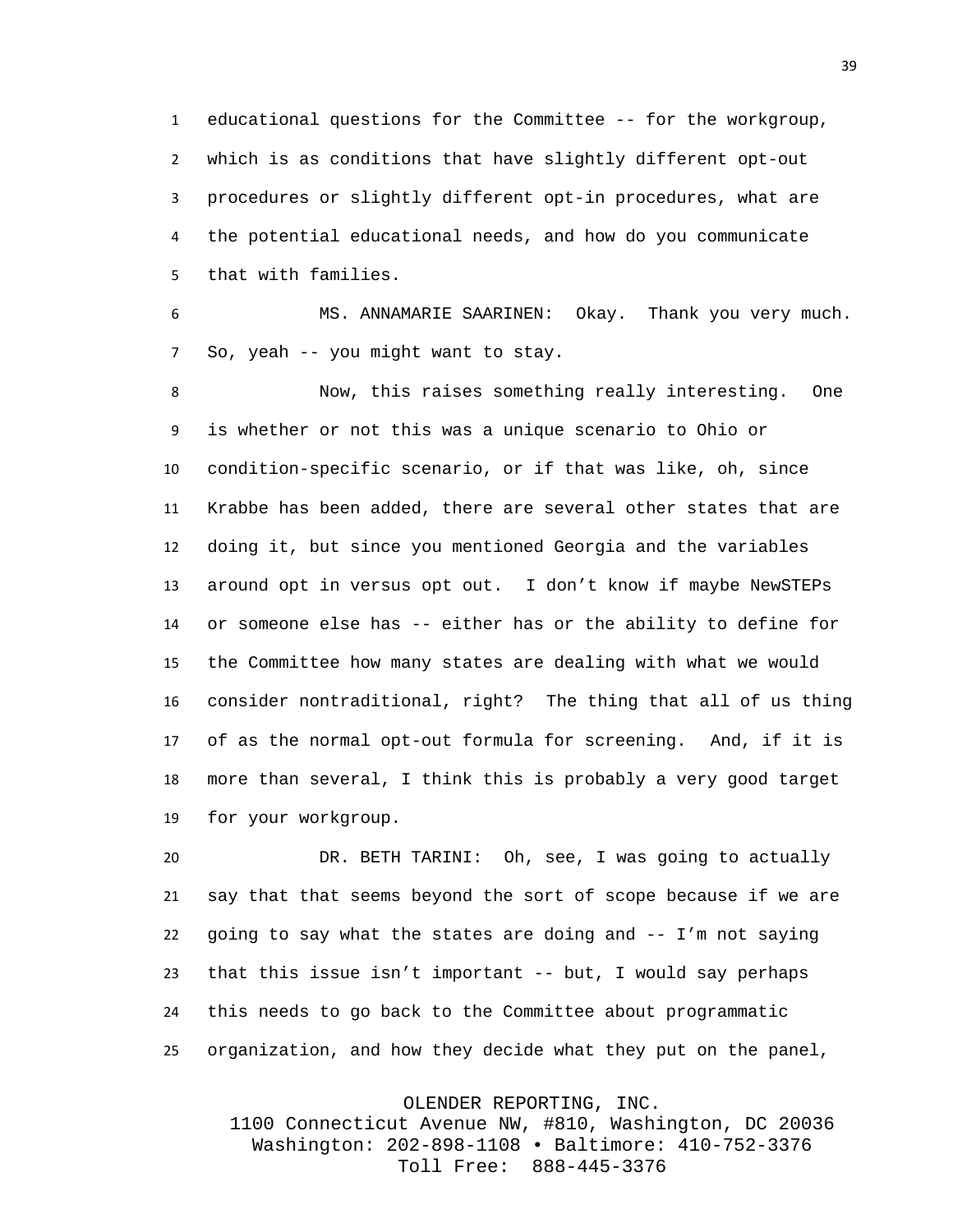educational questions for the Committee -- for the workgroup, which is as conditions that have slightly different opt-out procedures or slightly different opt-in procedures, what are the potential educational needs, and how do you communicate that with families.

MS. ANNAMARIE SAARINEN: Okay. Thank you very much. So, yeah -- you might want to stay.

Now, this raises something really interesting. One is whether or not this was a unique scenario to Ohio or condition-specific scenario, or if that was like, oh, since Krabbe has been added, there are several other states that are doing it, but since you mentioned Georgia and the variables around opt in versus opt out. I don't know if maybe NewSTEPs or someone else has -- either has or the ability to define for the Committee how many states are dealing with what we would consider nontraditional, right? The thing that all of us thing of as the normal opt-out formula for screening. And, if it is more than several, I think this is probably a very good target for your workgroup.

DR. BETH TARINI: Oh, see, I was going to actually say that that seems beyond the sort of scope because if we are going to say what the states are doing and -- I'm not saying that this issue isn't important -- but, I would say perhaps this needs to go back to the Committee about programmatic organization, and how they decide what they put on the panel,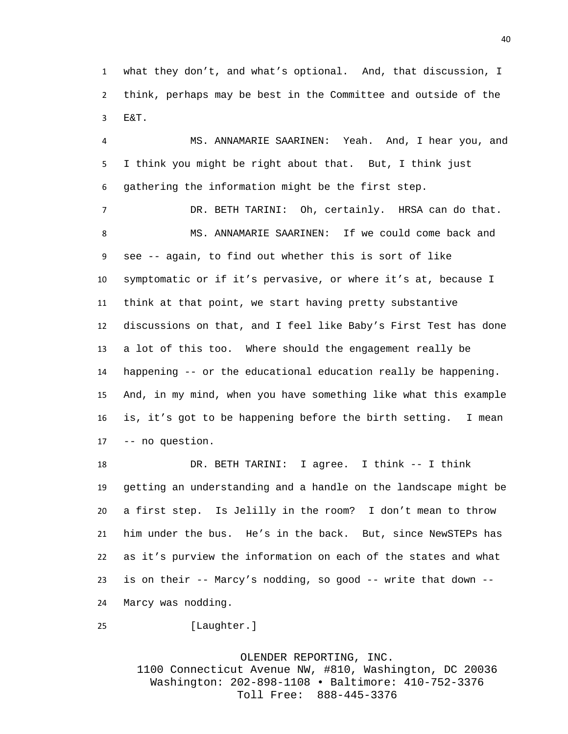what they don't, and what's optional. And, that discussion, I think, perhaps may be best in the Committee and outside of the E&T.

MS. ANNAMARIE SAARINEN: Yeah. And, I hear you, and I think you might be right about that. But, I think just gathering the information might be the first step.

DR. BETH TARINI: Oh, certainly. HRSA can do that.

MS. ANNAMARIE SAARINEN: If we could come back and see -- again, to find out whether this is sort of like symptomatic or if it's pervasive, or where it's at, because I think at that point, we start having pretty substantive discussions on that, and I feel like Baby's First Test has done a lot of this too. Where should the engagement really be happening -- or the educational education really be happening. And, in my mind, when you have something like what this example is, it's got to be happening before the birth setting. I mean -- no question.

DR. BETH TARINI: I agree. I think -- I think getting an understanding and a handle on the landscape might be a first step. Is Jelilly in the room? I don't mean to throw him under the bus. He's in the back. But, since NewSTEPs has as it's purview the information on each of the states and what is on their -- Marcy's nodding, so good -- write that down -- Marcy was nodding.

[Laughter.]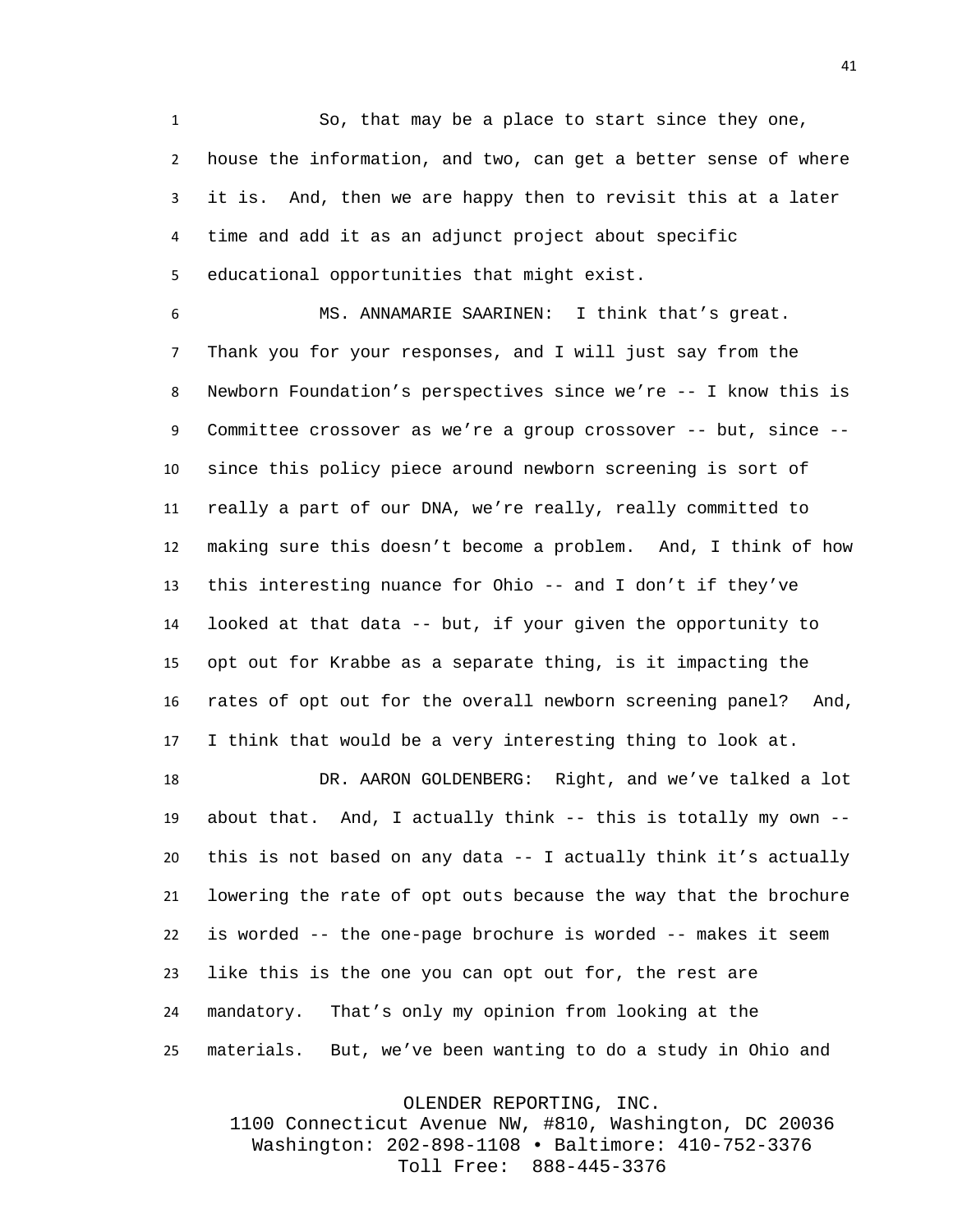So, that may be a place to start since they one, house the information, and two, can get a better sense of where it is. And, then we are happy then to revisit this at a later time and add it as an adjunct project about specific educational opportunities that might exist.

MS. ANNAMARIE SAARINEN: I think that’s great. Thank you for your responses, and I will just say from the Newborn Foundation’s perspectives since we’re -- I know this is Committee crossover as we’re a group crossover -- but, since -- since this policy piece around newborn screening is sort of really a part of our DNA, we’re really, really committed to making sure this doesn’t become a problem. And, I think of how this interesting nuance for Ohio -- and I don’t if they’ve looked at that data -- but, if your given the opportunity to opt out for Krabbe as a separate thing, is it impacting the rates of opt out for the overall newborn screening panel? And, I think that would be a very interesting thing to look at.

DR. AARON GOLDENBERG: Right, and we’ve talked a lot about that. And, I actually think -- this is totally my own -- this is not based on any data -- I actually think it’s actually lowering the rate of opt outs because the way that the brochure is worded -- the one-page brochure is worded -- makes it seem like this is the one you can opt out for, the rest are mandatory. That’s only my opinion from looking at the materials. But, we’ve been wanting to do a study in Ohio and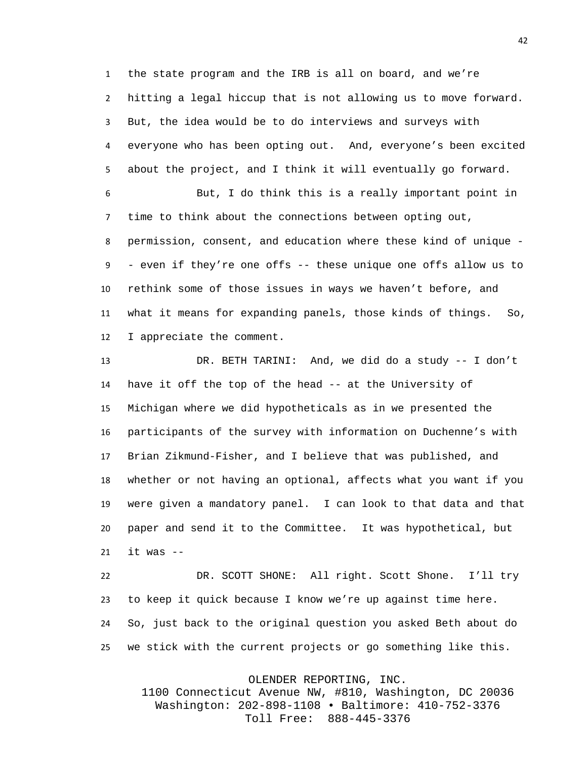the state program and the IRB is all on board, and we're hitting a legal hiccup that is not allowing us to move forward. But, the idea would be to do interviews and surveys with everyone who has been opting out. And, everyone's been excited about the project, and I think it will eventually go forward.

But, I do think this is a really important point in time to think about the connections between opting out, permission, consent, and education where these kind of unique -- even if they're one offs -- these unique one offs allow us to rethink some of those issues in ways we haven't before, and what it means for expanding panels, those kinds of things. So, I appreciate the comment.

DR. BETH TARINI: And, we did do a study -- I don't have it off the top of the head -- at the University of Michigan where we did hypotheticals as in we presented the participants of the survey with information on Duchenne's with Brian Zikmund-Fisher, and I believe that was published, and whether or not having an optional, affects what you want if you were given a mandatory panel. I can look to that data and that paper and send it to the Committee. It was hypothetical, but it was --

DR. SCOTT SHONE: All right. Scott Shone. I'll try to keep it quick because I know we're up against time here. So, just back to the original question you asked Beth about do we stick with the current projects or go something like this.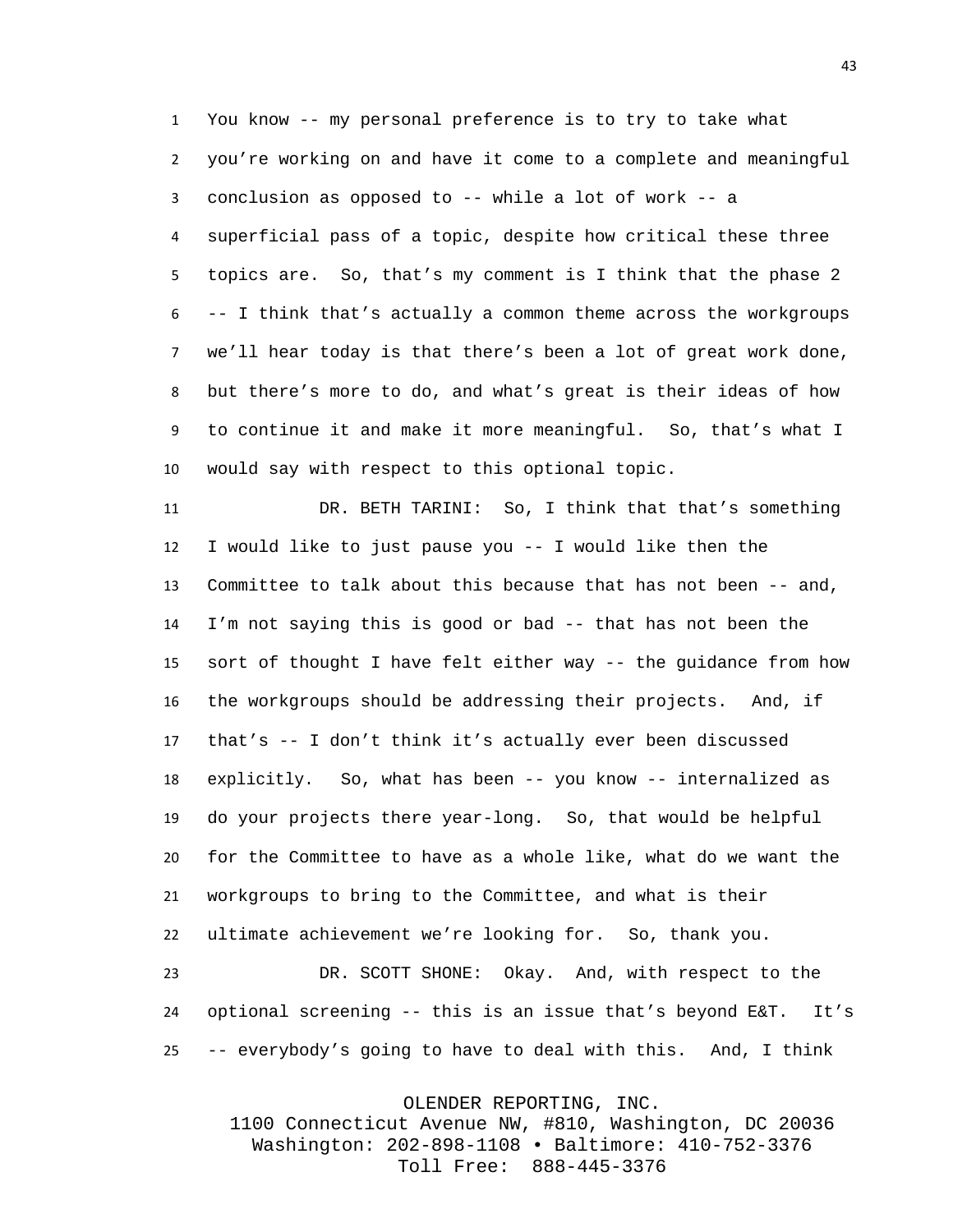You know -- my personal preference is to try to take what you're working on and have it come to a complete and meaningful conclusion as opposed to -- while a lot of work -- a superficial pass of a topic, despite how critical these three topics are. So, that's my comment is I think that the phase 2 -- I think that's actually a common theme across the workgroups we'll hear today is that there's been a lot of great work done, but there's more to do, and what's great is their ideas of how to continue it and make it more meaningful. So, that's what I would say with respect to this optional topic.

DR. BETH TARINI: So, I think that that's something I would like to just pause you -- I would like then the Committee to talk about this because that has not been -- and, I'm not saying this is good or bad -- that has not been the sort of thought I have felt either way -- the guidance from how the workgroups should be addressing their projects. And, if that's -- I don't think it's actually ever been discussed explicitly. So, what has been -- you know -- internalized as do your projects there year-long. So, that would be helpful for the Committee to have as a whole like, what do we want the workgroups to bring to the Committee, and what is their ultimate achievement we're looking for. So, thank you.

DR. SCOTT SHONE: Okay. And, with respect to the optional screening -- this is an issue that's beyond E&T. It's -- everybody's going to have to deal with this. And, I think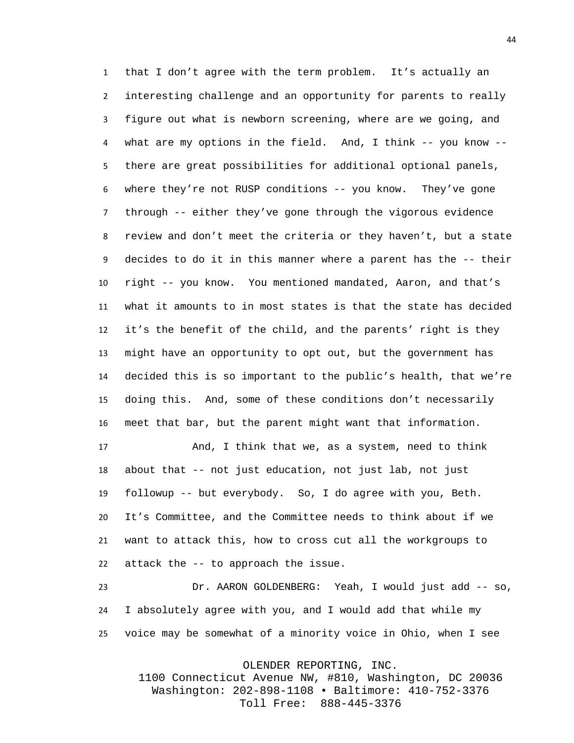that I don't agree with the term problem. It's actually an interesting challenge and an opportunity for parents to really figure out what is newborn screening, where are we going, and what are my options in the field. And, I think -- you know -- there are great possibilities for additional optional panels, where they're not RUSP conditions -- you know. They've gone through -- either they've gone through the vigorous evidence review and don't meet the criteria or they haven't, but a state decides to do it in this manner where a parent has the -- their right -- you know. You mentioned mandated, Aaron, and that's what it amounts to in most states is that the state has decided it's the benefit of the child, and the parents' right is they might have an opportunity to opt out, but the government has decided this is so important to the public's health, that we're doing this. And, some of these conditions don't necessarily meet that bar, but the parent might want that information.

And, I think that we, as a system, need to think about that -- not just education, not just lab, not just followup -- but everybody. So, I do agree with you, Beth. It's Committee, and the Committee needs to think about if we want to attack this, how to cross cut all the workgroups to attack the -- to approach the issue.

Dr. AARON GOLDENBERG: Yeah, I would just add -- so, I absolutely agree with you, and I would add that while my voice may be somewhat of a minority voice in Ohio, when I see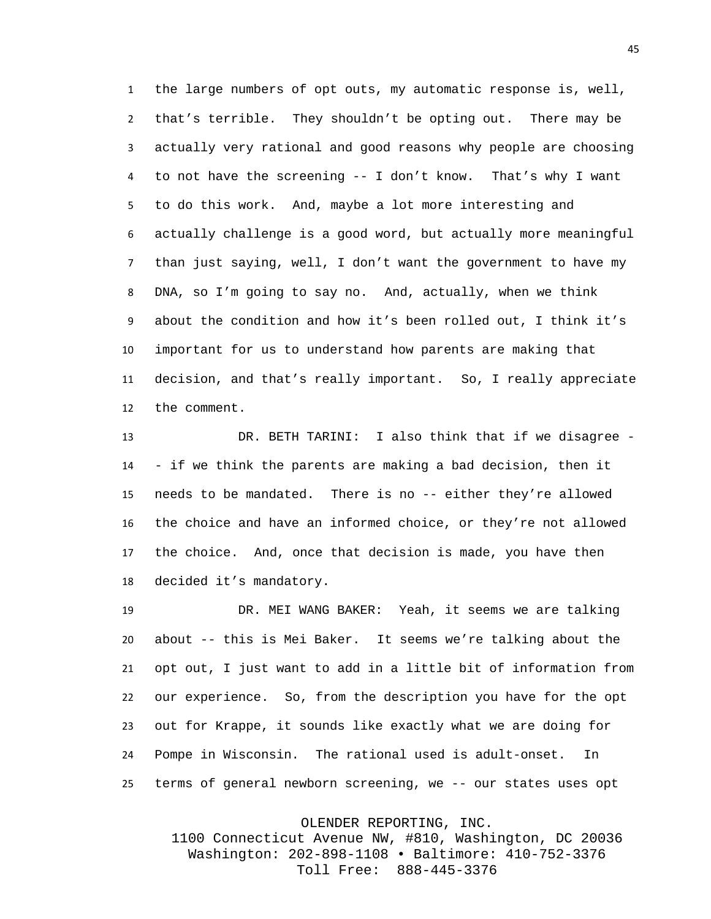the large numbers of opt outs, my automatic response is, well, that's terrible. They shouldn't be opting out. There may be actually very rational and good reasons why people are choosing to not have the screening -- I don't know. That's why I want to do this work. And, maybe a lot more interesting and actually challenge is a good word, but actually more meaningful than just saying, well, I don't want the government to have my DNA, so I'm going to say no. And, actually, when we think about the condition and how it's been rolled out, I think it's important for us to understand how parents are making that decision, and that's really important. So, I really appreciate the comment.

DR. BETH TARINI: I also think that if we disagree -- if we think the parents are making a bad decision, then it needs to be mandated. There is no -- either they're allowed the choice and have an informed choice, or they're not allowed the choice. And, once that decision is made, you have then decided it's mandatory.

DR. MEI WANG BAKER: Yeah, it seems we are talking about -- this is Mei Baker. It seems we're talking about the opt out, I just want to add in a little bit of information from our experience. So, from the description you have for the opt out for Krappe, it sounds like exactly what we are doing for Pompe in Wisconsin. The rational used is adult-onset. In terms of general newborn screening, we -- our states uses opt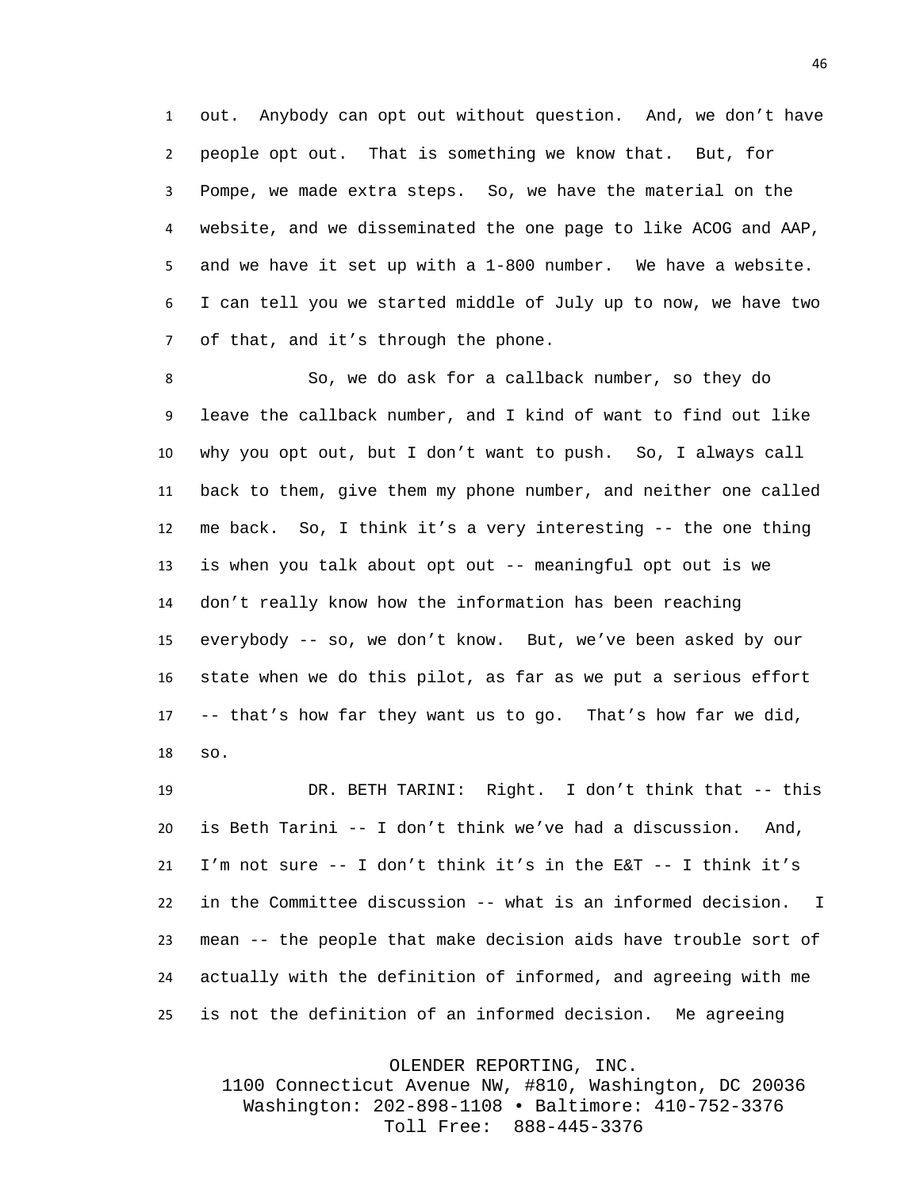out. Anybody can opt out without question. And, we don't have people opt out. That is something we know that. But, for Pompe, we made extra steps. So, we have the material on the website, and we disseminated the one page to like ACOG and AAP, and we have it set up with a 1-800 number. We have a website. I can tell you we started middle of July up to now, we have two of that, and it's through the phone.

So, we do ask for a callback number, so they do leave the callback number, and I kind of want to find out like why you opt out, but I don't want to push. So, I always call back to them, give them my phone number, and neither one called me back. So, I think it's a very interesting -- the one thing is when you talk about opt out -- meaningful opt out is we don't really know how the information has been reaching everybody -- so, we don't know. But, we've been asked by our state when we do this pilot, as far as we put a serious effort -- that's how far they want us to go. That's how far we did, so.

DR. BETH TARINI: Right. I don't think that -- this is Beth Tarini -- I don't think we've had a discussion. And, I'm not sure -- I don't think it's in the E&T -- I think it's in the Committee discussion -- what is an informed decision. I mean -- the people that make decision aids have trouble sort of actually with the definition of informed, and agreeing with me is not the definition of an informed decision. Me agreeing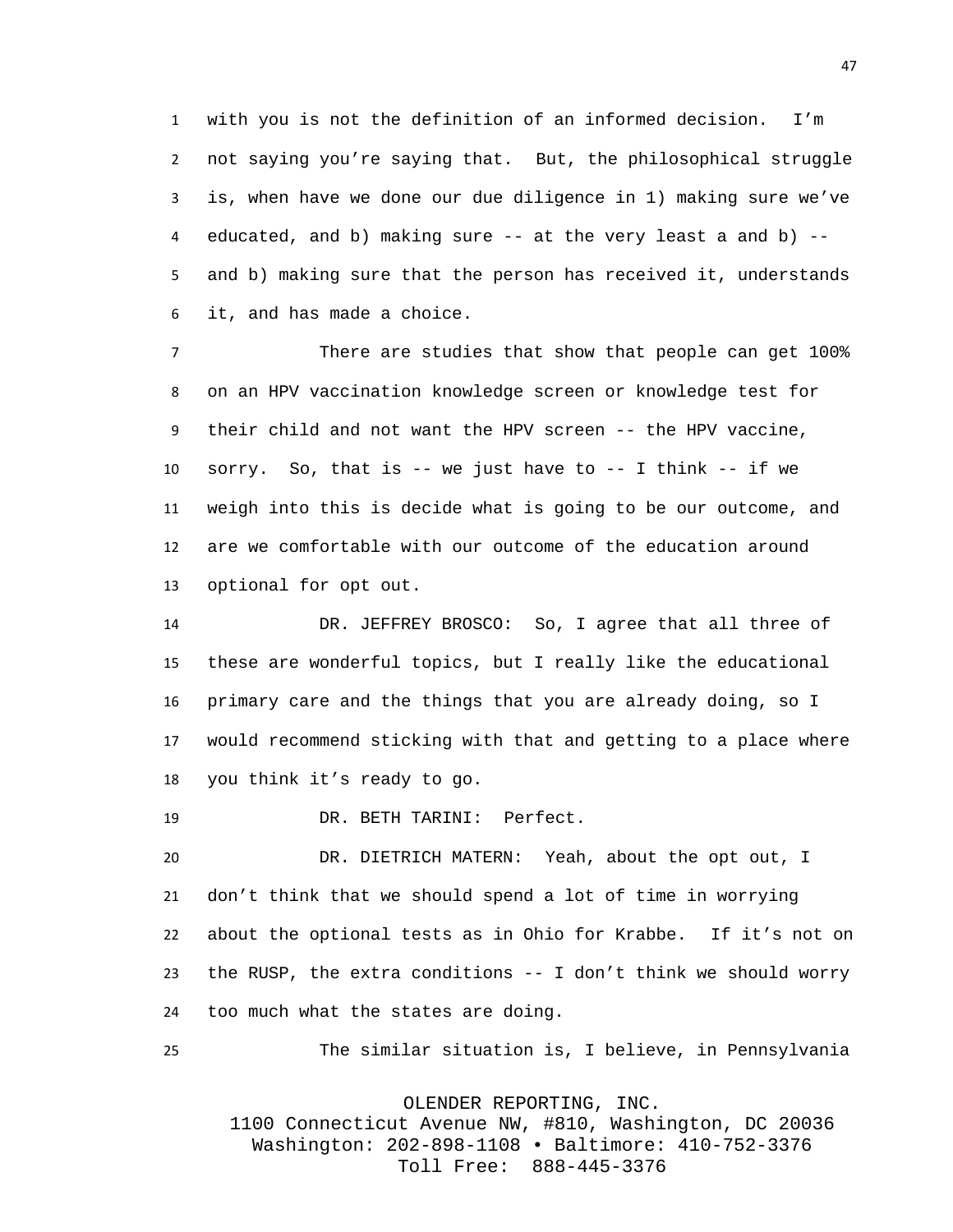with you is not the definition of an informed decision. I'm not saying you're saying that. But, the philosophical struggle is, when have we done our due diligence in 1) making sure we've educated, and b) making sure -- at the very least a and b) -- and b) making sure that the person has received it, understands it, and has made a choice.

There are studies that show that people can get 100% on an HPV vaccination knowledge screen or knowledge test for their child and not want the HPV screen -- the HPV vaccine, sorry. So, that is -- we just have to -- I think -- if we weigh into this is decide what is going to be our outcome, and are we comfortable with our outcome of the education around optional for opt out.

DR. JEFFREY BROSCO: So, I agree that all three of these are wonderful topics, but I really like the educational primary care and the things that you are already doing, so I would recommend sticking with that and getting to a place where you think it's ready to go.

DR. BETH TARINI: Perfect.

DR. DIETRICH MATERN: Yeah, about the opt out, I don't think that we should spend a lot of time in worrying about the optional tests as in Ohio for Krabbe. If it's not on the RUSP, the extra conditions -- I don't think we should worry too much what the states are doing.

The similar situation is, I believe, in Pennsylvania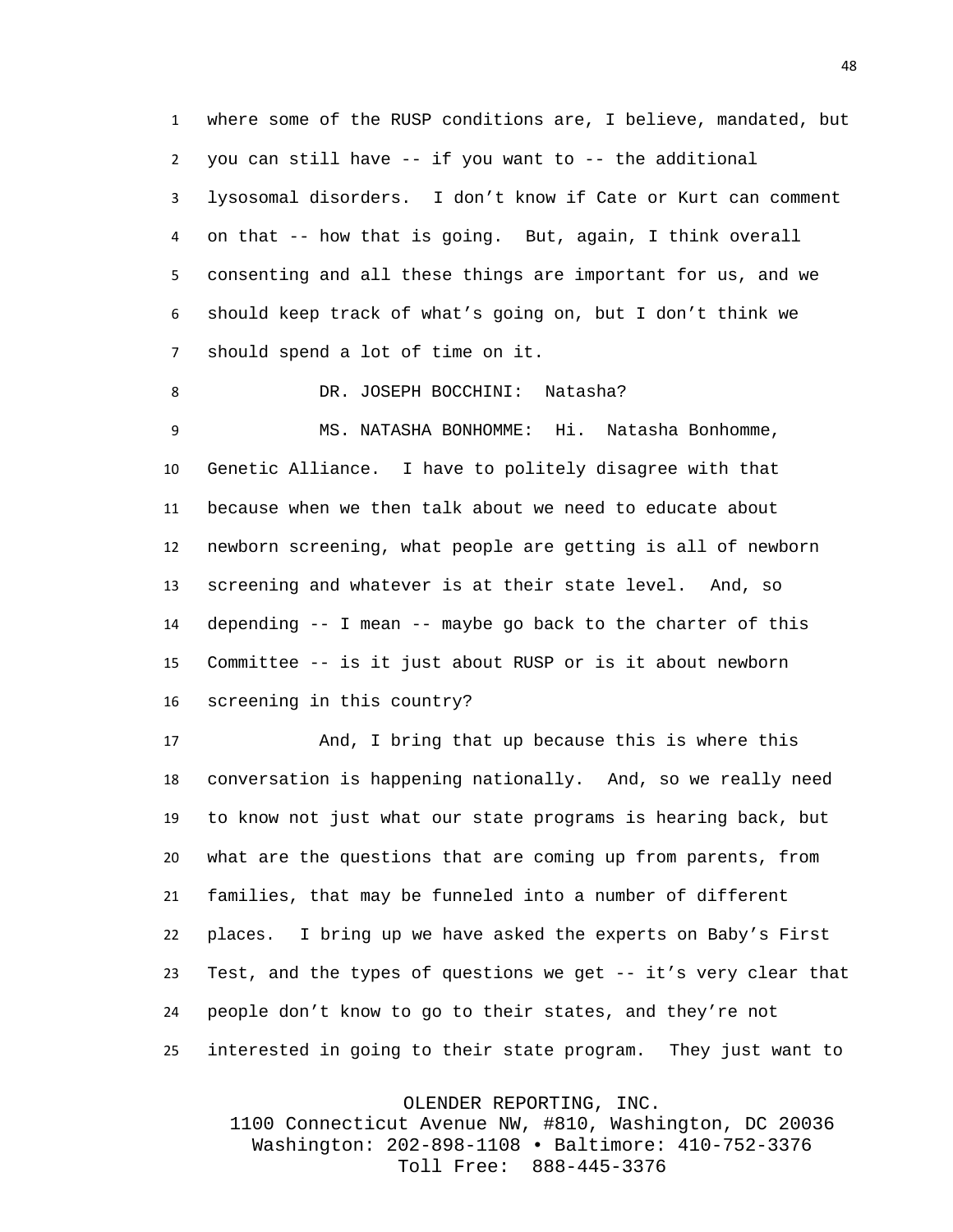where some of the RUSP conditions are, I believe, mandated, but you can still have -- if you want to -- the additional lysosomal disorders. I don’t know if Cate or Kurt can comment on that -- how that is going. But, again, I think overall consenting and all these things are important for us, and we should keep track of what’s going on, but I don’t think we should spend a lot of time on it.

DR. JOSEPH BOCCHINI: Natasha?

MS. NATASHA BONHOMME: Hi. Natasha Bonhomme, Genetic Alliance. I have to politely disagree with that because when we then talk about we need to educate about newborn screening, what people are getting is all of newborn screening and whatever is at their state level. And, so depending -- I mean -- maybe go back to the charter of this Committee -- is it just about RUSP or is it about newborn screening in this country?

And, I bring that up because this is where this conversation is happening nationally. And, so we really need to know not just what our state programs is hearing back, but what are the questions that are coming up from parents, from families, that may be funneled into a number of different places. I bring up we have asked the experts on Baby’s First Test, and the types of questions we get -- it’s very clear that people don’t know to go to their states, and they’re not interested in going to their state program. They just want to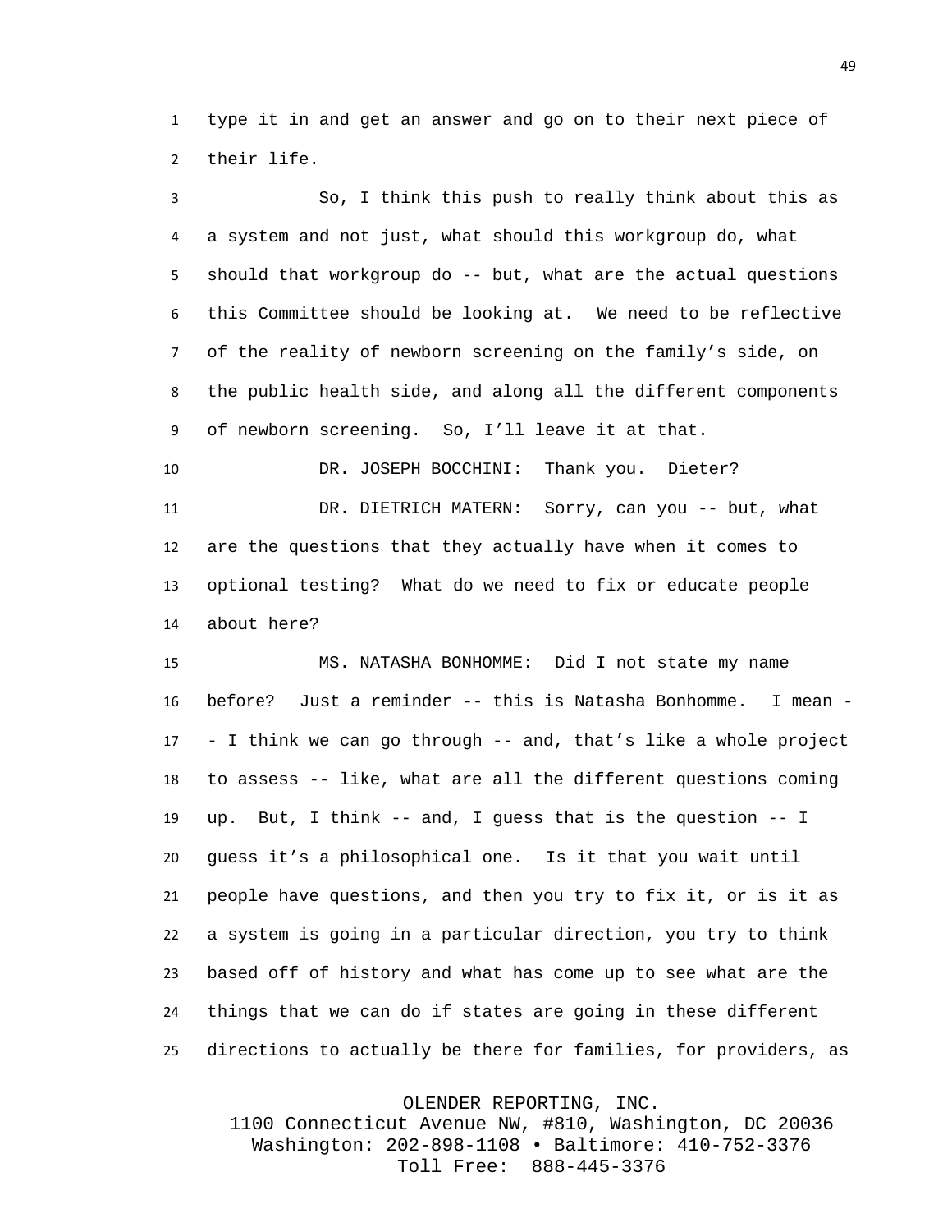type it in and get an answer and go on to their next piece of their life.

So, I think this push to really think about this as a system and not just, what should this workgroup do, what should that workgroup do -- but, what are the actual questions this Committee should be looking at. We need to be reflective of the reality of newborn screening on the family's side, on the public health side, and along all the different components of newborn screening. So, I'll leave it at that.

DR. JOSEPH BOCCHINI: Thank you. Dieter?

DR. DIETRICH MATERN: Sorry, can you -- but, what are the questions that they actually have when it comes to optional testing? What do we need to fix or educate people about here?

MS. NATASHA BONHOMME: Did I not state my name before? Just a reminder -- this is Natasha Bonhomme. I mean -- I think we can go through -- and, that's like a whole project to assess -- like, what are all the different questions coming up. But, I think -- and, I guess that is the question -- I guess it's a philosophical one. Is it that you wait until people have questions, and then you try to fix it, or is it as a system is going in a particular direction, you try to think based off of history and what has come up to see what are the things that we can do if states are going in these different directions to actually be there for families, for providers, as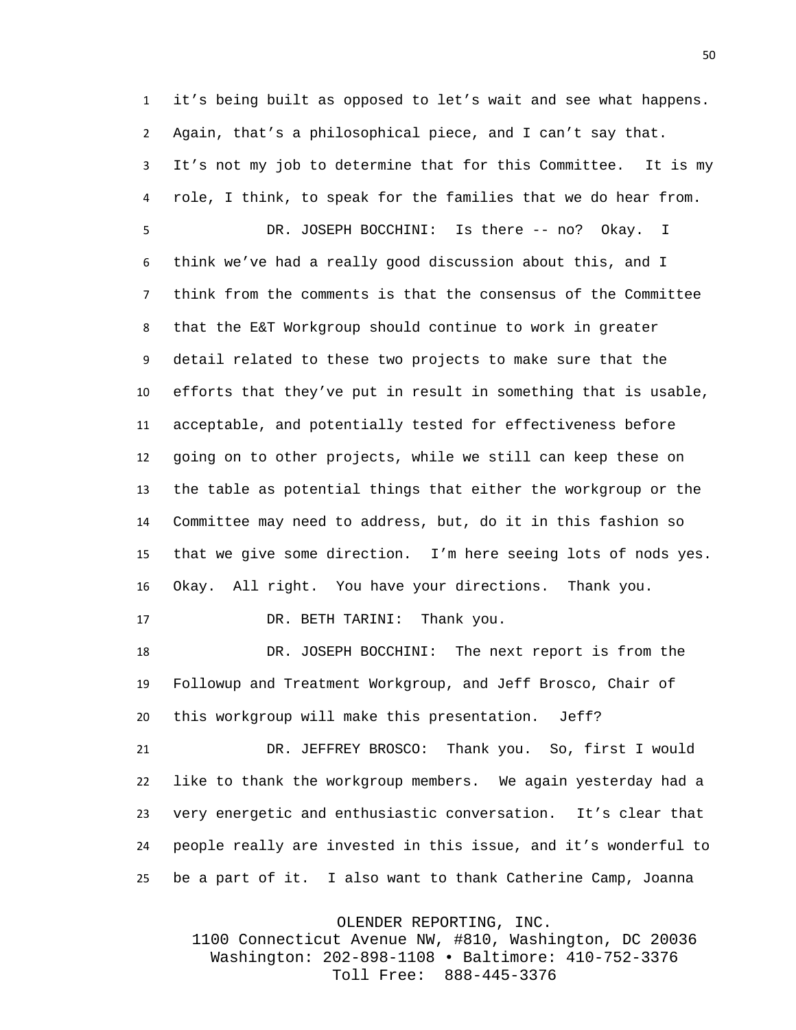it's being built as opposed to let's wait and see what happens. Again, that's a philosophical piece, and I can't say that. It's not my job to determine that for this Committee. It is my role, I think, to speak for the families that we do hear from.

DR. JOSEPH BOCCHINI: Is there -- no? Okay. I think we've had a really good discussion about this, and I think from the comments is that the consensus of the Committee that the E&T Workgroup should continue to work in greater detail related to these two projects to make sure that the efforts that they've put in result in something that is usable, acceptable, and potentially tested for effectiveness before going on to other projects, while we still can keep these on the table as potential things that either the workgroup or the Committee may need to address, but, do it in this fashion so that we give some direction. I'm here seeing lots of nods yes. Okay. All right. You have your directions. Thank you.

DR. BETH TARINI: Thank you.

DR. JOSEPH BOCCHINI: The next report is from the Followup and Treatment Workgroup, and Jeff Brosco, Chair of this workgroup will make this presentation. Jeff?

DR. JEFFREY BROSCO: Thank you. So, first I would like to thank the workgroup members. We again yesterday had a very energetic and enthusiastic conversation. It's clear that people really are invested in this issue, and it's wonderful to be a part of it. I also want to thank Catherine Camp, Joanna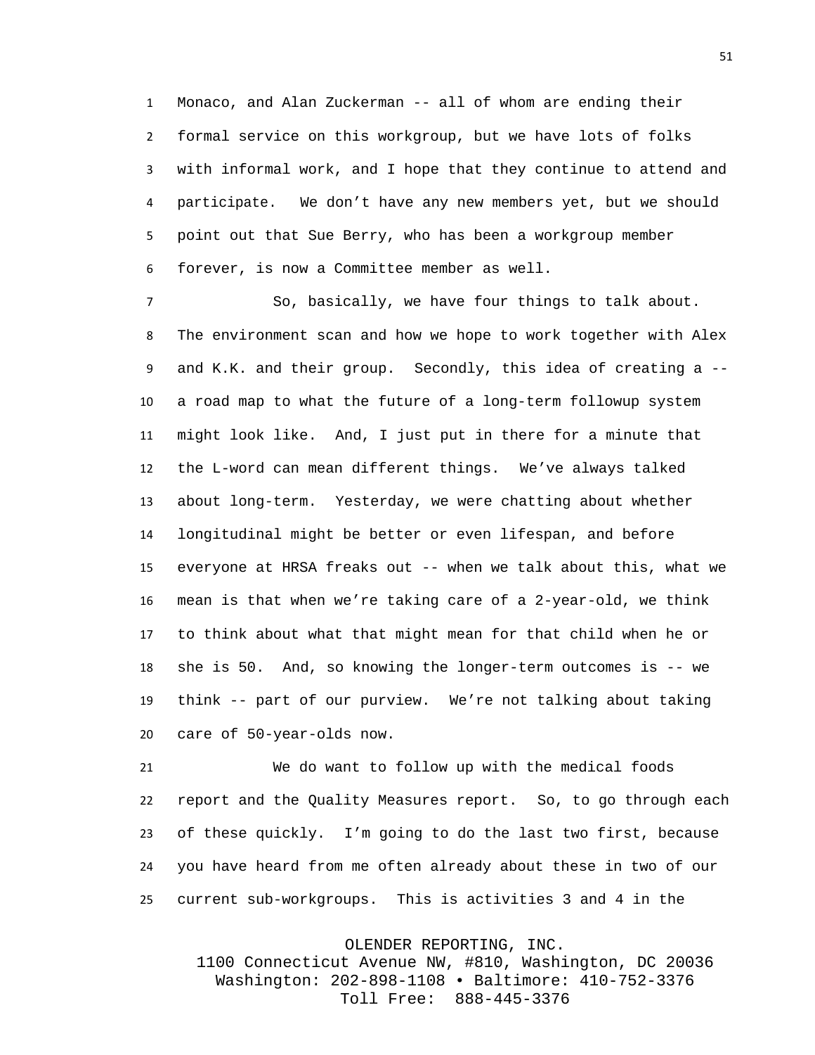Monaco, and Alan Zuckerman -- all of whom are ending their formal service on this workgroup, but we have lots of folks with informal work, and I hope that they continue to attend and participate. We don't have any new members yet, but we should point out that Sue Berry, who has been a workgroup member forever, is now a Committee member as well.

So, basically, we have four things to talk about. The environment scan and how we hope to work together with Alex and K.K. and their group. Secondly, this idea of creating a -- a road map to what the future of a long-term followup system might look like. And, I just put in there for a minute that the L-word can mean different things. We've always talked about long-term. Yesterday, we were chatting about whether longitudinal might be better or even lifespan, and before everyone at HRSA freaks out -- when we talk about this, what we mean is that when we're taking care of a 2-year-old, we think to think about what that might mean for that child when he or she is 50. And, so knowing the longer-term outcomes is -- we think -- part of our purview. We're not talking about taking care of 50-year-olds now.

We do want to follow up with the medical foods report and the Quality Measures report. So, to go through each of these quickly. I'm going to do the last two first, because you have heard from me often already about these in two of our current sub-workgroups. This is activities 3 and 4 in the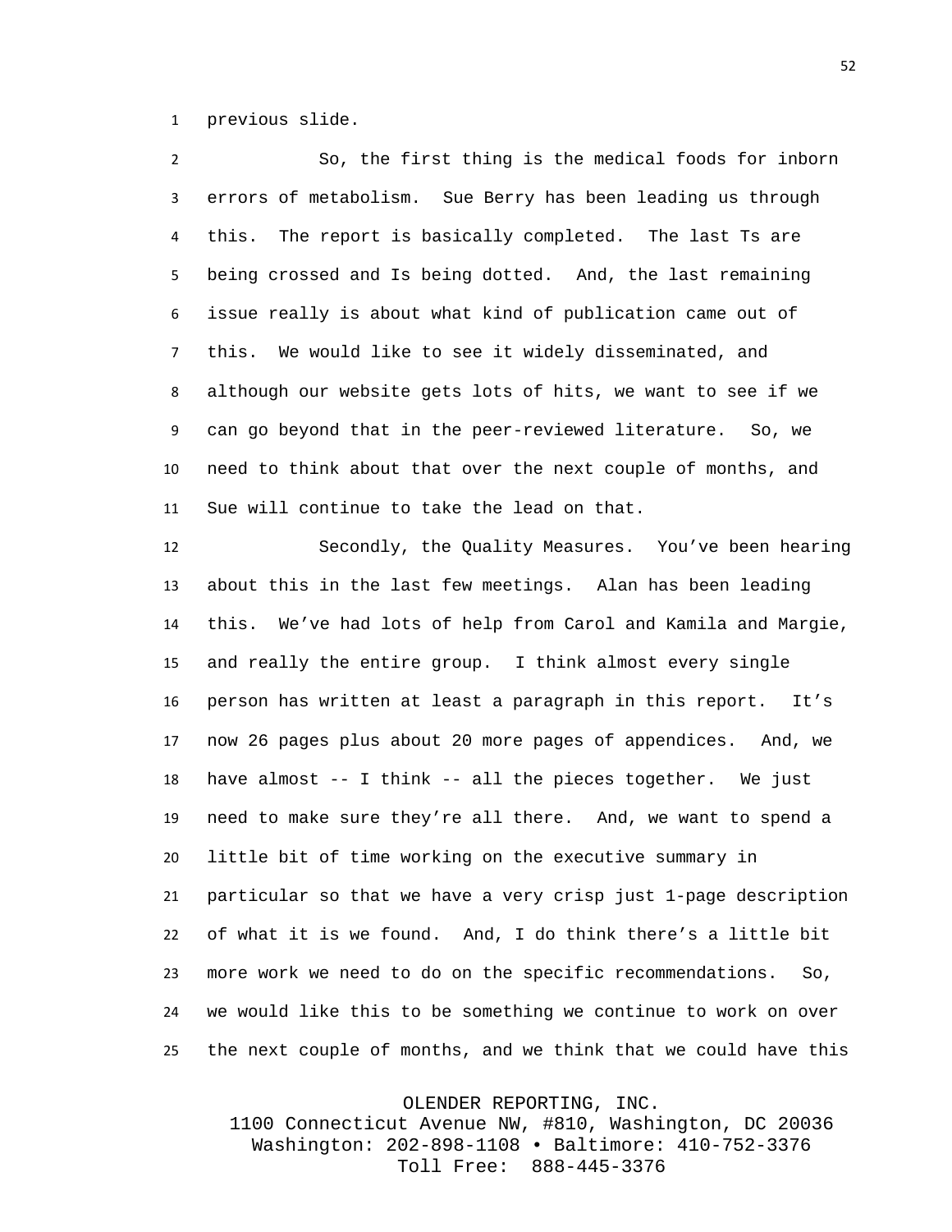previous slide.

So, the first thing is the medical foods for inborn errors of metabolism. Sue Berry has been leading us through this. The report is basically completed. The last Ts are being crossed and Is being dotted. And, the last remaining issue really is about what kind of publication came out of this. We would like to see it widely disseminated, and although our website gets lots of hits, we want to see if we can go beyond that in the peer-reviewed literature. So, we need to think about that over the next couple of months, and Sue will continue to take the lead on that.

Secondly, the Quality Measures. You've been hearing about this in the last few meetings. Alan has been leading this. We've had lots of help from Carol and Kamila and Margie, and really the entire group. I think almost every single person has written at least a paragraph in this report. It's now 26 pages plus about 20 more pages of appendices. And, we have almost -- I think -- all the pieces together. We just need to make sure they're all there. And, we want to spend a little bit of time working on the executive summary in particular so that we have a very crisp just 1-page description of what it is we found. And, I do think there's a little bit more work we need to do on the specific recommendations. So, we would like this to be something we continue to work on over the next couple of months, and we think that we could have this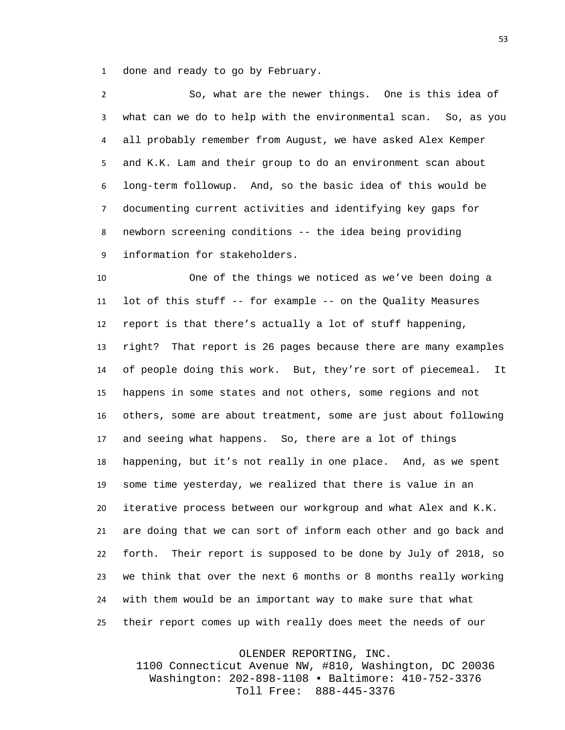done and ready to go by February.

So, what are the newer things. One is this idea of what can we do to help with the environmental scan. So, as you all probably remember from August, we have asked Alex Kemper and K.K. Lam and their group to do an environment scan about long-term followup. And, so the basic idea of this would be documenting current activities and identifying key gaps for newborn screening conditions -- the idea being providing information for stakeholders.

One of the things we noticed as we've been doing a lot of this stuff -- for example -- on the Quality Measures report is that there's actually a lot of stuff happening, right? That report is 26 pages because there are many examples of people doing this work. But, they're sort of piecemeal. It happens in some states and not others, some regions and not others, some are about treatment, some are just about following and seeing what happens. So, there are a lot of things happening, but it's not really in one place. And, as we spent some time yesterday, we realized that there is value in an iterative process between our workgroup and what Alex and K.K. are doing that we can sort of inform each other and go back and forth. Their report is supposed to be done by July of 2018, so we think that over the next 6 months or 8 months really working with them would be an important way to make sure that what their report comes up with really does meet the needs of our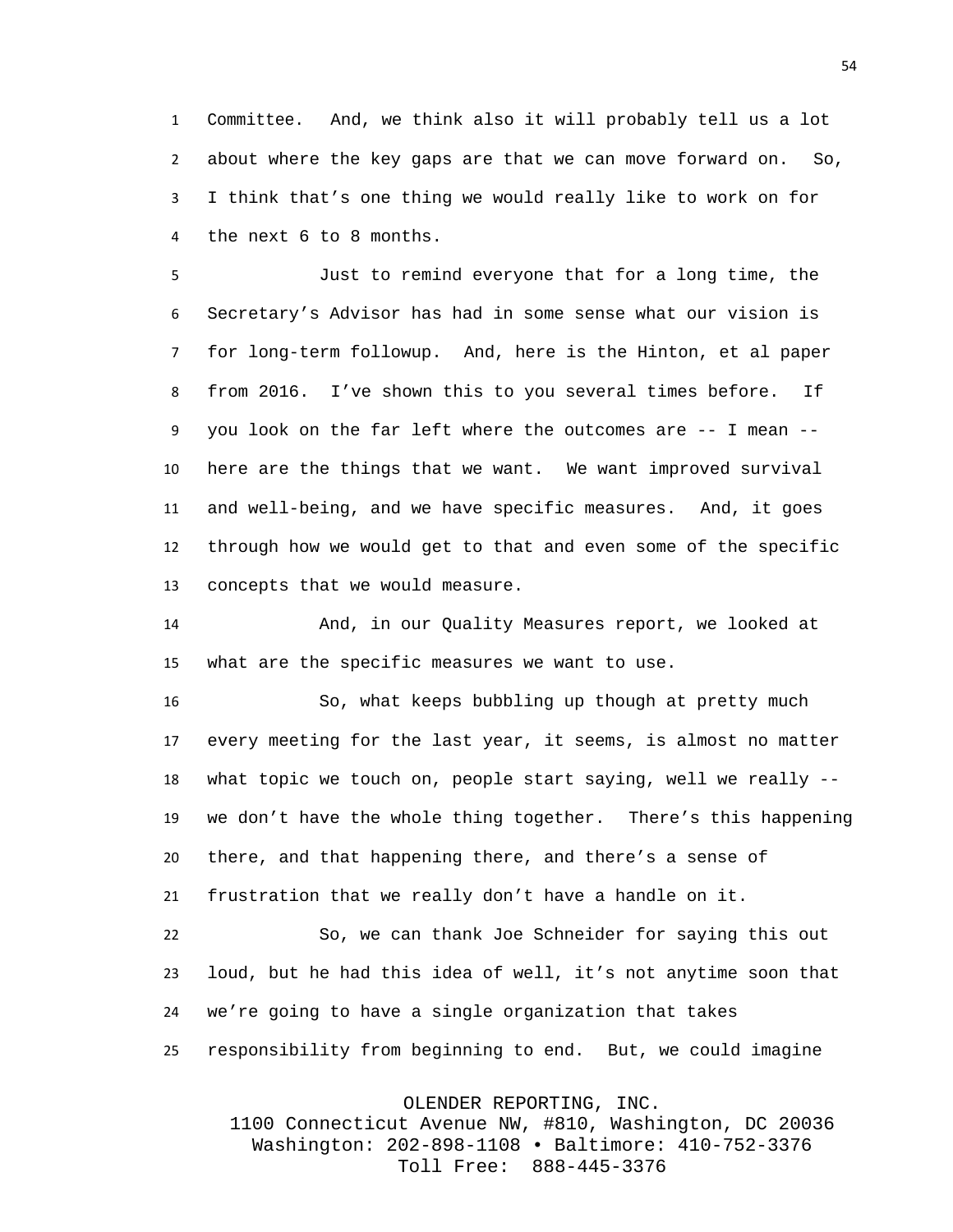Committee. And, we think also it will probably tell us a lot about where the key gaps are that we can move forward on. So, I think that's one thing we would really like to work on for the next 6 to 8 months.

Just to remind everyone that for a long time, the Secretary's Advisor has had in some sense what our vision is for long-term followup. And, here is the Hinton, et al paper from 2016. I've shown this to you several times before. If you look on the far left where the outcomes are -- I mean -- here are the things that we want. We want improved survival and well-being, and we have specific measures. And, it goes through how we would get to that and even some of the specific concepts that we would measure.

And, in our Quality Measures report, we looked at what are the specific measures we want to use.

So, what keeps bubbling up though at pretty much every meeting for the last year, it seems, is almost no matter what topic we touch on, people start saying, well we really -- we don't have the whole thing together. There's this happening there, and that happening there, and there's a sense of frustration that we really don't have a handle on it.

So, we can thank Joe Schneider for saying this out loud, but he had this idea of well, it's not anytime soon that we're going to have a single organization that takes responsibility from beginning to end. But, we could imagine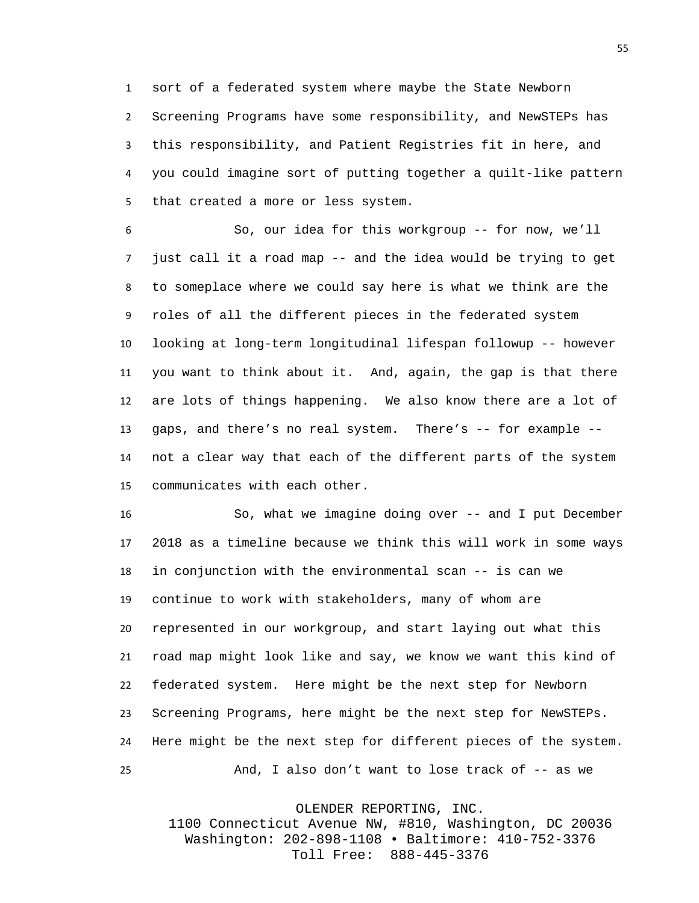sort of a federated system where maybe the State Newborn Screening Programs have some responsibility, and NewSTEPs has this responsibility, and Patient Registries fit in here, and you could imagine sort of putting together a quilt-like pattern that created a more or less system.

So, our idea for this workgroup -- for now, we'll just call it a road map -- and the idea would be trying to get to someplace where we could say here is what we think are the roles of all the different pieces in the federated system looking at long-term longitudinal lifespan followup -- however you want to think about it. And, again, the gap is that there are lots of things happening. We also know there are a lot of gaps, and there's no real system. There's -- for example -- not a clear way that each of the different parts of the system communicates with each other.

So, what we imagine doing over -- and I put December 2018 as a timeline because we think this will work in some ways in conjunction with the environmental scan -- is can we continue to work with stakeholders, many of whom are represented in our workgroup, and start laying out what this road map might look like and say, we know we want this kind of federated system. Here might be the next step for Newborn Screening Programs, here might be the next step for NewSTEPs. Here might be the next step for different pieces of the system.

And, I also don't want to lose track of -- as we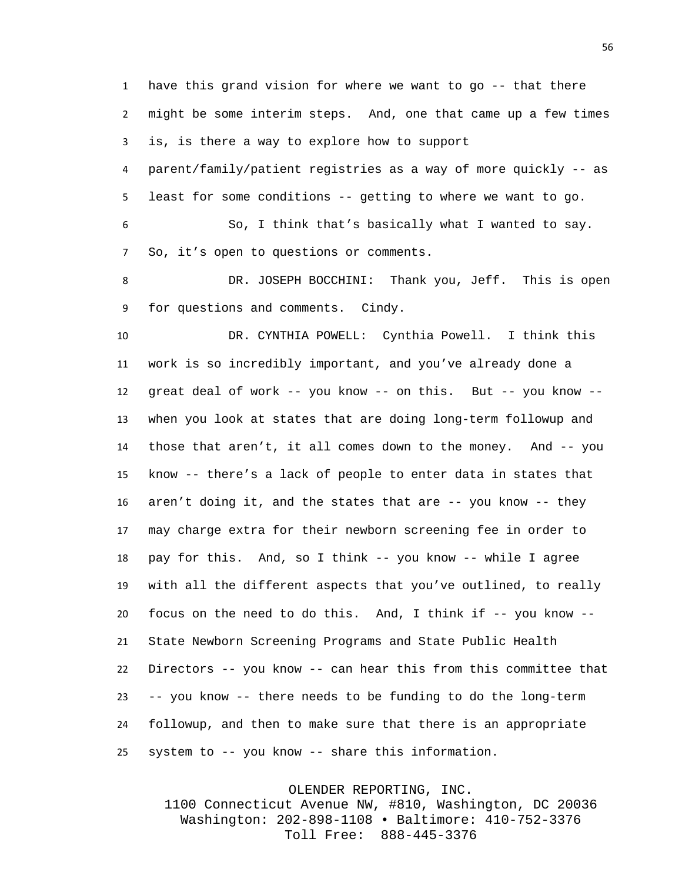have this grand vision for where we want to go -- that there might be some interim steps. And, one that came up a few times is, is there a way to explore how to support parent/family/patient registries as a way of more quickly -- as least for some conditions -- getting to where we want to go.

So, I think that's basically what I wanted to say. So, it's open to questions or comments.

DR. JOSEPH BOCCHINI: Thank you, Jeff. This is open for questions and comments. Cindy.

DR. CYNTHIA POWELL: Cynthia Powell. I think this work is so incredibly important, and you've already done a great deal of work -- you know -- on this. But -- you know -- when you look at states that are doing long-term followup and those that aren't, it all comes down to the money. And -- you know -- there's a lack of people to enter data in states that aren't doing it, and the states that are -- you know -- they may charge extra for their newborn screening fee in order to pay for this. And, so I think -- you know -- while I agree with all the different aspects that you've outlined, to really focus on the need to do this. And, I think if -- you know -- State Newborn Screening Programs and State Public Health Directors -- you know -- can hear this from this committee that -- you know -- there needs to be funding to do the long-term followup, and then to make sure that there is an appropriate system to -- you know -- share this information.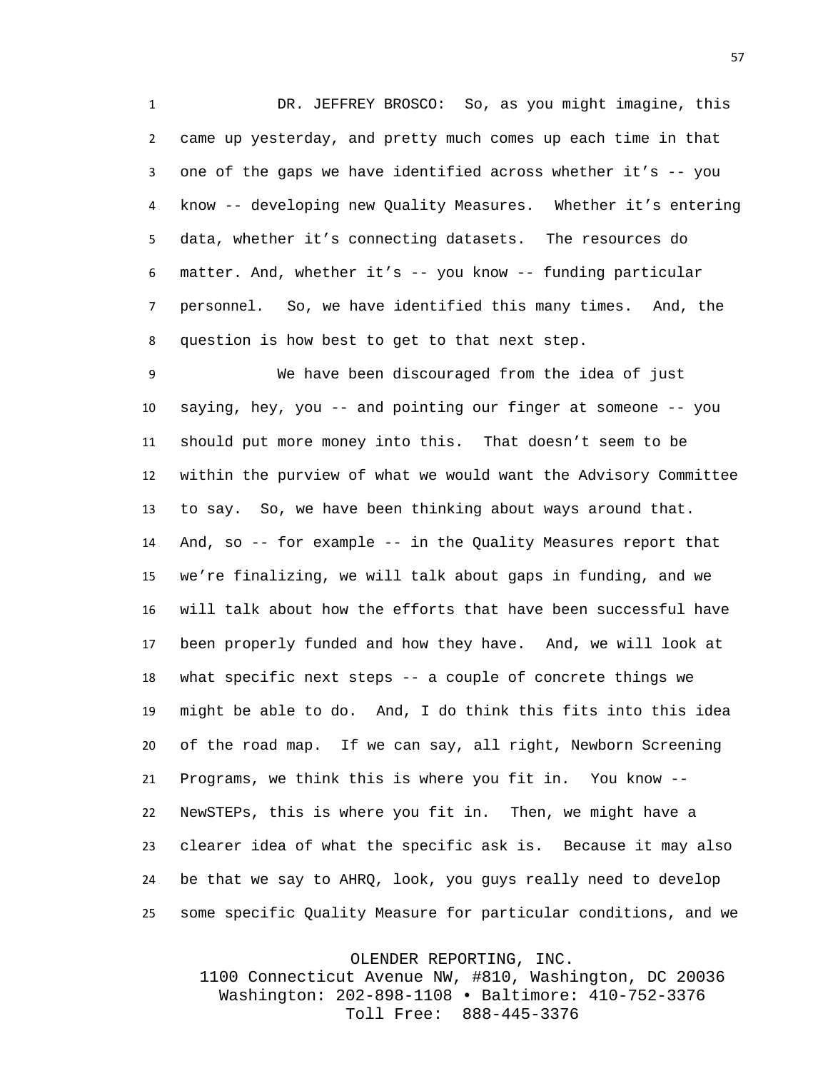DR. JEFFREY BROSCO: So, as you might imagine, this came up yesterday, and pretty much comes up each time in that one of the gaps we have identified across whether it's -- you know -- developing new Quality Measures. Whether it's entering data, whether it's connecting datasets. The resources do matter. And, whether it's -- you know -- funding particular personnel. So, we have identified this many times. And, the question is how best to get to that next step.

We have been discouraged from the idea of just saying, hey, you -- and pointing our finger at someone -- you should put more money into this. That doesn't seem to be within the purview of what we would want the Advisory Committee to say. So, we have been thinking about ways around that. And, so -- for example -- in the Quality Measures report that we're finalizing, we will talk about gaps in funding, and we will talk about how the efforts that have been successful have been properly funded and how they have. And, we will look at what specific next steps -- a couple of concrete things we might be able to do. And, I do think this fits into this idea of the road map. If we can say, all right, Newborn Screening Programs, we think this is where you fit in. You know -- NewSTEPs, this is where you fit in. Then, we might have a clearer idea of what the specific ask is. Because it may also be that we say to AHRQ, look, you guys really need to develop some specific Quality Measure for particular conditions, and we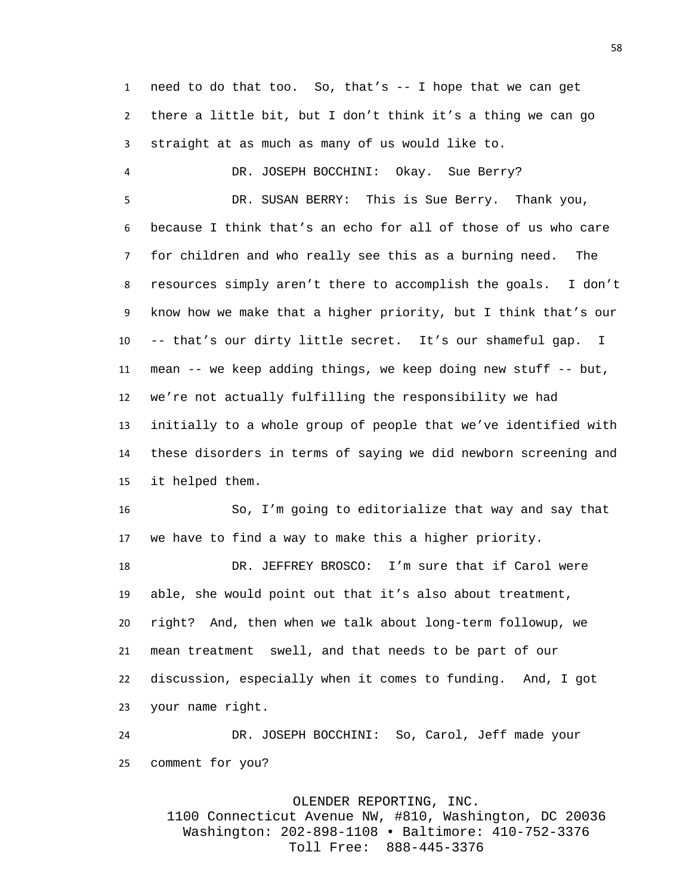need to do that too. So, that's -- I hope that we can get there a little bit, but I don't think it's a thing we can go straight at as much as many of us would like to.

DR. JOSEPH BOCCHINI: Okay. Sue Berry?

DR. SUSAN BERRY: This is Sue Berry. Thank you, because I think that's an echo for all of those of us who care for children and who really see this as a burning need. The resources simply aren't there to accomplish the goals. I don't know how we make that a higher priority, but I think that's our -- that's our dirty little secret. It's our shameful gap. I mean -- we keep adding things, we keep doing new stuff -- but, we're not actually fulfilling the responsibility we had initially to a whole group of people that we've identified with these disorders in terms of saying we did newborn screening and it helped them.

So, I'm going to editorialize that way and say that we have to find a way to make this a higher priority.

DR. JEFFREY BROSCO: I'm sure that if Carol were able, she would point out that it's also about treatment, right? And, then when we talk about long-term followup, we mean treatment swell, and that needs to be part of our discussion, especially when it comes to funding. And, I got your name right.

DR. JOSEPH BOCCHINI: So, Carol, Jeff made your comment for you?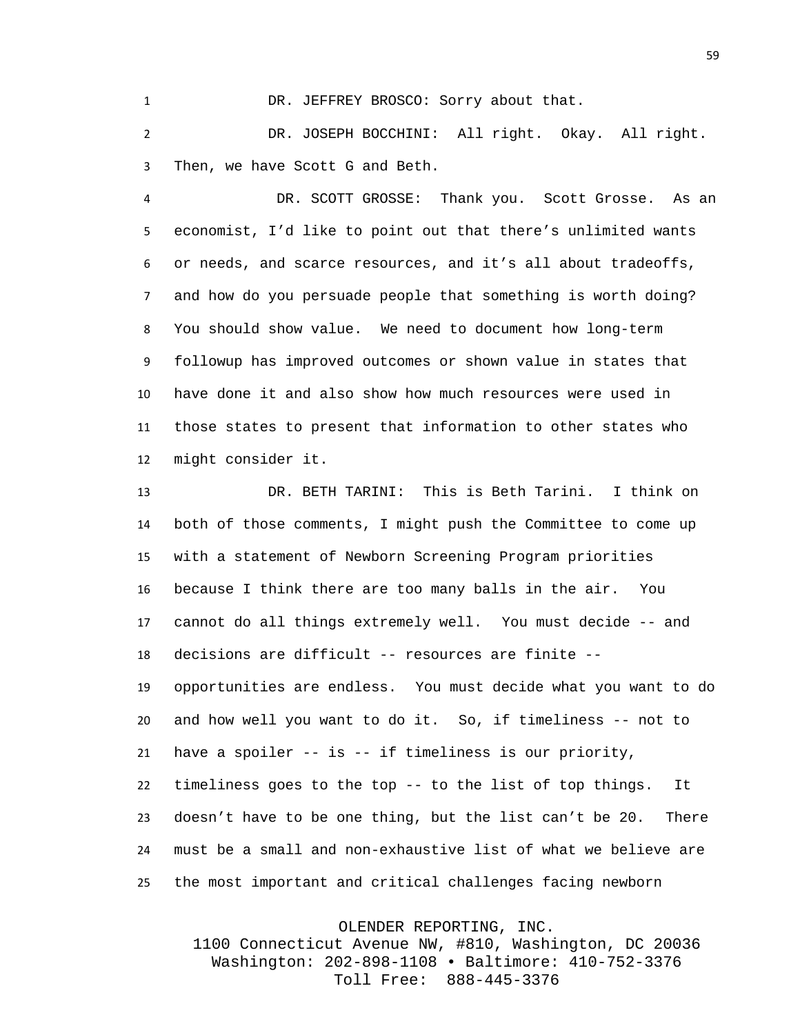DR. JEFFREY BROSCO: Sorry about that.

DR. JOSEPH BOCCHINI: All right. Okay. All right. Then, we have Scott G and Beth.

DR. SCOTT GROSSE: Thank you. Scott Grosse. As an economist, I'd like to point out that there's unlimited wants or needs, and scarce resources, and it's all about tradeoffs, and how do you persuade people that something is worth doing? You should show value. We need to document how long-term followup has improved outcomes or shown value in states that have done it and also show how much resources were used in those states to present that information to other states who might consider it.

DR. BETH TARINI: This is Beth Tarini. I think on both of those comments, I might push the Committee to come up with a statement of Newborn Screening Program priorities because I think there are too many balls in the air. You cannot do all things extremely well. You must decide -- and decisions are difficult -- resources are finite -- opportunities are endless. You must decide what you want to do and how well you want to do it. So, if timeliness -- not to have a spoiler -- is -- if timeliness is our priority, timeliness goes to the top -- to the list of top things. It doesn't have to be one thing, but the list can't be 20. There must be a small and non-exhaustive list of what we believe are the most important and critical challenges facing newborn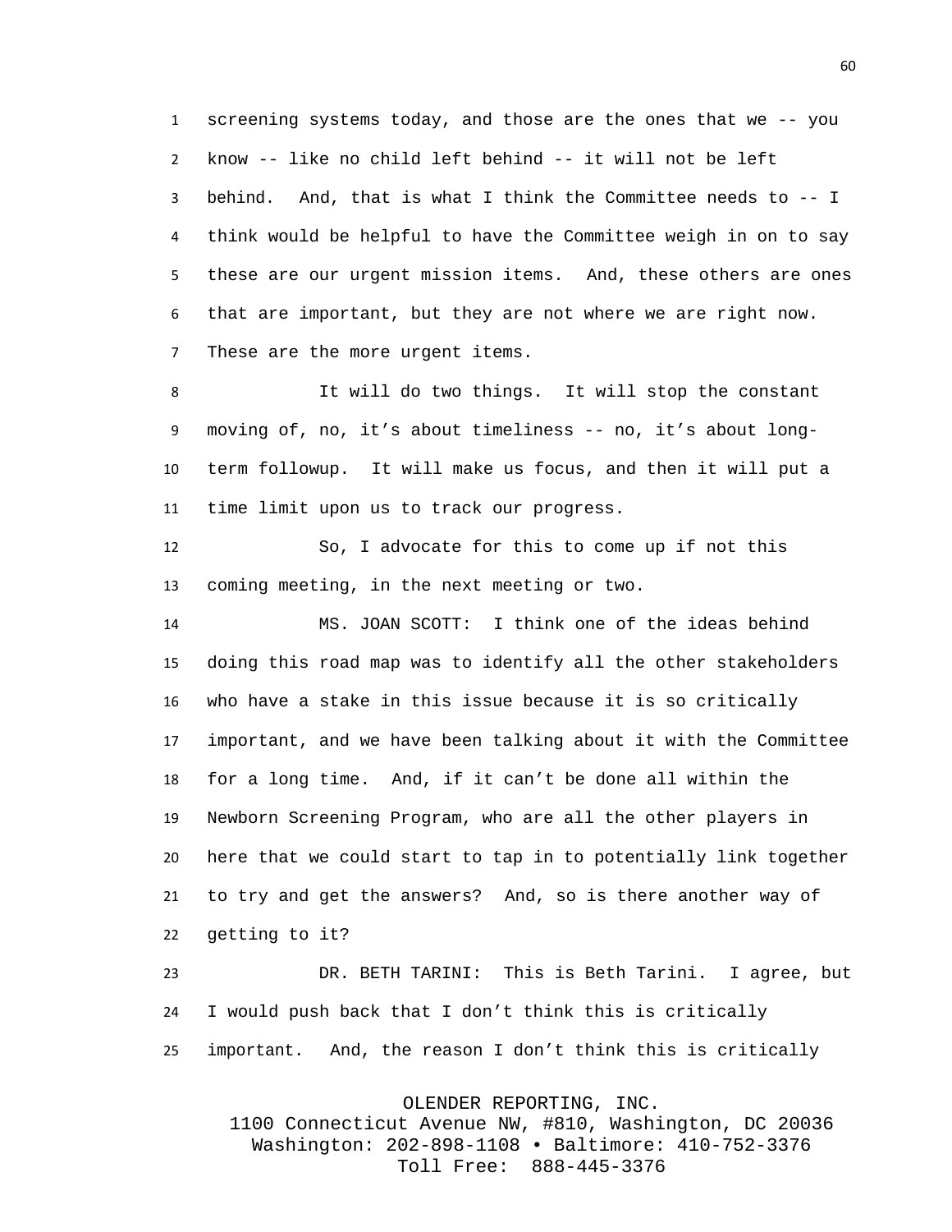screening systems today, and those are the ones that we -- you know -- like no child left behind -- it will not be left behind. And, that is what I think the Committee needs to -- I think would be helpful to have the Committee weigh in on to say these are our urgent mission items. And, these others are ones that are important, but they are not where we are right now. These are the more urgent items.

It will do two things. It will stop the constant moving of, no, it's about timeliness -- no, it's about long-term followup. It will make us focus, and then it will put a time limit upon us to track our progress.

So, I advocate for this to come up if not this coming meeting, in the next meeting or two.

MS. JOAN SCOTT: I think one of the ideas behind doing this road map was to identify all the other stakeholders who have a stake in this issue because it is so critically important, and we have been talking about it with the Committee for a long time. And, if it can't be done all within the Newborn Screening Program, who are all the other players in here that we could start to tap in to potentially link together to try and get the answers? And, so is there another way of getting to it?

DR. BETH TARINI: This is Beth Tarini. I agree, but I would push back that I don't think this is critically important. And, the reason I don't think this is critically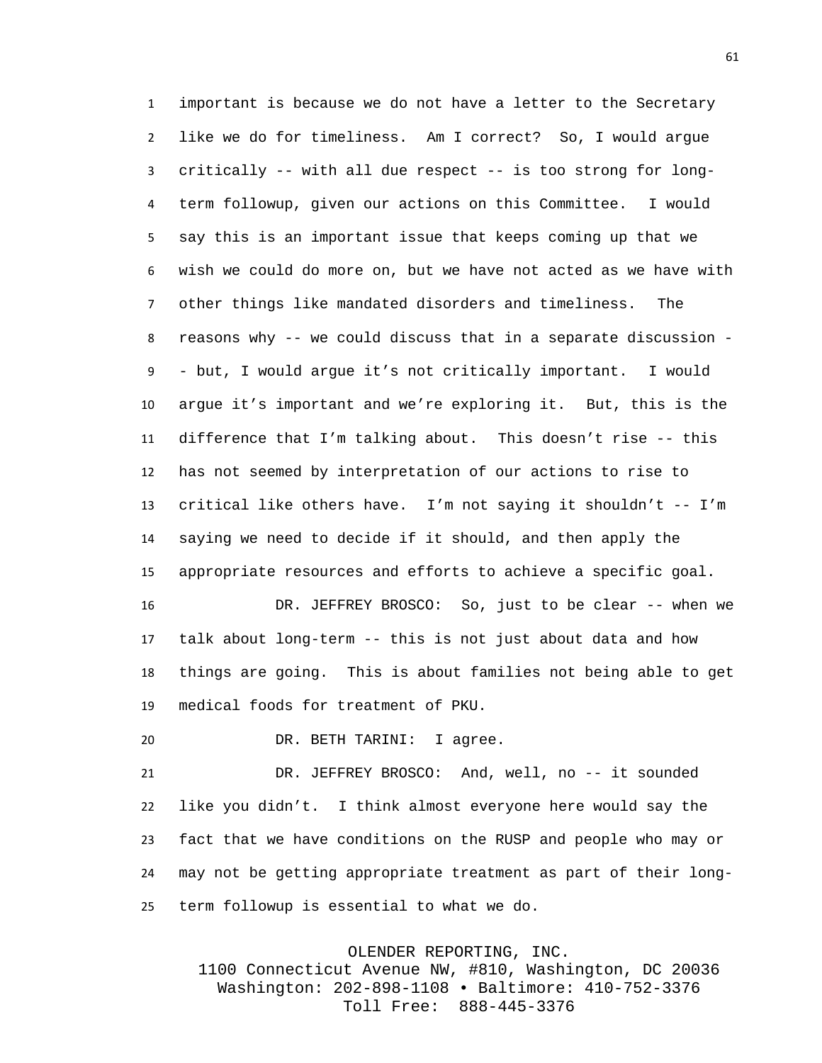important is because we do not have a letter to the Secretary like we do for timeliness. Am I correct? So, I would argue critically -- with all due respect -- is too strong for long-term followup, given our actions on this Committee. I would say this is an important issue that keeps coming up that we wish we could do more on, but we have not acted as we have with other things like mandated disorders and timeliness. The reasons why -- we could discuss that in a separate discussion -- but, I would argue it's not critically important. I would argue it's important and we're exploring it. But, this is the difference that I'm talking about. This doesn't rise -- this has not seemed by interpretation of our actions to rise to critical like others have. I'm not saying it shouldn't -- I'm saying we need to decide if it should, and then apply the appropriate resources and efforts to achieve a specific goal.

DR. JEFFREY BROSCO: So, just to be clear -- when we talk about long-term -- this is not just about data and how things are going. This is about families not being able to get medical foods for treatment of PKU.

DR. BETH TARINI: I agree.

DR. JEFFREY BROSCO: And, well, no -- it sounded like you didn't. I think almost everyone here would say the fact that we have conditions on the RUSP and people who may or may not be getting appropriate treatment as part of their long-term followup is essential to what we do.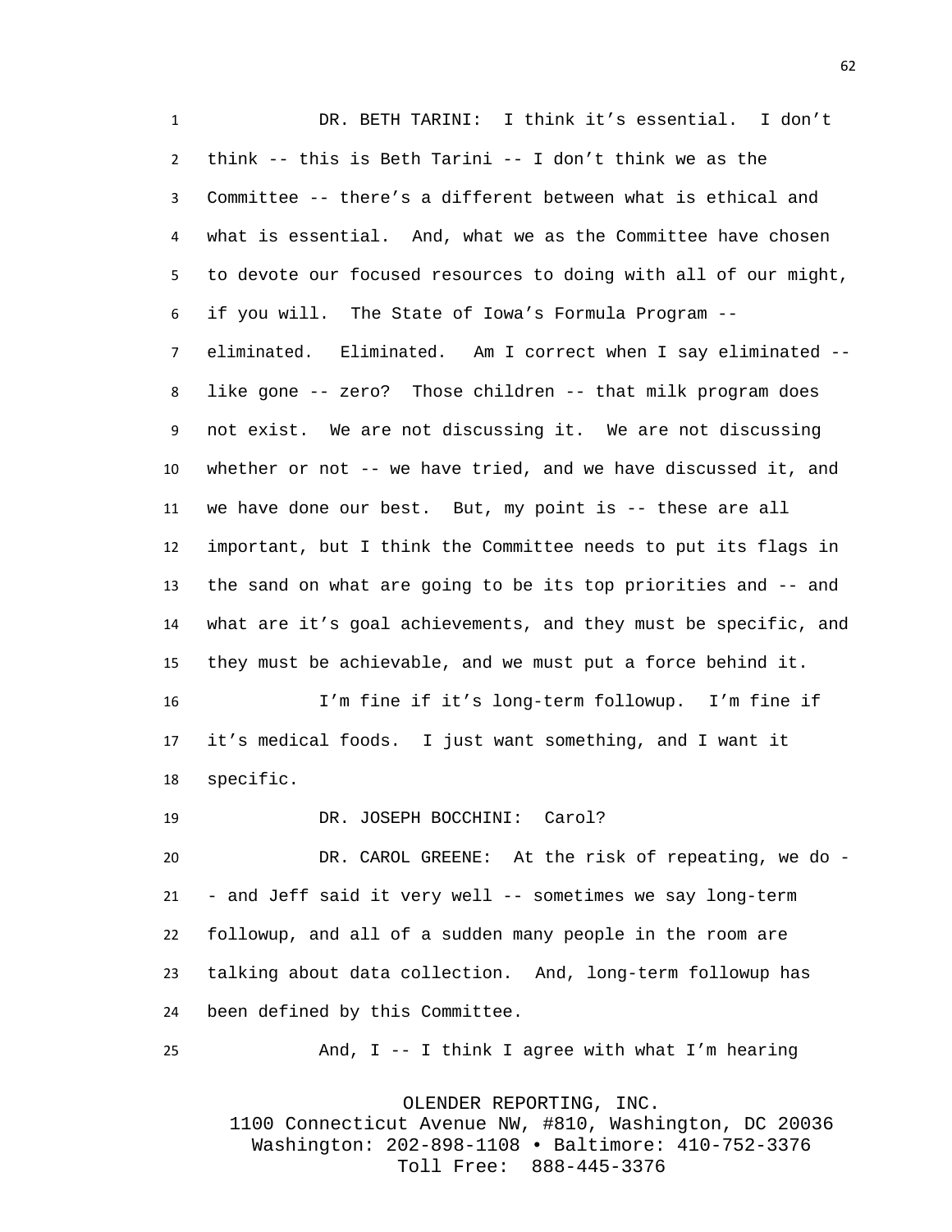DR. BETH TARINI: I think it's essential. I don't think -- this is Beth Tarini -- I don't think we as the Committee -- there's a different between what is ethical and what is essential. And, what we as the Committee have chosen to devote our focused resources to doing with all of our might, if you will. The State of Iowa's Formula Program -- eliminated. Eliminated. Am I correct when I say eliminated -- like gone -- zero? Those children -- that milk program does not exist. We are not discussing it. We are not discussing whether or not -- we have tried, and we have discussed it, and we have done our best. But, my point is -- these are all important, but I think the Committee needs to put its flags in the sand on what are going to be its top priorities and -- and what are it's goal achievements, and they must be specific, and they must be achievable, and we must put a force behind it.

I'm fine if it's long-term followup. I'm fine if it's medical foods. I just want something, and I want it specific.

DR. JOSEPH BOCCHINI: Carol?

DR. CAROL GREENE: At the risk of repeating, we do -- and Jeff said it very well -- sometimes we say long-term followup, and all of a sudden many people in the room are talking about data collection. And, long-term followup has been defined by this Committee.

And, I -- I think I agree with what I'm hearing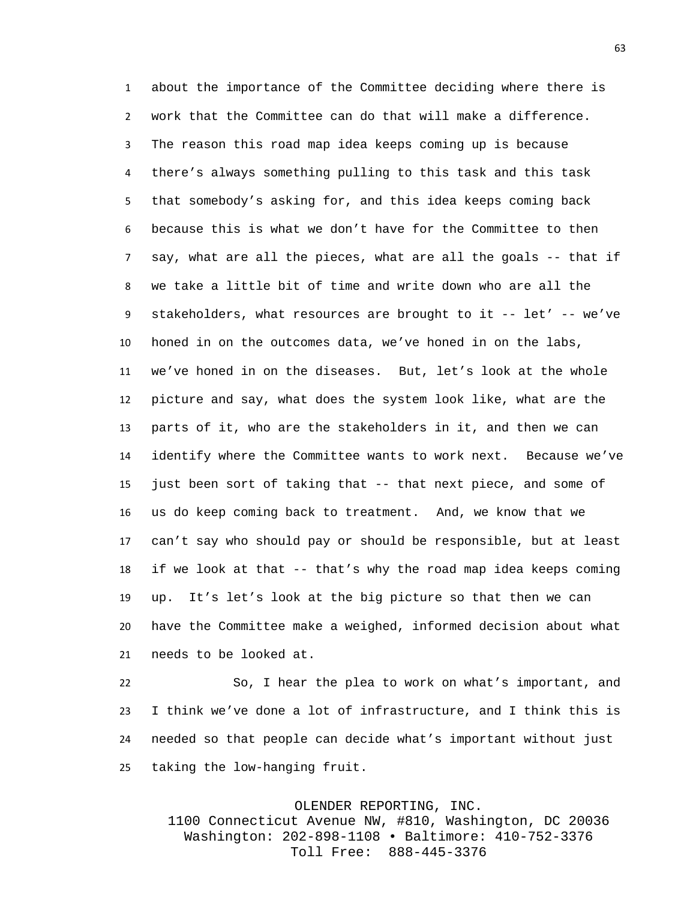about the importance of the Committee deciding where there is work that the Committee can do that will make a difference. The reason this road map idea keeps coming up is because there's always something pulling to this task and this task that somebody's asking for, and this idea keeps coming back because this is what we don't have for the Committee to then say, what are all the pieces, what are all the goals -- that if we take a little bit of time and write down who are all the stakeholders, what resources are brought to it -- let' -- we've honed in on the outcomes data, we've honed in on the labs, we've honed in on the diseases. But, let's look at the whole picture and say, what does the system look like, what are the parts of it, who are the stakeholders in it, and then we can identify where the Committee wants to work next. Because we've just been sort of taking that -- that next piece, and some of us do keep coming back to treatment. And, we know that we can't say who should pay or should be responsible, but at least if we look at that -- that's why the road map idea keeps coming up. It's let's look at the big picture so that then we can have the Committee make a weighed, informed decision about what needs to be looked at.

So, I hear the plea to work on what's important, and I think we've done a lot of infrastructure, and I think this is needed so that people can decide what's important without just taking the low-hanging fruit.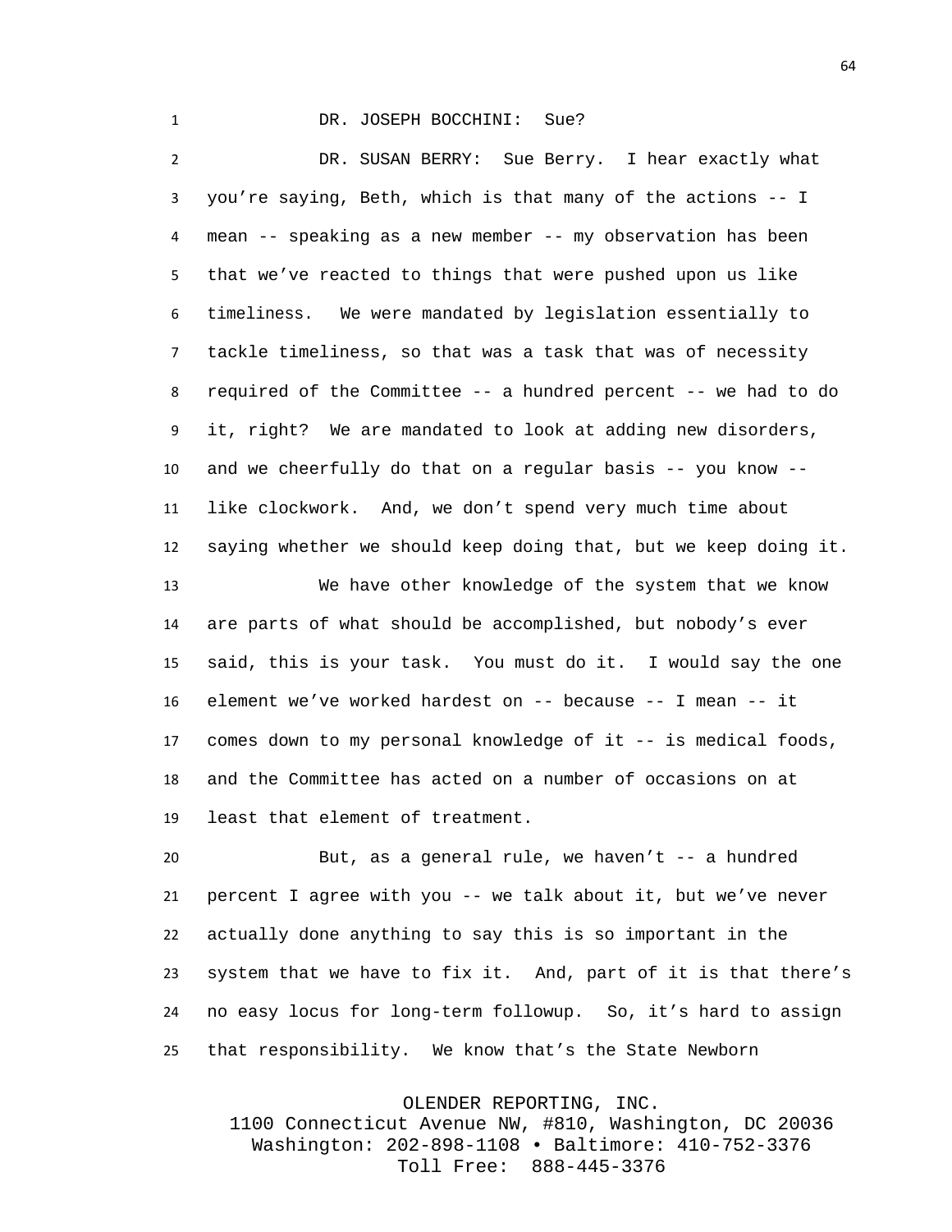DR. JOSEPH BOCCHINI: Sue?

DR. SUSAN BERRY: Sue Berry. I hear exactly what you're saying, Beth, which is that many of the actions -- I mean -- speaking as a new member -- my observation has been that we've reacted to things that were pushed upon us like timeliness. We were mandated by legislation essentially to tackle timeliness, so that was a task that was of necessity required of the Committee -- a hundred percent -- we had to do it, right? We are mandated to look at adding new disorders, and we cheerfully do that on a regular basis -- you know -- like clockwork. And, we don't spend very much time about saying whether we should keep doing that, but we keep doing it.

We have other knowledge of the system that we know are parts of what should be accomplished, but nobody's ever said, this is your task. You must do it. I would say the one element we've worked hardest on -- because -- I mean -- it comes down to my personal knowledge of it -- is medical foods, and the Committee has acted on a number of occasions on at least that element of treatment.

But, as a general rule, we haven't -- a hundred percent I agree with you -- we talk about it, but we've never actually done anything to say this is so important in the system that we have to fix it. And, part of it is that there's no easy locus for long-term followup. So, it's hard to assign that responsibility. We know that's the State Newborn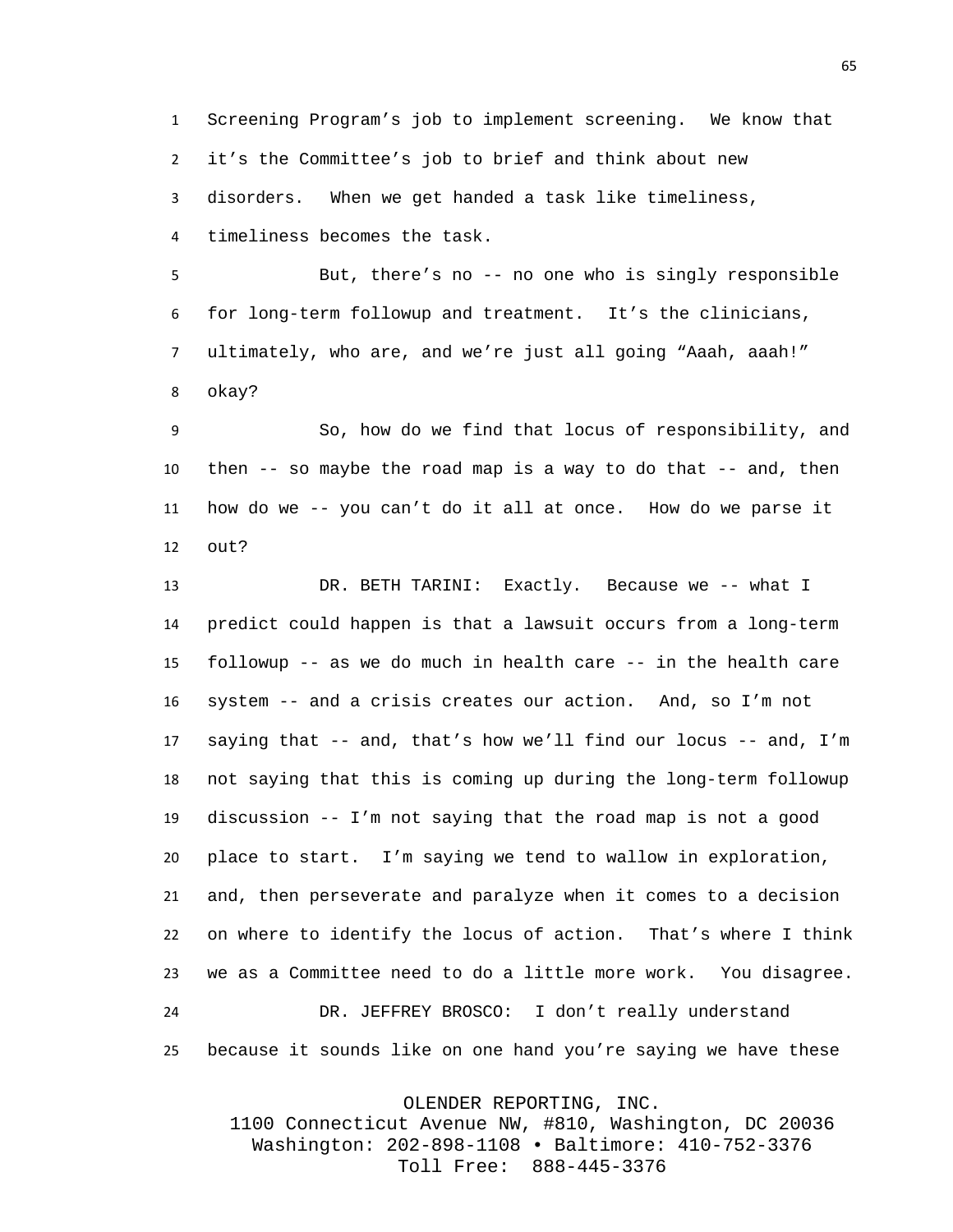Screening Program's job to implement screening. We know that it's the Committee's job to brief and think about new disorders. When we get handed a task like timeliness, timeliness becomes the task.

But, there's no -- no one who is singly responsible for long-term followup and treatment. It's the clinicians, ultimately, who are, and we're just all going "Aaah, aaah!" okay?

So, how do we find that locus of responsibility, and then -- so maybe the road map is a way to do that -- and, then how do we -- you can't do it all at once. How do we parse it out?

DR. BETH TARINI: Exactly. Because we -- what I predict could happen is that a lawsuit occurs from a long-term followup -- as we do much in health care -- in the health care system -- and a crisis creates our action. And, so I'm not saying that -- and, that's how we'll find our locus -- and, I'm not saying that this is coming up during the long-term followup discussion -- I'm not saying that the road map is not a good place to start. I'm saying we tend to wallow in exploration, and, then perseverate and paralyze when it comes to a decision on where to identify the locus of action. That's where I think we as a Committee need to do a little more work. You disagree.

DR. JEFFREY BROSCO: I don't really understand because it sounds like on one hand you're saying we have these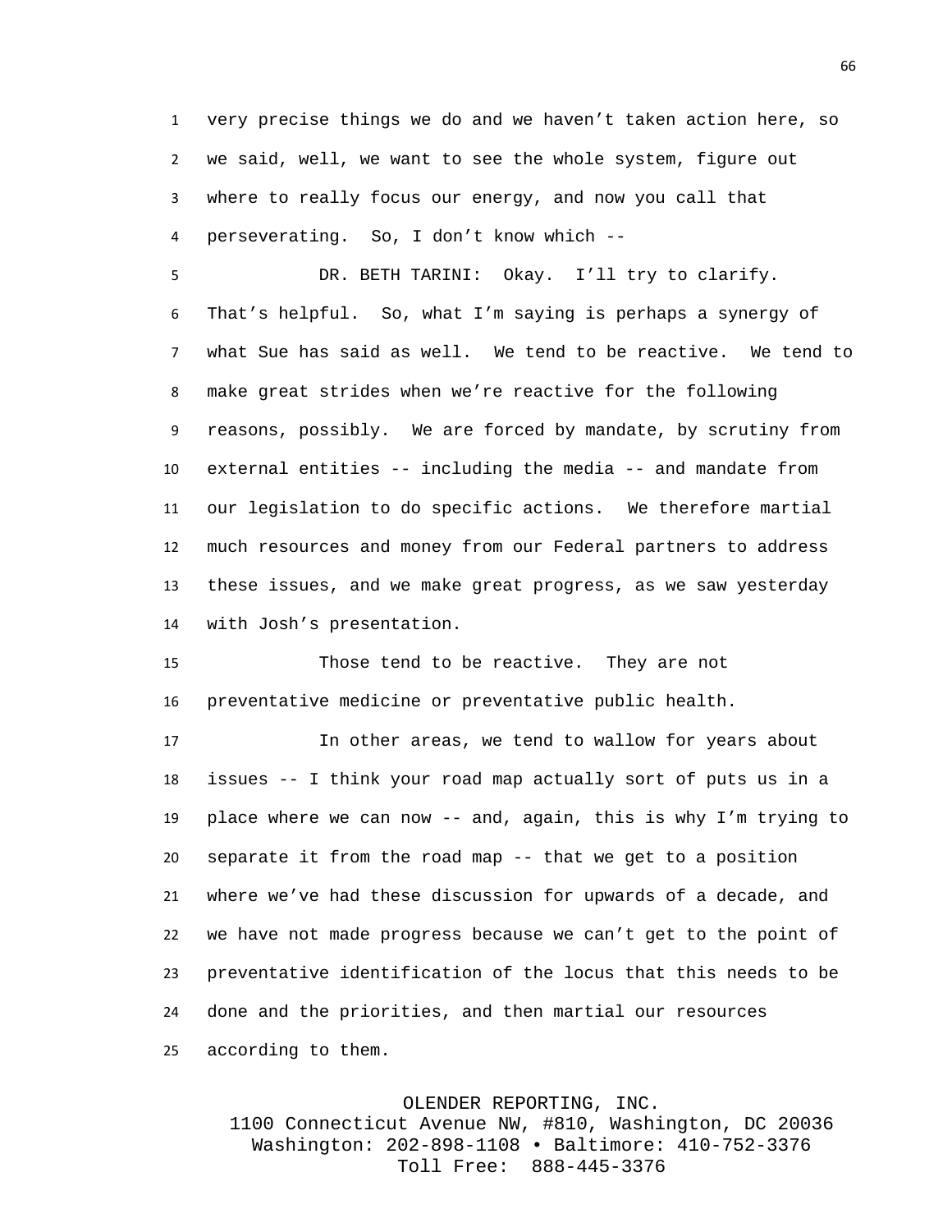very precise things we do and we haven't taken action here, so we said, well, we want to see the whole system, figure out where to really focus our energy, and now you call that perseverating. So, I don't know which --

DR. BETH TARINI: Okay. I'll try to clarify. That's helpful. So, what I'm saying is perhaps a synergy of what Sue has said as well. We tend to be reactive. We tend to make great strides when we're reactive for the following reasons, possibly. We are forced by mandate, by scrutiny from external entities -- including the media -- and mandate from our legislation to do specific actions. We therefore martial much resources and money from our Federal partners to address these issues, and we make great progress, as we saw yesterday with Josh's presentation.

Those tend to be reactive. They are not preventative medicine or preventative public health.

In other areas, we tend to wallow for years about issues -- I think your road map actually sort of puts us in a place where we can now -- and, again, this is why I'm trying to separate it from the road map -- that we get to a position where we've had these discussion for upwards of a decade, and we have not made progress because we can't get to the point of preventative identification of the locus that this needs to be done and the priorities, and then martial our resources according to them.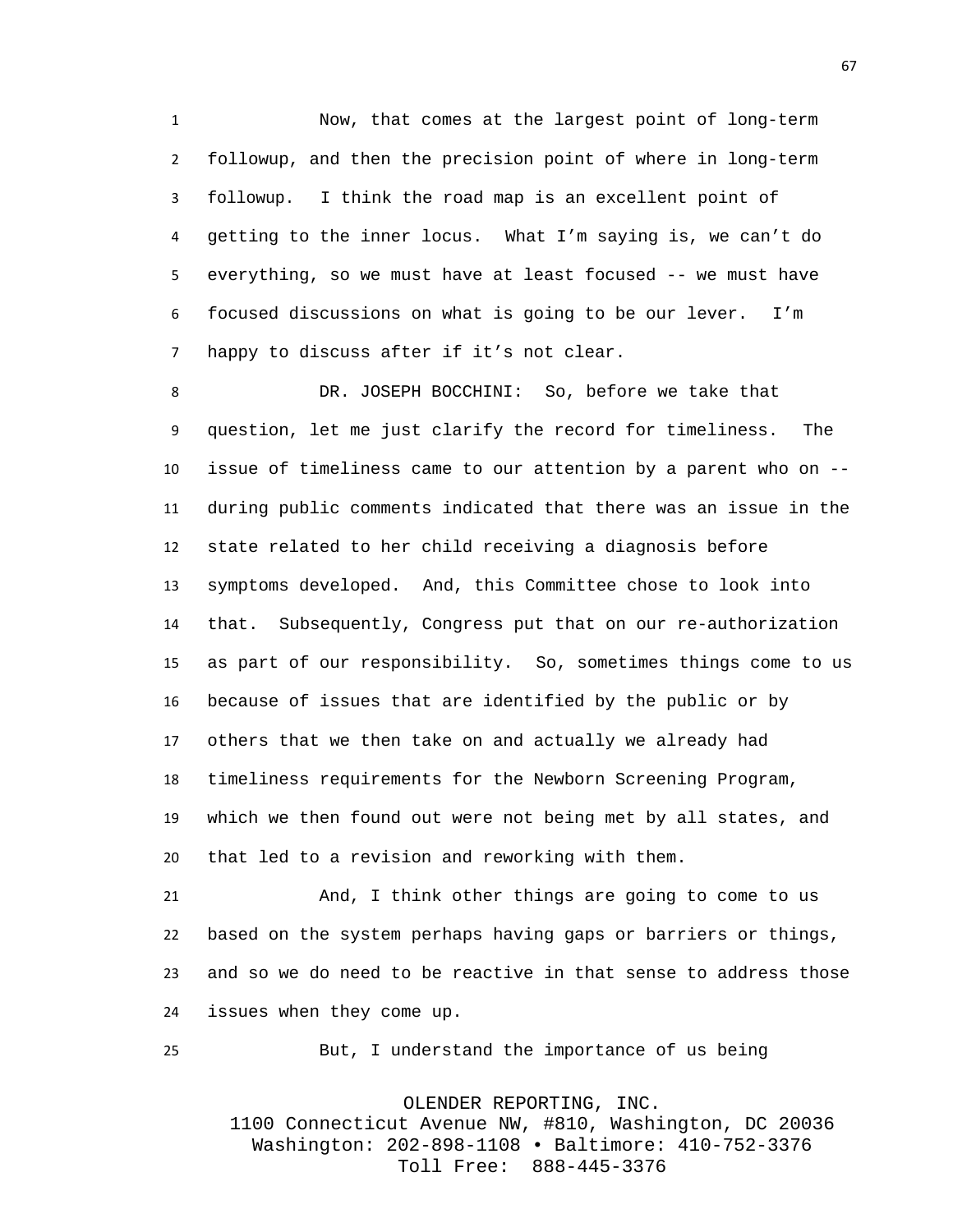Now, that comes at the largest point of long-term followup, and then the precision point of where in long-term followup. I think the road map is an excellent point of getting to the inner locus. What I'm saying is, we can't do everything, so we must have at least focused -- we must have focused discussions on what is going to be our lever. I'm happy to discuss after if it's not clear.

DR. JOSEPH BOCCHINI: So, before we take that question, let me just clarify the record for timeliness. The issue of timeliness came to our attention by a parent who on -- during public comments indicated that there was an issue in the state related to her child receiving a diagnosis before symptoms developed. And, this Committee chose to look into that. Subsequently, Congress put that on our re-authorization as part of our responsibility. So, sometimes things come to us because of issues that are identified by the public or by others that we then take on and actually we already had timeliness requirements for the Newborn Screening Program, which we then found out were not being met by all states, and that led to a revision and reworking with them.

And, I think other things are going to come to us based on the system perhaps having gaps or barriers or things, and so we do need to be reactive in that sense to address those issues when they come up.

But, I understand the importance of us being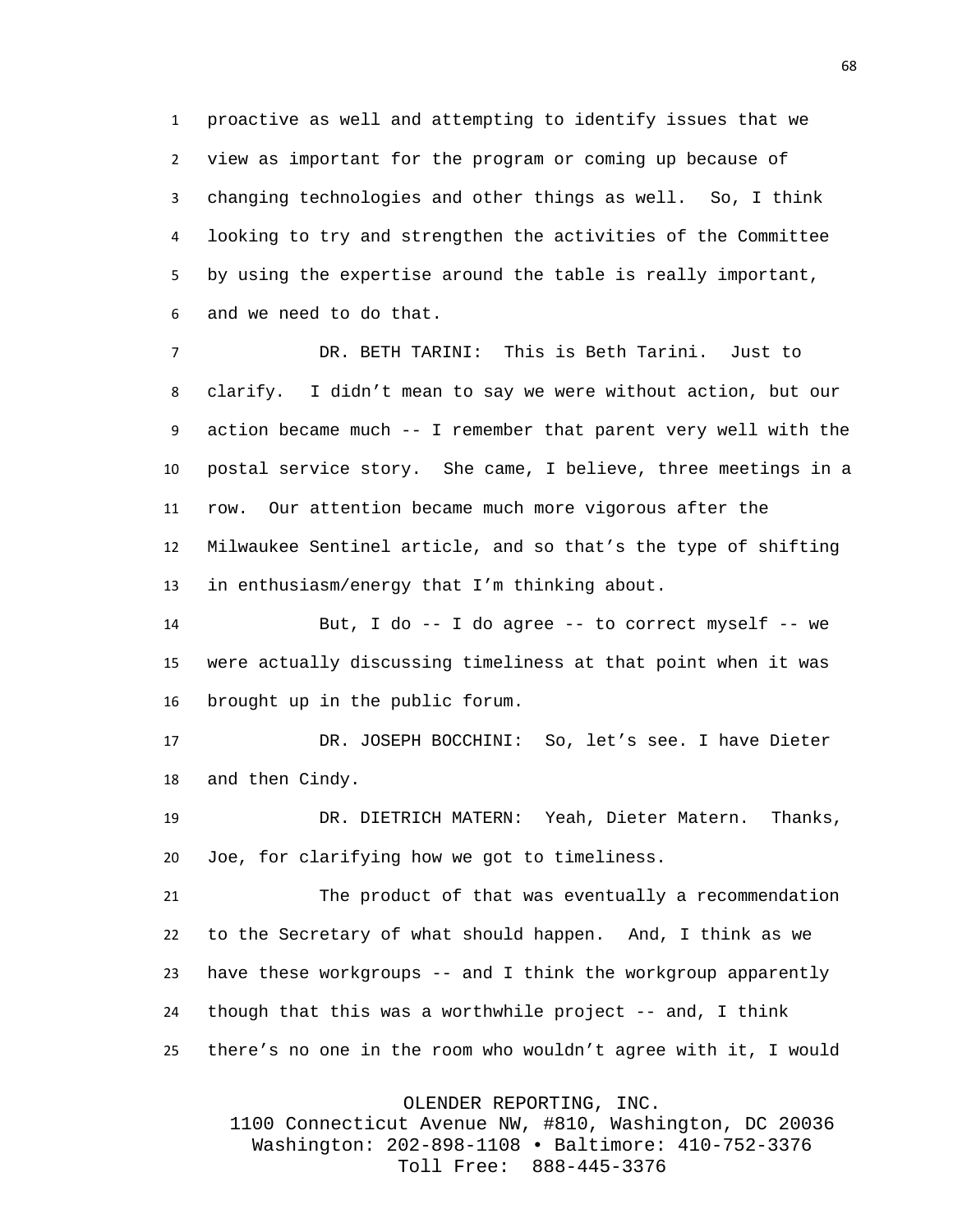proactive as well and attempting to identify issues that we view as important for the program or coming up because of changing technologies and other things as well. So, I think looking to try and strengthen the activities of the Committee by using the expertise around the table is really important, and we need to do that.

DR. BETH TARINI: This is Beth Tarini. Just to clarify. I didn't mean to say we were without action, but our action became much -- I remember that parent very well with the postal service story. She came, I believe, three meetings in a row. Our attention became much more vigorous after the Milwaukee Sentinel article, and so that's the type of shifting in enthusiasm/energy that I'm thinking about.

But, I do -- I do agree -- to correct myself -- we were actually discussing timeliness at that point when it was brought up in the public forum.

DR. JOSEPH BOCCHINI: So, let's see. I have Dieter and then Cindy.

DR. DIETRICH MATERN: Yeah, Dieter Matern. Thanks, Joe, for clarifying how we got to timeliness.

The product of that was eventually a recommendation to the Secretary of what should happen. And, I think as we have these workgroups -- and I think the workgroup apparently though that this was a worthwhile project -- and, I think there's no one in the room who wouldn't agree with it, I would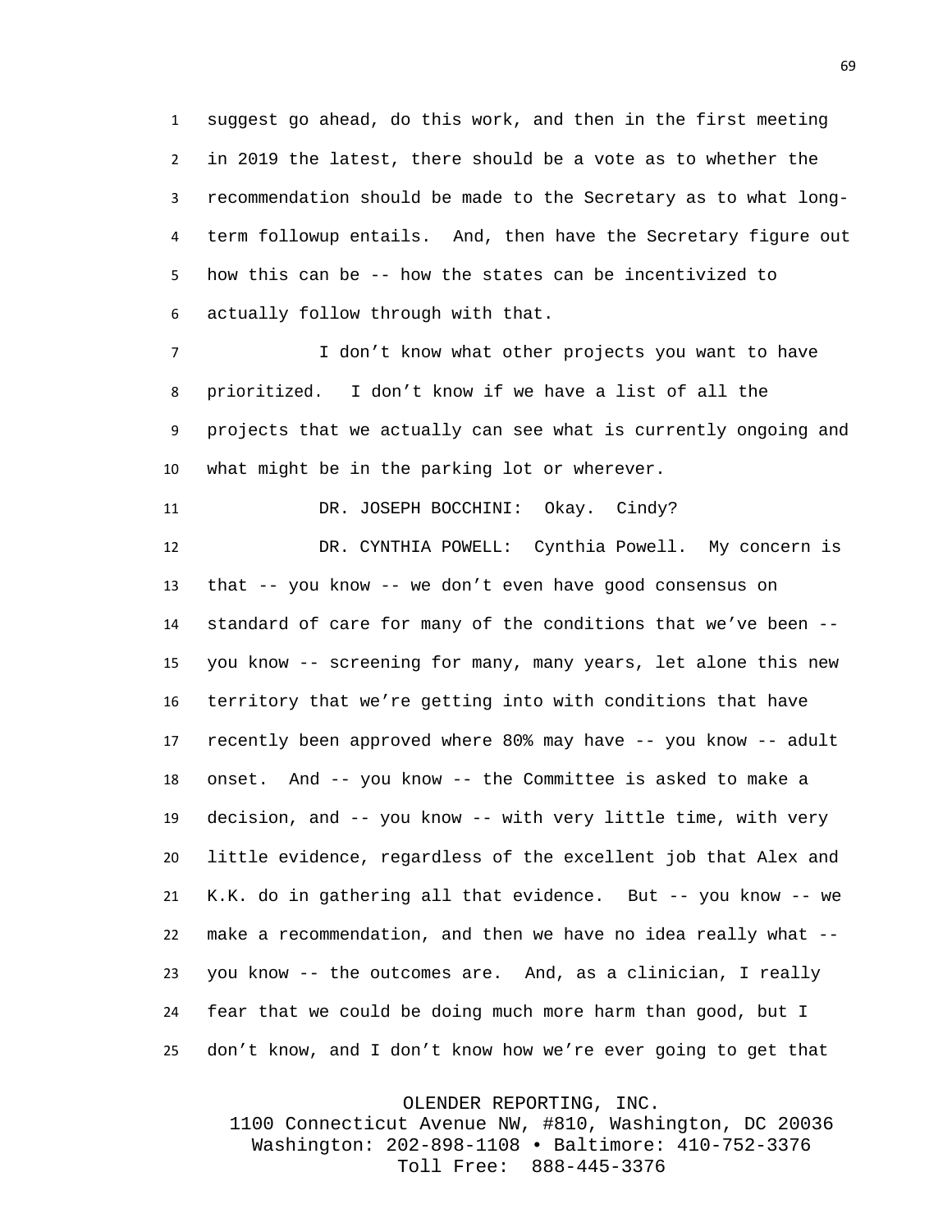suggest go ahead, do this work, and then in the first meeting in 2019 the latest, there should be a vote as to whether the recommendation should be made to the Secretary as to what long-term followup entails. And, then have the Secretary figure out how this can be -- how the states can be incentivized to actually follow through with that.

I don't know what other projects you want to have prioritized. I don't know if we have a list of all the projects that we actually can see what is currently ongoing and what might be in the parking lot or wherever.

DR. JOSEPH BOCCHINI: Okay. Cindy?

DR. CYNTHIA POWELL: Cynthia Powell. My concern is that -- you know -- we don't even have good consensus on standard of care for many of the conditions that we've been -- you know -- screening for many, many years, let alone this new territory that we're getting into with conditions that have recently been approved where 80% may have -- you know -- adult onset. And -- you know -- the Committee is asked to make a decision, and -- you know -- with very little time, with very little evidence, regardless of the excellent job that Alex and K.K. do in gathering all that evidence. But -- you know -- we make a recommendation, and then we have no idea really what -- you know -- the outcomes are. And, as a clinician, I really fear that we could be doing much more harm than good, but I don't know, and I don't know how we're ever going to get that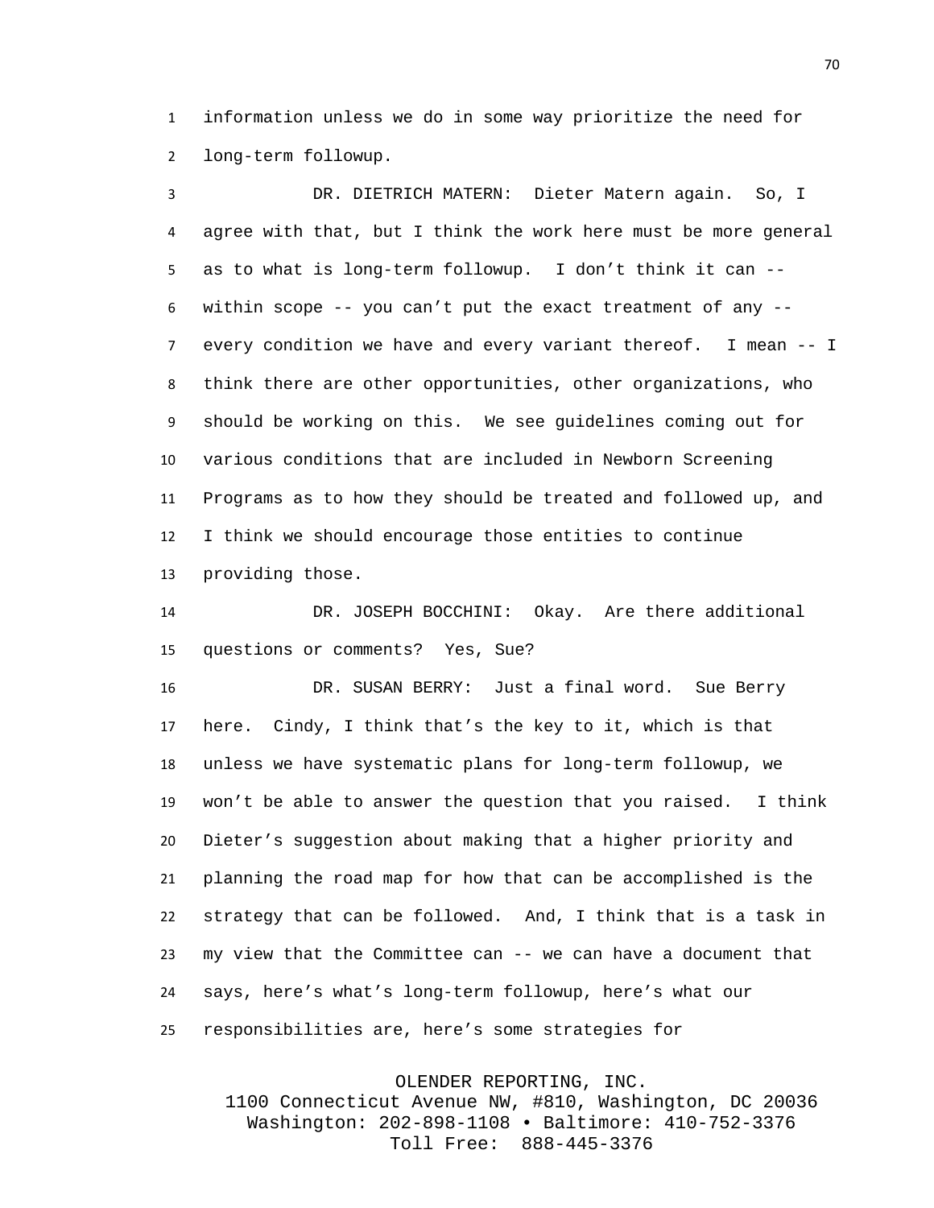information unless we do in some way prioritize the need for long-term followup.

DR. DIETRICH MATERN: Dieter Matern again. So, I agree with that, but I think the work here must be more general as to what is long-term followup. I don't think it can -- within scope -- you can't put the exact treatment of any -- every condition we have and every variant thereof. I mean -- I think there are other opportunities, other organizations, who should be working on this. We see guidelines coming out for various conditions that are included in Newborn Screening Programs as to how they should be treated and followed up, and I think we should encourage those entities to continue providing those.

DR. JOSEPH BOCCHINI: Okay. Are there additional questions or comments? Yes, Sue?

DR. SUSAN BERRY: Just a final word. Sue Berry here. Cindy, I think that's the key to it, which is that unless we have systematic plans for long-term followup, we won't be able to answer the question that you raised. I think Dieter's suggestion about making that a higher priority and planning the road map for how that can be accomplished is the strategy that can be followed. And, I think that is a task in my view that the Committee can -- we can have a document that says, here's what's long-term followup, here's what our responsibilities are, here's some strategies for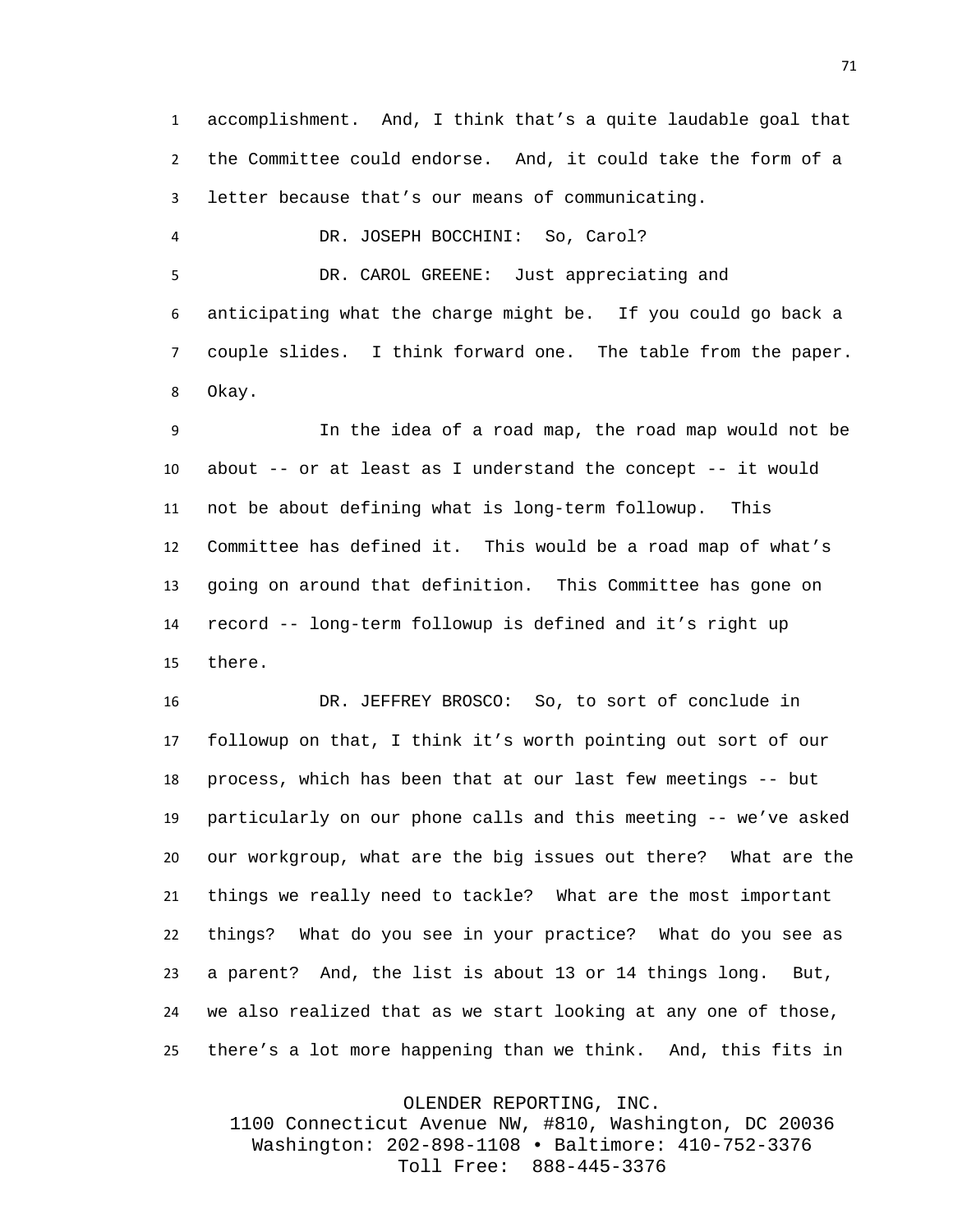accomplishment. And, I think that's a quite laudable goal that the Committee could endorse. And, it could take the form of a letter because that's our means of communicating.

DR. JOSEPH BOCCHINI: So, Carol?

DR. CAROL GREENE: Just appreciating and anticipating what the charge might be. If you could go back a couple slides. I think forward one. The table from the paper. Okay.

In the idea of a road map, the road map would not be about -- or at least as I understand the concept -- it would not be about defining what is long-term followup. This Committee has defined it. This would be a road map of what's going on around that definition. This Committee has gone on record -- long-term followup is defined and it's right up there.

DR. JEFFREY BROSCO: So, to sort of conclude in followup on that, I think it's worth pointing out sort of our process, which has been that at our last few meetings -- but particularly on our phone calls and this meeting -- we've asked our workgroup, what are the big issues out there? What are the things we really need to tackle? What are the most important things? What do you see in your practice? What do you see as a parent? And, the list is about 13 or 14 things long. But, we also realized that as we start looking at any one of those, there's a lot more happening than we think. And, this fits in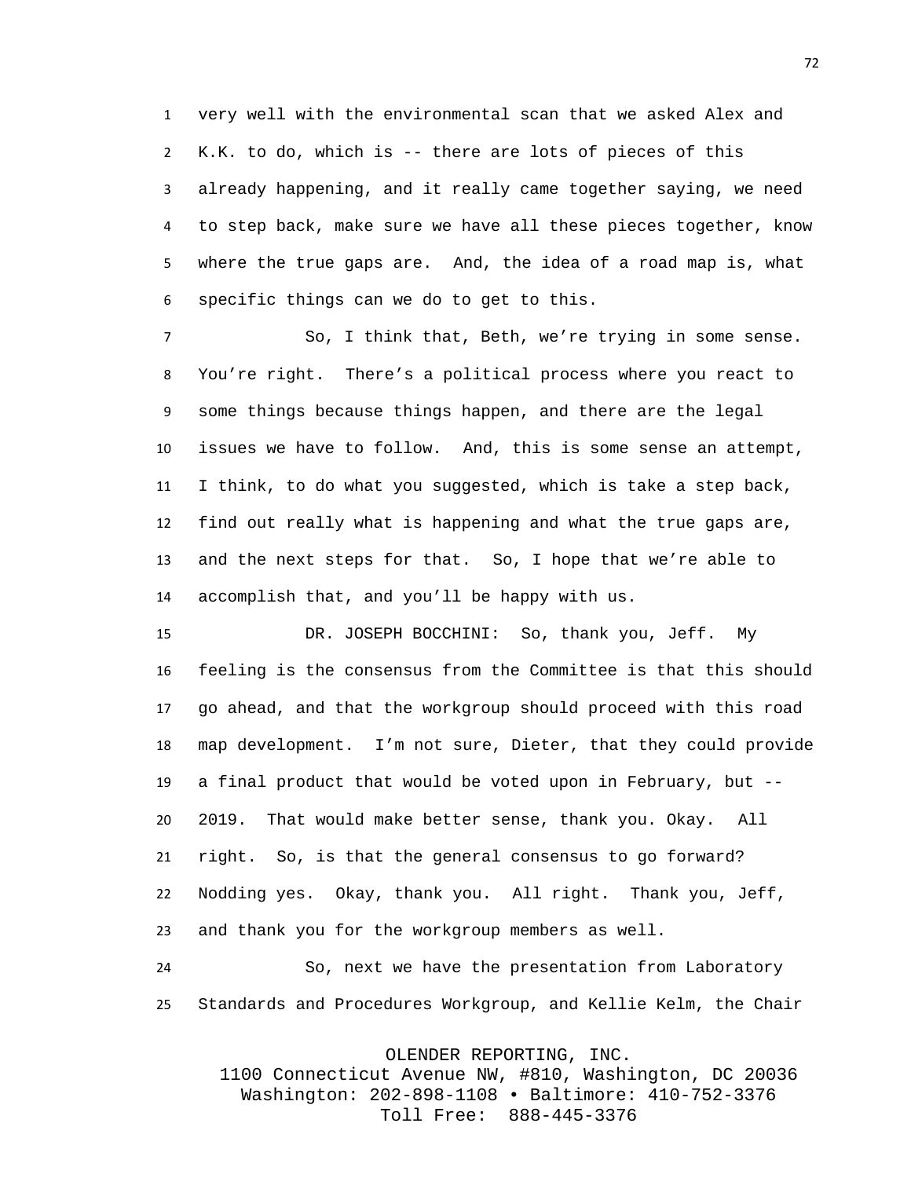very well with the environmental scan that we asked Alex and K.K. to do, which is -- there are lots of pieces of this already happening, and it really came together saying, we need to step back, make sure we have all these pieces together, know where the true gaps are. And, the idea of a road map is, what specific things can we do to get to this.

So, I think that, Beth, we're trying in some sense. You're right. There's a political process where you react to some things because things happen, and there are the legal issues we have to follow. And, this is some sense an attempt, I think, to do what you suggested, which is take a step back, find out really what is happening and what the true gaps are, and the next steps for that. So, I hope that we're able to accomplish that, and you'll be happy with us.

DR. JOSEPH BOCCHINI: So, thank you, Jeff. My feeling is the consensus from the Committee is that this should go ahead, and that the workgroup should proceed with this road map development. I'm not sure, Dieter, that they could provide a final product that would be voted upon in February, but -- 2019. That would make better sense, thank you. Okay. All right. So, is that the general consensus to go forward? Nodding yes. Okay, thank you. All right. Thank you, Jeff, and thank you for the workgroup members as well.

So, next we have the presentation from Laboratory Standards and Procedures Workgroup, and Kellie Kelm, the Chair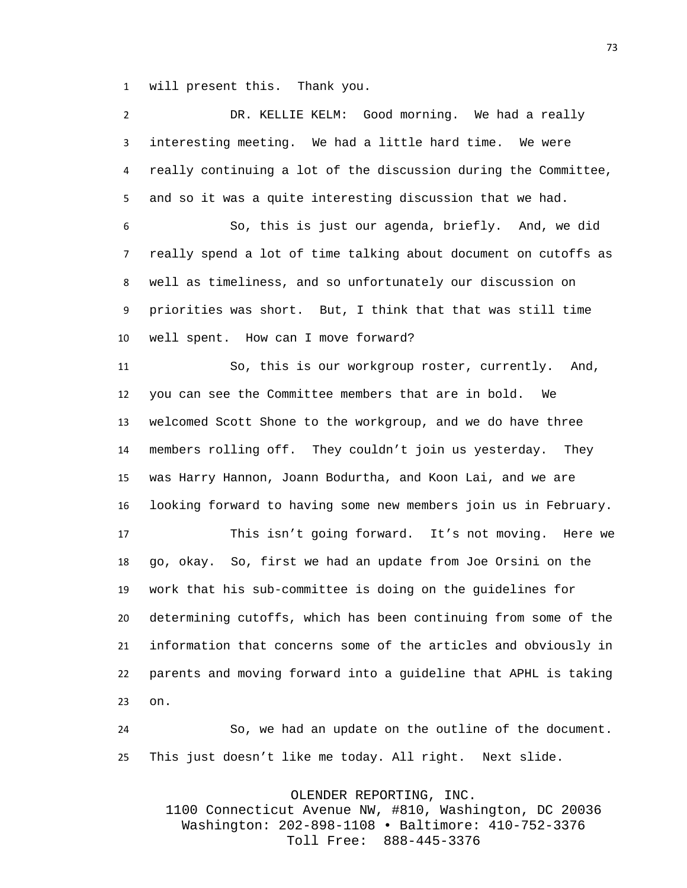will present this. Thank you.

DR. KELLIE KELM: Good morning. We had a really interesting meeting. We had a little hard time. We were really continuing a lot of the discussion during the Committee, and so it was a quite interesting discussion that we had.

So, this is just our agenda, briefly. And, we did really spend a lot of time talking about document on cutoffs as well as timeliness, and so unfortunately our discussion on priorities was short. But, I think that that was still time well spent. How can I move forward?

So, this is our workgroup roster, currently. And, you can see the Committee members that are in bold. We welcomed Scott Shone to the workgroup, and we do have three members rolling off. They couldn't join us yesterday. They was Harry Hannon, Joann Bodurtha, and Koon Lai, and we are looking forward to having some new members join us in February.

This isn't going forward. It's not moving. Here we go, okay. So, first we had an update from Joe Orsini on the work that his sub-committee is doing on the guidelines for determining cutoffs, which has been continuing from some of the information that concerns some of the articles and obviously in parents and moving forward into a guideline that APHL is taking on.

So, we had an update on the outline of the document. This just doesn't like me today. All right. Next slide.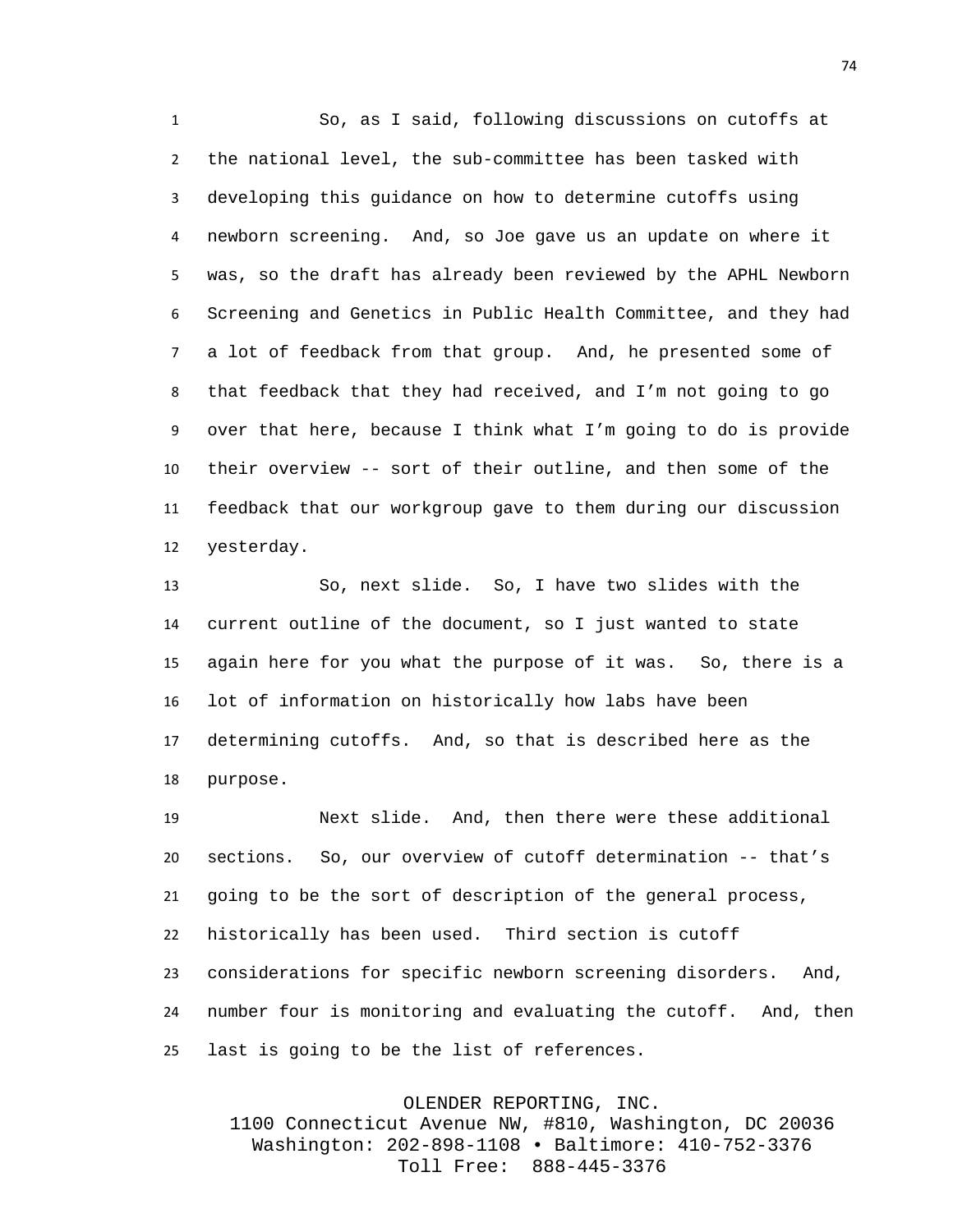So, as I said, following discussions on cutoffs at the national level, the sub-committee has been tasked with developing this guidance on how to determine cutoffs using newborn screening. And, so Joe gave us an update on where it was, so the draft has already been reviewed by the APHL Newborn Screening and Genetics in Public Health Committee, and they had a lot of feedback from that group. And, he presented some of that feedback that they had received, and I'm not going to go over that here, because I think what I'm going to do is provide their overview -- sort of their outline, and then some of the feedback that our workgroup gave to them during our discussion yesterday.

So, next slide. So, I have two slides with the current outline of the document, so I just wanted to state again here for you what the purpose of it was. So, there is a lot of information on historically how labs have been determining cutoffs. And, so that is described here as the purpose.

Next slide. And, then there were these additional sections. So, our overview of cutoff determination -- that's going to be the sort of description of the general process, historically has been used. Third section is cutoff considerations for specific newborn screening disorders. And, number four is monitoring and evaluating the cutoff. And, then last is going to be the list of references.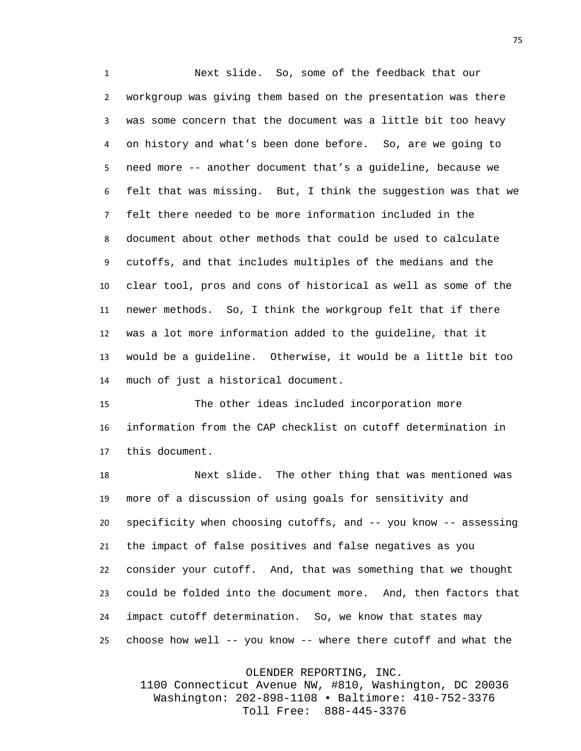Next slide. So, some of the feedback that our workgroup was giving them based on the presentation was there was some concern that the document was a little bit too heavy on history and what's been done before. So, are we going to need more -- another document that's a guideline, because we felt that was missing. But, I think the suggestion was that we felt there needed to be more information included in the document about other methods that could be used to calculate cutoffs, and that includes multiples of the medians and the clear tool, pros and cons of historical as well as some of the newer methods. So, I think the workgroup felt that if there was a lot more information added to the guideline, that it would be a guideline. Otherwise, it would be a little bit too much of just a historical document.

The other ideas included incorporation more information from the CAP checklist on cutoff determination in this document.

Next slide. The other thing that was mentioned was more of a discussion of using goals for sensitivity and specificity when choosing cutoffs, and -- you know -- assessing the impact of false positives and false negatives as you consider your cutoff. And, that was something that we thought could be folded into the document more. And, then factors that impact cutoff determination. So, we know that states may choose how well -- you know -- where there cutoff and what the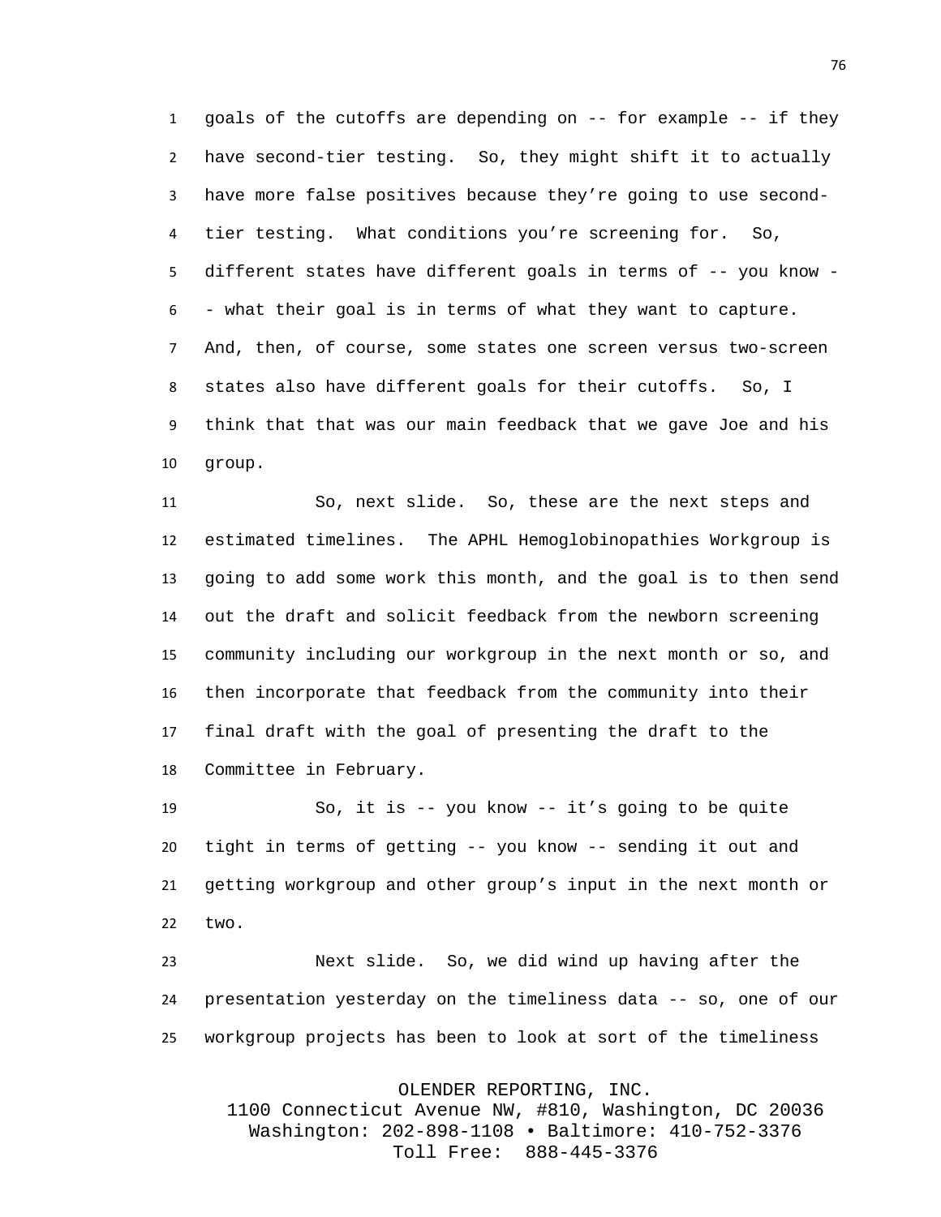goals of the cutoffs are depending on -- for example -- if they have second-tier testing. So, they might shift it to actually have more false positives because they're going to use second-tier testing. What conditions you're screening for. So, different states have different goals in terms of -- you know -- what their goal is in terms of what they want to capture. And, then, of course, some states one screen versus two-screen states also have different goals for their cutoffs. So, I think that that was our main feedback that we gave Joe and his group.

So, next slide. So, these are the next steps and estimated timelines. The APHL Hemoglobinopathies Workgroup is going to add some work this month, and the goal is to then send out the draft and solicit feedback from the newborn screening community including our workgroup in the next month or so, and then incorporate that feedback from the community into their final draft with the goal of presenting the draft to the Committee in February.

So, it is -- you know -- it's going to be quite tight in terms of getting -- you know -- sending it out and getting workgroup and other group's input in the next month or two.

Next slide. So, we did wind up having after the presentation yesterday on the timeliness data -- so, one of our workgroup projects has been to look at sort of the timeliness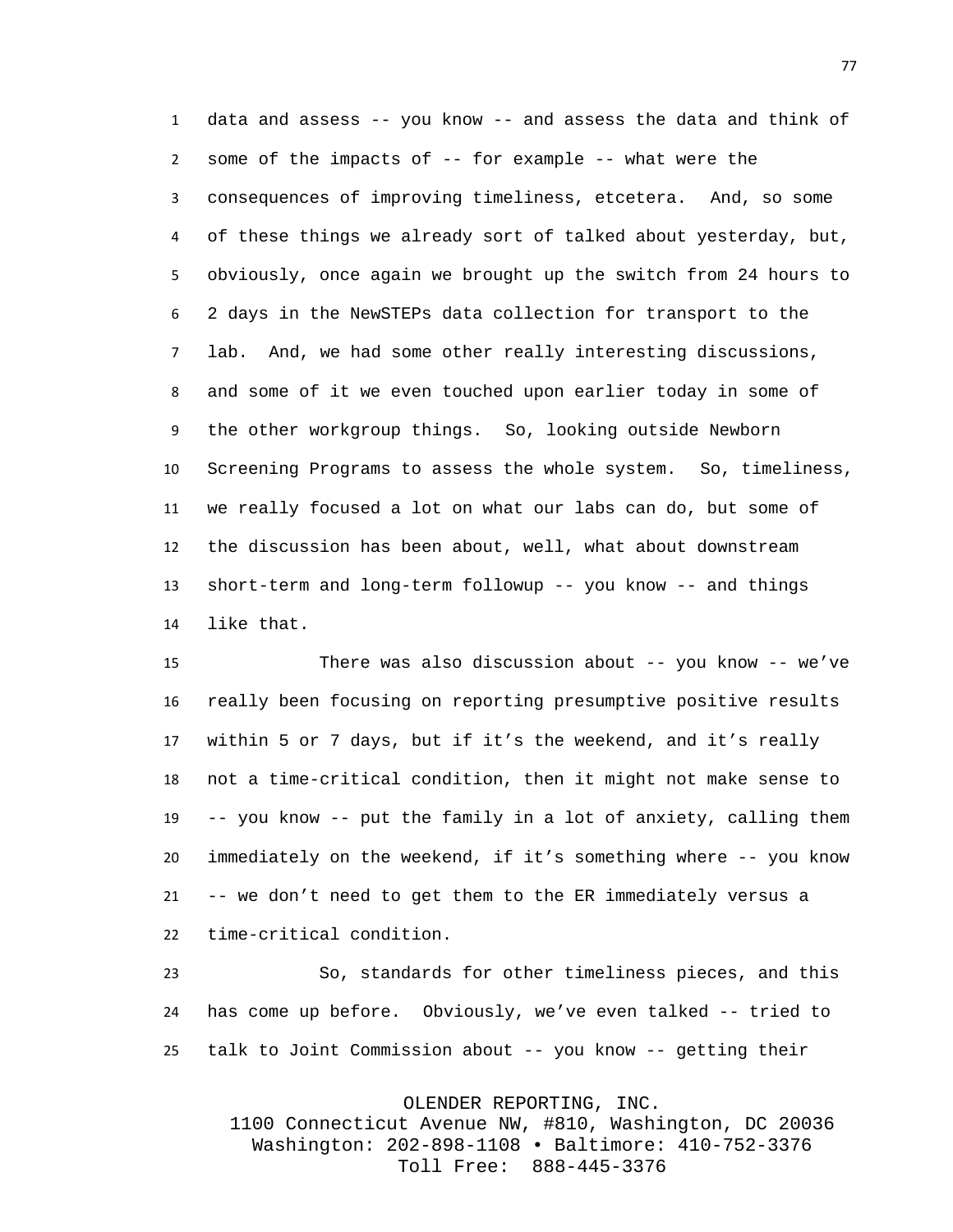data and assess -- you know -- and assess the data and think of some of the impacts of -- for example -- what were the consequences of improving timeliness, etcetera. And, so some of these things we already sort of talked about yesterday, but, obviously, once again we brought up the switch from 24 hours to 2 days in the NewSTEPs data collection for transport to the lab. And, we had some other really interesting discussions, and some of it we even touched upon earlier today in some of the other workgroup things. So, looking outside Newborn Screening Programs to assess the whole system. So, timeliness, we really focused a lot on what our labs can do, but some of the discussion has been about, well, what about downstream short-term and long-term followup -- you know -- and things like that.

There was also discussion about -- you know -- we've really been focusing on reporting presumptive positive results within 5 or 7 days, but if it's the weekend, and it's really not a time-critical condition, then it might not make sense to -- you know -- put the family in a lot of anxiety, calling them immediately on the weekend, if it's something where -- you know -- we don't need to get them to the ER immediately versus a time-critical condition.

So, standards for other timeliness pieces, and this has come up before. Obviously, we've even talked -- tried to talk to Joint Commission about -- you know -- getting their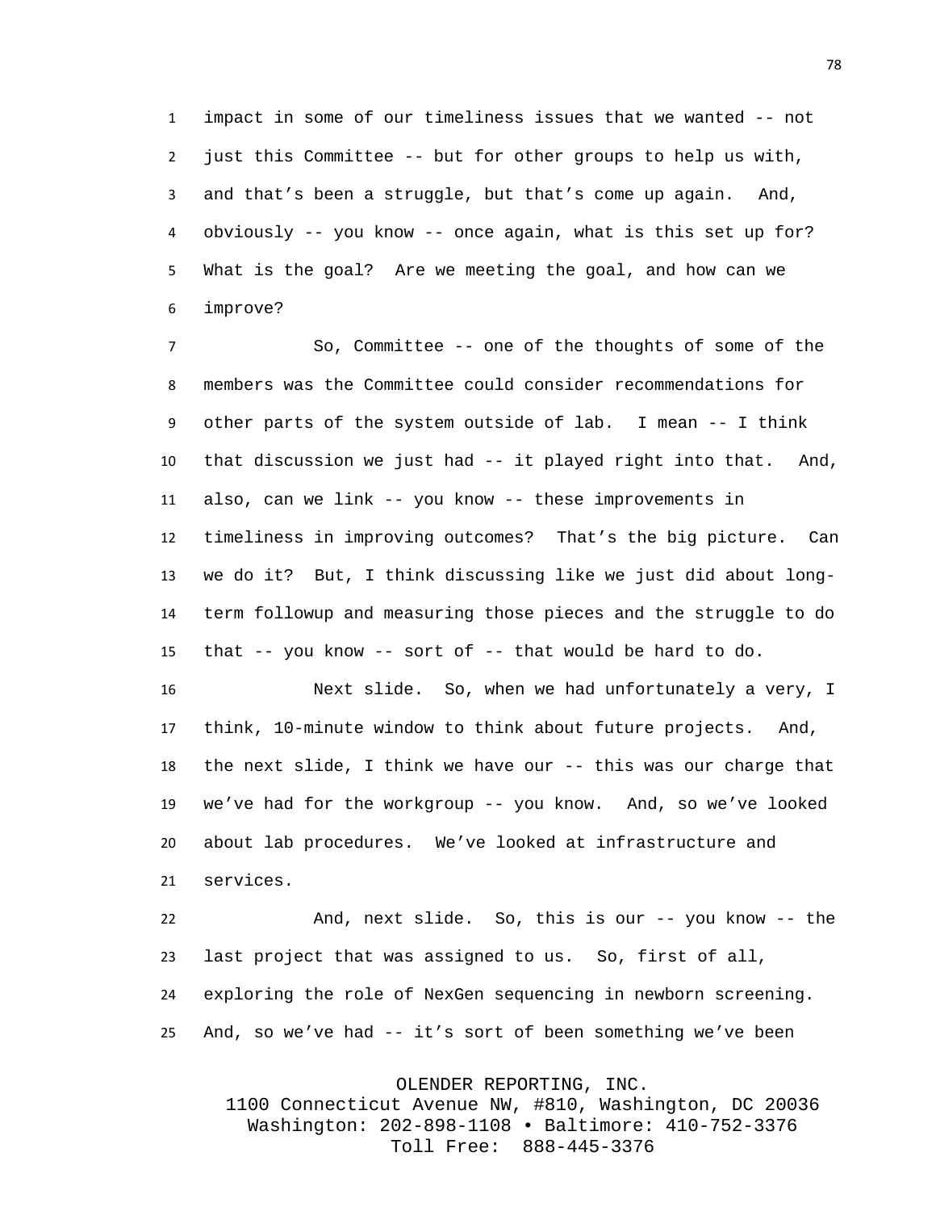impact in some of our timeliness issues that we wanted -- not just this Committee -- but for other groups to help us with, and that's been a struggle, but that's come up again. And, obviously -- you know -- once again, what is this set up for? What is the goal? Are we meeting the goal, and how can we improve?

So, Committee -- one of the thoughts of some of the members was the Committee could consider recommendations for other parts of the system outside of lab. I mean -- I think that discussion we just had -- it played right into that. And, also, can we link -- you know -- these improvements in timeliness in improving outcomes? That's the big picture. Can we do it? But, I think discussing like we just did about long-term followup and measuring those pieces and the struggle to do that -- you know -- sort of -- that would be hard to do.

Next slide. So, when we had unfortunately a very, I think, 10-minute window to think about future projects. And, the next slide, I think we have our -- this was our charge that we've had for the workgroup -- you know. And, so we've looked about lab procedures. We've looked at infrastructure and services.

And, next slide. So, this is our -- you know -- the last project that was assigned to us. So, first of all, exploring the role of NexGen sequencing in newborn screening. And, so we've had -- it's sort of been something we've been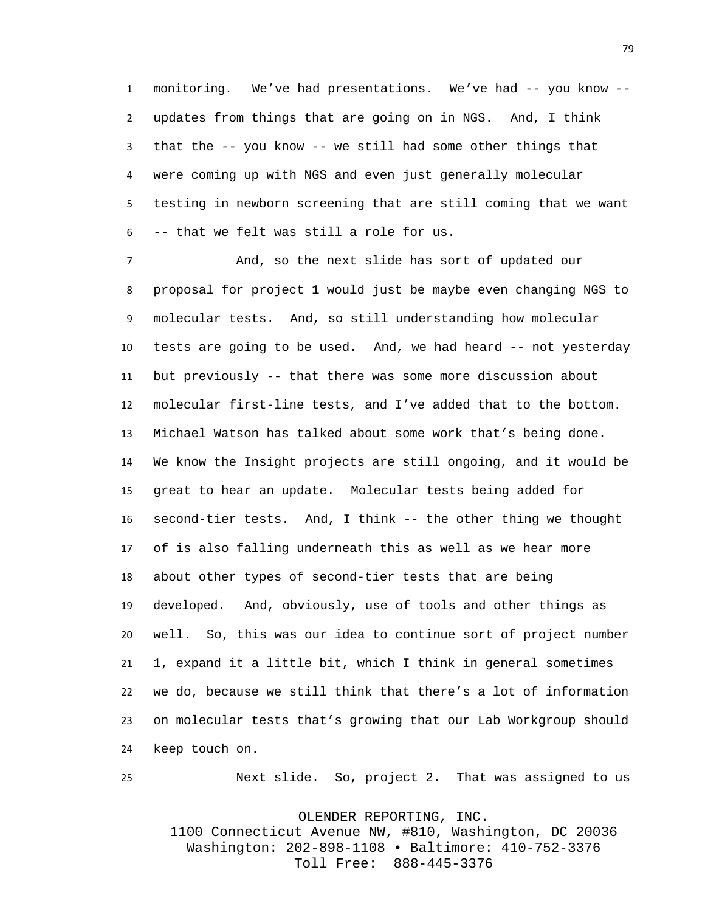monitoring. We've had presentations. We've had -- you know -- updates from things that are going on in NGS. And, I think that the -- you know -- we still had some other things that were coming up with NGS and even just generally molecular testing in newborn screening that are still coming that we want -- that we felt was still a role for us.

And, so the next slide has sort of updated our proposal for project 1 would just be maybe even changing NGS to molecular tests. And, so still understanding how molecular tests are going to be used. And, we had heard -- not yesterday but previously -- that there was some more discussion about molecular first-line tests, and I've added that to the bottom. Michael Watson has talked about some work that's being done. We know the Insight projects are still ongoing, and it would be great to hear an update. Molecular tests being added for second-tier tests. And, I think -- the other thing we thought of is also falling underneath this as well as we hear more about other types of second-tier tests that are being developed. And, obviously, use of tools and other things as well. So, this was our idea to continue sort of project number 1, expand it a little bit, which I think in general sometimes we do, because we still think that there's a lot of information on molecular tests that's growing that our Lab Workgroup should keep touch on.

Next slide. So, project 2. That was assigned to us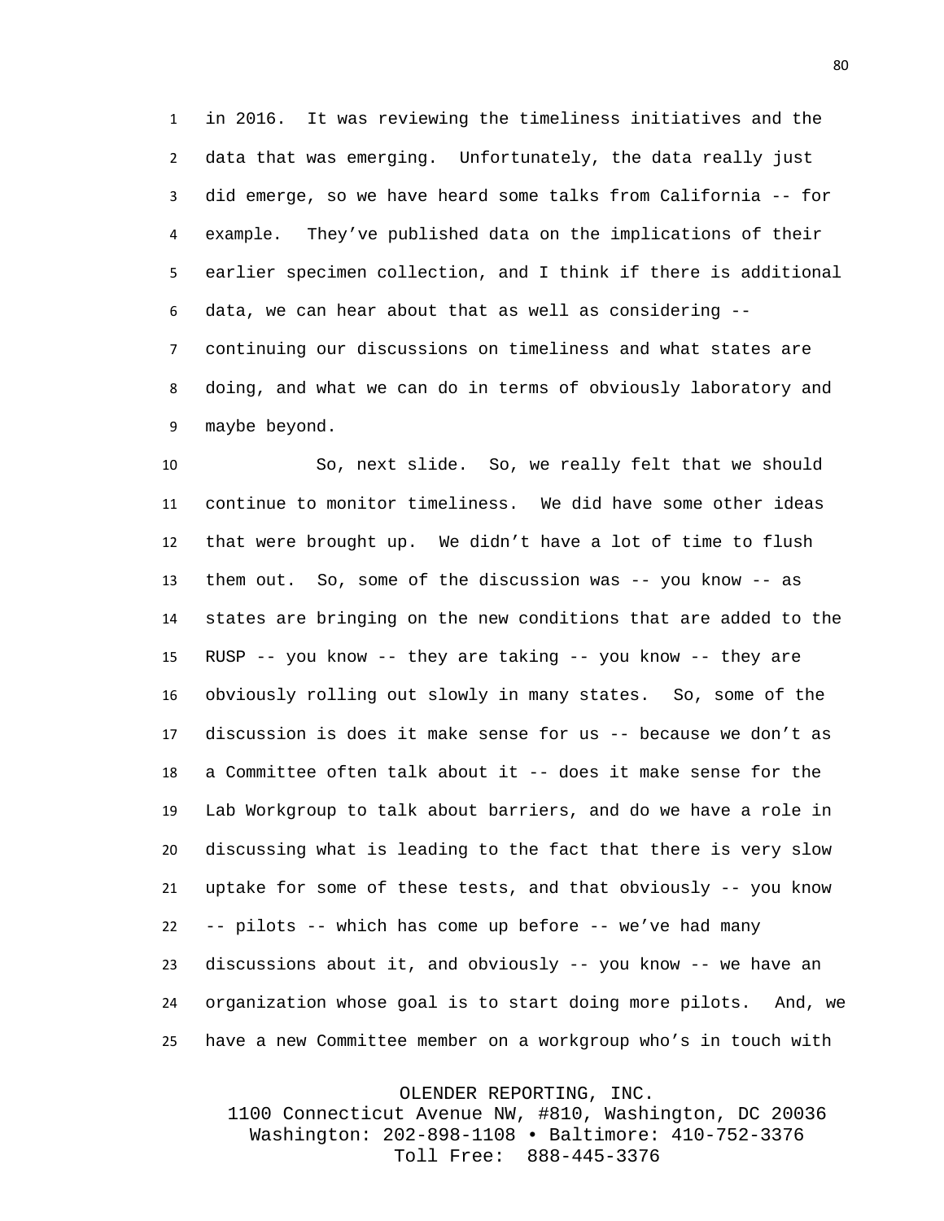in 2016. It was reviewing the timeliness initiatives and the data that was emerging. Unfortunately, the data really just did emerge, so we have heard some talks from California -- for example. They've published data on the implications of their earlier specimen collection, and I think if there is additional data, we can hear about that as well as considering -- continuing our discussions on timeliness and what states are doing, and what we can do in terms of obviously laboratory and maybe beyond.

So, next slide. So, we really felt that we should continue to monitor timeliness. We did have some other ideas that were brought up. We didn't have a lot of time to flush them out. So, some of the discussion was -- you know -- as states are bringing on the new conditions that are added to the RUSP -- you know -- they are taking -- you know -- they are obviously rolling out slowly in many states. So, some of the discussion is does it make sense for us -- because we don't as a Committee often talk about it -- does it make sense for the Lab Workgroup to talk about barriers, and do we have a role in discussing what is leading to the fact that there is very slow uptake for some of these tests, and that obviously -- you know -- pilots -- which has come up before -- we've had many discussions about it, and obviously -- you know -- we have an organization whose goal is to start doing more pilots. And, we have a new Committee member on a workgroup who's in touch with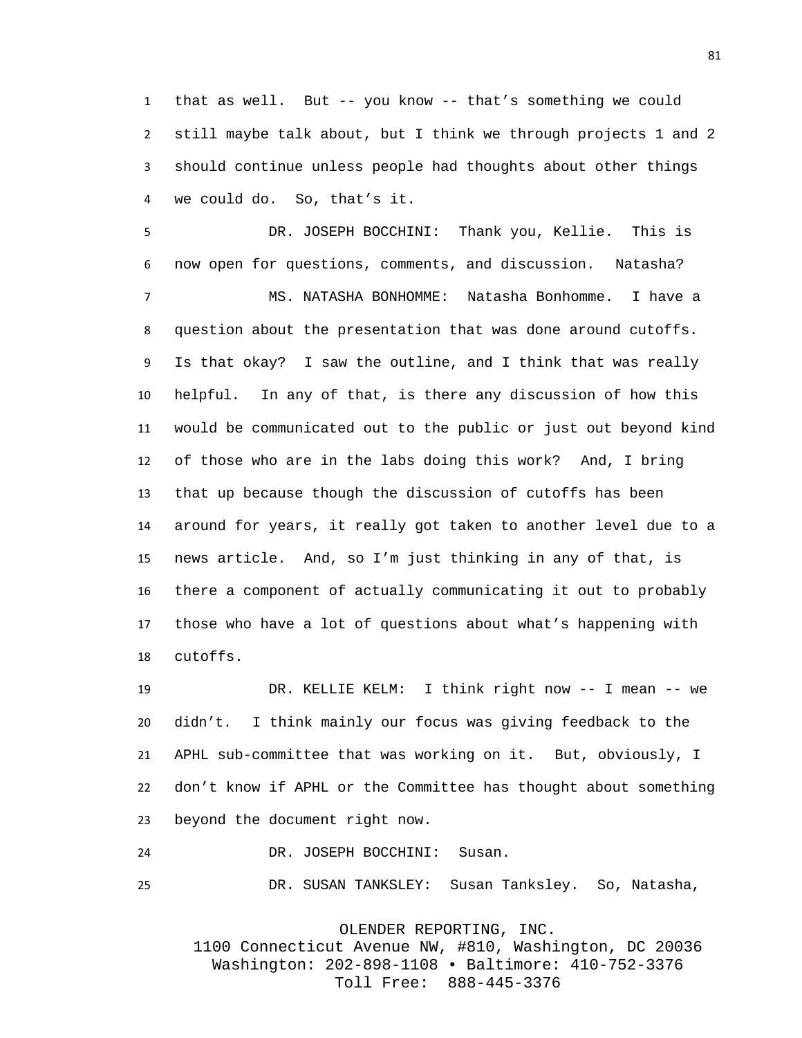that as well. But -- you know -- that's something we could still maybe talk about, but I think we through projects 1 and 2 should continue unless people had thoughts about other things we could do. So, that's it.

DR. JOSEPH BOCCHINI: Thank you, Kellie. This is now open for questions, comments, and discussion. Natasha?

MS. NATASHA BONHOMME: Natasha Bonhomme. I have a question about the presentation that was done around cutoffs. Is that okay? I saw the outline, and I think that was really helpful. In any of that, is there any discussion of how this would be communicated out to the public or just out beyond kind of those who are in the labs doing this work? And, I bring that up because though the discussion of cutoffs has been around for years, it really got taken to another level due to a news article. And, so I'm just thinking in any of that, is there a component of actually communicating it out to probably those who have a lot of questions about what's happening with cutoffs.

DR. KELLIE KELM: I think right now -- I mean -- we didn't. I think mainly our focus was giving feedback to the APHL sub-committee that was working on it. But, obviously, I don't know if APHL or the Committee has thought about something beyond the document right now.

DR. JOSEPH BOCCHINI: Susan.

DR. SUSAN TANKSLEY: Susan Tanksley. So, Natasha,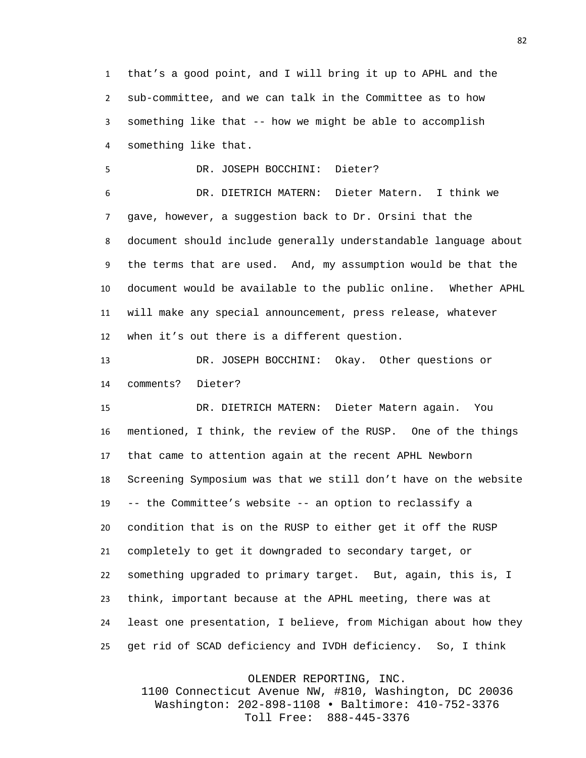that's a good point, and I will bring it up to APHL and the sub-committee, and we can talk in the Committee as to how something like that -- how we might be able to accomplish something like that.

DR. JOSEPH BOCCHINI: Dieter?

DR. DIETRICH MATERN: Dieter Matern. I think we gave, however, a suggestion back to Dr. Orsini that the document should include generally understandable language about the terms that are used. And, my assumption would be that the document would be available to the public online. Whether APHL will make any special announcement, press release, whatever when it's out there is a different question.

DR. JOSEPH BOCCHINI: Okay. Other questions or comments? Dieter?

DR. DIETRICH MATERN: Dieter Matern again. You mentioned, I think, the review of the RUSP. One of the things that came to attention again at the recent APHL Newborn Screening Symposium was that we still don't have on the website -- the Committee's website -- an option to reclassify a condition that is on the RUSP to either get it off the RUSP completely to get it downgraded to secondary target, or something upgraded to primary target. But, again, this is, I think, important because at the APHL meeting, there was at least one presentation, I believe, from Michigan about how they get rid of SCAD deficiency and IVDH deficiency. So, I think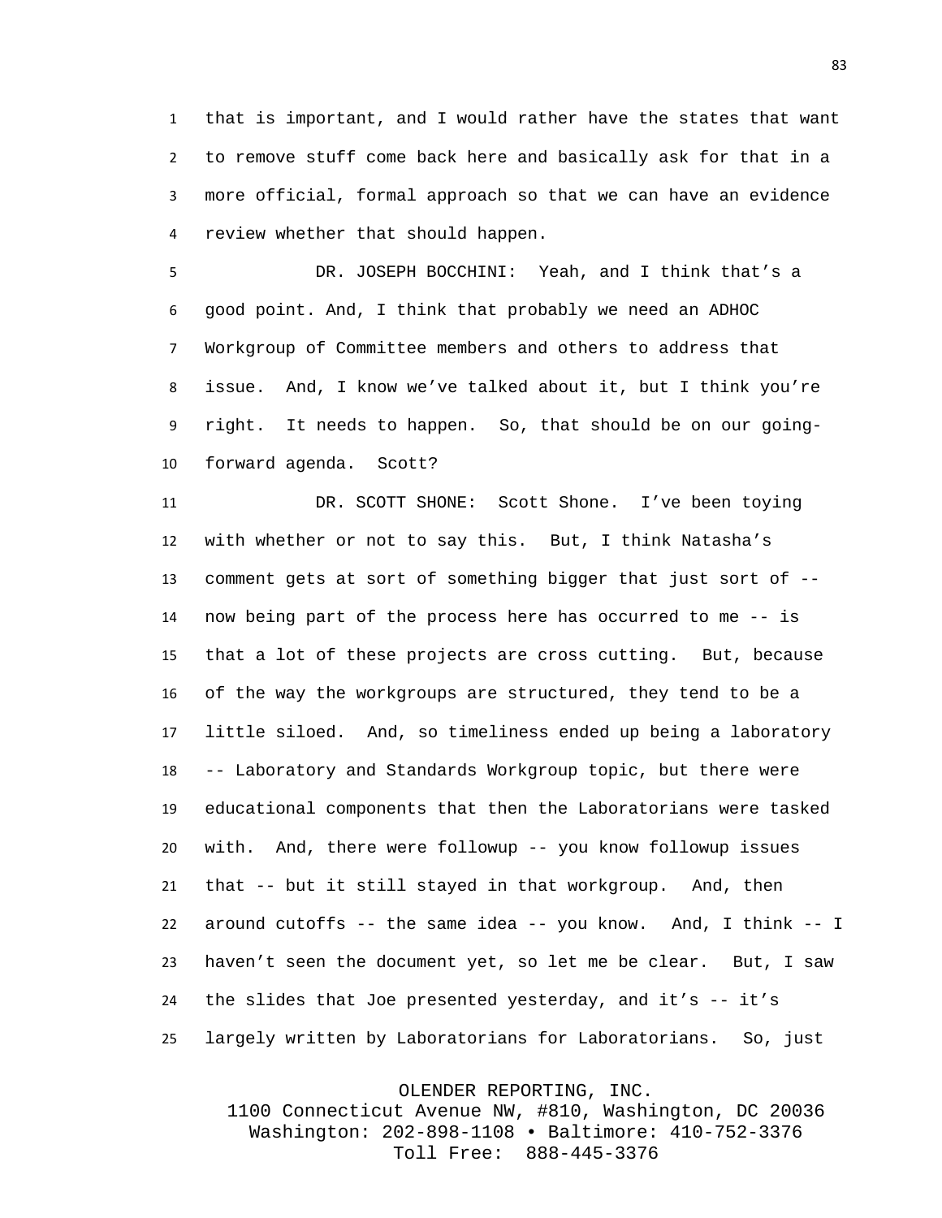that is important, and I would rather have the states that want to remove stuff come back here and basically ask for that in a more official, formal approach so that we can have an evidence review whether that should happen.

DR. JOSEPH BOCCHINI: Yeah, and I think that's a good point. And, I think that probably we need an ADHOC Workgroup of Committee members and others to address that issue. And, I know we've talked about it, but I think you're right. It needs to happen. So, that should be on our going-forward agenda. Scott?

DR. SCOTT SHONE: Scott Shone. I've been toying with whether or not to say this. But, I think Natasha's comment gets at sort of something bigger that just sort of -- now being part of the process here has occurred to me -- is that a lot of these projects are cross cutting. But, because of the way the workgroups are structured, they tend to be a little siloed. And, so timeliness ended up being a laboratory -- Laboratory and Standards Workgroup topic, but there were educational components that then the Laboratorians were tasked with. And, there were followup -- you know followup issues that -- but it still stayed in that workgroup. And, then around cutoffs -- the same idea -- you know. And, I think -- I haven't seen the document yet, so let me be clear. But, I saw the slides that Joe presented yesterday, and it's -- it's largely written by Laboratorians for Laboratorians. So, just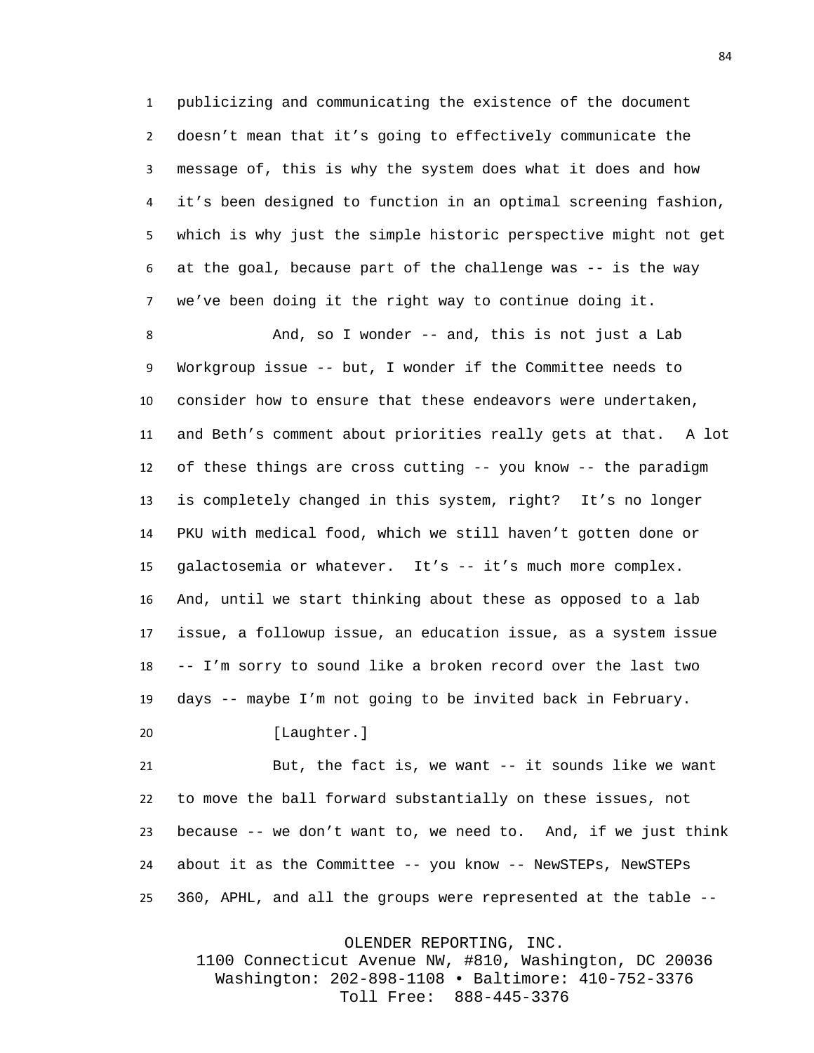publicizing and communicating the existence of the document doesn't mean that it's going to effectively communicate the message of, this is why the system does what it does and how it's been designed to function in an optimal screening fashion, which is why just the simple historic perspective might not get at the goal, because part of the challenge was -- is the way we've been doing it the right way to continue doing it.

And, so I wonder -- and, this is not just a Lab Workgroup issue -- but, I wonder if the Committee needs to consider how to ensure that these endeavors were undertaken, and Beth's comment about priorities really gets at that. A lot of these things are cross cutting -- you know -- the paradigm is completely changed in this system, right? It's no longer PKU with medical food, which we still haven't gotten done or galactosemia or whatever. It's -- it's much more complex. And, until we start thinking about these as opposed to a lab issue, a followup issue, an education issue, as a system issue -- I'm sorry to sound like a broken record over the last two days -- maybe I'm not going to be invited back in February.

[Laughter.]

But, the fact is, we want -- it sounds like we want to move the ball forward substantially on these issues, not because -- we don't want to, we need to. And, if we just think about it as the Committee -- you know -- NewSTEPs, NewSTEPs 360, APHL, and all the groups were represented at the table --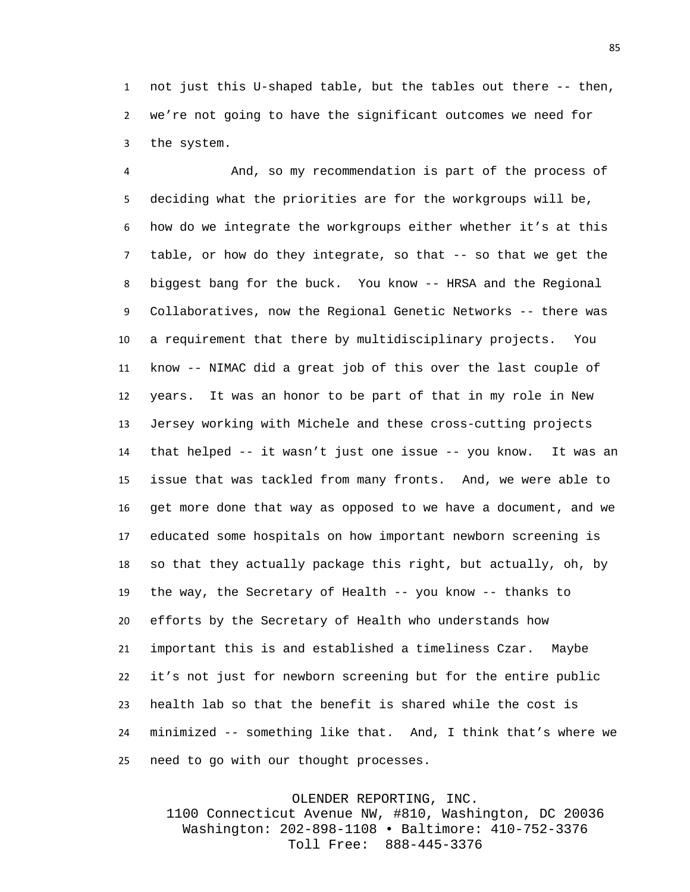not just this U-shaped table, but the tables out there -- then, we’re not going to have the significant outcomes we need for the system.

And, so my recommendation is part of the process of deciding what the priorities are for the workgroups will be, how do we integrate the workgroups either whether it’s at this table, or how do they integrate, so that -- so that we get the biggest bang for the buck. You know -- HRSA and the Regional Collaboratives, now the Regional Genetic Networks -- there was a requirement that there by multidisciplinary projects. You know -- NIMAC did a great job of this over the last couple of years. It was an honor to be part of that in my role in New Jersey working with Michele and these cross-cutting projects that helped -- it wasn’t just one issue -- you know. It was an issue that was tackled from many fronts. And, we were able to get more done that way as opposed to we have a document, and we educated some hospitals on how important newborn screening is so that they actually package this right, but actually, oh, by the way, the Secretary of Health -- you know -- thanks to efforts by the Secretary of Health who understands how important this is and established a timeliness Czar. Maybe it’s not just for newborn screening but for the entire public health lab so that the benefit is shared while the cost is minimized -- something like that. And, I think that’s where we need to go with our thought processes.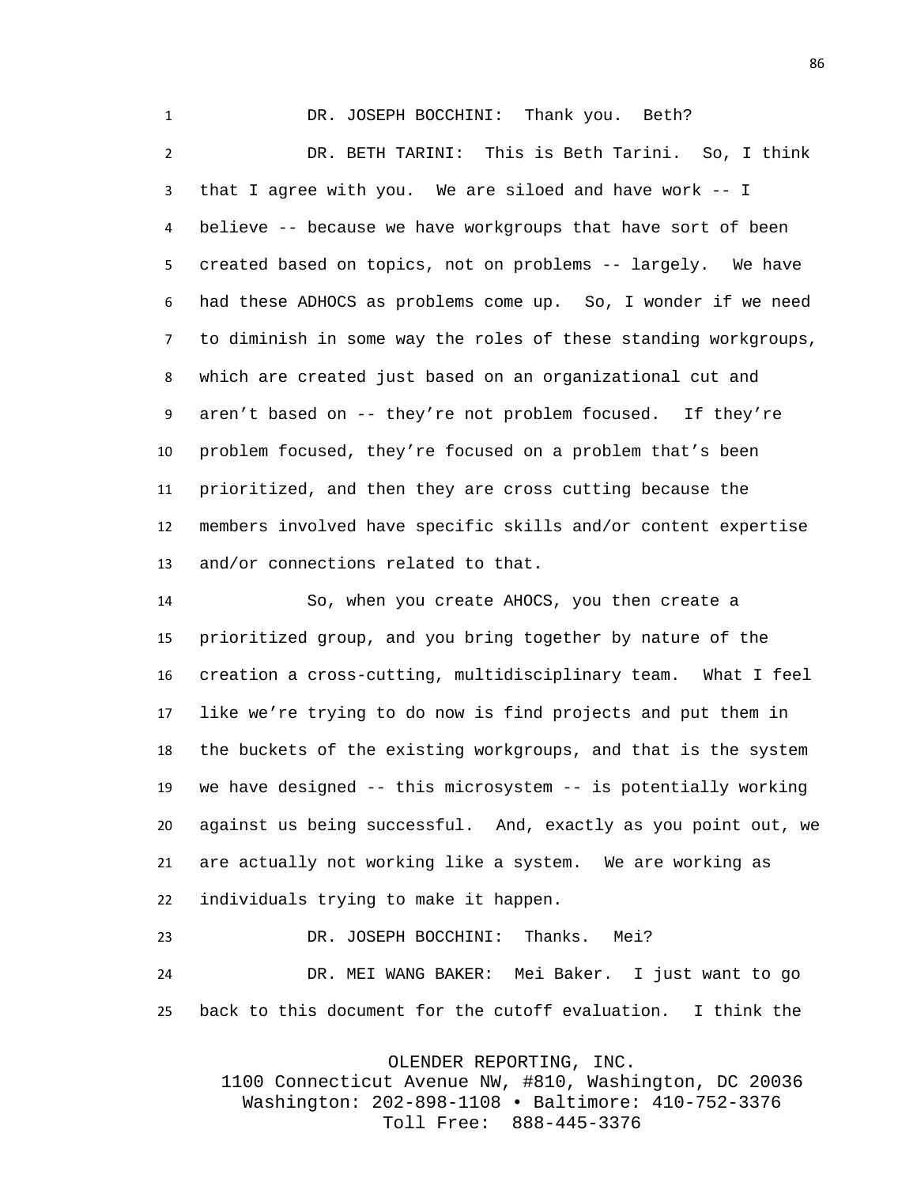DR. JOSEPH BOCCHINI: Thank you. Beth?

DR. BETH TARINI: This is Beth Tarini. So, I think that I agree with you. We are siloed and have work -- I believe -- because we have workgroups that have sort of been created based on topics, not on problems -- largely. We have had these ADHOCS as problems come up. So, I wonder if we need to diminish in some way the roles of these standing workgroups, which are created just based on an organizational cut and aren't based on -- they're not problem focused. If they're problem focused, they're focused on a problem that's been prioritized, and then they are cross cutting because the members involved have specific skills and/or content expertise and/or connections related to that.

So, when you create AHOCS, you then create a prioritized group, and you bring together by nature of the creation a cross-cutting, multidisciplinary team. What I feel like we're trying to do now is find projects and put them in the buckets of the existing workgroups, and that is the system we have designed -- this microsystem -- is potentially working against us being successful. And, exactly as you point out, we are actually not working like a system. We are working as individuals trying to make it happen.

DR. JOSEPH BOCCHINI: Thanks. Mei?

DR. MEI WANG BAKER: Mei Baker. I just want to go back to this document for the cutoff evaluation. I think the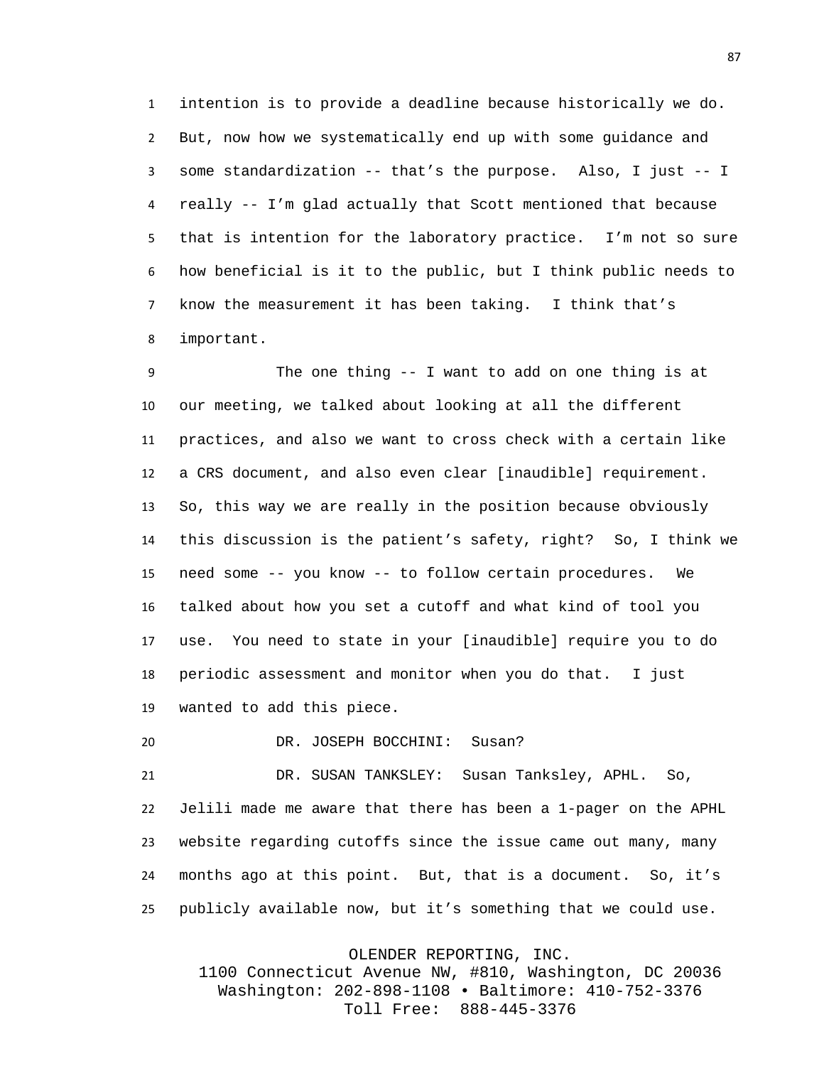intention is to provide a deadline because historically we do. But, now how we systematically end up with some guidance and some standardization -- that's the purpose. Also, I just -- I really -- I'm glad actually that Scott mentioned that because that is intention for the laboratory practice. I'm not so sure how beneficial is it to the public, but I think public needs to know the measurement it has been taking. I think that's important.

The one thing -- I want to add on one thing is at our meeting, we talked about looking at all the different practices, and also we want to cross check with a certain like a CRS document, and also even clear [inaudible] requirement. So, this way we are really in the position because obviously this discussion is the patient's safety, right? So, I think we need some -- you know -- to follow certain procedures. We talked about how you set a cutoff and what kind of tool you use. You need to state in your [inaudible] require you to do periodic assessment and monitor when you do that. I just wanted to add this piece.

DR. JOSEPH BOCCHINI: Susan?

DR. SUSAN TANKSLEY: Susan Tanksley, APHL. So, Jelili made me aware that there has been a 1-pager on the APHL website regarding cutoffs since the issue came out many, many months ago at this point. But, that is a document. So, it's publicly available now, but it's something that we could use.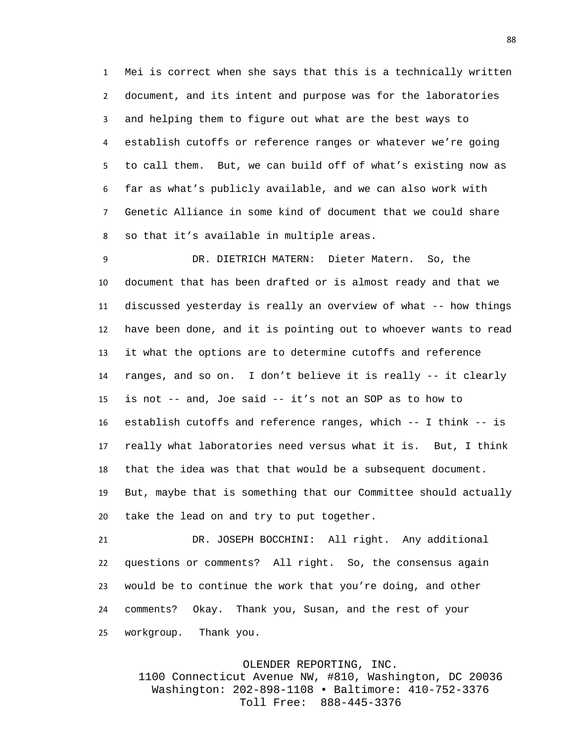Mei is correct when she says that this is a technically written document, and its intent and purpose was for the laboratories and helping them to figure out what are the best ways to establish cutoffs or reference ranges or whatever we're going to call them. But, we can build off of what's existing now as far as what's publicly available, and we can also work with Genetic Alliance in some kind of document that we could share so that it's available in multiple areas.

DR. DIETRICH MATERN: Dieter Matern. So, the document that has been drafted or is almost ready and that we discussed yesterday is really an overview of what -- how things have been done, and it is pointing out to whoever wants to read it what the options are to determine cutoffs and reference ranges, and so on. I don't believe it is really -- it clearly is not -- and, Joe said -- it's not an SOP as to how to establish cutoffs and reference ranges, which -- I think -- is really what laboratories need versus what it is. But, I think that the idea was that that would be a subsequent document. But, maybe that is something that our Committee should actually take the lead on and try to put together.

DR. JOSEPH BOCCHINI: All right. Any additional questions or comments? All right. So, the consensus again would be to continue the work that you're doing, and other comments? Okay. Thank you, Susan, and the rest of your workgroup. Thank you.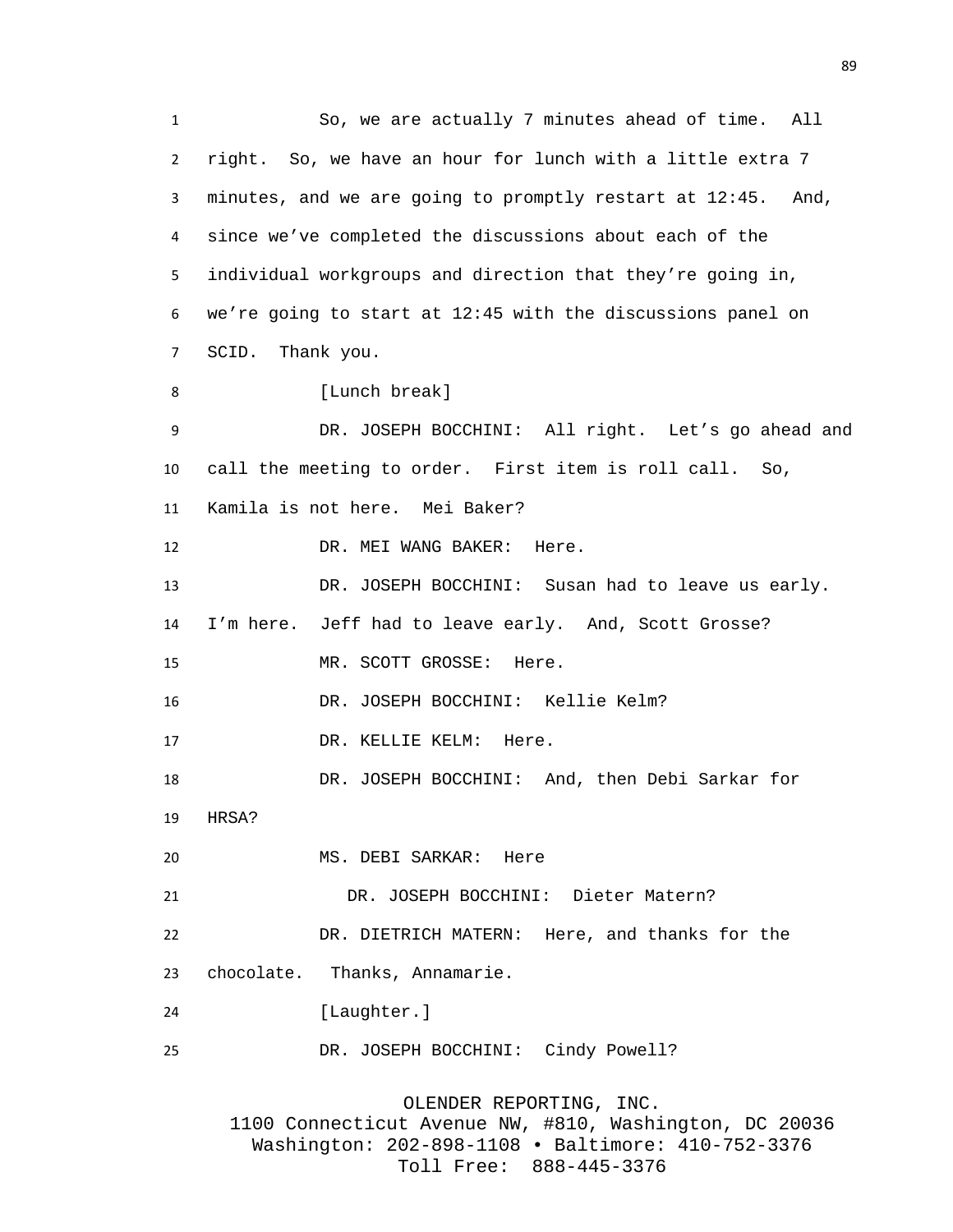So, we are actually 7 minutes ahead of time. All right. So, we have an hour for lunch with a little extra 7 minutes, and we are going to promptly restart at 12:45. And, since we've completed the discussions about each of the individual workgroups and direction that they're going in, we're going to start at 12:45 with the discussions panel on SCID. Thank you.

[Lunch break]

DR. JOSEPH BOCCHINI: All right. Let's go ahead and call the meeting to order. First item is roll call. So, Kamila is not here. Mei Baker?

DR. MEI WANG BAKER: Here.

DR. JOSEPH BOCCHINI: Susan had to leave us early. I'm here. Jeff had to leave early. And, Scott Grosse?

MR. SCOTT GROSSE: Here.

DR. JOSEPH BOCCHINI: Kellie Kelm?

DR. KELLIE KELM: Here.

DR. JOSEPH BOCCHINI: And, then Debi Sarkar for HRSA?

MS. DEBI SARKAR: Here

DR. JOSEPH BOCCHINI: Dieter Matern?

DR. DIETRICH MATERN: Here, and thanks for the chocolate. Thanks, Annamarie.

[Laughter.]

DR. JOSEPH BOCCHINI: Cindy Powell?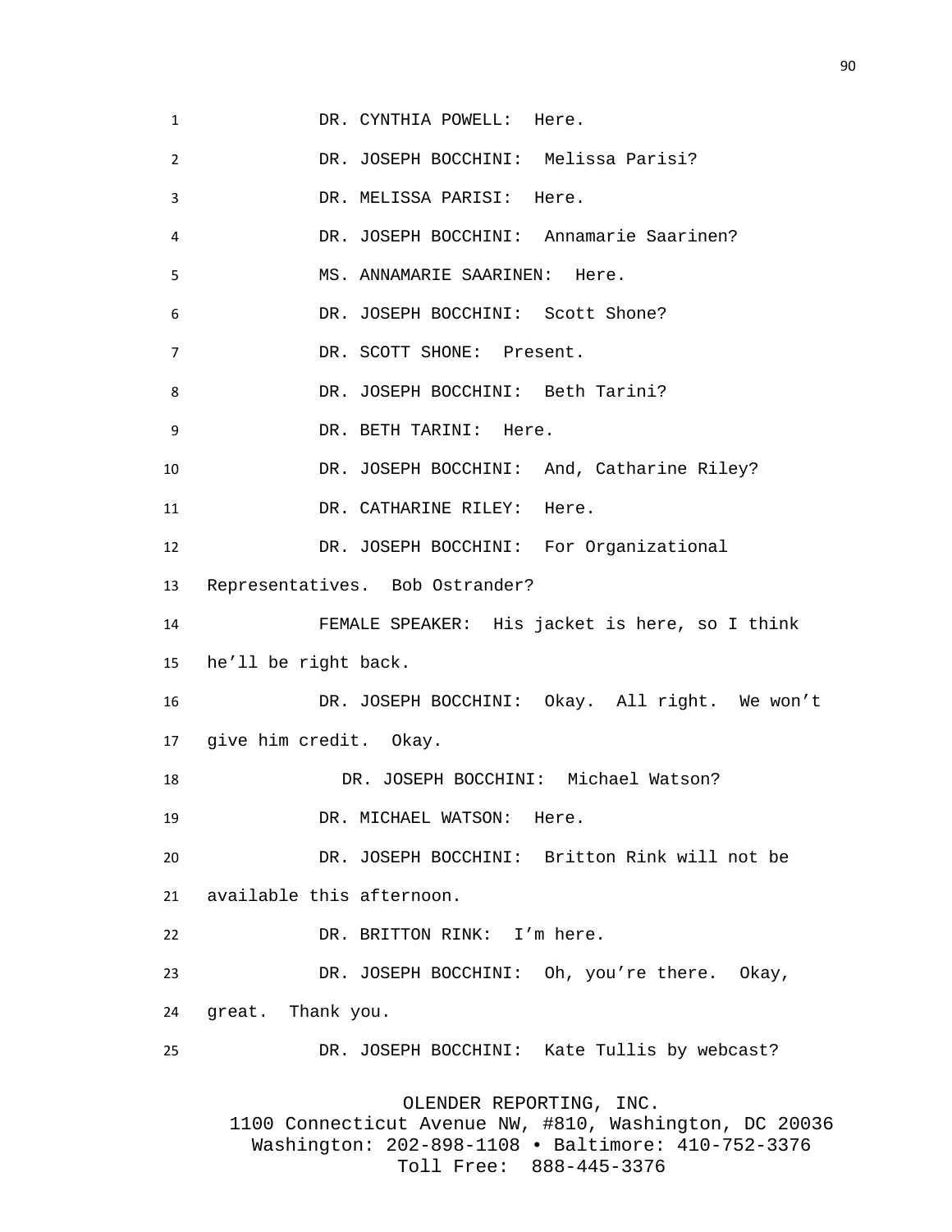DR. CYNTHIA POWELL: Here.

DR. JOSEPH BOCCHINI: Melissa Parisi?

DR. MELISSA PARISI: Here.

DR. JOSEPH BOCCHINI: Annamarie Saarinen?

MS. ANNAMARIE SAARINEN: Here.

DR. JOSEPH BOCCHINI: Scott Shone?

DR. SCOTT SHONE: Present.

DR. JOSEPH BOCCHINI: Beth Tarini?

DR. BETH TARINI: Here.

DR. JOSEPH BOCCHINI: And, Catharine Riley?

DR. CATHARINE RILEY: Here.

DR. JOSEPH BOCCHINI: For Organizational Representatives. Bob Ostrander?

FEMALE SPEAKER: His jacket is here, so I think he'll be right back.

DR. JOSEPH BOCCHINI: Okay. All right. We won't give him credit. Okay.

DR. JOSEPH BOCCHINI: Michael Watson?

DR. MICHAEL WATSON: Here.

DR. JOSEPH BOCCHINI: Britton Rink will not be available this afternoon.

DR. BRITTON RINK: I'm here.

DR. JOSEPH BOCCHINI: Oh, you're there. Okay, great. Thank you.

DR. JOSEPH BOCCHINI: Kate Tullis by webcast?

OLENDER REPORTING, INC.
1100 Connecticut Avenue NW, #810, Washington, DC 20036
Washington: 202-898-1108 • Baltimore: 410-752-3376
Toll Free: 888-445-3376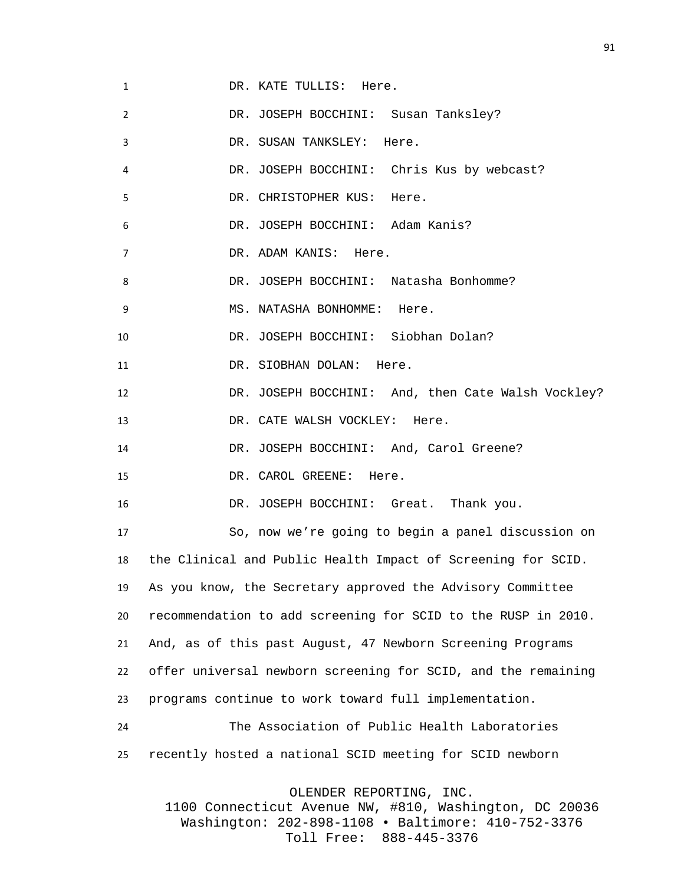DR. KATE TULLIS: Here.

DR. JOSEPH BOCCHINI: Susan Tanksley?

DR. SUSAN TANKSLEY: Here.

DR. JOSEPH BOCCHINI: Chris Kus by webcast?

DR. CHRISTOPHER KUS: Here.

DR. JOSEPH BOCCHINI: Adam Kanis?

DR. ADAM KANIS: Here.

DR. JOSEPH BOCCHINI: Natasha Bonhomme?

MS. NATASHA BONHOMME: Here.

DR. JOSEPH BOCCHINI: Siobhan Dolan?

DR. SIOBHAN DOLAN: Here.

DR. JOSEPH BOCCHINI: And, then Cate Walsh Vockley?

DR. CATE WALSH VOCKLEY: Here.

DR. JOSEPH BOCCHINI: And, Carol Greene?

DR. CAROL GREENE: Here.

DR. JOSEPH BOCCHINI: Great. Thank you.

So, now we're going to begin a panel discussion on the Clinical and Public Health Impact of Screening for SCID. As you know, the Secretary approved the Advisory Committee recommendation to add screening for SCID to the RUSP in 2010. And, as of this past August, 47 Newborn Screening Programs offer universal newborn screening for SCID, and the remaining programs continue to work toward full implementation.

The Association of Public Health Laboratories recently hosted a national SCID meeting for SCID newborn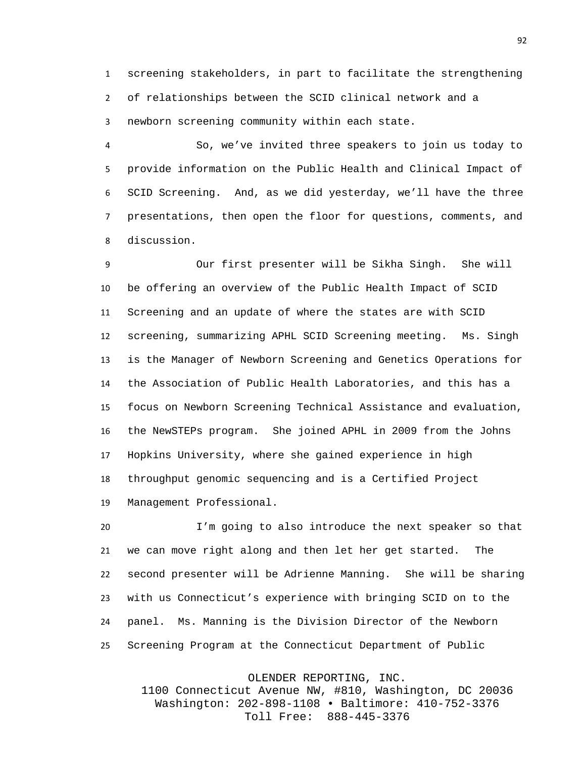screening stakeholders, in part to facilitate the strengthening of relationships between the SCID clinical network and a newborn screening community within each state.

So, we've invited three speakers to join us today to provide information on the Public Health and Clinical Impact of SCID Screening. And, as we did yesterday, we'll have the three presentations, then open the floor for questions, comments, and discussion.

Our first presenter will be Sikha Singh. She will be offering an overview of the Public Health Impact of SCID Screening and an update of where the states are with SCID screening, summarizing APHL SCID Screening meeting. Ms. Singh is the Manager of Newborn Screening and Genetics Operations for the Association of Public Health Laboratories, and this has a focus on Newborn Screening Technical Assistance and evaluation, the NewSTEPs program. She joined APHL in 2009 from the Johns Hopkins University, where she gained experience in high throughput genomic sequencing and is a Certified Project Management Professional.

I'm going to also introduce the next speaker so that we can move right along and then let her get started. The second presenter will be Adrienne Manning. She will be sharing with us Connecticut's experience with bringing SCID on to the panel. Ms. Manning is the Division Director of the Newborn Screening Program at the Connecticut Department of Public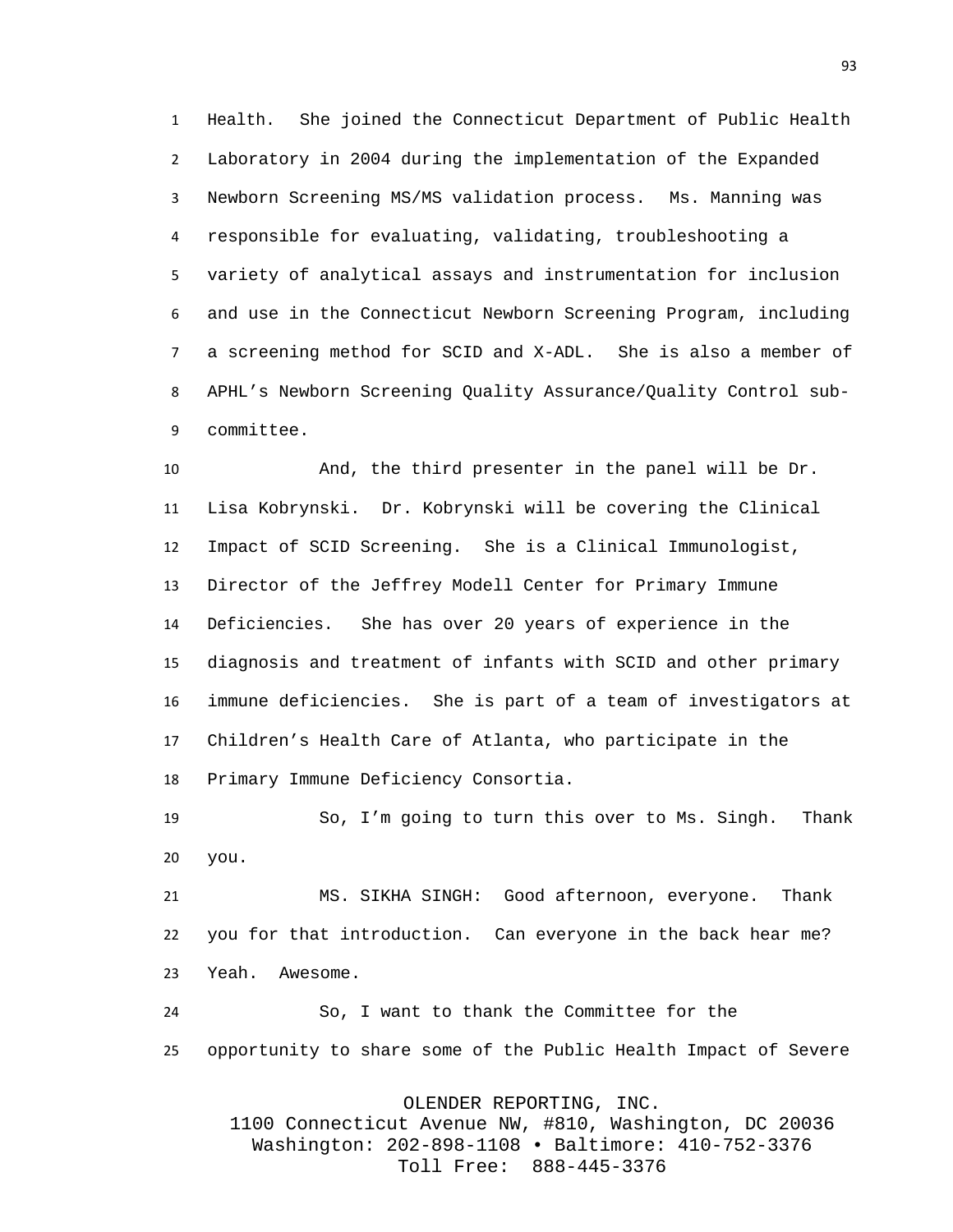Health. She joined the Connecticut Department of Public Health Laboratory in 2004 during the implementation of the Expanded Newborn Screening MS/MS validation process. Ms. Manning was responsible for evaluating, validating, troubleshooting a variety of analytical assays and instrumentation for inclusion and use in the Connecticut Newborn Screening Program, including a screening method for SCID and X-ADL. She is also a member of APHL's Newborn Screening Quality Assurance/Quality Control sub-committee.

And, the third presenter in the panel will be Dr. Lisa Kobrynski. Dr. Kobrynski will be covering the Clinical Impact of SCID Screening. She is a Clinical Immunologist, Director of the Jeffrey Modell Center for Primary Immune Deficiencies. She has over 20 years of experience in the diagnosis and treatment of infants with SCID and other primary immune deficiencies. She is part of a team of investigators at Children's Health Care of Atlanta, who participate in the Primary Immune Deficiency Consortia.

So, I'm going to turn this over to Ms. Singh. Thank you.

MS. SIKHA SINGH: Good afternoon, everyone. Thank you for that introduction. Can everyone in the back hear me? Yeah. Awesome.

So, I want to thank the Committee for the opportunity to share some of the Public Health Impact of Severe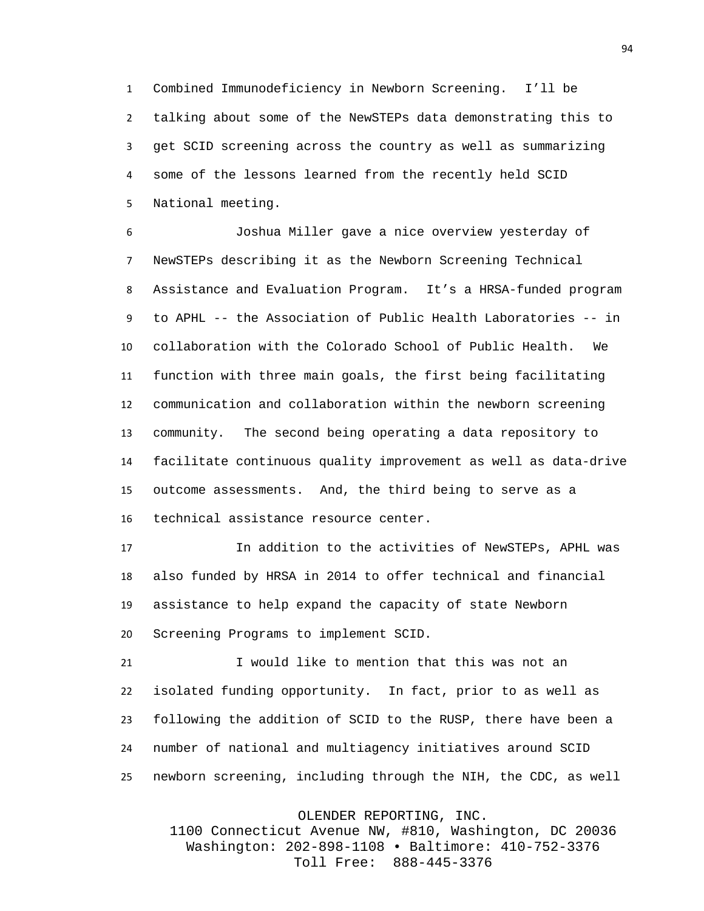Combined Immunodeficiency in Newborn Screening. I'll be talking about some of the NewSTEPs data demonstrating this to get SCID screening across the country as well as summarizing some of the lessons learned from the recently held SCID National meeting.

Joshua Miller gave a nice overview yesterday of NewSTEPs describing it as the Newborn Screening Technical Assistance and Evaluation Program. It's a HRSA-funded program to APHL -- the Association of Public Health Laboratories -- in collaboration with the Colorado School of Public Health. We function with three main goals, the first being facilitating communication and collaboration within the newborn screening community. The second being operating a data repository to facilitate continuous quality improvement as well as data-drive outcome assessments. And, the third being to serve as a technical assistance resource center.

In addition to the activities of NewSTEPs, APHL was also funded by HRSA in 2014 to offer technical and financial assistance to help expand the capacity of state Newborn Screening Programs to implement SCID.

I would like to mention that this was not an isolated funding opportunity. In fact, prior to as well as following the addition of SCID to the RUSP, there have been a number of national and multiagency initiatives around SCID newborn screening, including through the NIH, the CDC, as well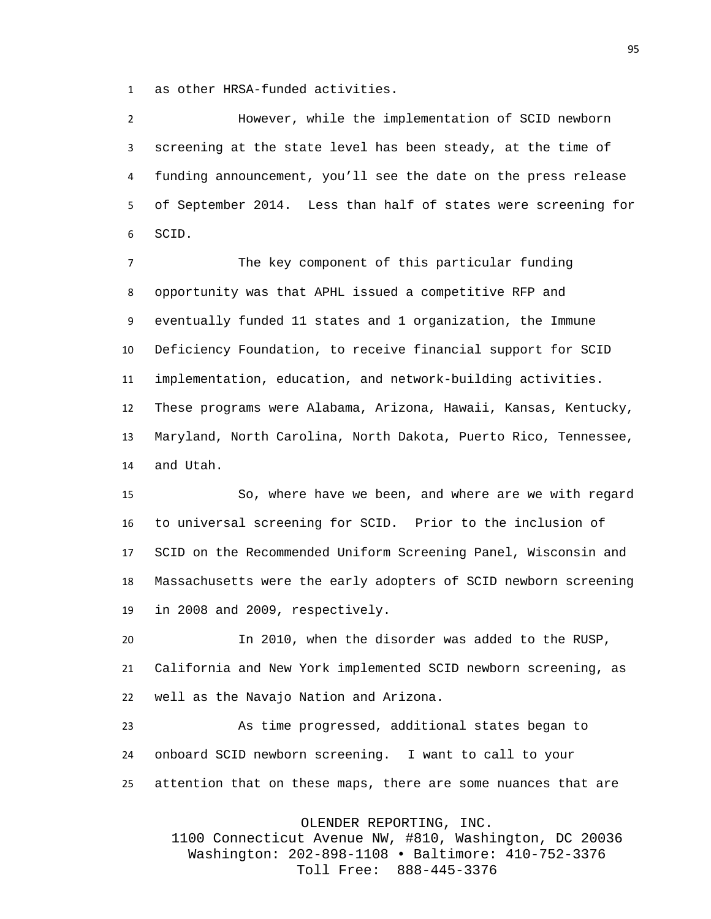as other HRSA-funded activities.

However, while the implementation of SCID newborn screening at the state level has been steady, at the time of funding announcement, you'll see the date on the press release of September 2014. Less than half of states were screening for SCID.

The key component of this particular funding opportunity was that APHL issued a competitive RFP and eventually funded 11 states and 1 organization, the Immune Deficiency Foundation, to receive financial support for SCID implementation, education, and network-building activities. These programs were Alabama, Arizona, Hawaii, Kansas, Kentucky, Maryland, North Carolina, North Dakota, Puerto Rico, Tennessee, and Utah.

So, where have we been, and where are we with regard to universal screening for SCID. Prior to the inclusion of SCID on the Recommended Uniform Screening Panel, Wisconsin and Massachusetts were the early adopters of SCID newborn screening in 2008 and 2009, respectively.

In 2010, when the disorder was added to the RUSP, California and New York implemented SCID newborn screening, as well as the Navajo Nation and Arizona.

As time progressed, additional states began to onboard SCID newborn screening. I want to call to your attention that on these maps, there are some nuances that are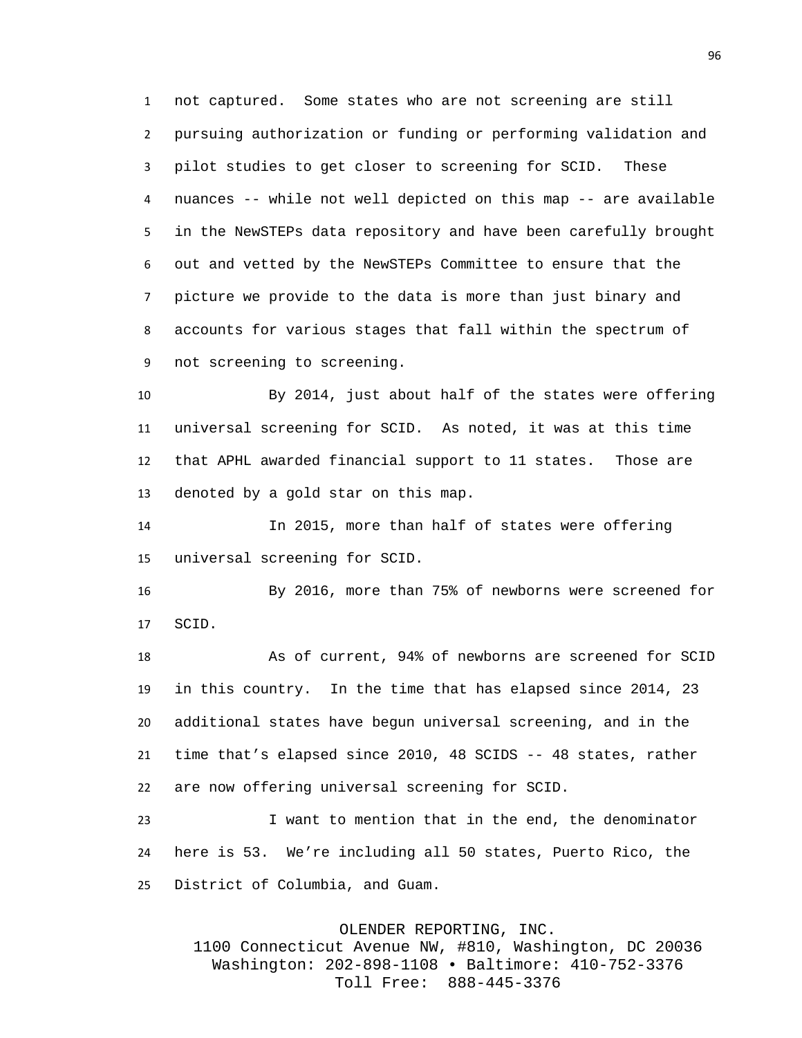not captured. Some states who are not screening are still pursuing authorization or funding or performing validation and pilot studies to get closer to screening for SCID. These nuances -- while not well depicted on this map -- are available in the NewSTEPs data repository and have been carefully brought out and vetted by the NewSTEPs Committee to ensure that the picture we provide to the data is more than just binary and accounts for various stages that fall within the spectrum of not screening to screening.

By 2014, just about half of the states were offering universal screening for SCID. As noted, it was at this time that APHL awarded financial support to 11 states. Those are denoted by a gold star on this map.

In 2015, more than half of states were offering universal screening for SCID.

By 2016, more than 75% of newborns were screened for SCID.

As of current, 94% of newborns are screened for SCID in this country. In the time that has elapsed since 2014, 23 additional states have begun universal screening, and in the time that's elapsed since 2010, 48 SCIDS -- 48 states, rather are now offering universal screening for SCID.

I want to mention that in the end, the denominator here is 53. We're including all 50 states, Puerto Rico, the District of Columbia, and Guam.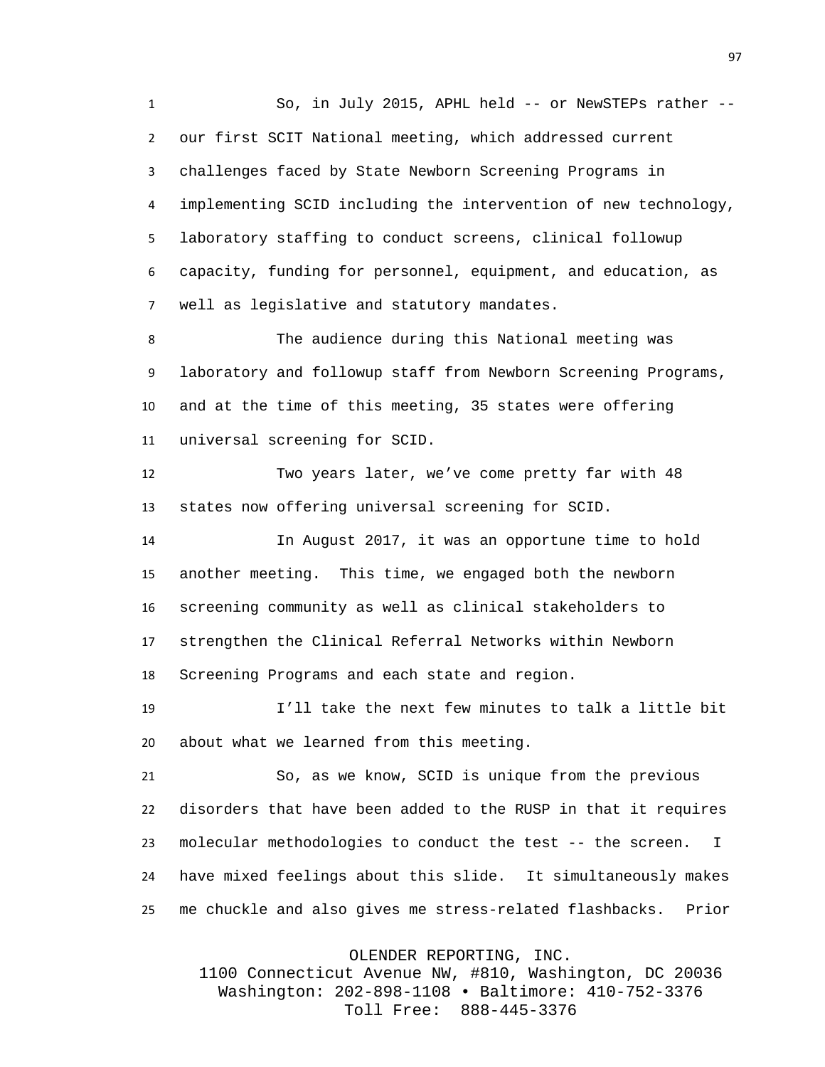So, in July 2015, APHL held -- or NewSTEPs rather -- our first SCIT National meeting, which addressed current challenges faced by State Newborn Screening Programs in implementing SCID including the intervention of new technology, laboratory staffing to conduct screens, clinical followup capacity, funding for personnel, equipment, and education, as well as legislative and statutory mandates.

The audience during this National meeting was laboratory and followup staff from Newborn Screening Programs, and at the time of this meeting, 35 states were offering universal screening for SCID.

Two years later, we've come pretty far with 48 states now offering universal screening for SCID.

In August 2017, it was an opportune time to hold another meeting. This time, we engaged both the newborn screening community as well as clinical stakeholders to strengthen the Clinical Referral Networks within Newborn Screening Programs and each state and region.

I'll take the next few minutes to talk a little bit about what we learned from this meeting.

So, as we know, SCID is unique from the previous disorders that have been added to the RUSP in that it requires molecular methodologies to conduct the test -- the screen. I have mixed feelings about this slide. It simultaneously makes me chuckle and also gives me stress-related flashbacks. Prior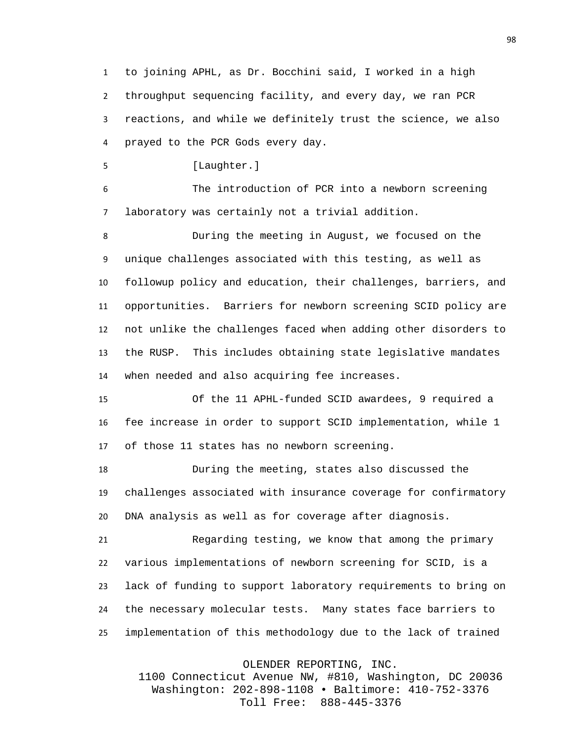to joining APHL, as Dr. Bocchini said, I worked in a high throughput sequencing facility, and every day, we ran PCR reactions, and while we definitely trust the science, we also prayed to the PCR Gods every day.

[Laughter.]

The introduction of PCR into a newborn screening laboratory was certainly not a trivial addition.

During the meeting in August, we focused on the unique challenges associated with this testing, as well as followup policy and education, their challenges, barriers, and opportunities. Barriers for newborn screening SCID policy are not unlike the challenges faced when adding other disorders to the RUSP. This includes obtaining state legislative mandates when needed and also acquiring fee increases.

Of the 11 APHL-funded SCID awardees, 9 required a fee increase in order to support SCID implementation, while 1 of those 11 states has no newborn screening.

During the meeting, states also discussed the challenges associated with insurance coverage for confirmatory DNA analysis as well as for coverage after diagnosis.

Regarding testing, we know that among the primary various implementations of newborn screening for SCID, is a lack of funding to support laboratory requirements to bring on the necessary molecular tests. Many states face barriers to implementation of this methodology due to the lack of trained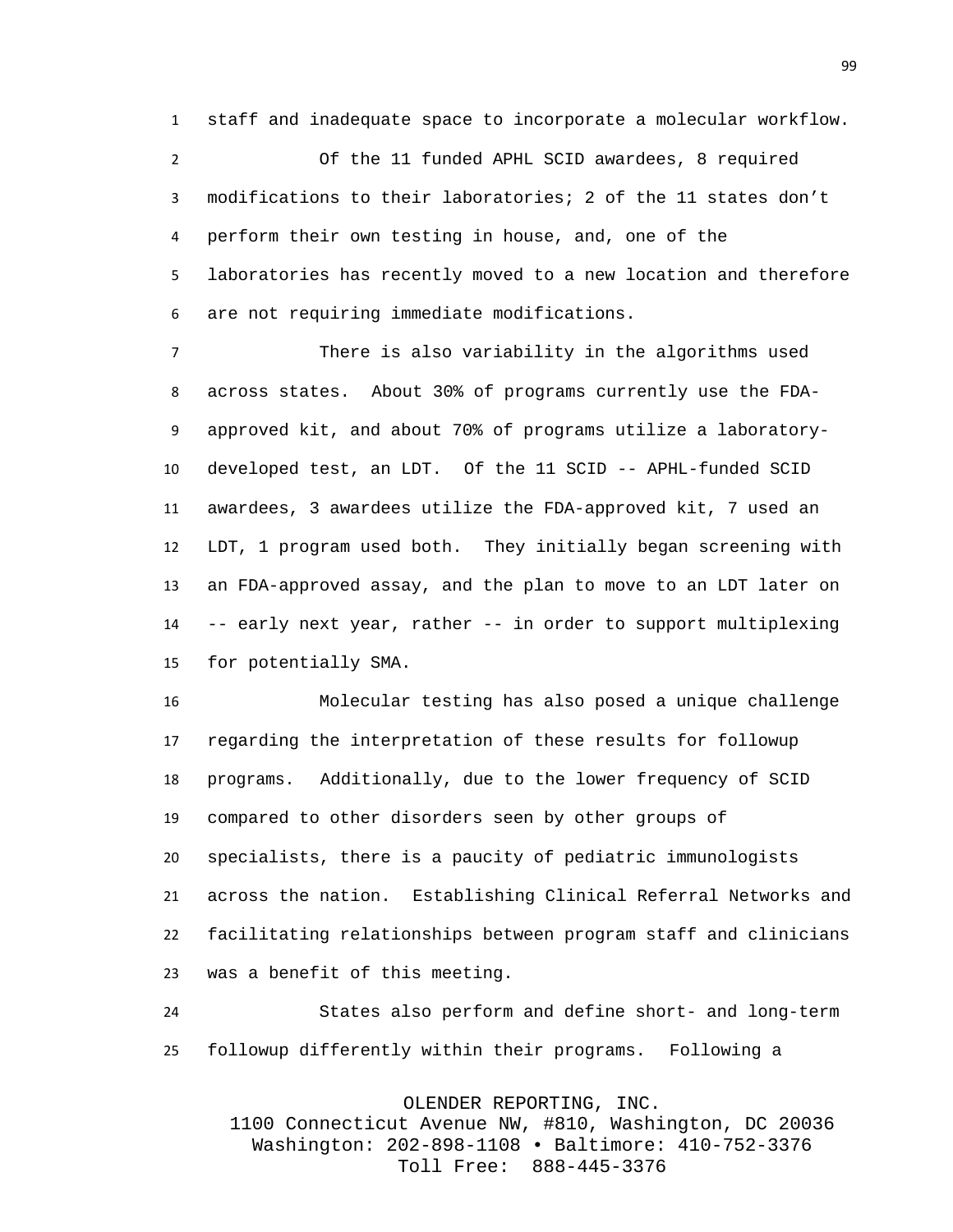staff and inadequate space to incorporate a molecular workflow.

Of the 11 funded APHL SCID awardees, 8 required modifications to their laboratories; 2 of the 11 states don't perform their own testing in house, and, one of the laboratories has recently moved to a new location and therefore are not requiring immediate modifications.

There is also variability in the algorithms used across states. About 30% of programs currently use the FDA-approved kit, and about 70% of programs utilize a laboratory-developed test, an LDT. Of the 11 SCID -- APHL-funded SCID awardees, 3 awardees utilize the FDA-approved kit, 7 used an LDT, 1 program used both. They initially began screening with an FDA-approved assay, and the plan to move to an LDT later on -- early next year, rather -- in order to support multiplexing for potentially SMA.

Molecular testing has also posed a unique challenge regarding the interpretation of these results for followup programs. Additionally, due to the lower frequency of SCID compared to other disorders seen by other groups of specialists, there is a paucity of pediatric immunologists across the nation. Establishing Clinical Referral Networks and facilitating relationships between program staff and clinicians was a benefit of this meeting.

States also perform and define short- and long-term followup differently within their programs. Following a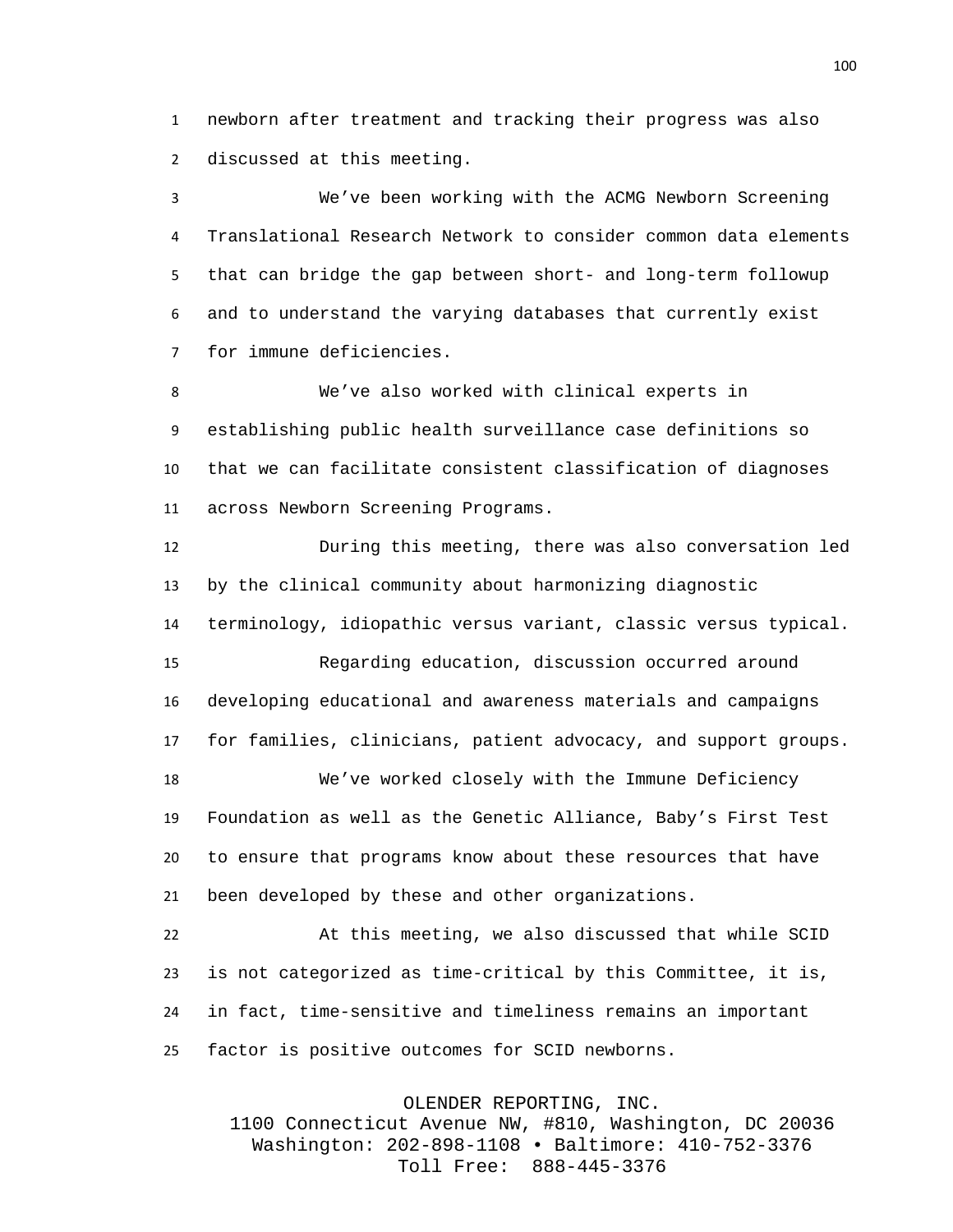newborn after treatment and tracking their progress was also discussed at this meeting.

We’ve been working with the ACMG Newborn Screening Translational Research Network to consider common data elements that can bridge the gap between short- and long-term followup and to understand the varying databases that currently exist for immune deficiencies.

We’ve also worked with clinical experts in establishing public health surveillance case definitions so that we can facilitate consistent classification of diagnoses across Newborn Screening Programs.

During this meeting, there was also conversation led by the clinical community about harmonizing diagnostic terminology, idiopathic versus variant, classic versus typical.

Regarding education, discussion occurred around developing educational and awareness materials and campaigns for families, clinicians, patient advocacy, and support groups.

We’ve worked closely with the Immune Deficiency Foundation as well as the Genetic Alliance, Baby’s First Test to ensure that programs know about these resources that have been developed by these and other organizations.

At this meeting, we also discussed that while SCID is not categorized as time-critical by this Committee, it is, in fact, time-sensitive and timeliness remains an important factor is positive outcomes for SCID newborns.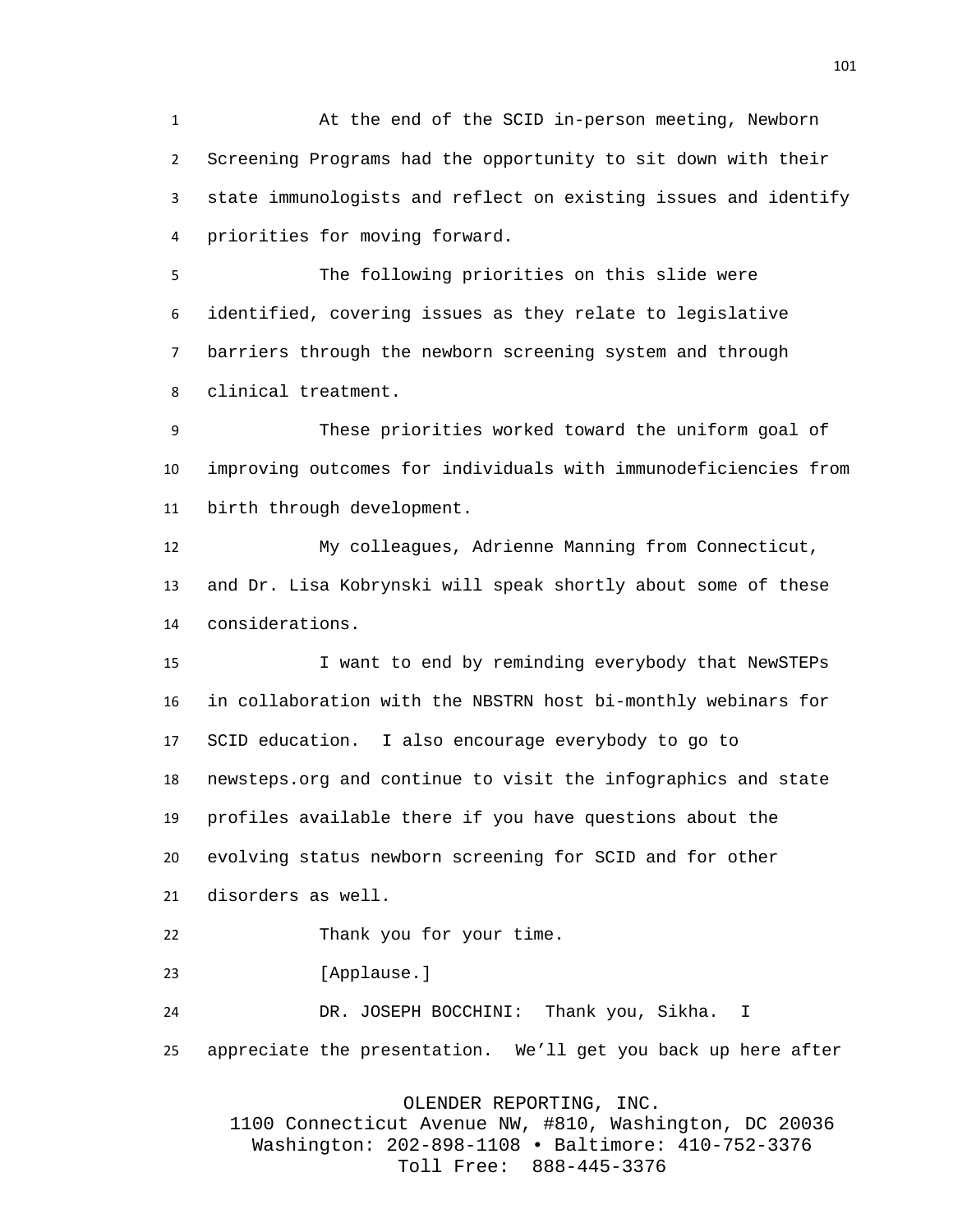At the end of the SCID in-person meeting, Newborn Screening Programs had the opportunity to sit down with their state immunologists and reflect on existing issues and identify priorities for moving forward.

The following priorities on this slide were identified, covering issues as they relate to legislative barriers through the newborn screening system and through clinical treatment.

These priorities worked toward the uniform goal of improving outcomes for individuals with immunodeficiencies from birth through development.

My colleagues, Adrienne Manning from Connecticut, and Dr. Lisa Kobrynski will speak shortly about some of these considerations.

I want to end by reminding everybody that NewSTEPs in collaboration with the NBSTRN host bi-monthly webinars for SCID education.  I also encourage everybody to go to newsteps.org and continue to visit the infographics and state profiles available there if you have questions about the evolving status newborn screening for SCID and for other disorders as well.

Thank you for your time.

[Applause.]

DR. JOSEPH BOCCHINI:  Thank you, Sikha.  I appreciate the presentation.  We'll get you back up here after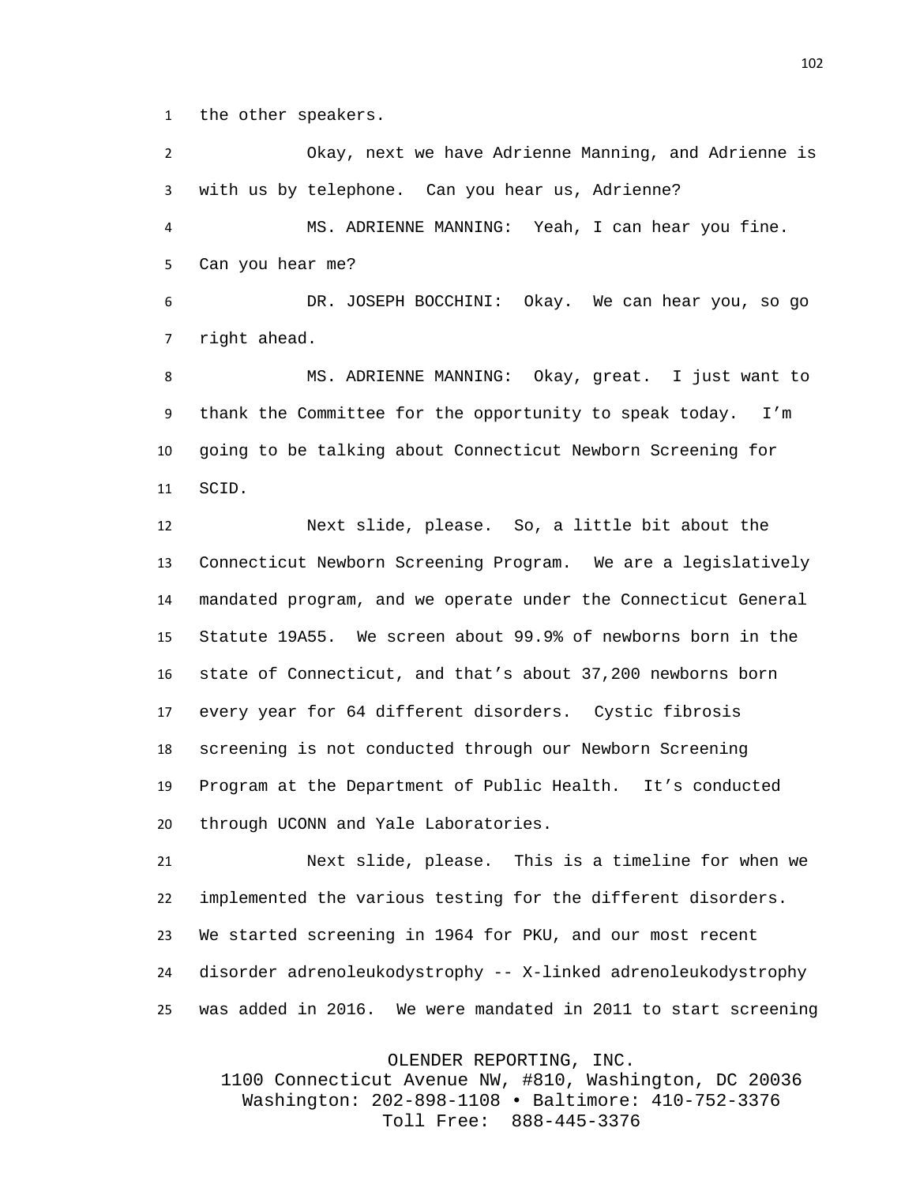the other speakers.

Okay, next we have Adrienne Manning, and Adrienne is with us by telephone. Can you hear us, Adrienne?

MS. ADRIENNE MANNING: Yeah, I can hear you fine. Can you hear me?

DR. JOSEPH BOCCHINI: Okay. We can hear you, so go right ahead.

MS. ADRIENNE MANNING: Okay, great. I just want to thank the Committee for the opportunity to speak today. I'm going to be talking about Connecticut Newborn Screening for SCID.

Next slide, please. So, a little bit about the Connecticut Newborn Screening Program. We are a legislatively mandated program, and we operate under the Connecticut General Statute 19A55. We screen about 99.9% of newborns born in the state of Connecticut, and that's about 37,200 newborns born every year for 64 different disorders. Cystic fibrosis screening is not conducted through our Newborn Screening Program at the Department of Public Health. It's conducted through UCONN and Yale Laboratories.

Next slide, please. This is a timeline for when we implemented the various testing for the different disorders. We started screening in 1964 for PKU, and our most recent disorder adrenoleukodystrophy -- X-linked adrenoleukodystrophy was added in 2016. We were mandated in 2011 to start screening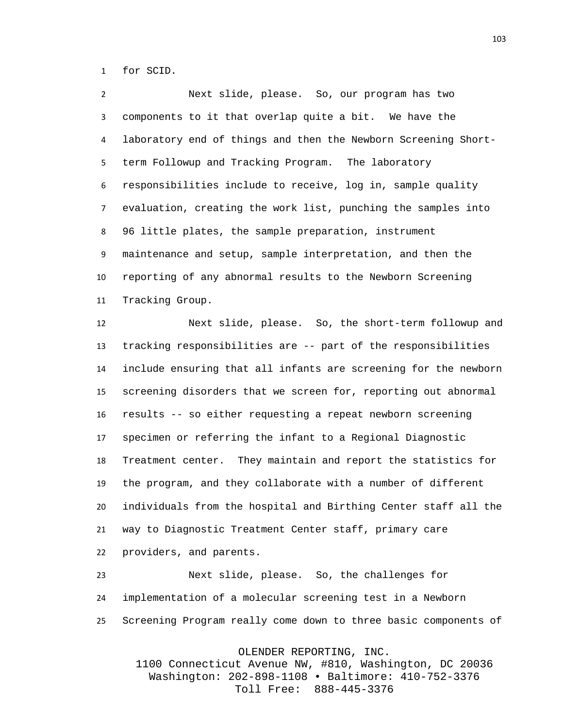for SCID.

Next slide, please. So, our program has two components to it that overlap quite a bit. We have the laboratory end of things and then the Newborn Screening Short-term Followup and Tracking Program. The laboratory responsibilities include to receive, log in, sample quality evaluation, creating the work list, punching the samples into 96 little plates, the sample preparation, instrument maintenance and setup, sample interpretation, and then the reporting of any abnormal results to the Newborn Screening Tracking Group.

Next slide, please. So, the short-term followup and tracking responsibilities are -- part of the responsibilities include ensuring that all infants are screening for the newborn screening disorders that we screen for, reporting out abnormal results -- so either requesting a repeat newborn screening specimen or referring the infant to a Regional Diagnostic Treatment center. They maintain and report the statistics for the program, and they collaborate with a number of different individuals from the hospital and Birthing Center staff all the way to Diagnostic Treatment Center staff, primary care providers, and parents.

Next slide, please. So, the challenges for implementation of a molecular screening test in a Newborn Screening Program really come down to three basic components of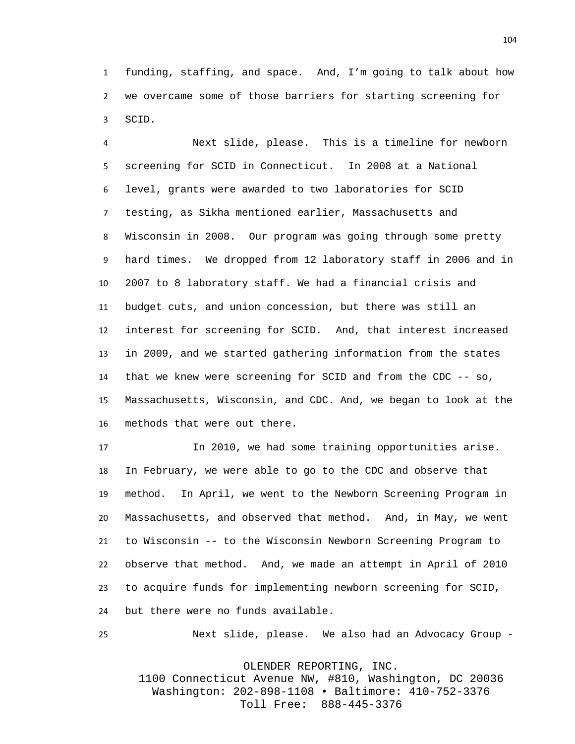funding, staffing, and space. And, I'm going to talk about how we overcame some of those barriers for starting screening for SCID.

Next slide, please. This is a timeline for newborn screening for SCID in Connecticut. In 2008 at a National level, grants were awarded to two laboratories for SCID testing, as Sikha mentioned earlier, Massachusetts and Wisconsin in 2008. Our program was going through some pretty hard times. We dropped from 12 laboratory staff in 2006 and in 2007 to 8 laboratory staff. We had a financial crisis and budget cuts, and union concession, but there was still an interest for screening for SCID. And, that interest increased in 2009, and we started gathering information from the states that we knew were screening for SCID and from the CDC -- so, Massachusetts, Wisconsin, and CDC. And, we began to look at the methods that were out there.

In 2010, we had some training opportunities arise. In February, we were able to go to the CDC and observe that method. In April, we went to the Newborn Screening Program in Massachusetts, and observed that method. And, in May, we went to Wisconsin -- to the Wisconsin Newborn Screening Program to observe that method. And, we made an attempt in April of 2010 to acquire funds for implementing newborn screening for SCID, but there were no funds available.

Next slide, please. We also had an Advocacy Group -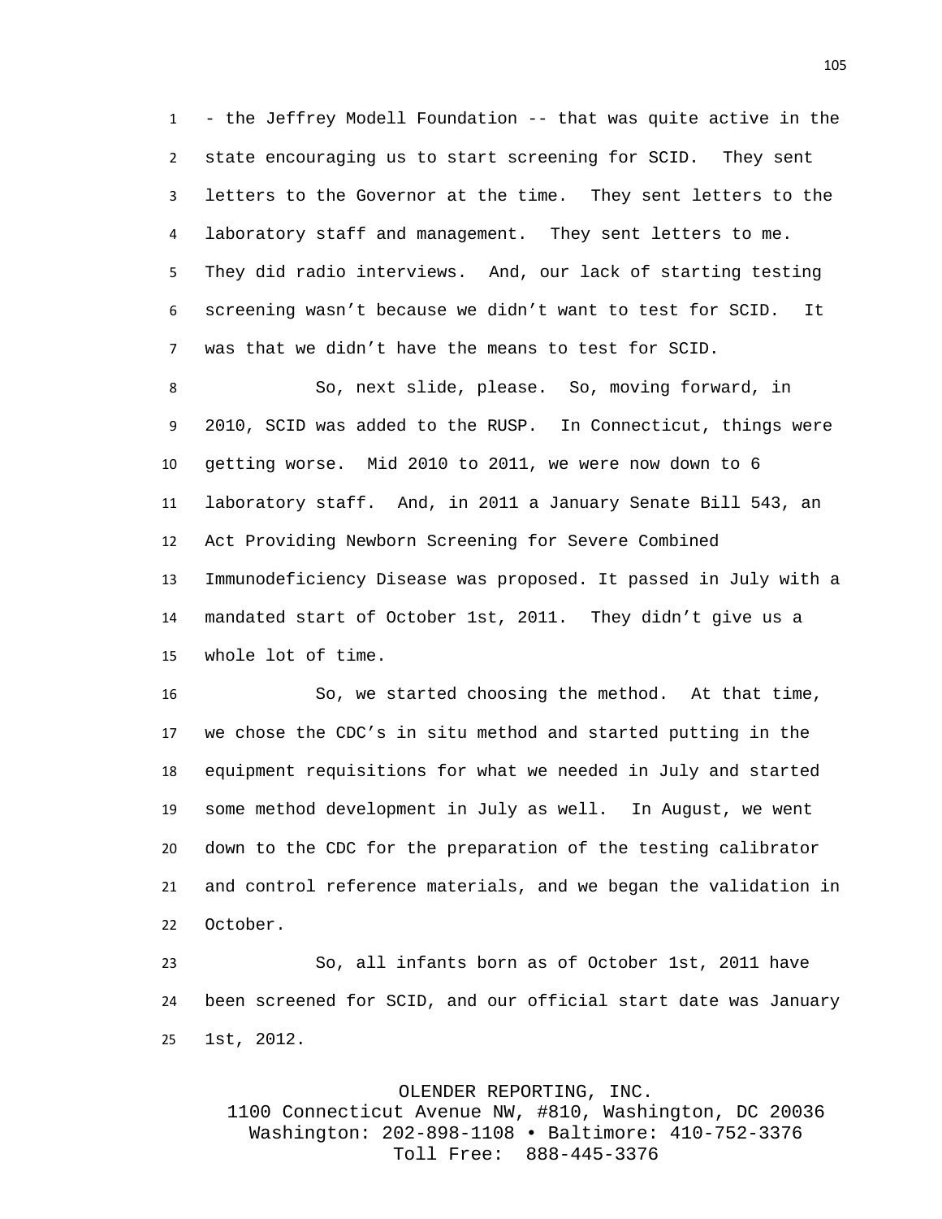- the Jeffrey Modell Foundation -- that was quite active in the state encouraging us to start screening for SCID. They sent letters to the Governor at the time. They sent letters to the laboratory staff and management. They sent letters to me. They did radio interviews. And, our lack of starting testing screening wasn't because we didn't want to test for SCID. It was that we didn't have the means to test for SCID.

So, next slide, please. So, moving forward, in 2010, SCID was added to the RUSP. In Connecticut, things were getting worse. Mid 2010 to 2011, we were now down to 6 laboratory staff. And, in 2011 a January Senate Bill 543, an Act Providing Newborn Screening for Severe Combined Immunodeficiency Disease was proposed. It passed in July with a mandated start of October 1st, 2011. They didn't give us a whole lot of time.

So, we started choosing the method. At that time, we chose the CDC's in situ method and started putting in the equipment requisitions for what we needed in July and started some method development in July as well. In August, we went down to the CDC for the preparation of the testing calibrator and control reference materials, and we began the validation in October.

So, all infants born as of October 1st, 2011 have been screened for SCID, and our official start date was January 1st, 2012.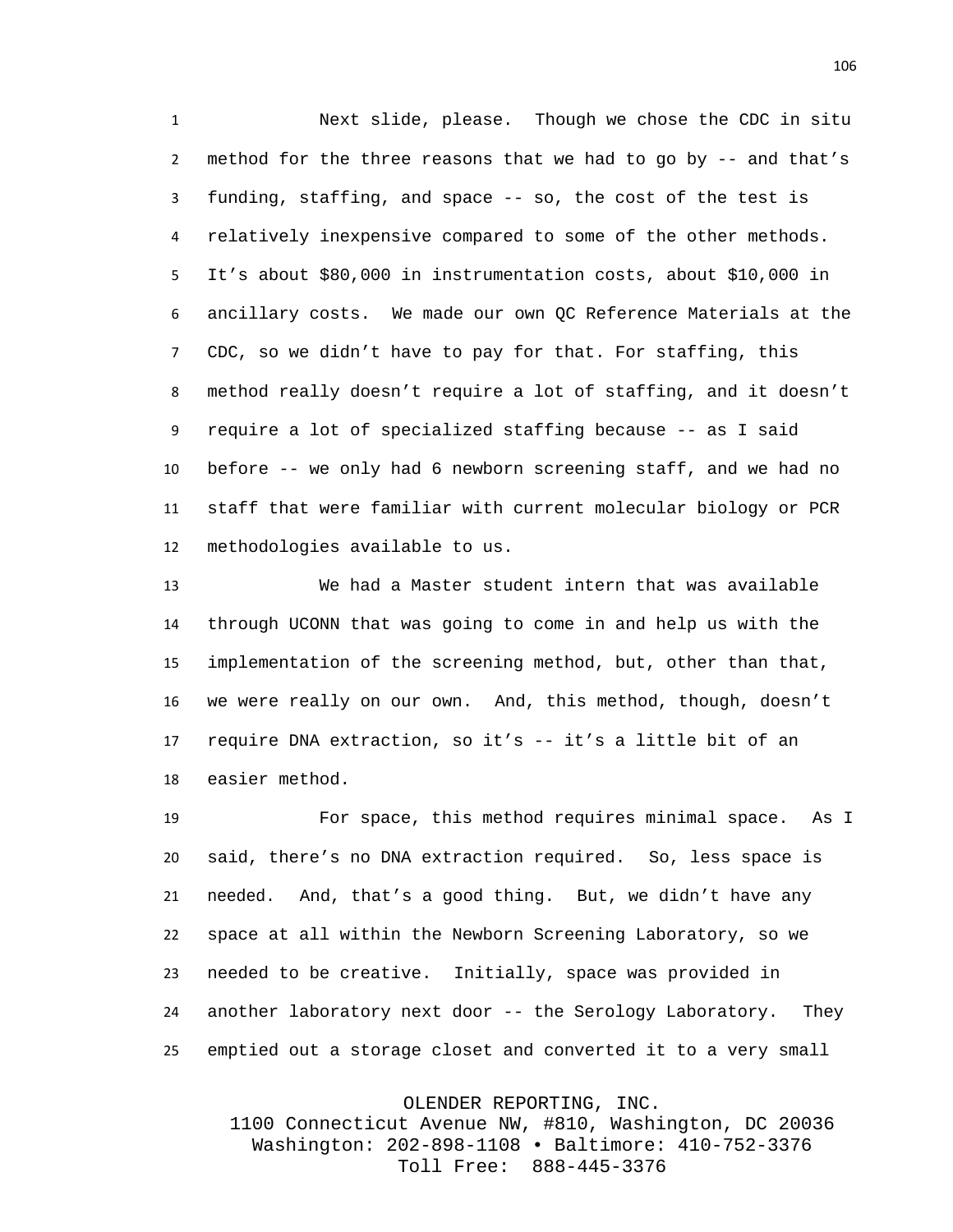Next slide, please. Though we chose the CDC in situ method for the three reasons that we had to go by -- and that's funding, staffing, and space -- so, the cost of the test is relatively inexpensive compared to some of the other methods. It's about $80,000 in instrumentation costs, about $10,000 in ancillary costs. We made our own QC Reference Materials at the CDC, so we didn't have to pay for that. For staffing, this method really doesn't require a lot of staffing, and it doesn't require a lot of specialized staffing because -- as I said before -- we only had 6 newborn screening staff, and we had no staff that were familiar with current molecular biology or PCR methodologies available to us.

We had a Master student intern that was available through UCONN that was going to come in and help us with the implementation of the screening method, but, other than that, we were really on our own. And, this method, though, doesn't require DNA extraction, so it's -- it's a little bit of an easier method.

For space, this method requires minimal space. As I said, there's no DNA extraction required. So, less space is needed. And, that's a good thing. But, we didn't have any space at all within the Newborn Screening Laboratory, so we needed to be creative. Initially, space was provided in another laboratory next door -- the Serology Laboratory. They emptied out a storage closet and converted it to a very small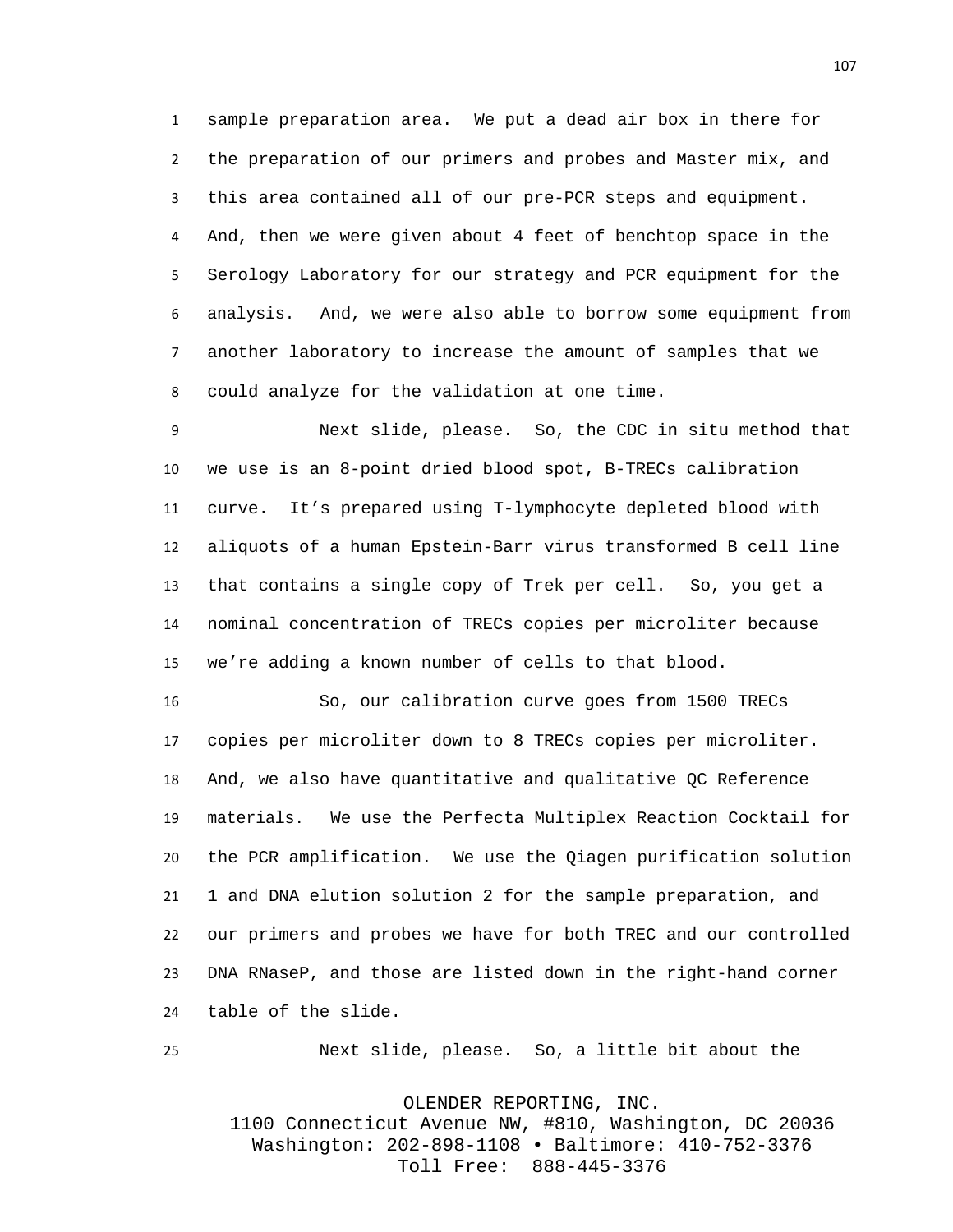sample preparation area. We put a dead air box in there for the preparation of our primers and probes and Master mix, and this area contained all of our pre-PCR steps and equipment. And, then we were given about 4 feet of benchtop space in the Serology Laboratory for our strategy and PCR equipment for the analysis. And, we were also able to borrow some equipment from another laboratory to increase the amount of samples that we could analyze for the validation at one time.

Next slide, please. So, the CDC in situ method that we use is an 8-point dried blood spot, B-TRECs calibration curve. It's prepared using T-lymphocyte depleted blood with aliquots of a human Epstein-Barr virus transformed B cell line that contains a single copy of Trek per cell. So, you get a nominal concentration of TRECs copies per microliter because we're adding a known number of cells to that blood.

So, our calibration curve goes from 1500 TRECs copies per microliter down to 8 TRECs copies per microliter. And, we also have quantitative and qualitative QC Reference materials. We use the Perfecta Multiplex Reaction Cocktail for the PCR amplification. We use the Qiagen purification solution 1 and DNA elution solution 2 for the sample preparation, and our primers and probes we have for both TREC and our controlled DNA RNaseP, and those are listed down in the right-hand corner table of the slide.

Next slide, please. So, a little bit about the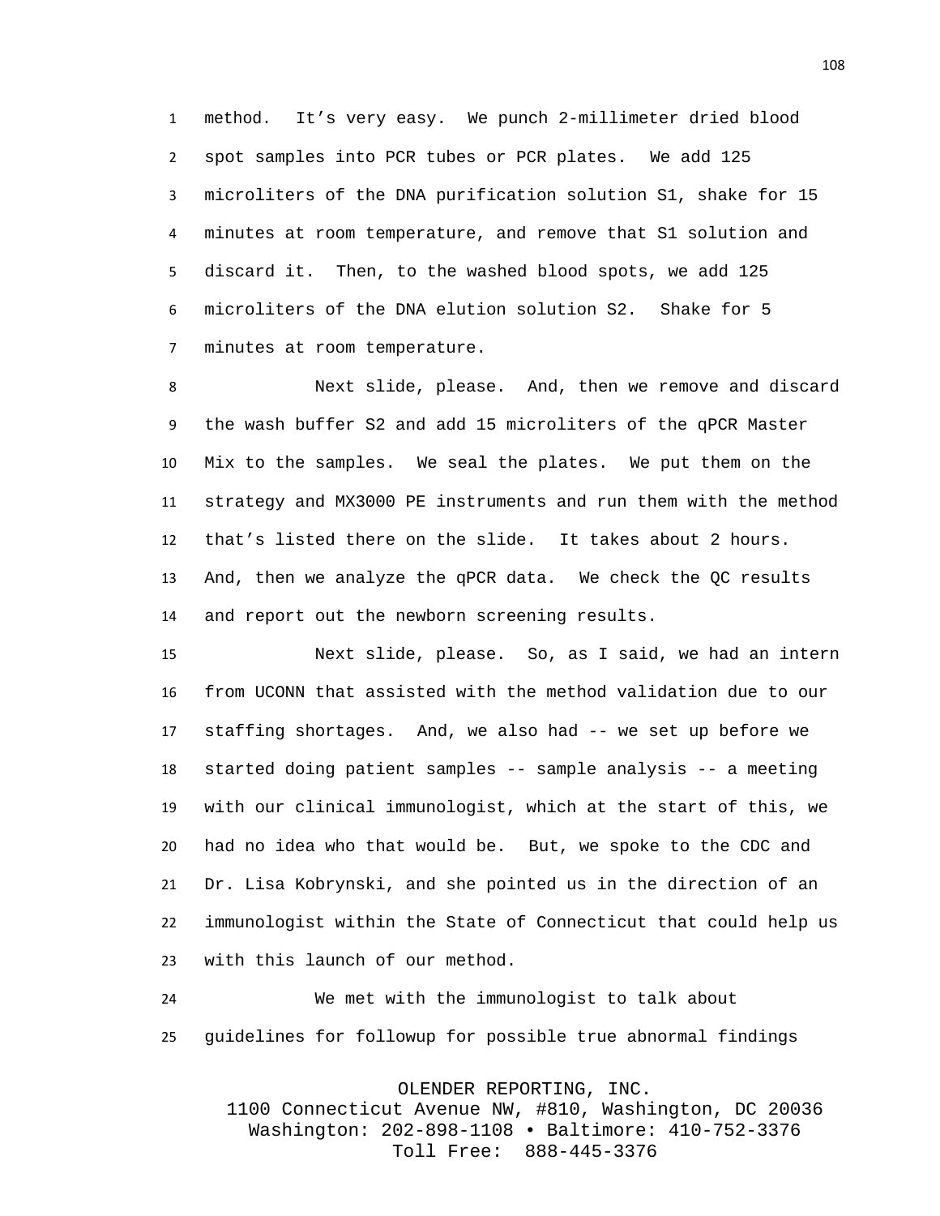method. It’s very easy. We punch 2-millimeter dried blood spot samples into PCR tubes or PCR plates. We add 125 microliters of the DNA purification solution S1, shake for 15 minutes at room temperature, and remove that S1 solution and discard it. Then, to the washed blood spots, we add 125 microliters of the DNA elution solution S2. Shake for 5 minutes at room temperature.

Next slide, please. And, then we remove and discard the wash buffer S2 and add 15 microliters of the qPCR Master Mix to the samples. We seal the plates. We put them on the strategy and MX3000 PE instruments and run them with the method that’s listed there on the slide. It takes about 2 hours. And, then we analyze the qPCR data. We check the QC results and report out the newborn screening results.

Next slide, please. So, as I said, we had an intern from UCONN that assisted with the method validation due to our staffing shortages. And, we also had -- we set up before we started doing patient samples -- sample analysis -- a meeting with our clinical immunologist, which at the start of this, we had no idea who that would be. But, we spoke to the CDC and Dr. Lisa Kobrynski, and she pointed us in the direction of an immunologist within the State of Connecticut that could help us with this launch of our method.

We met with the immunologist to talk about guidelines for followup for possible true abnormal findings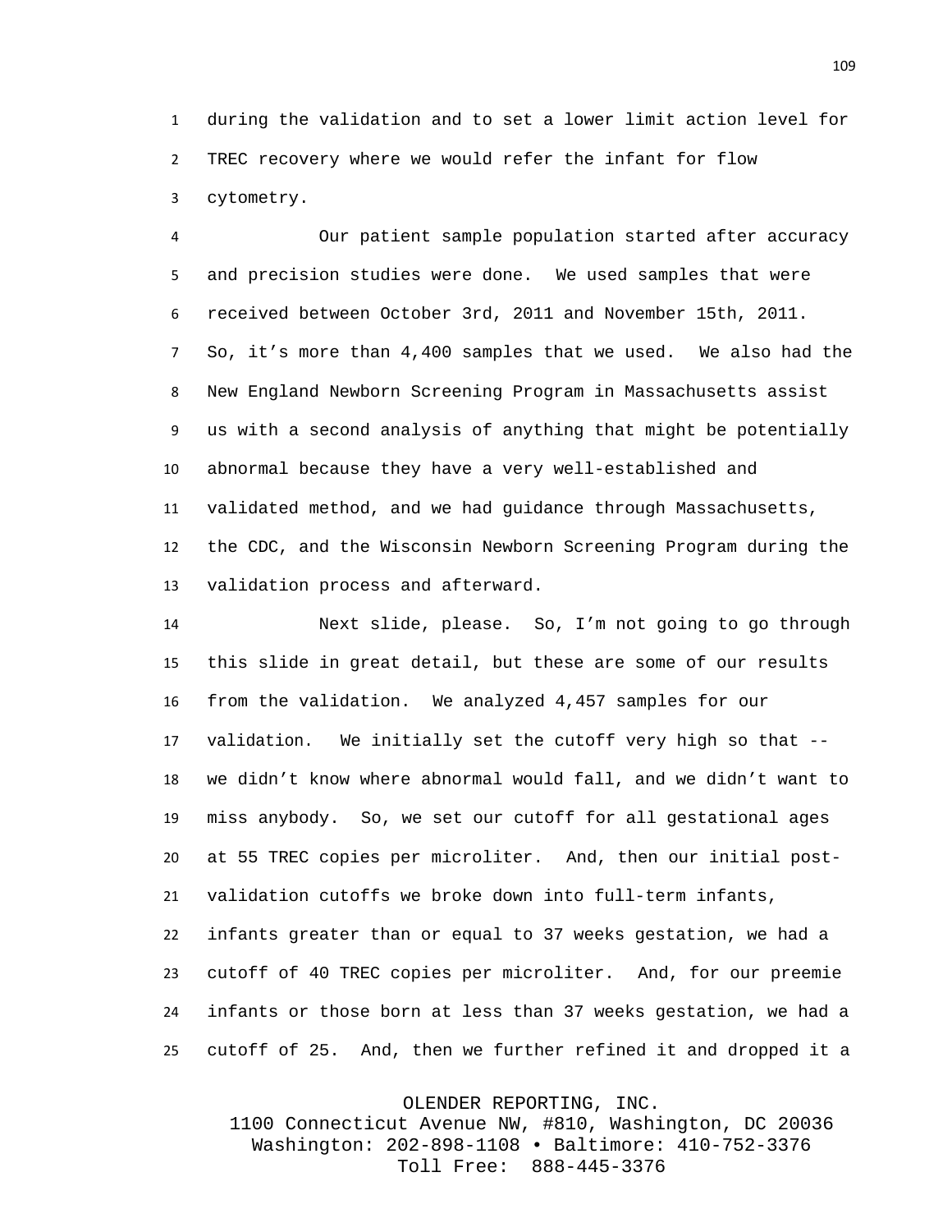during the validation and to set a lower limit action level for TREC recovery where we would refer the infant for flow cytometry.

Our patient sample population started after accuracy and precision studies were done. We used samples that were received between October 3rd, 2011 and November 15th, 2011. So, it's more than 4,400 samples that we used. We also had the New England Newborn Screening Program in Massachusetts assist us with a second analysis of anything that might be potentially abnormal because they have a very well-established and validated method, and we had guidance through Massachusetts, the CDC, and the Wisconsin Newborn Screening Program during the validation process and afterward.

Next slide, please. So, I'm not going to go through this slide in great detail, but these are some of our results from the validation. We analyzed 4,457 samples for our validation. We initially set the cutoff very high so that -- we didn't know where abnormal would fall, and we didn't want to miss anybody. So, we set our cutoff for all gestational ages at 55 TREC copies per microliter. And, then our initial post-validation cutoffs we broke down into full-term infants, infants greater than or equal to 37 weeks gestation, we had a cutoff of 40 TREC copies per microliter. And, for our preemie infants or those born at less than 37 weeks gestation, we had a cutoff of 25. And, then we further refined it and dropped it a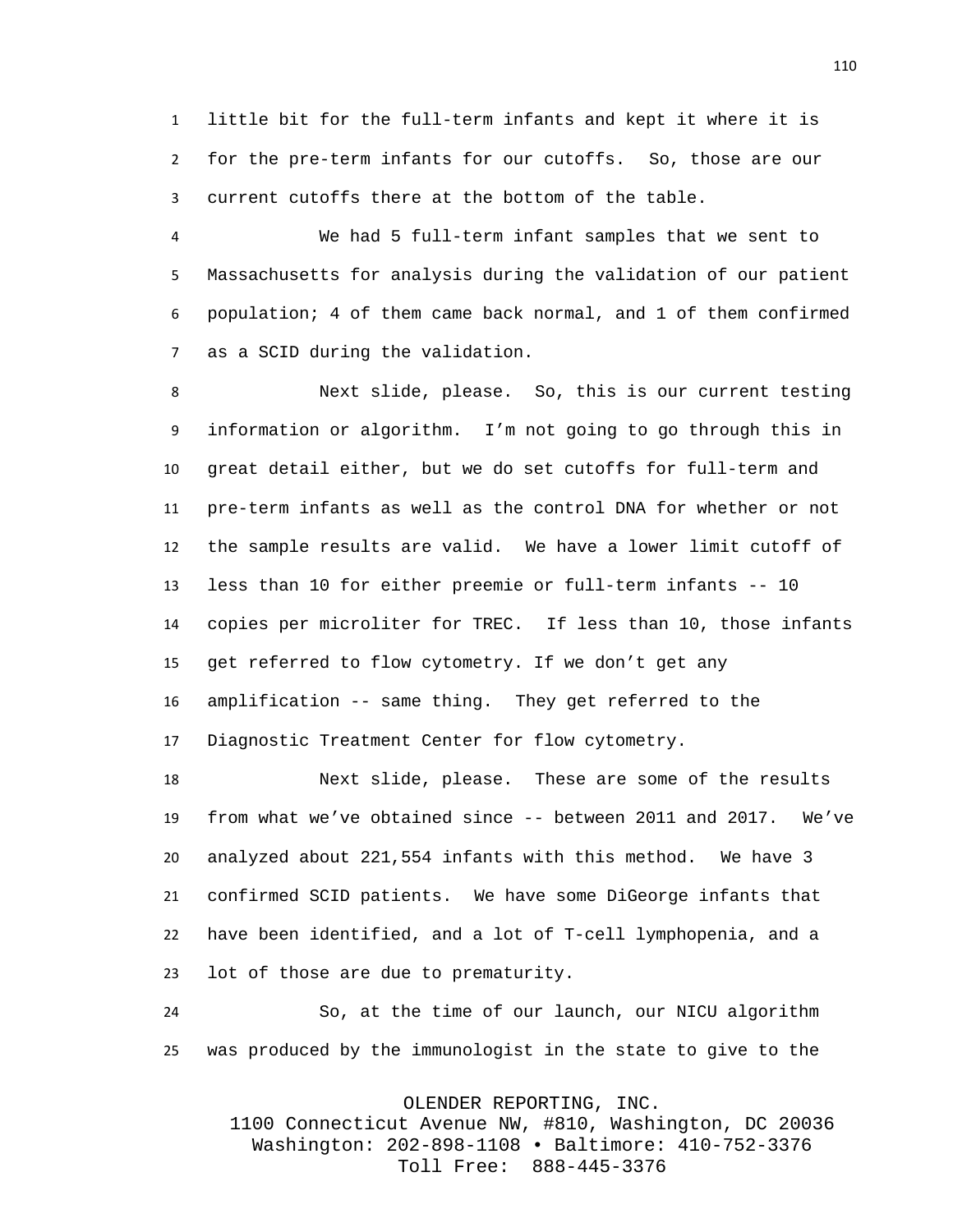little bit for the full-term infants and kept it where it is for the pre-term infants for our cutoffs. So, those are our current cutoffs there at the bottom of the table.

We had 5 full-term infant samples that we sent to Massachusetts for analysis during the validation of our patient population; 4 of them came back normal, and 1 of them confirmed as a SCID during the validation.

Next slide, please. So, this is our current testing information or algorithm. I'm not going to go through this in great detail either, but we do set cutoffs for full-term and pre-term infants as well as the control DNA for whether or not the sample results are valid. We have a lower limit cutoff of less than 10 for either preemie or full-term infants -- 10 copies per microliter for TREC. If less than 10, those infants get referred to flow cytometry. If we don't get any amplification -- same thing. They get referred to the Diagnostic Treatment Center for flow cytometry.

Next slide, please. These are some of the results from what we've obtained since -- between 2011 and 2017. We've analyzed about 221,554 infants with this method. We have 3 confirmed SCID patients. We have some DiGeorge infants that have been identified, and a lot of T-cell lymphopenia, and a lot of those are due to prematurity.

So, at the time of our launch, our NICU algorithm was produced by the immunologist in the state to give to the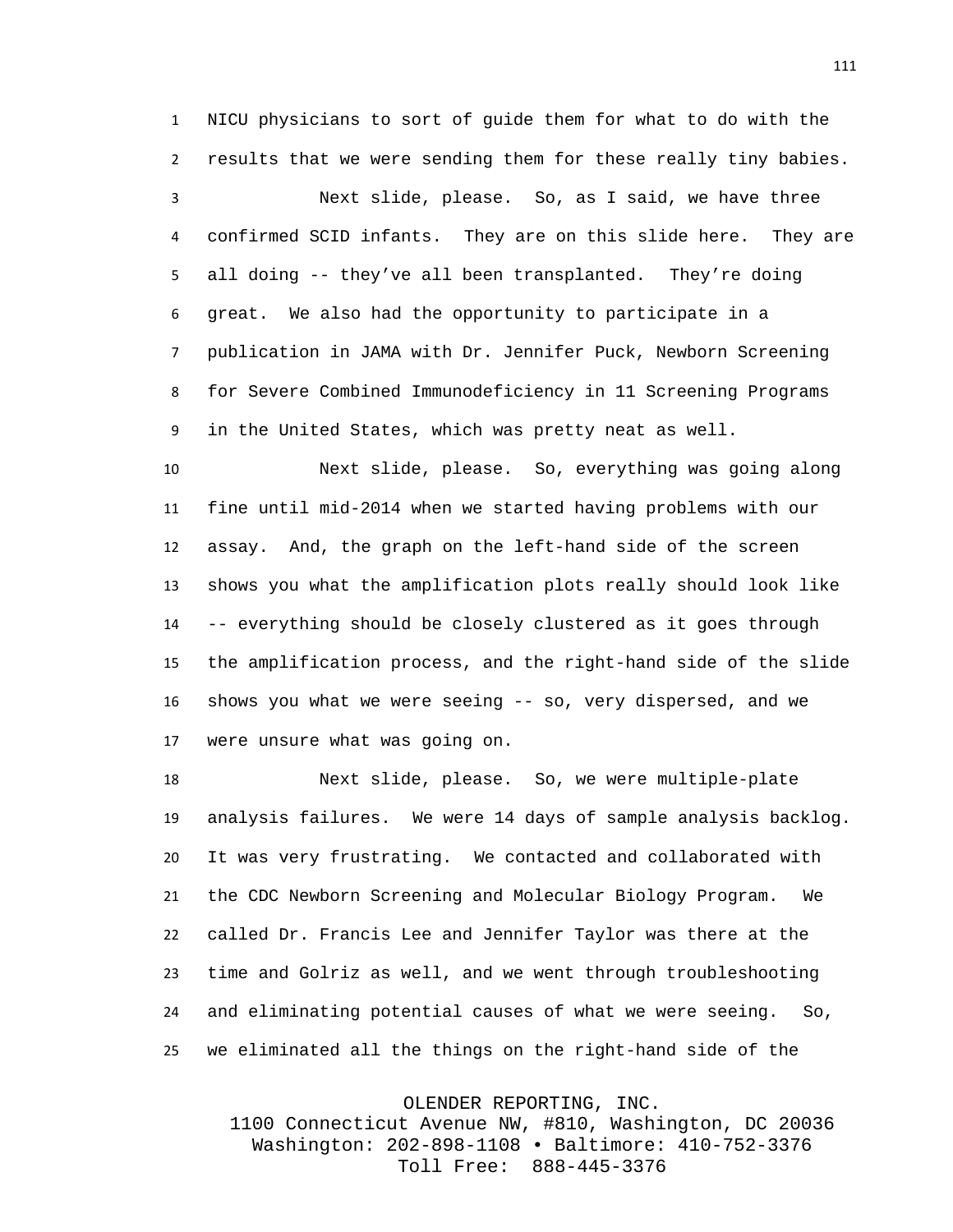NICU physicians to sort of guide them for what to do with the results that we were sending them for these really tiny babies.

Next slide, please. So, as I said, we have three confirmed SCID infants. They are on this slide here. They are all doing -- they've all been transplanted. They're doing great. We also had the opportunity to participate in a publication in JAMA with Dr. Jennifer Puck, Newborn Screening for Severe Combined Immunodeficiency in 11 Screening Programs in the United States, which was pretty neat as well.

Next slide, please. So, everything was going along fine until mid-2014 when we started having problems with our assay. And, the graph on the left-hand side of the screen shows you what the amplification plots really should look like -- everything should be closely clustered as it goes through the amplification process, and the right-hand side of the slide shows you what we were seeing -- so, very dispersed, and we were unsure what was going on.

Next slide, please. So, we were multiple-plate analysis failures. We were 14 days of sample analysis backlog. It was very frustrating. We contacted and collaborated with the CDC Newborn Screening and Molecular Biology Program. We called Dr. Francis Lee and Jennifer Taylor was there at the time and Golriz as well, and we went through troubleshooting and eliminating potential causes of what we were seeing. So, we eliminated all the things on the right-hand side of the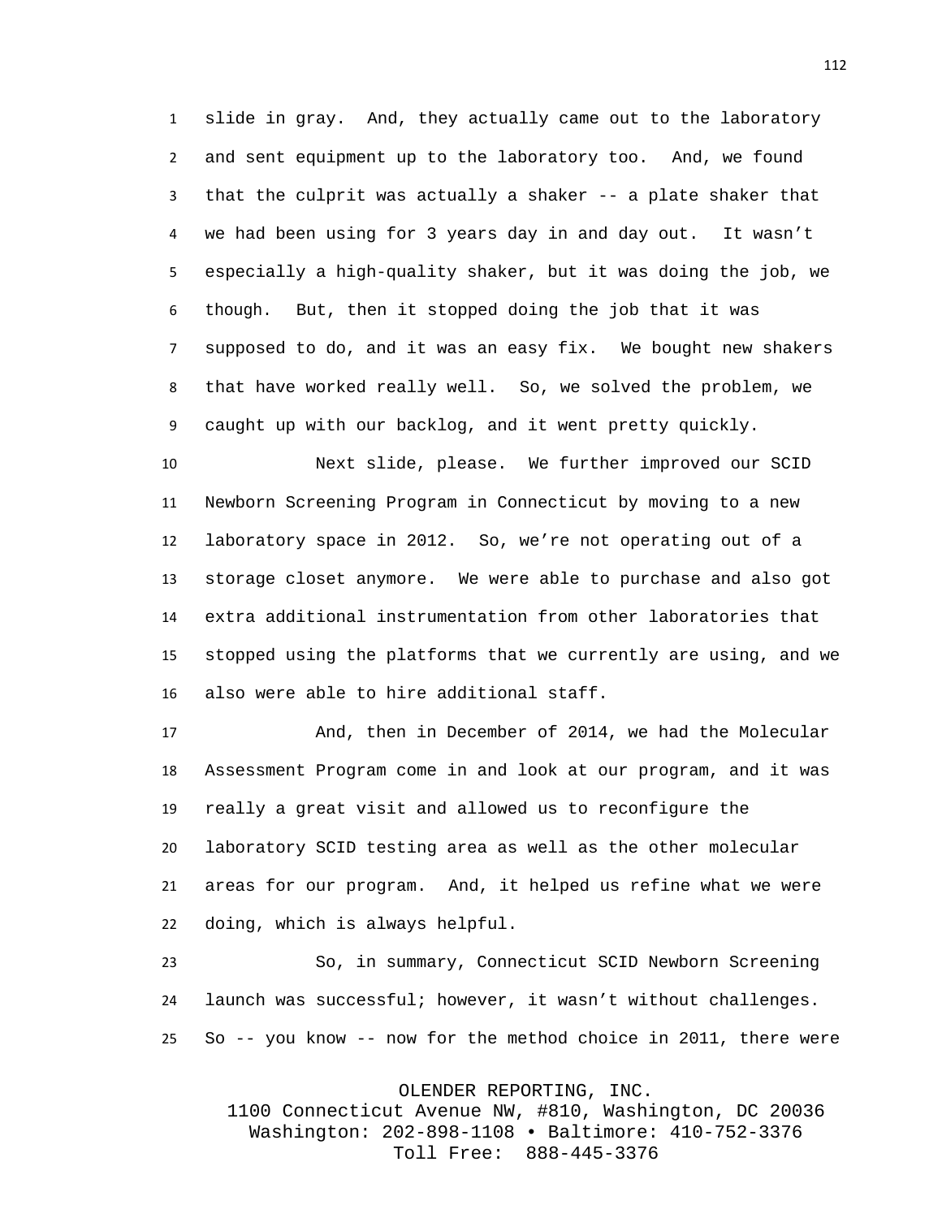slide in gray. And, they actually came out to the laboratory and sent equipment up to the laboratory too. And, we found that the culprit was actually a shaker -- a plate shaker that we had been using for 3 years day in and day out. It wasn't especially a high-quality shaker, but it was doing the job, we though. But, then it stopped doing the job that it was supposed to do, and it was an easy fix. We bought new shakers that have worked really well. So, we solved the problem, we caught up with our backlog, and it went pretty quickly.

Next slide, please. We further improved our SCID Newborn Screening Program in Connecticut by moving to a new laboratory space in 2012. So, we're not operating out of a storage closet anymore. We were able to purchase and also got extra additional instrumentation from other laboratories that stopped using the platforms that we currently are using, and we also were able to hire additional staff.

And, then in December of 2014, we had the Molecular Assessment Program come in and look at our program, and it was really a great visit and allowed us to reconfigure the laboratory SCID testing area as well as the other molecular areas for our program. And, it helped us refine what we were doing, which is always helpful.

So, in summary, Connecticut SCID Newborn Screening launch was successful; however, it wasn't without challenges. So -- you know -- now for the method choice in 2011, there were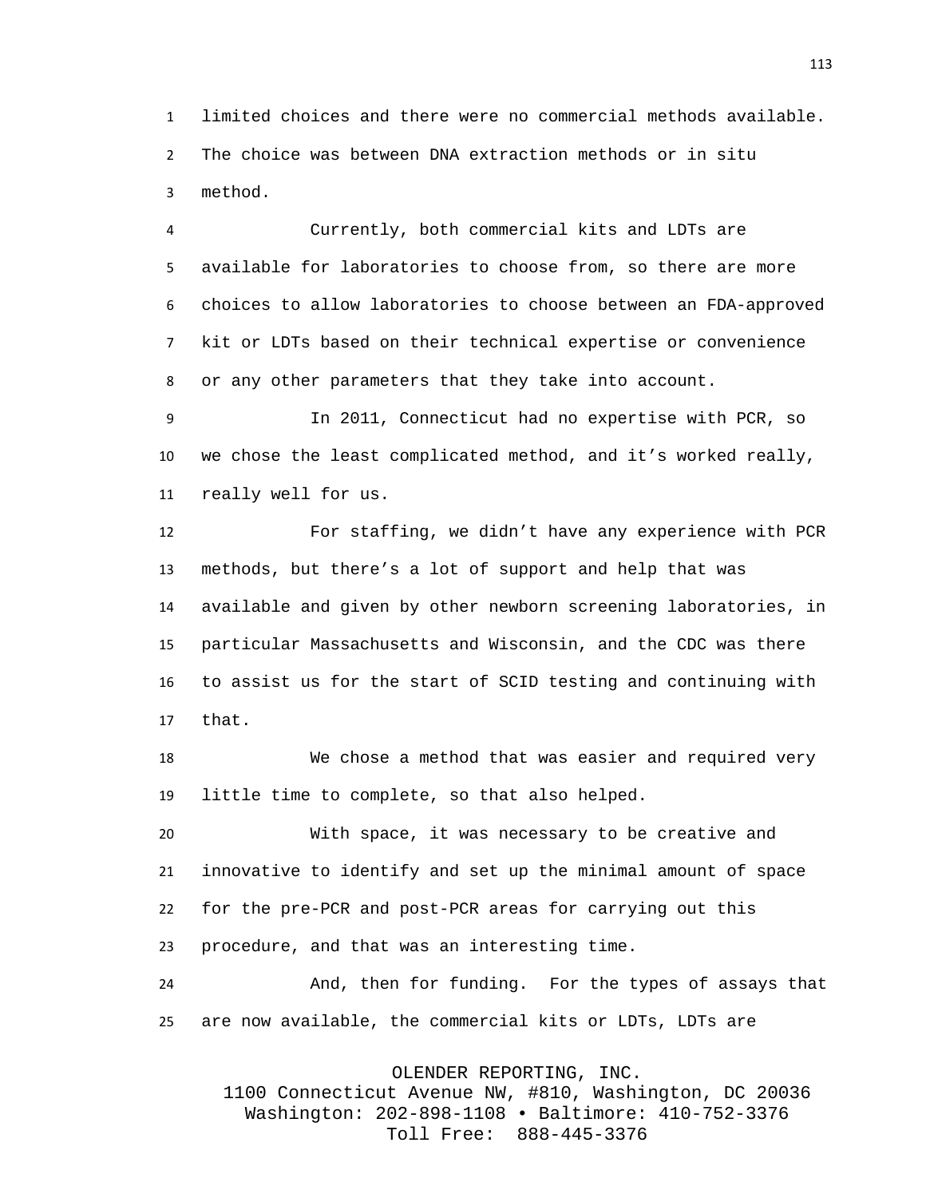limited choices and there were no commercial methods available. The choice was between DNA extraction methods or in situ method.

Currently, both commercial kits and LDTs are available for laboratories to choose from, so there are more choices to allow laboratories to choose between an FDA-approved kit or LDTs based on their technical expertise or convenience or any other parameters that they take into account.

In 2011, Connecticut had no expertise with PCR, so we chose the least complicated method, and it’s worked really, really well for us.

For staffing, we didn’t have any experience with PCR methods, but there’s a lot of support and help that was available and given by other newborn screening laboratories, in particular Massachusetts and Wisconsin, and the CDC was there to assist us for the start of SCID testing and continuing with that.

We chose a method that was easier and required very little time to complete, so that also helped.

With space, it was necessary to be creative and innovative to identify and set up the minimal amount of space for the pre-PCR and post-PCR areas for carrying out this procedure, and that was an interesting time.

And, then for funding. For the types of assays that are now available, the commercial kits or LDTs, LDTs are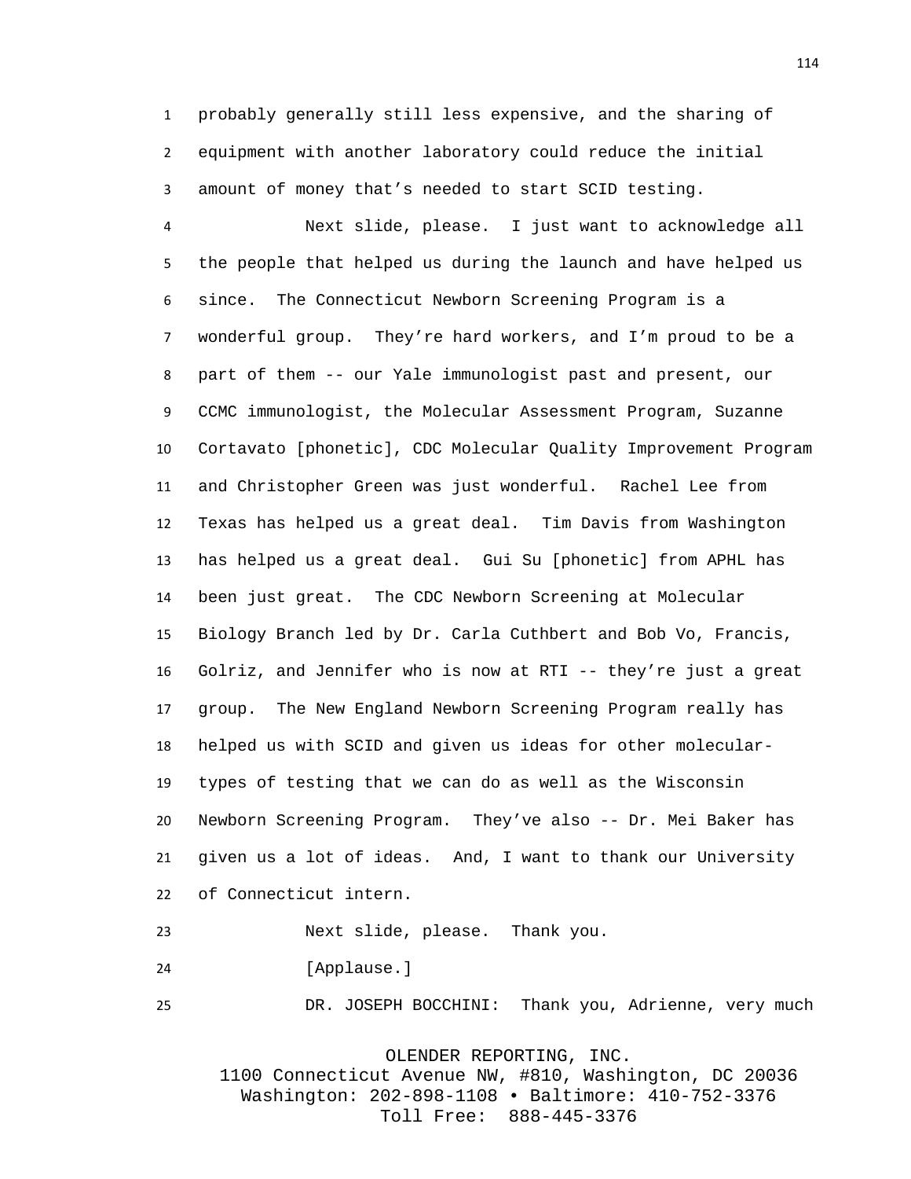probably generally still less expensive, and the sharing of equipment with another laboratory could reduce the initial amount of money that's needed to start SCID testing.

Next slide, please. I just want to acknowledge all the people that helped us during the launch and have helped us since. The Connecticut Newborn Screening Program is a wonderful group. They're hard workers, and I'm proud to be a part of them -- our Yale immunologist past and present, our CCMC immunologist, the Molecular Assessment Program, Suzanne Cortavato [phonetic], CDC Molecular Quality Improvement Program and Christopher Green was just wonderful. Rachel Lee from Texas has helped us a great deal. Tim Davis from Washington has helped us a great deal. Gui Su [phonetic] from APHL has been just great. The CDC Newborn Screening at Molecular Biology Branch led by Dr. Carla Cuthbert and Bob Vo, Francis, Golriz, and Jennifer who is now at RTI -- they're just a great group. The New England Newborn Screening Program really has helped us with SCID and given us ideas for other molecular-types of testing that we can do as well as the Wisconsin Newborn Screening Program. They've also -- Dr. Mei Baker has given us a lot of ideas. And, I want to thank our University of Connecticut intern.

Next slide, please. Thank you.

[Applause.]

DR. JOSEPH BOCCHINI: Thank you, Adrienne, very much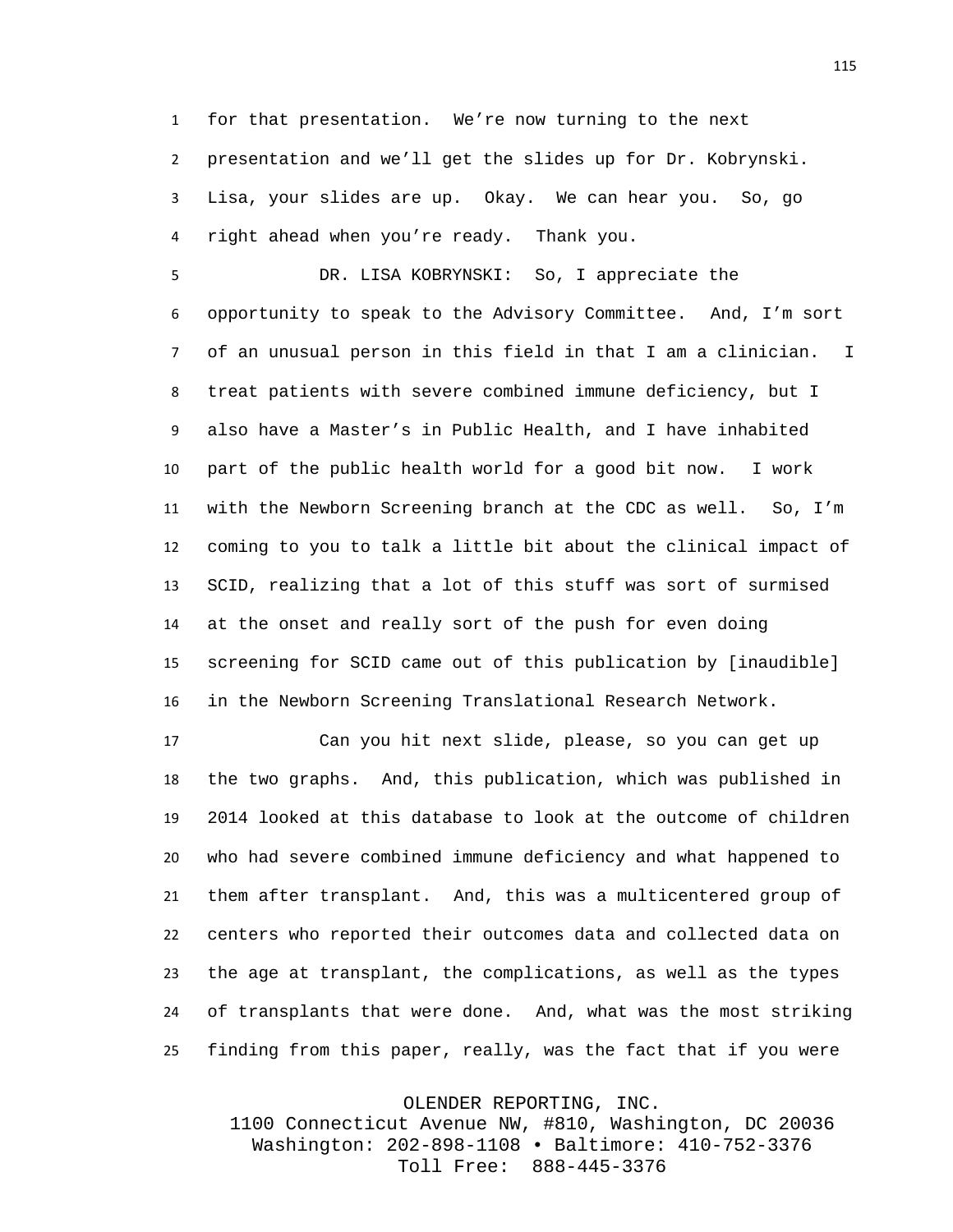for that presentation. We’re now turning to the next presentation and we’ll get the slides up for Dr. Kobrynski. Lisa, your slides are up. Okay. We can hear you. So, go right ahead when you’re ready. Thank you.

DR. LISA KOBRYNSKI: So, I appreciate the opportunity to speak to the Advisory Committee. And, I’m sort of an unusual person in this field in that I am a clinician. I treat patients with severe combined immune deficiency, but I also have a Master’s in Public Health, and I have inhabited part of the public health world for a good bit now. I work with the Newborn Screening branch at the CDC as well. So, I’m coming to you to talk a little bit about the clinical impact of SCID, realizing that a lot of this stuff was sort of surmised at the onset and really sort of the push for even doing screening for SCID came out of this publication by [inaudible] in the Newborn Screening Translational Research Network.

Can you hit next slide, please, so you can get up the two graphs. And, this publication, which was published in 2014 looked at this database to look at the outcome of children who had severe combined immune deficiency and what happened to them after transplant. And, this was a multicentered group of centers who reported their outcomes data and collected data on the age at transplant, the complications, as well as the types of transplants that were done. And, what was the most striking finding from this paper, really, was the fact that if you were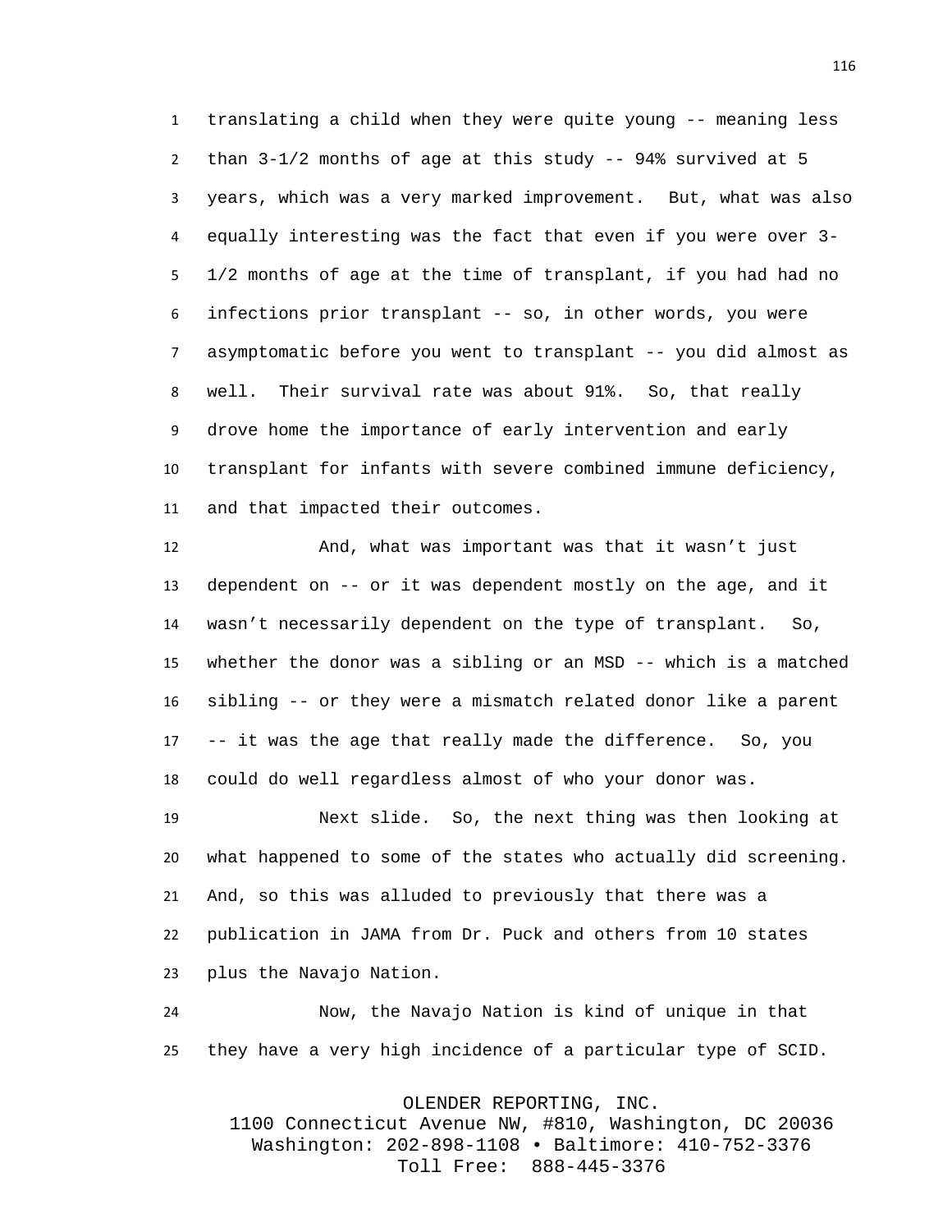translating a child when they were quite young -- meaning less than 3-1/2 months of age at this study -- 94% survived at 5 years, which was a very marked improvement. But, what was also equally interesting was the fact that even if you were over 3-1/2 months of age at the time of transplant, if you had had no infections prior transplant -- so, in other words, you were asymptomatic before you went to transplant -- you did almost as well. Their survival rate was about 91%. So, that really drove home the importance of early intervention and early transplant for infants with severe combined immune deficiency, and that impacted their outcomes.

And, what was important was that it wasn't just dependent on -- or it was dependent mostly on the age, and it wasn't necessarily dependent on the type of transplant. So, whether the donor was a sibling or an MSD -- which is a matched sibling -- or they were a mismatch related donor like a parent -- it was the age that really made the difference. So, you could do well regardless almost of who your donor was.

Next slide. So, the next thing was then looking at what happened to some of the states who actually did screening. And, so this was alluded to previously that there was a publication in JAMA from Dr. Puck and others from 10 states plus the Navajo Nation.

Now, the Navajo Nation is kind of unique in that they have a very high incidence of a particular type of SCID.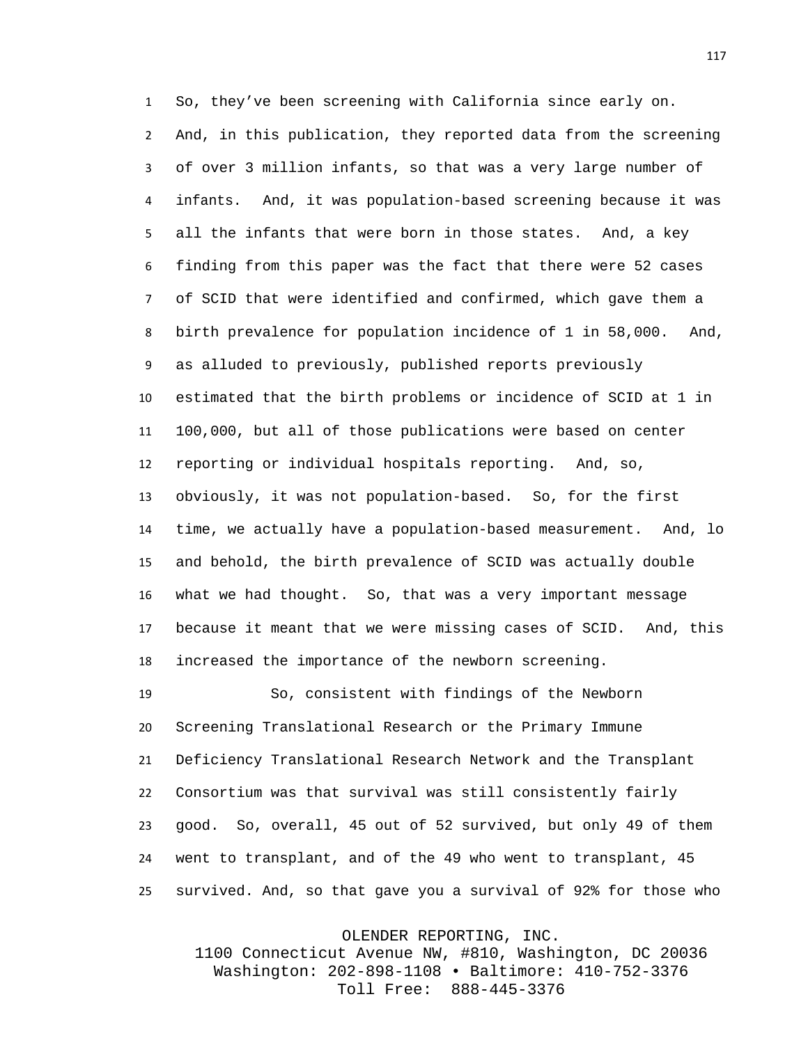So, they've been screening with California since early on. And, in this publication, they reported data from the screening of over 3 million infants, so that was a very large number of infants. And, it was population-based screening because it was all the infants that were born in those states. And, a key finding from this paper was the fact that there were 52 cases of SCID that were identified and confirmed, which gave them a birth prevalence for population incidence of 1 in 58,000. And, as alluded to previously, published reports previously estimated that the birth problems or incidence of SCID at 1 in 100,000, but all of those publications were based on center reporting or individual hospitals reporting. And, so, obviously, it was not population-based. So, for the first time, we actually have a population-based measurement. And, lo and behold, the birth prevalence of SCID was actually double what we had thought. So, that was a very important message because it meant that we were missing cases of SCID. And, this increased the importance of the newborn screening.

So, consistent with findings of the Newborn Screening Translational Research or the Primary Immune Deficiency Translational Research Network and the Transplant Consortium was that survival was still consistently fairly good. So, overall, 45 out of 52 survived, but only 49 of them went to transplant, and of the 49 who went to transplant, 45 survived. And, so that gave you a survival of 92% for those who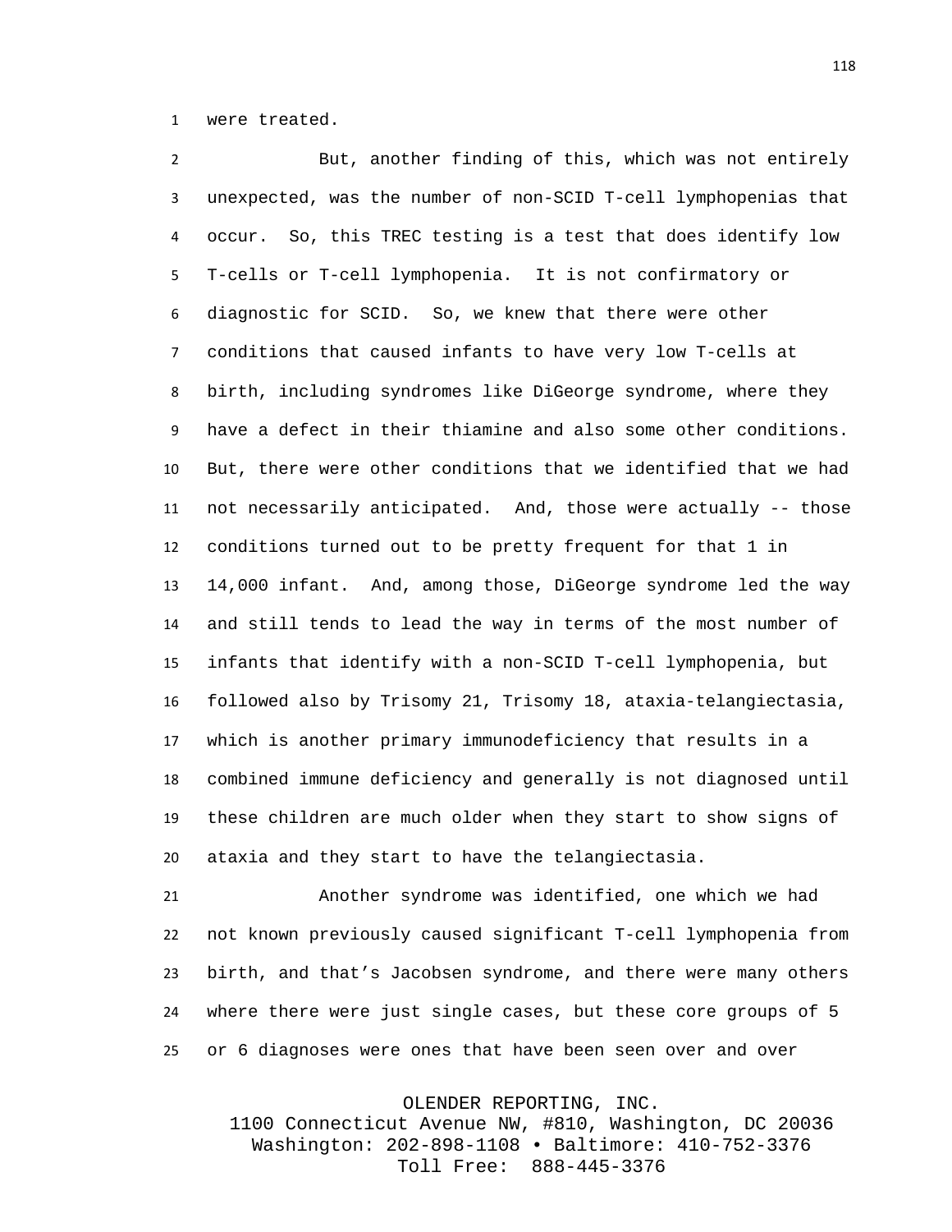were treated.

But, another finding of this, which was not entirely unexpected, was the number of non-SCID T-cell lymphopenias that occur. So, this TREC testing is a test that does identify low T-cells or T-cell lymphopenia. It is not confirmatory or diagnostic for SCID. So, we knew that there were other conditions that caused infants to have very low T-cells at birth, including syndromes like DiGeorge syndrome, where they have a defect in their thiamine and also some other conditions. But, there were other conditions that we identified that we had not necessarily anticipated. And, those were actually -- those conditions turned out to be pretty frequent for that 1 in 14,000 infant. And, among those, DiGeorge syndrome led the way and still tends to lead the way in terms of the most number of infants that identify with a non-SCID T-cell lymphopenia, but followed also by Trisomy 21, Trisomy 18, ataxia-telangiectasia, which is another primary immunodeficiency that results in a combined immune deficiency and generally is not diagnosed until these children are much older when they start to show signs of ataxia and they start to have the telangiectasia.

Another syndrome was identified, one which we had not known previously caused significant T-cell lymphopenia from birth, and that's Jacobsen syndrome, and there were many others where there were just single cases, but these core groups of 5 or 6 diagnoses were ones that have been seen over and over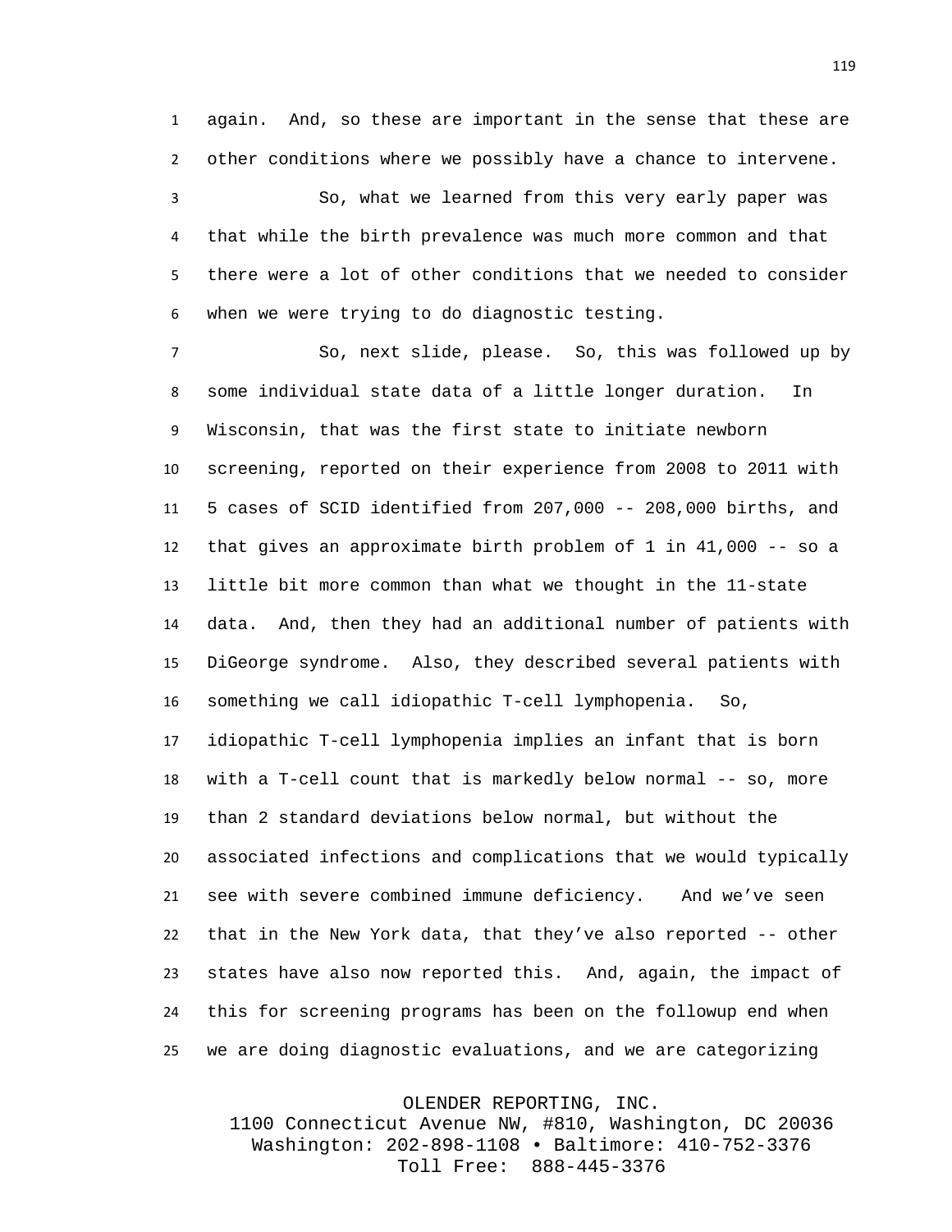again. And, so these are important in the sense that these are other conditions where we possibly have a chance to intervene.

So, what we learned from this very early paper was that while the birth prevalence was much more common and that there were a lot of other conditions that we needed to consider when we were trying to do diagnostic testing.

So, next slide, please. So, this was followed up by some individual state data of a little longer duration. In Wisconsin, that was the first state to initiate newborn screening, reported on their experience from 2008 to 2011 with 5 cases of SCID identified from 207,000 -- 208,000 births, and that gives an approximate birth problem of 1 in 41,000 -- so a little bit more common than what we thought in the 11-state data. And, then they had an additional number of patients with DiGeorge syndrome. Also, they described several patients with something we call idiopathic T-cell lymphopenia. So, idiopathic T-cell lymphopenia implies an infant that is born with a T-cell count that is markedly below normal -- so, more than 2 standard deviations below normal, but without the associated infections and complications that we would typically see with severe combined immune deficiency. And we've seen that in the New York data, that they've also reported -- other states have also now reported this. And, again, the impact of this for screening programs has been on the followup end when we are doing diagnostic evaluations, and we are categorizing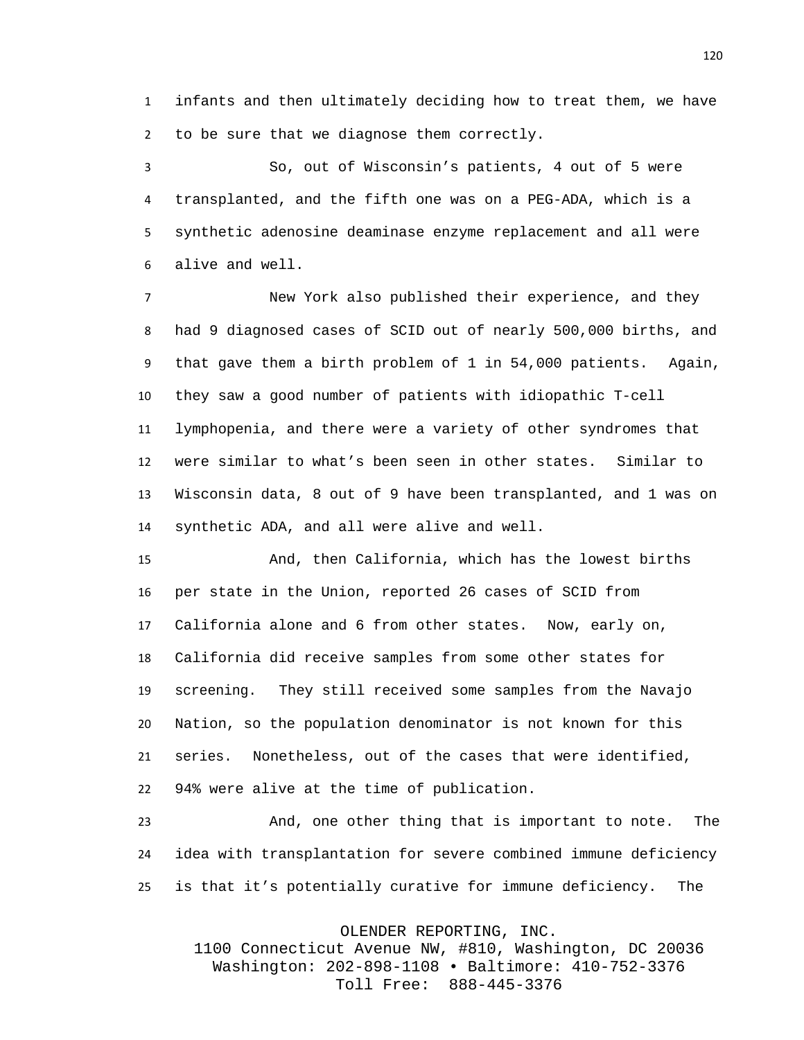infants and then ultimately deciding how to treat them, we have to be sure that we diagnose them correctly.

So, out of Wisconsin's patients, 4 out of 5 were transplanted, and the fifth one was on a PEG-ADA, which is a synthetic adenosine deaminase enzyme replacement and all were alive and well.

New York also published their experience, and they had 9 diagnosed cases of SCID out of nearly 500,000 births, and that gave them a birth problem of 1 in 54,000 patients. Again, they saw a good number of patients with idiopathic T-cell lymphopenia, and there were a variety of other syndromes that were similar to what's been seen in other states. Similar to Wisconsin data, 8 out of 9 have been transplanted, and 1 was on synthetic ADA, and all were alive and well.

And, then California, which has the lowest births per state in the Union, reported 26 cases of SCID from California alone and 6 from other states. Now, early on, California did receive samples from some other states for screening. They still received some samples from the Navajo Nation, so the population denominator is not known for this series. Nonetheless, out of the cases that were identified, 94% were alive at the time of publication.

And, one other thing that is important to note. The idea with transplantation for severe combined immune deficiency is that it's potentially curative for immune deficiency. The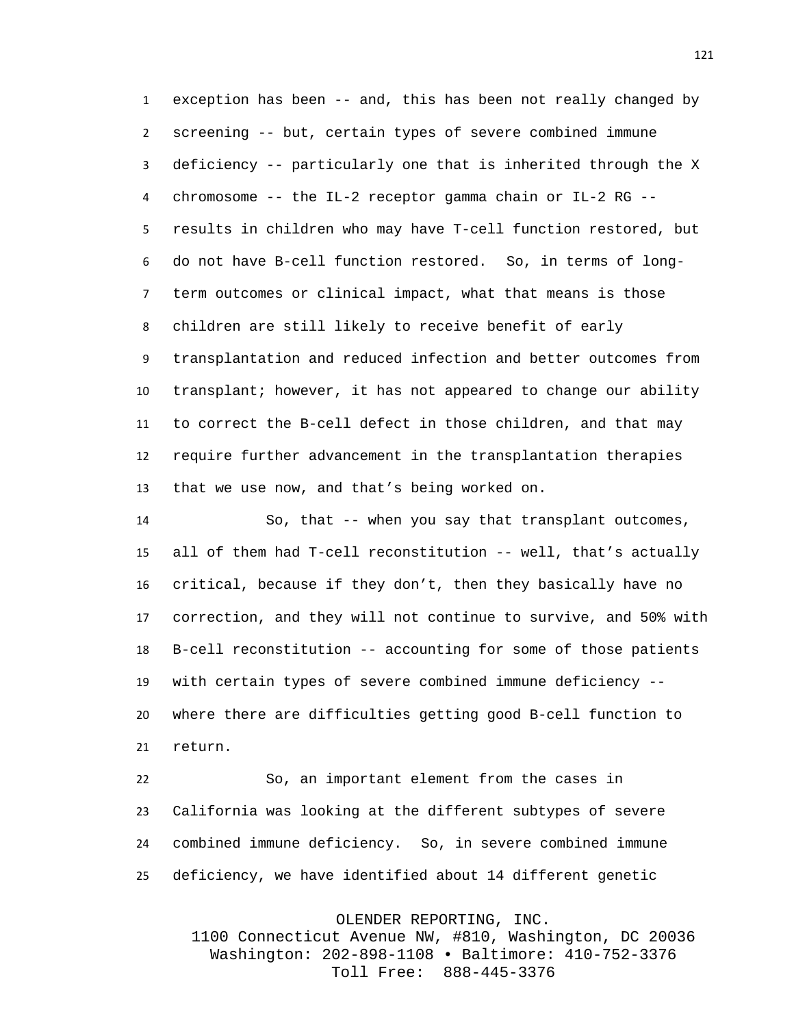exception has been -- and, this has been not really changed by screening -- but, certain types of severe combined immune deficiency -- particularly one that is inherited through the X chromosome -- the IL-2 receptor gamma chain or IL-2 RG -- results in children who may have T-cell function restored, but do not have B-cell function restored. So, in terms of long-term outcomes or clinical impact, what that means is those children are still likely to receive benefit of early transplantation and reduced infection and better outcomes from transplant; however, it has not appeared to change our ability to correct the B-cell defect in those children, and that may require further advancement in the transplantation therapies that we use now, and that's being worked on.

So, that -- when you say that transplant outcomes, all of them had T-cell reconstitution -- well, that's actually critical, because if they don't, then they basically have no correction, and they will not continue to survive, and 50% with B-cell reconstitution -- accounting for some of those patients with certain types of severe combined immune deficiency -- where there are difficulties getting good B-cell function to return.

So, an important element from the cases in California was looking at the different subtypes of severe combined immune deficiency. So, in severe combined immune deficiency, we have identified about 14 different genetic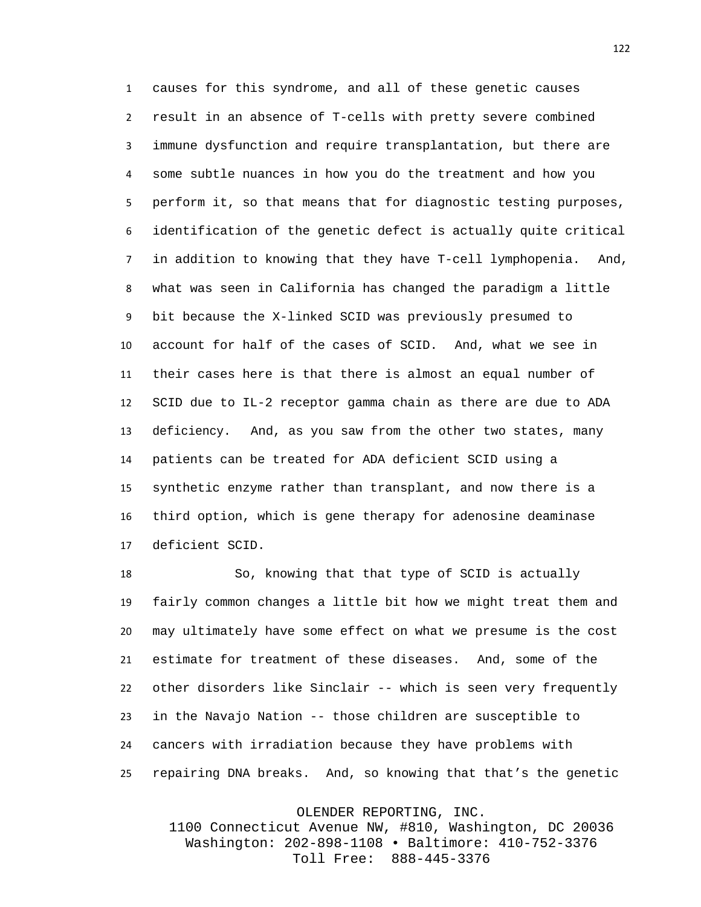causes for this syndrome, and all of these genetic causes result in an absence of T-cells with pretty severe combined immune dysfunction and require transplantation, but there are some subtle nuances in how you do the treatment and how you perform it, so that means that for diagnostic testing purposes, identification of the genetic defect is actually quite critical in addition to knowing that they have T-cell lymphopenia. And, what was seen in California has changed the paradigm a little bit because the X-linked SCID was previously presumed to account for half of the cases of SCID. And, what we see in their cases here is that there is almost an equal number of SCID due to IL-2 receptor gamma chain as there are due to ADA deficiency. And, as you saw from the other two states, many patients can be treated for ADA deficient SCID using a synthetic enzyme rather than transplant, and now there is a third option, which is gene therapy for adenosine deaminase deficient SCID.

So, knowing that that type of SCID is actually fairly common changes a little bit how we might treat them and may ultimately have some effect on what we presume is the cost estimate for treatment of these diseases. And, some of the other disorders like Sinclair -- which is seen very frequently in the Navajo Nation -- those children are susceptible to cancers with irradiation because they have problems with repairing DNA breaks. And, so knowing that that's the genetic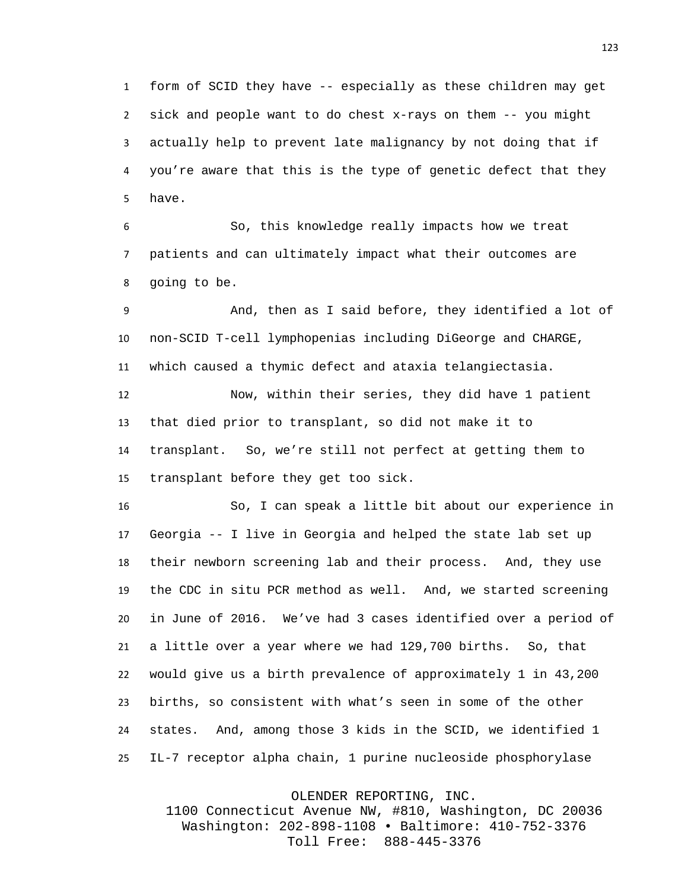form of SCID they have -- especially as these children may get sick and people want to do chest x-rays on them -- you might actually help to prevent late malignancy by not doing that if you're aware that this is the type of genetic defect that they have.

So, this knowledge really impacts how we treat patients and can ultimately impact what their outcomes are going to be.

And, then as I said before, they identified a lot of non-SCID T-cell lymphopenias including DiGeorge and CHARGE, which caused a thymic defect and ataxia telangiectasia.

Now, within their series, they did have 1 patient that died prior to transplant, so did not make it to transplant. So, we're still not perfect at getting them to transplant before they get too sick.

So, I can speak a little bit about our experience in Georgia -- I live in Georgia and helped the state lab set up their newborn screening lab and their process. And, they use the CDC in situ PCR method as well. And, we started screening in June of 2016. We've had 3 cases identified over a period of a little over a year where we had 129,700 births. So, that would give us a birth prevalence of approximately 1 in 43,200 births, so consistent with what's seen in some of the other states. And, among those 3 kids in the SCID, we identified 1 IL-7 receptor alpha chain, 1 purine nucleoside phosphorylase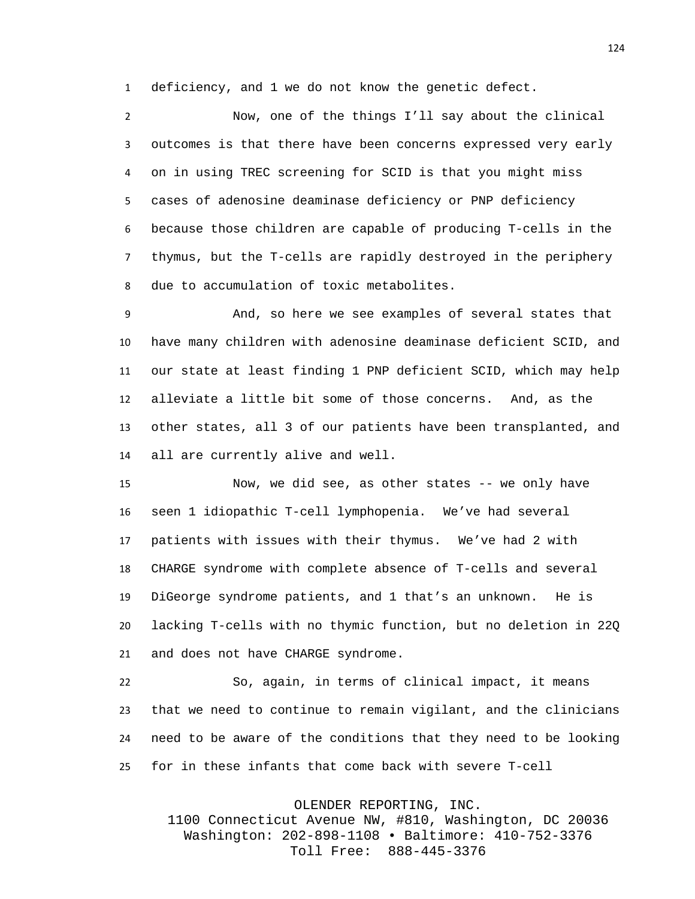deficiency, and 1 we do not know the genetic defect.

Now, one of the things I'll say about the clinical outcomes is that there have been concerns expressed very early on in using TREC screening for SCID is that you might miss cases of adenosine deaminase deficiency or PNP deficiency because those children are capable of producing T-cells in the thymus, but the T-cells are rapidly destroyed in the periphery due to accumulation of toxic metabolites.

And, so here we see examples of several states that have many children with adenosine deaminase deficient SCID, and our state at least finding 1 PNP deficient SCID, which may help alleviate a little bit some of those concerns. And, as the other states, all 3 of our patients have been transplanted, and all are currently alive and well.

Now, we did see, as other states -- we only have seen 1 idiopathic T-cell lymphopenia. We've had several patients with issues with their thymus. We've had 2 with CHARGE syndrome with complete absence of T-cells and several DiGeorge syndrome patients, and 1 that's an unknown. He is lacking T-cells with no thymic function, but no deletion in 22Q and does not have CHARGE syndrome.

So, again, in terms of clinical impact, it means that we need to continue to remain vigilant, and the clinicians need to be aware of the conditions that they need to be looking for in these infants that come back with severe T-cell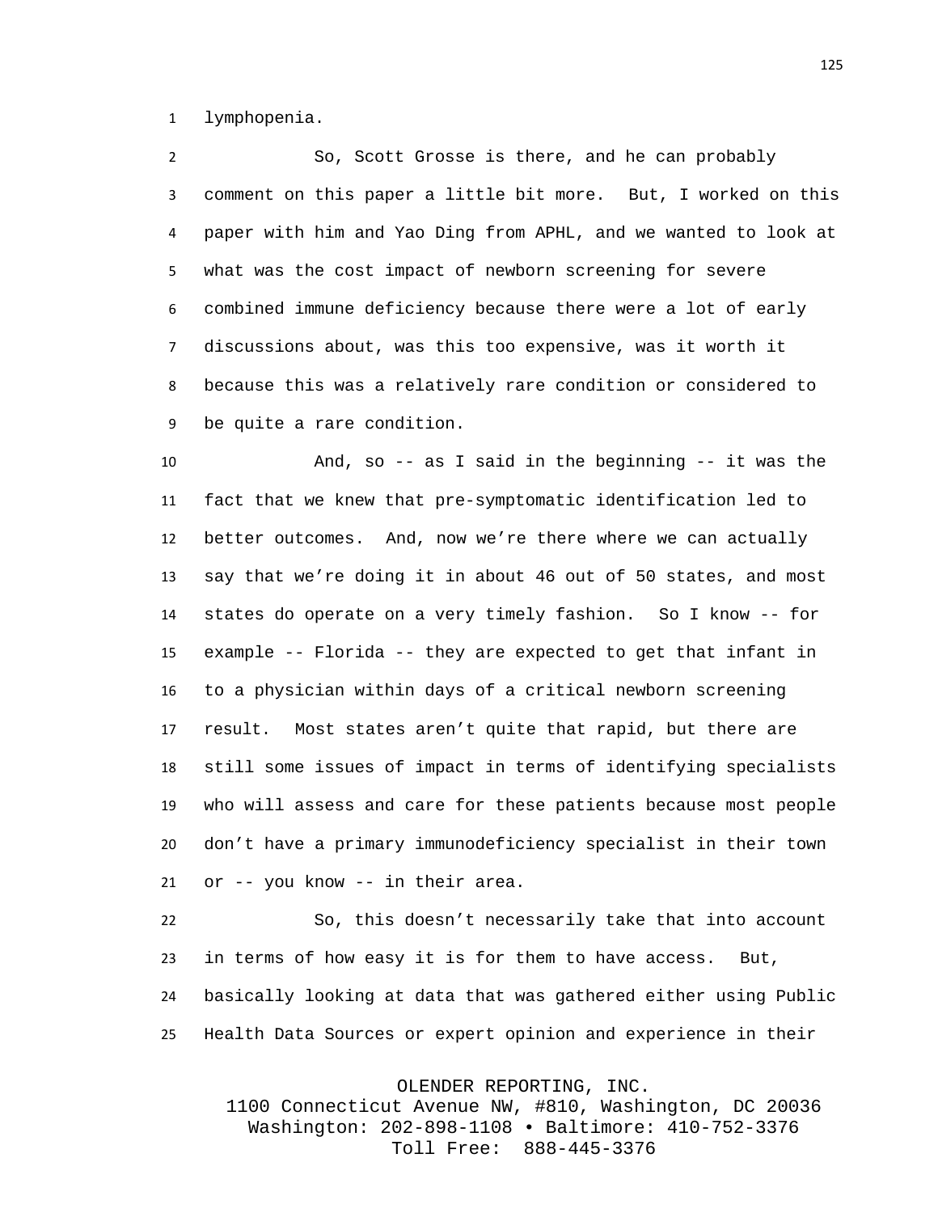lymphopenia.

So, Scott Grosse is there, and he can probably comment on this paper a little bit more. But, I worked on this paper with him and Yao Ding from APHL, and we wanted to look at what was the cost impact of newborn screening for severe combined immune deficiency because there were a lot of early discussions about, was this too expensive, was it worth it because this was a relatively rare condition or considered to be quite a rare condition.

And, so -- as I said in the beginning -- it was the fact that we knew that pre-symptomatic identification led to better outcomes. And, now we're there where we can actually say that we're doing it in about 46 out of 50 states, and most states do operate on a very timely fashion. So I know -- for example -- Florida -- they are expected to get that infant in to a physician within days of a critical newborn screening result. Most states aren't quite that rapid, but there are still some issues of impact in terms of identifying specialists who will assess and care for these patients because most people don't have a primary immunodeficiency specialist in their town or -- you know -- in their area.

So, this doesn't necessarily take that into account in terms of how easy it is for them to have access. But, basically looking at data that was gathered either using Public Health Data Sources or expert opinion and experience in their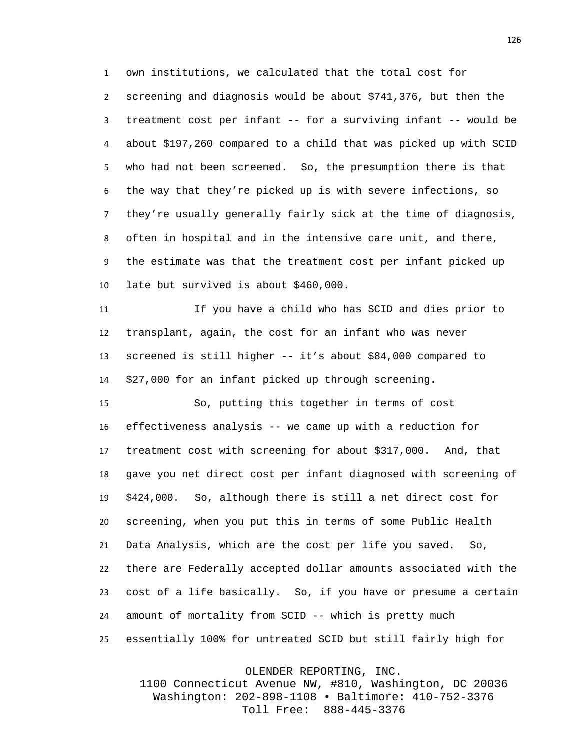own institutions, we calculated that the total cost for screening and diagnosis would be about $741,376, but then the treatment cost per infant -- for a surviving infant -- would be about $197,260 compared to a child that was picked up with SCID who had not been screened. So, the presumption there is that the way that they're picked up is with severe infections, so they're usually generally fairly sick at the time of diagnosis, often in hospital and in the intensive care unit, and there, the estimate was that the treatment cost per infant picked up late but survived is about $460,000.

If you have a child who has SCID and dies prior to transplant, again, the cost for an infant who was never screened is still higher -- it's about $84,000 compared to $27,000 for an infant picked up through screening.

So, putting this together in terms of cost effectiveness analysis -- we came up with a reduction for treatment cost with screening for about $317,000. And, that gave you net direct cost per infant diagnosed with screening of $424,000. So, although there is still a net direct cost for screening, when you put this in terms of some Public Health Data Analysis, which are the cost per life you saved. So, there are Federally accepted dollar amounts associated with the cost of a life basically. So, if you have or presume a certain amount of mortality from SCID -- which is pretty much essentially 100% for untreated SCID but still fairly high for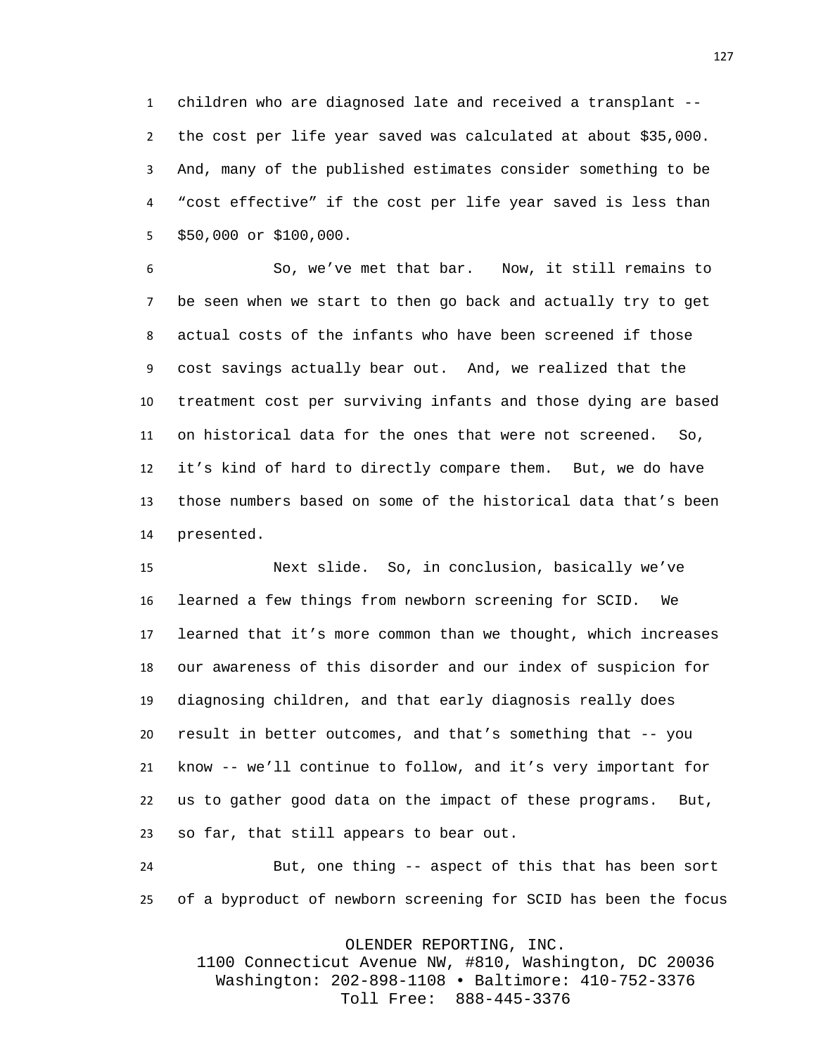children who are diagnosed late and received a transplant -- the cost per life year saved was calculated at about $35,000. And, many of the published estimates consider something to be “cost effective” if the cost per life year saved is less than $50,000 or $100,000.

So, we’ve met that bar. Now, it still remains to be seen when we start to then go back and actually try to get actual costs of the infants who have been screened if those cost savings actually bear out. And, we realized that the treatment cost per surviving infants and those dying are based on historical data for the ones that were not screened. So, it’s kind of hard to directly compare them. But, we do have those numbers based on some of the historical data that’s been presented.

Next slide. So, in conclusion, basically we’ve learned a few things from newborn screening for SCID. We learned that it’s more common than we thought, which increases our awareness of this disorder and our index of suspicion for diagnosing children, and that early diagnosis really does result in better outcomes, and that’s something that -- you know -- we’ll continue to follow, and it’s very important for us to gather good data on the impact of these programs. But, so far, that still appears to bear out.

But, one thing -- aspect of this that has been sort of a byproduct of newborn screening for SCID has been the focus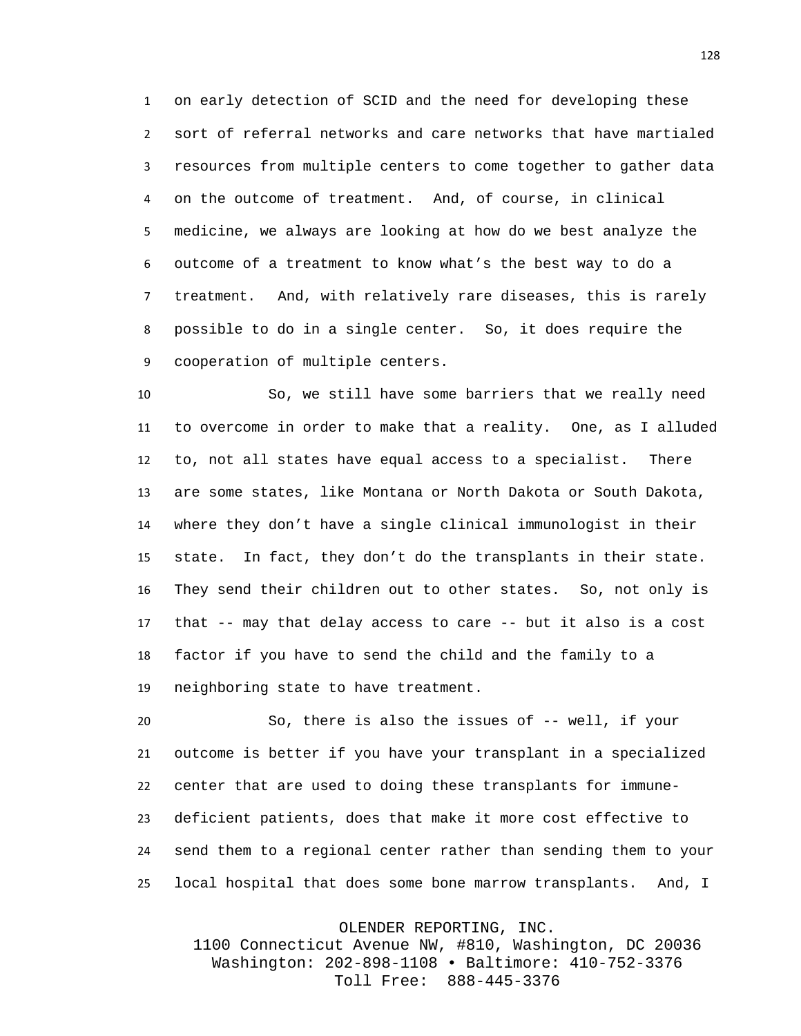on early detection of SCID and the need for developing these sort of referral networks and care networks that have martialed resources from multiple centers to come together to gather data on the outcome of treatment. And, of course, in clinical medicine, we always are looking at how do we best analyze the outcome of a treatment to know what's the best way to do a treatment. And, with relatively rare diseases, this is rarely possible to do in a single center. So, it does require the cooperation of multiple centers.

So, we still have some barriers that we really need to overcome in order to make that a reality. One, as I alluded to, not all states have equal access to a specialist. There are some states, like Montana or North Dakota or South Dakota, where they don't have a single clinical immunologist in their state. In fact, they don't do the transplants in their state. They send their children out to other states. So, not only is that -- may that delay access to care -- but it also is a cost factor if you have to send the child and the family to a neighboring state to have treatment.

So, there is also the issues of -- well, if your outcome is better if you have your transplant in a specialized center that are used to doing these transplants for immune-deficient patients, does that make it more cost effective to send them to a regional center rather than sending them to your local hospital that does some bone marrow transplants. And, I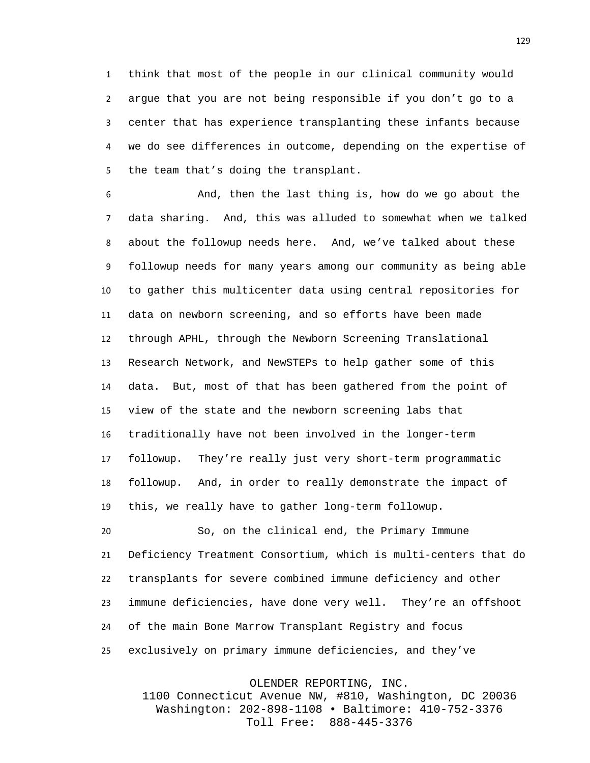think that most of the people in our clinical community would argue that you are not being responsible if you don't go to a center that has experience transplanting these infants because we do see differences in outcome, depending on the expertise of the team that's doing the transplant.

And, then the last thing is, how do we go about the data sharing. And, this was alluded to somewhat when we talked about the followup needs here. And, we've talked about these followup needs for many years among our community as being able to gather this multicenter data using central repositories for data on newborn screening, and so efforts have been made through APHL, through the Newborn Screening Translational Research Network, and NewSTEPs to help gather some of this data. But, most of that has been gathered from the point of view of the state and the newborn screening labs that traditionally have not been involved in the longer-term followup. They're really just very short-term programmatic followup. And, in order to really demonstrate the impact of this, we really have to gather long-term followup.

So, on the clinical end, the Primary Immune Deficiency Treatment Consortium, which is multi-centers that do transplants for severe combined immune deficiency and other immune deficiencies, have done very well. They're an offshoot of the main Bone Marrow Transplant Registry and focus exclusively on primary immune deficiencies, and they've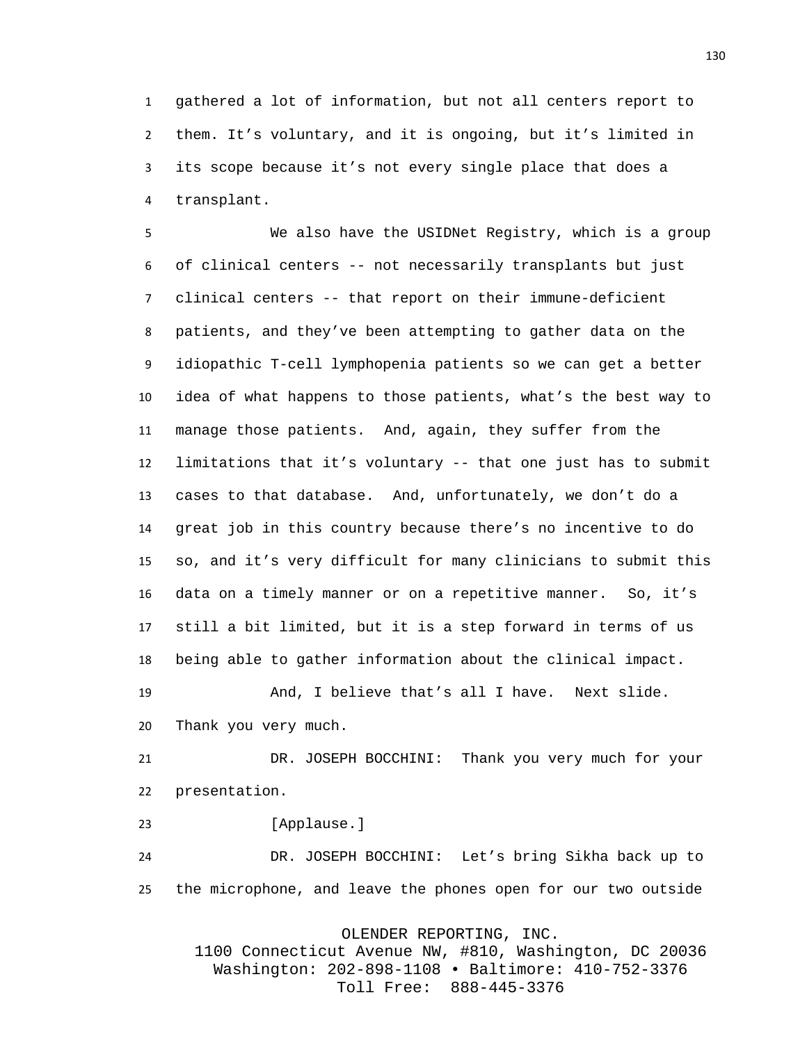gathered a lot of information, but not all centers report to them. It's voluntary, and it is ongoing, but it's limited in its scope because it's not every single place that does a transplant.

We also have the USIDNet Registry, which is a group of clinical centers -- not necessarily transplants but just clinical centers -- that report on their immune-deficient patients, and they've been attempting to gather data on the idiopathic T-cell lymphopenia patients so we can get a better idea of what happens to those patients, what's the best way to manage those patients. And, again, they suffer from the limitations that it's voluntary -- that one just has to submit cases to that database. And, unfortunately, we don't do a great job in this country because there's no incentive to do so, and it's very difficult for many clinicians to submit this data on a timely manner or on a repetitive manner. So, it's still a bit limited, but it is a step forward in terms of us being able to gather information about the clinical impact.

And, I believe that's all I have. Next slide. Thank you very much.

DR. JOSEPH BOCCHINI: Thank you very much for your presentation.

[Applause.]

DR. JOSEPH BOCCHINI: Let's bring Sikha back up to the microphone, and leave the phones open for our two outside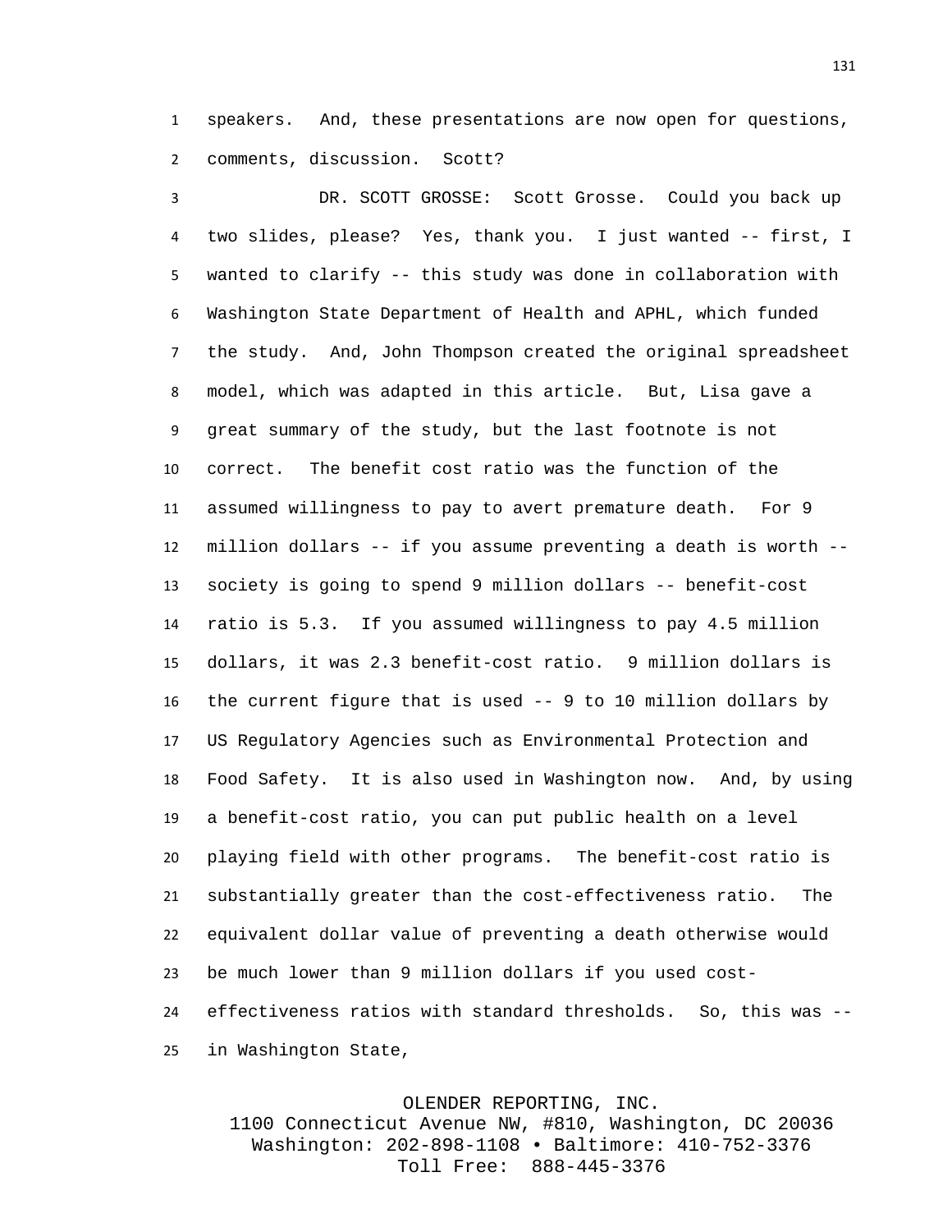speakers. And, these presentations are now open for questions, comments, discussion. Scott?

DR. SCOTT GROSSE: Scott Grosse. Could you back up two slides, please? Yes, thank you. I just wanted -- first, I wanted to clarify -- this study was done in collaboration with Washington State Department of Health and APHL, which funded the study. And, John Thompson created the original spreadsheet model, which was adapted in this article. But, Lisa gave a great summary of the study, but the last footnote is not correct. The benefit cost ratio was the function of the assumed willingness to pay to avert premature death. For 9 million dollars -- if you assume preventing a death is worth -- society is going to spend 9 million dollars -- benefit-cost ratio is 5.3. If you assumed willingness to pay 4.5 million dollars, it was 2.3 benefit-cost ratio. 9 million dollars is the current figure that is used -- 9 to 10 million dollars by US Regulatory Agencies such as Environmental Protection and Food Safety. It is also used in Washington now. And, by using a benefit-cost ratio, you can put public health on a level playing field with other programs. The benefit-cost ratio is substantially greater than the cost-effectiveness ratio. The equivalent dollar value of preventing a death otherwise would be much lower than 9 million dollars if you used cost-effectiveness ratios with standard thresholds. So, this was -- in Washington State,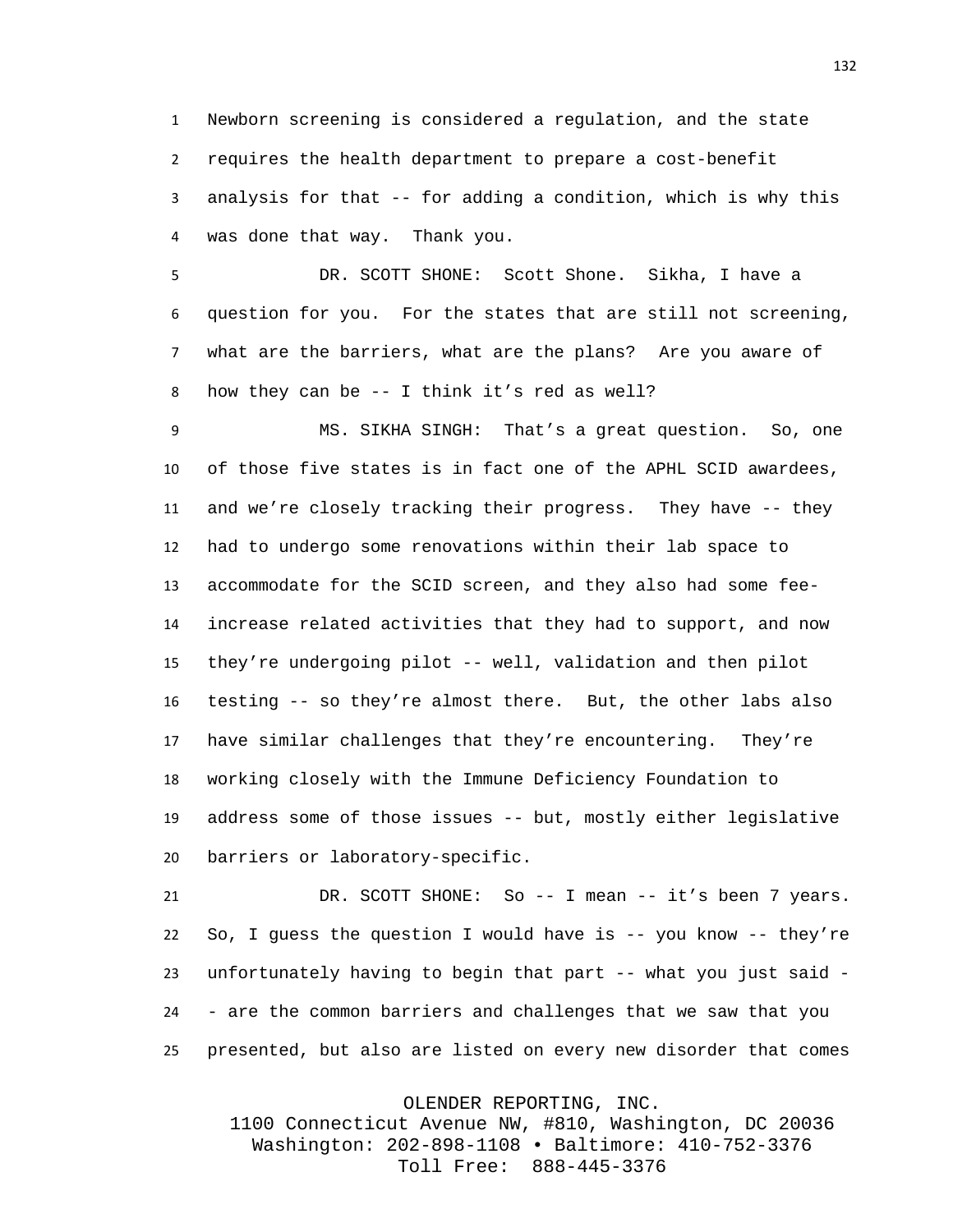Newborn screening is considered a regulation, and the state requires the health department to prepare a cost-benefit analysis for that -- for adding a condition, which is why this was done that way. Thank you.

DR. SCOTT SHONE: Scott Shone. Sikha, I have a question for you. For the states that are still not screening, what are the barriers, what are the plans? Are you aware of how they can be -- I think it’s red as well?

MS. SIKHA SINGH: That’s a great question. So, one of those five states is in fact one of the APHL SCID awardees, and we’re closely tracking their progress. They have -- they had to undergo some renovations within their lab space to accommodate for the SCID screen, and they also had some fee-increase related activities that they had to support, and now they’re undergoing pilot -- well, validation and then pilot testing -- so they’re almost there. But, the other labs also have similar challenges that they’re encountering. They’re working closely with the Immune Deficiency Foundation to address some of those issues -- but, mostly either legislative barriers or laboratory-specific.

DR. SCOTT SHONE: So -- I mean -- it’s been 7 years. So, I guess the question I would have is -- you know -- they’re unfortunately having to begin that part -- what you just said -- are the common barriers and challenges that we saw that you presented, but also are listed on every new disorder that comes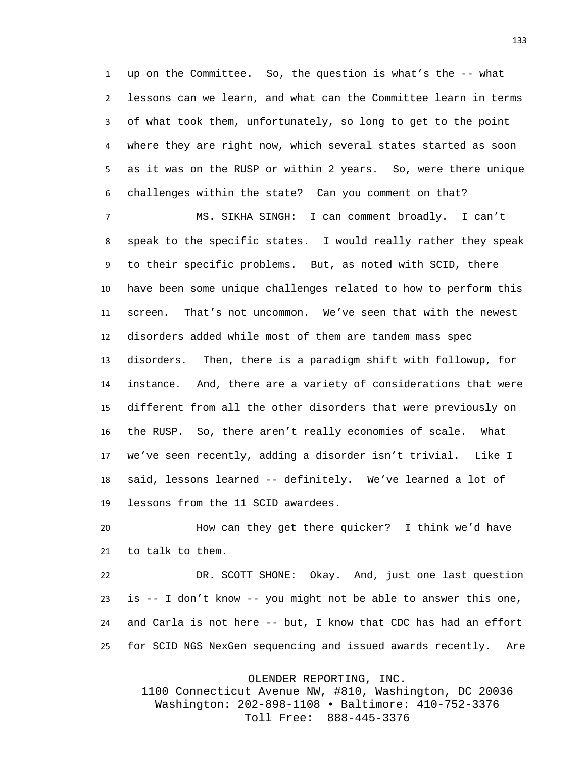up on the Committee. So, the question is what's the -- what lessons can we learn, and what can the Committee learn in terms of what took them, unfortunately, so long to get to the point where they are right now, which several states started as soon as it was on the RUSP or within 2 years. So, were there unique challenges within the state? Can you comment on that?

MS. SIKHA SINGH: I can comment broadly. I can't speak to the specific states. I would really rather they speak to their specific problems. But, as noted with SCID, there have been some unique challenges related to how to perform this screen. That's not uncommon. We've seen that with the newest disorders added while most of them are tandem mass spec disorders. Then, there is a paradigm shift with followup, for instance. And, there are a variety of considerations that were different from all the other disorders that were previously on the RUSP. So, there aren't really economies of scale. What we've seen recently, adding a disorder isn't trivial. Like I said, lessons learned -- definitely. We've learned a lot of lessons from the 11 SCID awardees.

How can they get there quicker? I think we'd have to talk to them.

DR. SCOTT SHONE: Okay. And, just one last question is -- I don't know -- you might not be able to answer this one, and Carla is not here -- but, I know that CDC has had an effort for SCID NGS NexGen sequencing and issued awards recently. Are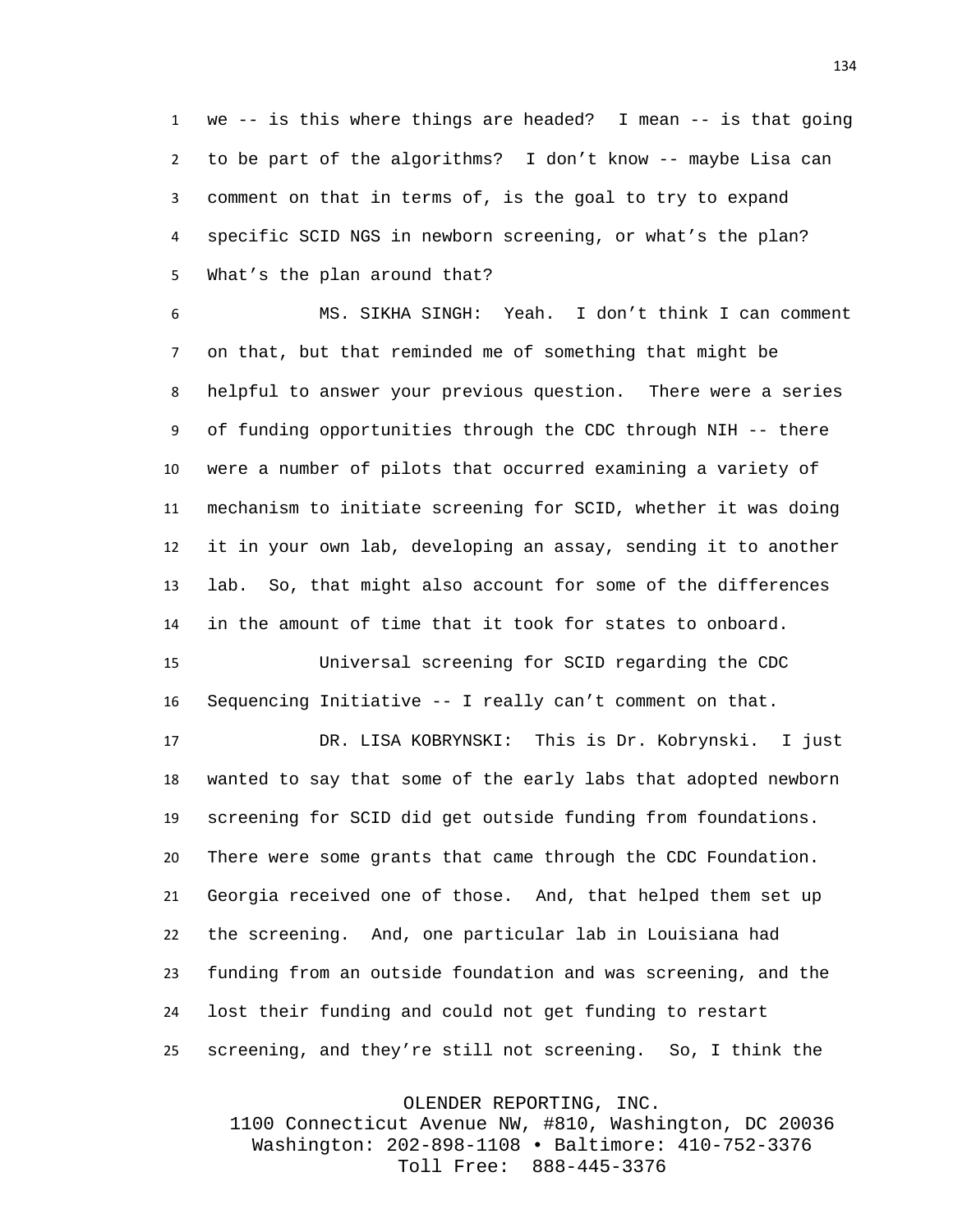we -- is this where things are headed? I mean -- is that going to be part of the algorithms? I don't know -- maybe Lisa can comment on that in terms of, is the goal to try to expand specific SCID NGS in newborn screening, or what's the plan? What's the plan around that?

MS. SIKHA SINGH: Yeah. I don't think I can comment on that, but that reminded me of something that might be helpful to answer your previous question. There were a series of funding opportunities through the CDC through NIH -- there were a number of pilots that occurred examining a variety of mechanism to initiate screening for SCID, whether it was doing it in your own lab, developing an assay, sending it to another lab. So, that might also account for some of the differences in the amount of time that it took for states to onboard.

Universal screening for SCID regarding the CDC Sequencing Initiative -- I really can't comment on that.

DR. LISA KOBRYNSKI: This is Dr. Kobrynski. I just wanted to say that some of the early labs that adopted newborn screening for SCID did get outside funding from foundations. There were some grants that came through the CDC Foundation. Georgia received one of those. And, that helped them set up the screening. And, one particular lab in Louisiana had funding from an outside foundation and was screening, and the lost their funding and could not get funding to restart screening, and they're still not screening. So, I think the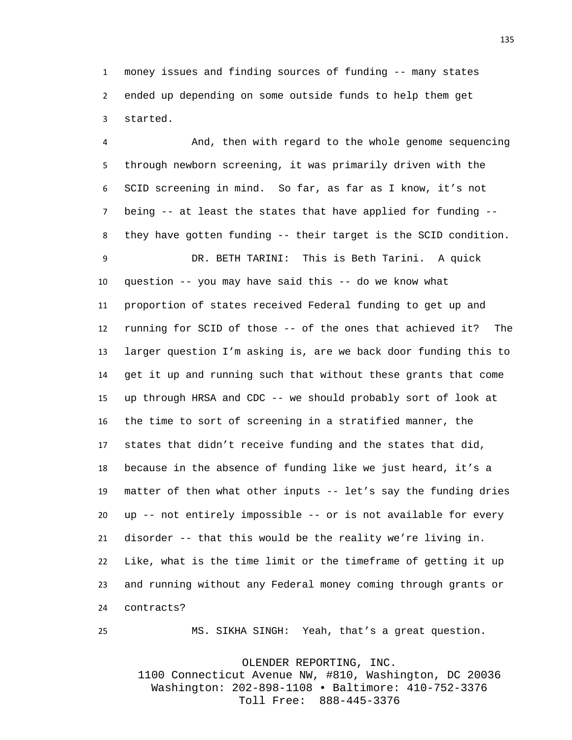money issues and finding sources of funding -- many states ended up depending on some outside funds to help them get started.

And, then with regard to the whole genome sequencing through newborn screening, it was primarily driven with the SCID screening in mind. So far, as far as I know, it's not being -- at least the states that have applied for funding -- they have gotten funding -- their target is the SCID condition.

DR. BETH TARINI: This is Beth Tarini. A quick question -- you may have said this -- do we know what proportion of states received Federal funding to get up and running for SCID of those -- of the ones that achieved it? The larger question I'm asking is, are we back door funding this to get it up and running such that without these grants that come up through HRSA and CDC -- we should probably sort of look at the time to sort of screening in a stratified manner, the states that didn't receive funding and the states that did, because in the absence of funding like we just heard, it's a matter of then what other inputs -- let's say the funding dries up -- not entirely impossible -- or is not available for every disorder -- that this would be the reality we're living in. Like, what is the time limit or the timeframe of getting it up and running without any Federal money coming through grants or contracts?

MS. SIKHA SINGH: Yeah, that's a great question.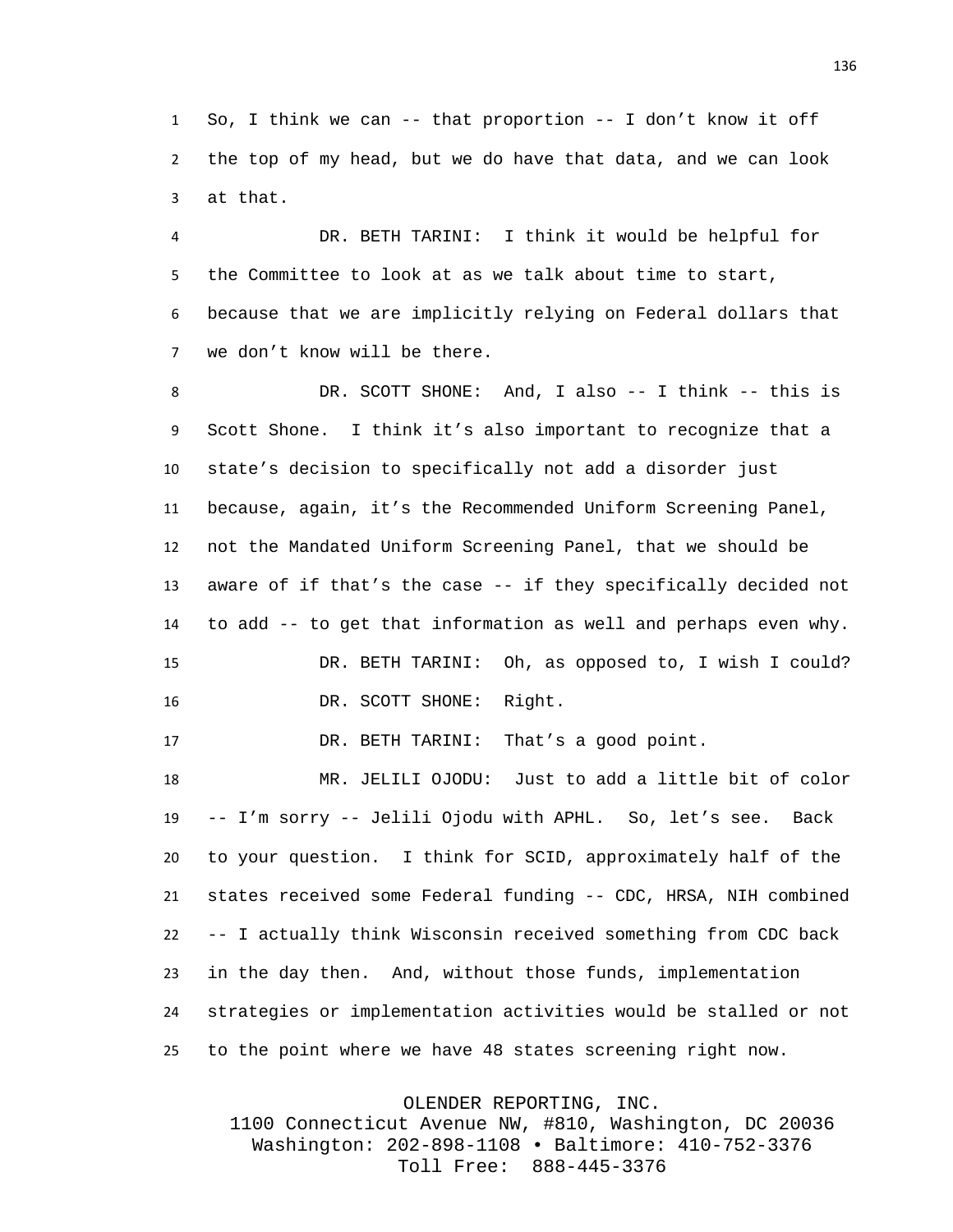So, I think we can -- that proportion -- I don't know it off the top of my head, but we do have that data, and we can look at that.

DR. BETH TARINI: I think it would be helpful for the Committee to look at as we talk about time to start, because that we are implicitly relying on Federal dollars that we don't know will be there.

DR. SCOTT SHONE: And, I also -- I think -- this is Scott Shone. I think it's also important to recognize that a state's decision to specifically not add a disorder just because, again, it's the Recommended Uniform Screening Panel, not the Mandated Uniform Screening Panel, that we should be aware of if that's the case -- if they specifically decided not to add -- to get that information as well and perhaps even why.

DR. BETH TARINI: Oh, as opposed to, I wish I could?

DR. SCOTT SHONE: Right.

DR. BETH TARINI: That's a good point.

MR. JELILI OJODU: Just to add a little bit of color -- I'm sorry -- Jelili Ojodu with APHL. So, let's see. Back to your question. I think for SCID, approximately half of the states received some Federal funding -- CDC, HRSA, NIH combined -- I actually think Wisconsin received something from CDC back in the day then. And, without those funds, implementation strategies or implementation activities would be stalled or not to the point where we have 48 states screening right now.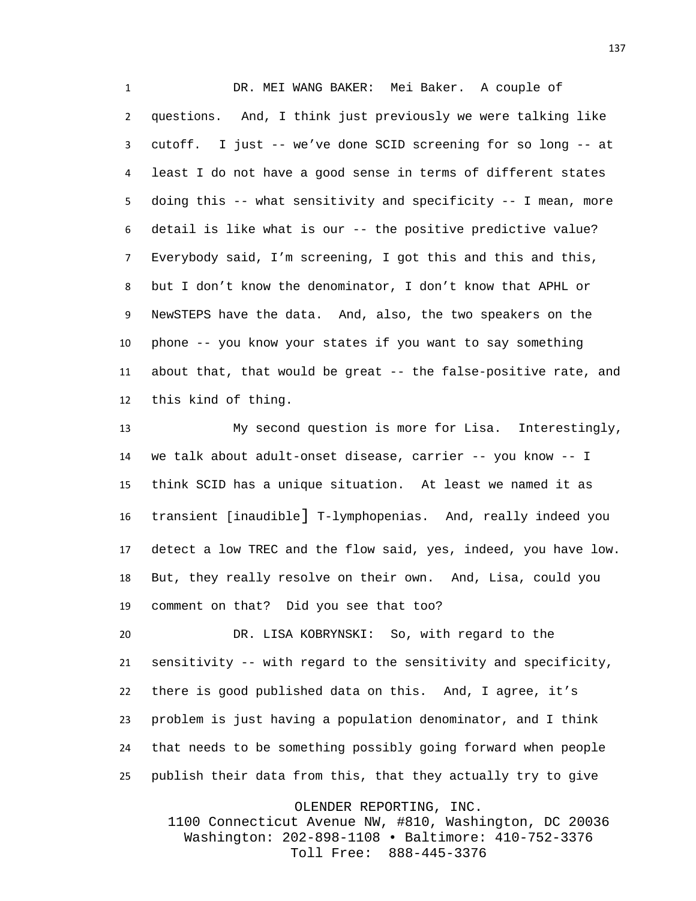DR. MEI WANG BAKER: Mei Baker. A couple of questions. And, I think just previously we were talking like cutoff. I just -- we've done SCID screening for so long -- at least I do not have a good sense in terms of different states doing this -- what sensitivity and specificity -- I mean, more detail is like what is our -- the positive predictive value? Everybody said, I'm screening, I got this and this and this, but I don't know the denominator, I don't know that APHL or NewSTEPS have the data. And, also, the two speakers on the phone -- you know your states if you want to say something about that, that would be great -- the false-positive rate, and this kind of thing.

My second question is more for Lisa. Interestingly, we talk about adult-onset disease, carrier -- you know -- I think SCID has a unique situation. At least we named it as transient [inaudible] T-lymphopenias. And, really indeed you detect a low TREC and the flow said, yes, indeed, you have low. But, they really resolve on their own. And, Lisa, could you comment on that? Did you see that too?

DR. LISA KOBRYNSKI: So, with regard to the sensitivity -- with regard to the sensitivity and specificity, there is good published data on this. And, I agree, it's problem is just having a population denominator, and I think that needs to be something possibly going forward when people publish their data from this, that they actually try to give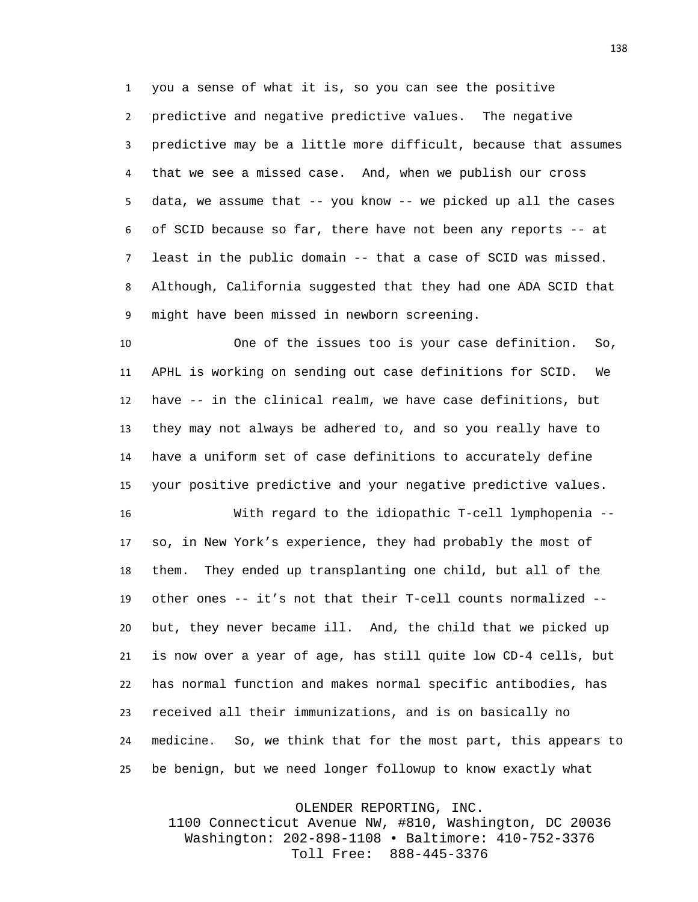you a sense of what it is, so you can see the positive predictive and negative predictive values. The negative predictive may be a little more difficult, because that assumes that we see a missed case. And, when we publish our cross data, we assume that -- you know -- we picked up all the cases of SCID because so far, there have not been any reports -- at least in the public domain -- that a case of SCID was missed. Although, California suggested that they had one ADA SCID that might have been missed in newborn screening.

One of the issues too is your case definition. So, APHL is working on sending out case definitions for SCID. We have -- in the clinical realm, we have case definitions, but they may not always be adhered to, and so you really have to have a uniform set of case definitions to accurately define your positive predictive and your negative predictive values.

With regard to the idiopathic T-cell lymphopenia -- so, in New York's experience, they had probably the most of them. They ended up transplanting one child, but all of the other ones -- it's not that their T-cell counts normalized -- but, they never became ill. And, the child that we picked up is now over a year of age, has still quite low CD-4 cells, but has normal function and makes normal specific antibodies, has received all their immunizations, and is on basically no medicine. So, we think that for the most part, this appears to be benign, but we need longer followup to know exactly what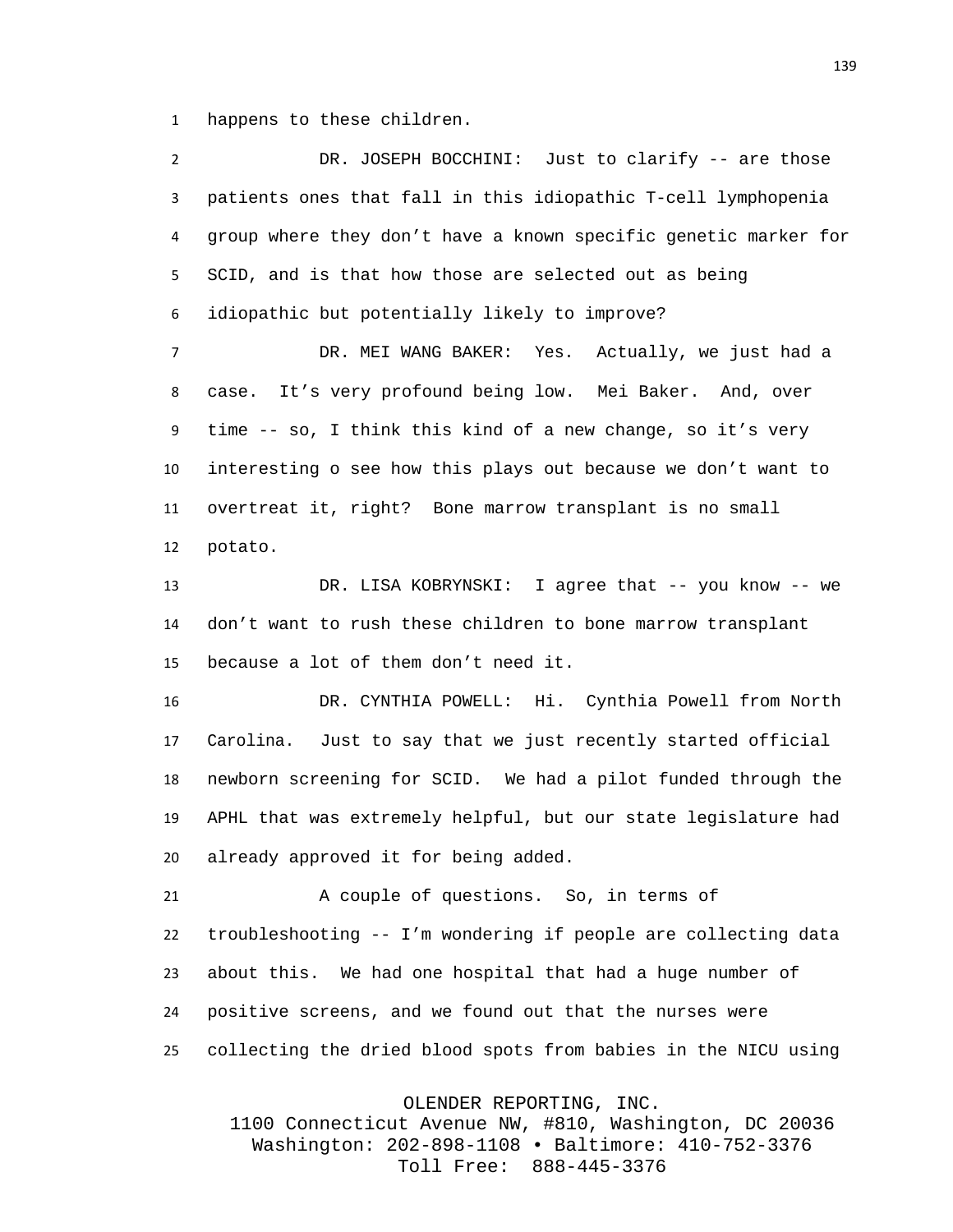happens to these children.

DR. JOSEPH BOCCHINI: Just to clarify -- are those patients ones that fall in this idiopathic T-cell lymphopenia group where they don’t have a known specific genetic marker for SCID, and is that how those are selected out as being idiopathic but potentially likely to improve?

DR. MEI WANG BAKER: Yes. Actually, we just had a case. It’s very profound being low. Mei Baker. And, over time -- so, I think this kind of a new change, so it’s very interesting o see how this plays out because we don’t want to overtreat it, right? Bone marrow transplant is no small potato.

DR. LISA KOBRYNSKI: I agree that -- you know -- we don’t want to rush these children to bone marrow transplant because a lot of them don’t need it.

DR. CYNTHIA POWELL: Hi. Cynthia Powell from North Carolina. Just to say that we just recently started official newborn screening for SCID. We had a pilot funded through the APHL that was extremely helpful, but our state legislature had already approved it for being added.

A couple of questions. So, in terms of troubleshooting -- I’m wondering if people are collecting data about this. We had one hospital that had a huge number of positive screens, and we found out that the nurses were collecting the dried blood spots from babies in the NICU using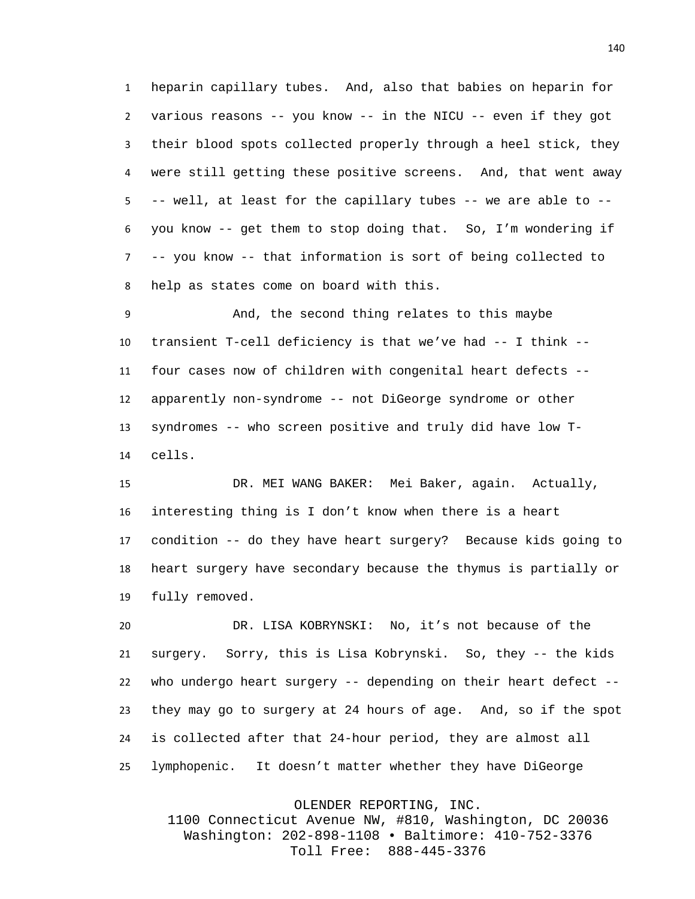heparin capillary tubes. And, also that babies on heparin for various reasons -- you know -- in the NICU -- even if they got their blood spots collected properly through a heel stick, they were still getting these positive screens. And, that went away -- well, at least for the capillary tubes -- we are able to -- you know -- get them to stop doing that. So, I'm wondering if -- you know -- that information is sort of being collected to help as states come on board with this.

And, the second thing relates to this maybe transient T-cell deficiency is that we've had -- I think -- four cases now of children with congenital heart defects -- apparently non-syndrome -- not DiGeorge syndrome or other syndromes -- who screen positive and truly did have low T-cells.

DR. MEI WANG BAKER: Mei Baker, again. Actually, interesting thing is I don't know when there is a heart condition -- do they have heart surgery? Because kids going to heart surgery have secondary because the thymus is partially or fully removed.

DR. LISA KOBRYNSKI: No, it's not because of the surgery. Sorry, this is Lisa Kobrynski. So, they -- the kids who undergo heart surgery -- depending on their heart defect -- they may go to surgery at 24 hours of age. And, so if the spot is collected after that 24-hour period, they are almost all lymphopenic. It doesn't matter whether they have DiGeorge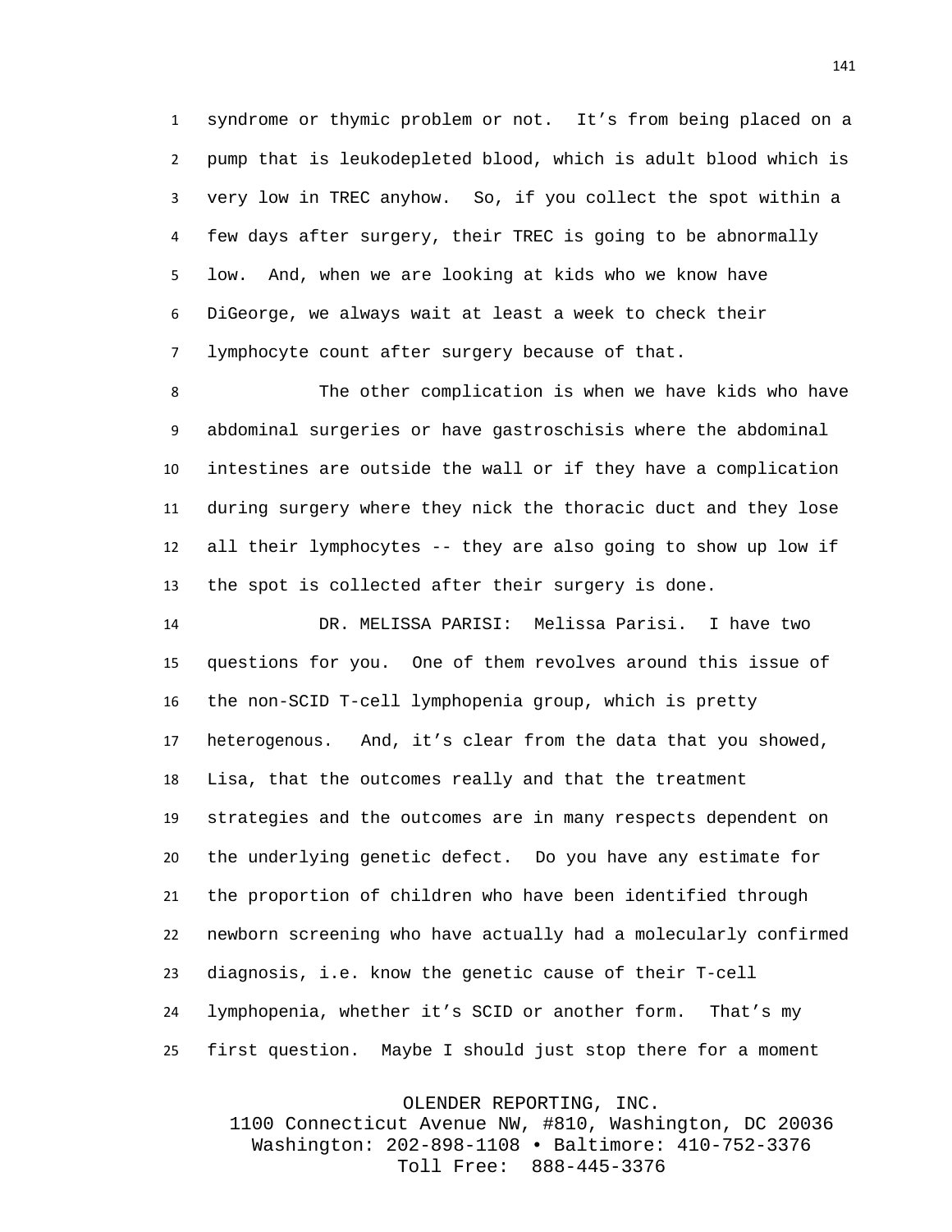syndrome or thymic problem or not. It's from being placed on a pump that is leukodepleted blood, which is adult blood which is very low in TREC anyhow. So, if you collect the spot within a few days after surgery, their TREC is going to be abnormally low. And, when we are looking at kids who we know have DiGeorge, we always wait at least a week to check their lymphocyte count after surgery because of that.

The other complication is when we have kids who have abdominal surgeries or have gastroschisis where the abdominal intestines are outside the wall or if they have a complication during surgery where they nick the thoracic duct and they lose all their lymphocytes -- they are also going to show up low if the spot is collected after their surgery is done.

DR. MELISSA PARISI: Melissa Parisi. I have two questions for you. One of them revolves around this issue of the non-SCID T-cell lymphopenia group, which is pretty heterogenous. And, it's clear from the data that you showed, Lisa, that the outcomes really and that the treatment strategies and the outcomes are in many respects dependent on the underlying genetic defect. Do you have any estimate for the proportion of children who have been identified through newborn screening who have actually had a molecularly confirmed diagnosis, i.e. know the genetic cause of their T-cell lymphopenia, whether it's SCID or another form. That's my first question. Maybe I should just stop there for a moment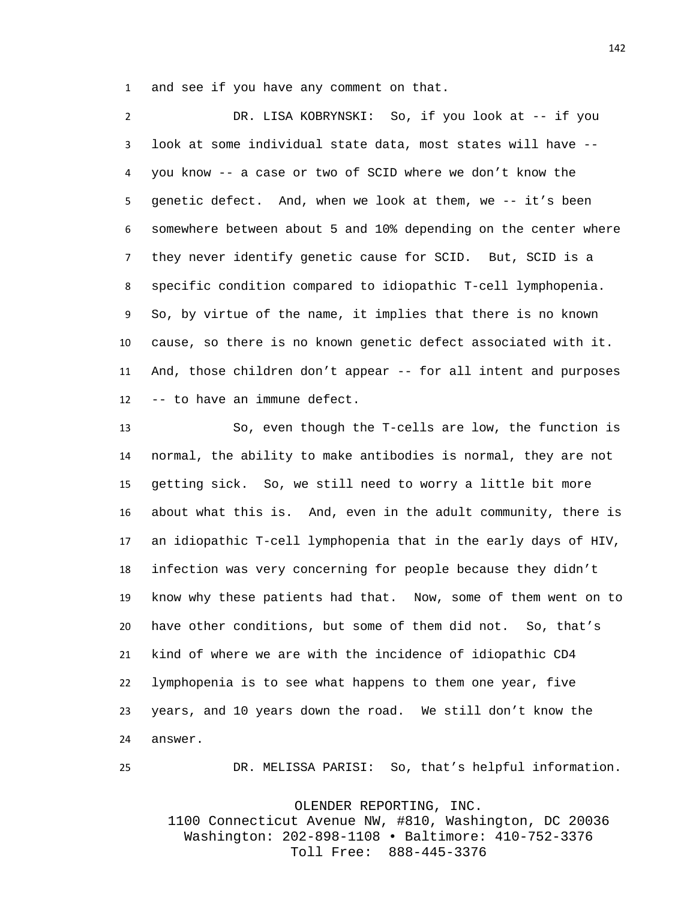and see if you have any comment on that.

DR. LISA KOBRYNSKI: So, if you look at -- if you look at some individual state data, most states will have -- you know -- a case or two of SCID where we don't know the genetic defect. And, when we look at them, we -- it's been somewhere between about 5 and 10% depending on the center where they never identify genetic cause for SCID. But, SCID is a specific condition compared to idiopathic T-cell lymphopenia. So, by virtue of the name, it implies that there is no known cause, so there is no known genetic defect associated with it. And, those children don't appear -- for all intent and purposes -- to have an immune defect.

So, even though the T-cells are low, the function is normal, the ability to make antibodies is normal, they are not getting sick. So, we still need to worry a little bit more about what this is. And, even in the adult community, there is an idiopathic T-cell lymphopenia that in the early days of HIV, infection was very concerning for people because they didn't know why these patients had that. Now, some of them went on to have other conditions, but some of them did not. So, that's kind of where we are with the incidence of idiopathic CD4 lymphopenia is to see what happens to them one year, five years, and 10 years down the road. We still don't know the answer.

DR. MELISSA PARISI: So, that's helpful information.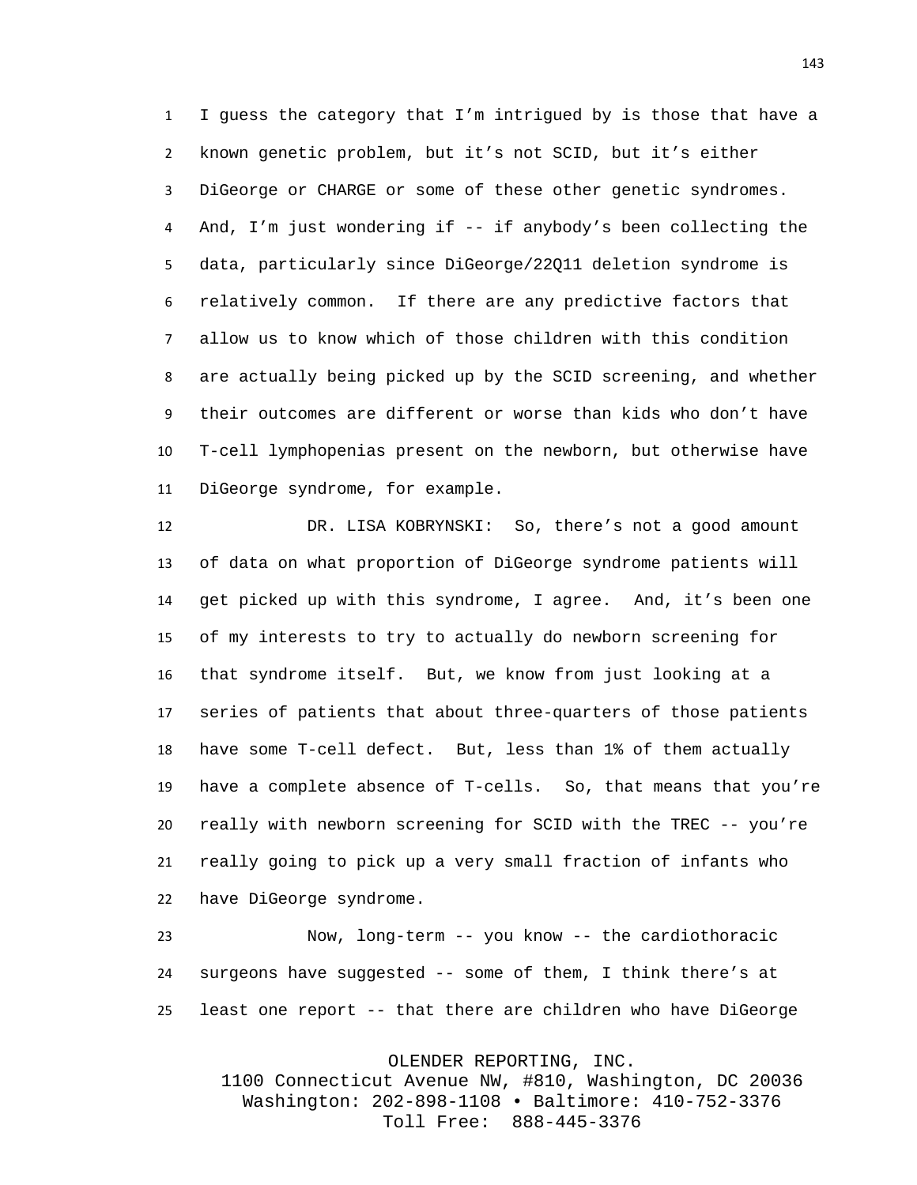I guess the category that I'm intrigued by is those that have a known genetic problem, but it's not SCID, but it's either DiGeorge or CHARGE or some of these other genetic syndromes. And, I'm just wondering if -- if anybody's been collecting the data, particularly since DiGeorge/22Q11 deletion syndrome is relatively common. If there are any predictive factors that allow us to know which of those children with this condition are actually being picked up by the SCID screening, and whether their outcomes are different or worse than kids who don't have T-cell lymphopenias present on the newborn, but otherwise have DiGeorge syndrome, for example.

DR. LISA KOBRYNSKI: So, there's not a good amount of data on what proportion of DiGeorge syndrome patients will get picked up with this syndrome, I agree. And, it's been one of my interests to try to actually do newborn screening for that syndrome itself. But, we know from just looking at a series of patients that about three-quarters of those patients have some T-cell defect. But, less than 1% of them actually have a complete absence of T-cells. So, that means that you're really with newborn screening for SCID with the TREC -- you're really going to pick up a very small fraction of infants who have DiGeorge syndrome.

Now, long-term -- you know -- the cardiothoracic surgeons have suggested -- some of them, I think there's at least one report -- that there are children who have DiGeorge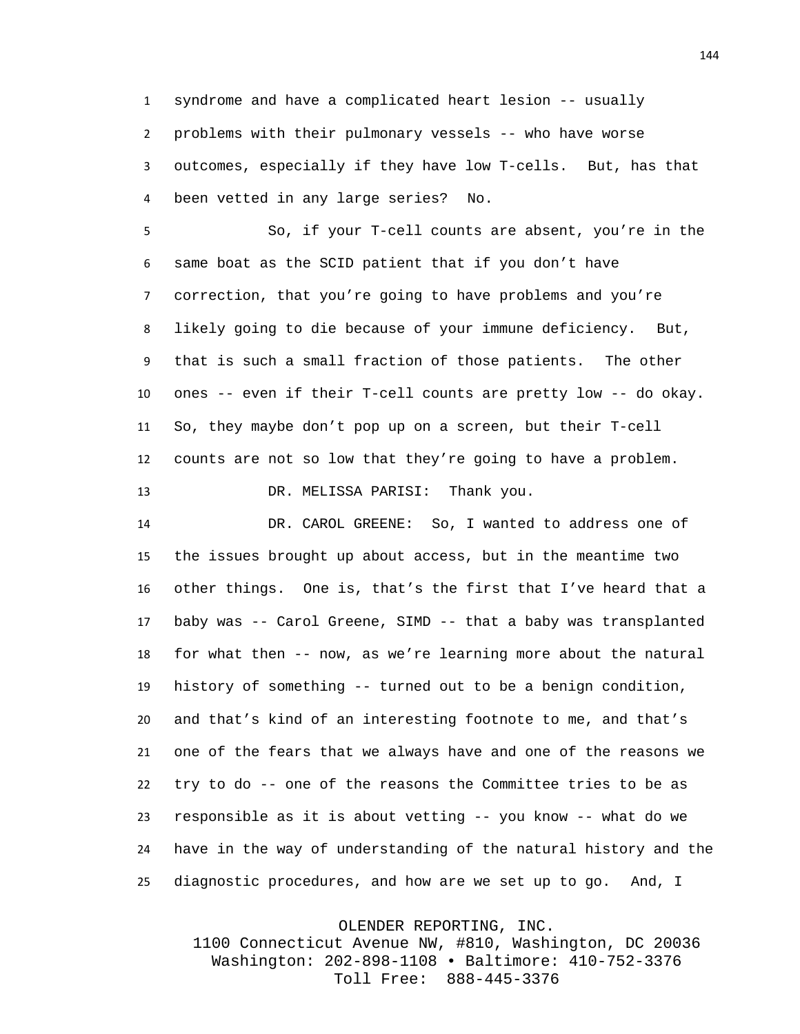syndrome and have a complicated heart lesion -- usually problems with their pulmonary vessels -- who have worse outcomes, especially if they have low T-cells. But, has that been vetted in any large series? No.

So, if your T-cell counts are absent, you're in the same boat as the SCID patient that if you don't have correction, that you're going to have problems and you're likely going to die because of your immune deficiency. But, that is such a small fraction of those patients. The other ones -- even if their T-cell counts are pretty low -- do okay. So, they maybe don't pop up on a screen, but their T-cell counts are not so low that they're going to have a problem.

DR. MELISSA PARISI: Thank you.

DR. CAROL GREENE: So, I wanted to address one of the issues brought up about access, but in the meantime two other things. One is, that's the first that I've heard that a baby was -- Carol Greene, SIMD -- that a baby was transplanted for what then -- now, as we're learning more about the natural history of something -- turned out to be a benign condition, and that's kind of an interesting footnote to me, and that's one of the fears that we always have and one of the reasons we try to do -- one of the reasons the Committee tries to be as responsible as it is about vetting -- you know -- what do we have in the way of understanding of the natural history and the diagnostic procedures, and how are we set up to go. And, I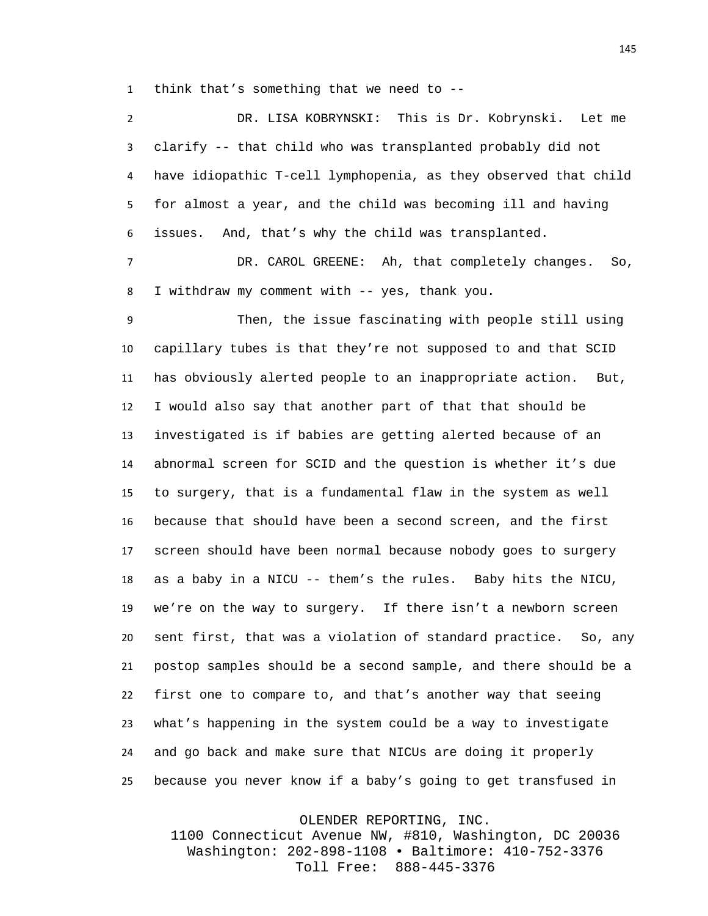think that's something that we need to --

DR. LISA KOBRYNSKI: This is Dr. Kobrynski. Let me clarify -- that child who was transplanted probably did not have idiopathic T-cell lymphopenia, as they observed that child for almost a year, and the child was becoming ill and having issues. And, that's why the child was transplanted.

DR. CAROL GREENE: Ah, that completely changes. So, I withdraw my comment with -- yes, thank you.

Then, the issue fascinating with people still using capillary tubes is that they're not supposed to and that SCID has obviously alerted people to an inappropriate action. But, I would also say that another part of that that should be investigated is if babies are getting alerted because of an abnormal screen for SCID and the question is whether it's due to surgery, that is a fundamental flaw in the system as well because that should have been a second screen, and the first screen should have been normal because nobody goes to surgery as a baby in a NICU -- them's the rules. Baby hits the NICU, we're on the way to surgery. If there isn't a newborn screen sent first, that was a violation of standard practice. So, any postop samples should be a second sample, and there should be a first one to compare to, and that's another way that seeing what's happening in the system could be a way to investigate and go back and make sure that NICUs are doing it properly because you never know if a baby's going to get transfused in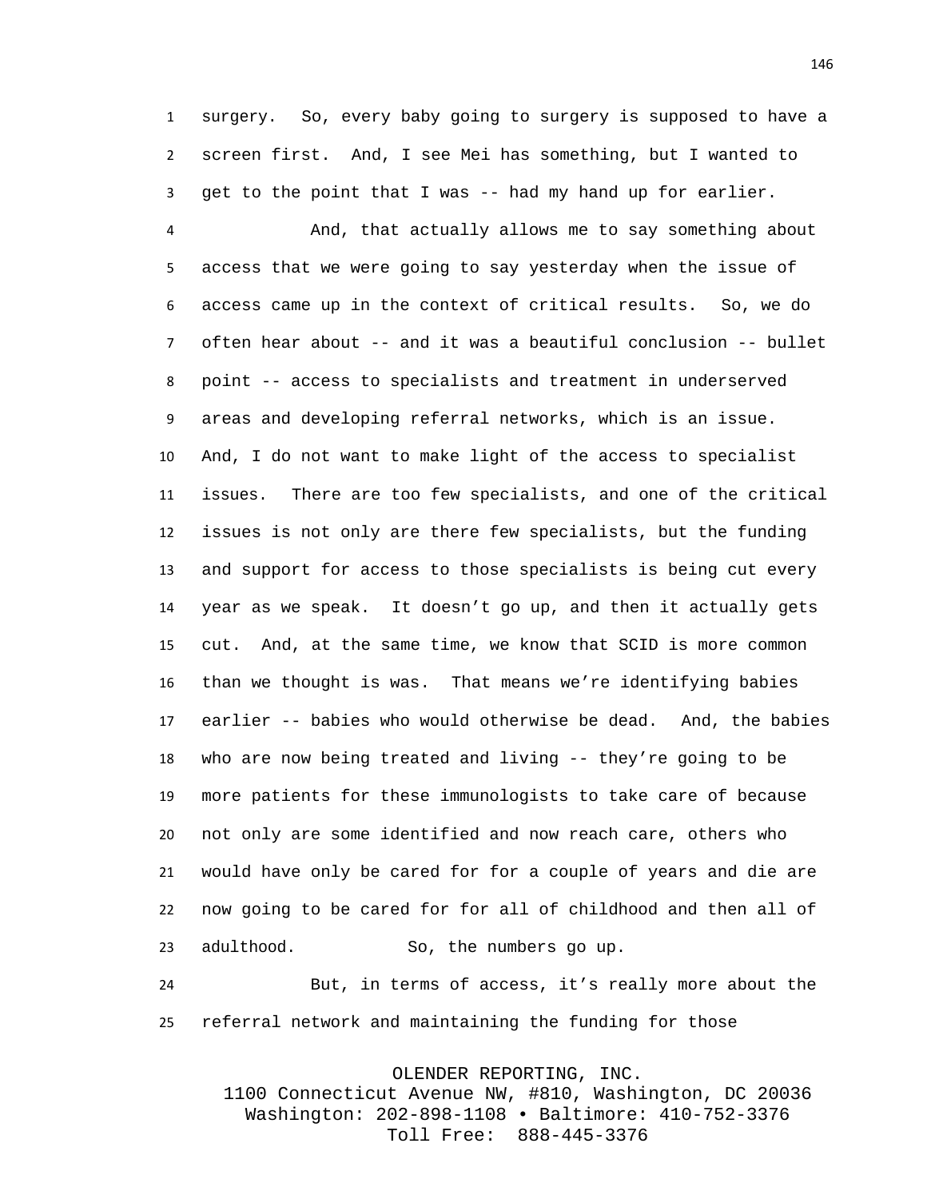surgery. So, every baby going to surgery is supposed to have a screen first. And, I see Mei has something, but I wanted to get to the point that I was -- had my hand up for earlier.

And, that actually allows me to say something about access that we were going to say yesterday when the issue of access came up in the context of critical results. So, we do often hear about -- and it was a beautiful conclusion -- bullet point -- access to specialists and treatment in underserved areas and developing referral networks, which is an issue. And, I do not want to make light of the access to specialist issues. There are too few specialists, and one of the critical issues is not only are there few specialists, but the funding and support for access to those specialists is being cut every year as we speak. It doesn't go up, and then it actually gets cut. And, at the same time, we know that SCID is more common than we thought is was. That means we're identifying babies earlier -- babies who would otherwise be dead. And, the babies who are now being treated and living -- they're going to be more patients for these immunologists to take care of because not only are some identified and now reach care, others who would have only be cared for for a couple of years and die are now going to be cared for for all of childhood and then all of adulthood. So, the numbers go up.

But, in terms of access, it's really more about the referral network and maintaining the funding for those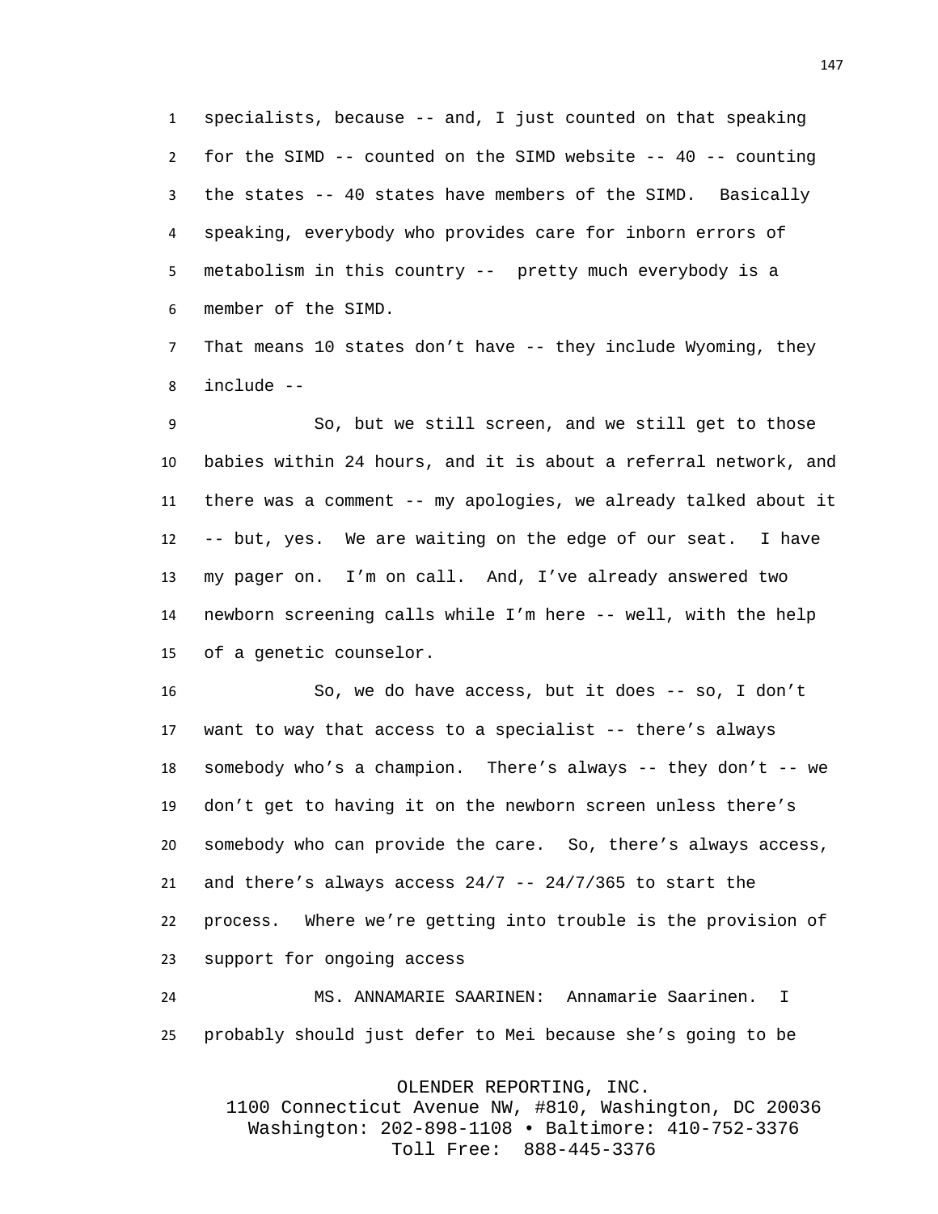specialists, because -- and, I just counted on that speaking for the SIMD -- counted on the SIMD website -- 40 -- counting the states -- 40 states have members of the SIMD. Basically speaking, everybody who provides care for inborn errors of metabolism in this country -- pretty much everybody is a member of the SIMD.

That means 10 states don't have -- they include Wyoming, they include --

So, but we still screen, and we still get to those babies within 24 hours, and it is about a referral network, and there was a comment -- my apologies, we already talked about it -- but, yes. We are waiting on the edge of our seat. I have my pager on. I'm on call. And, I've already answered two newborn screening calls while I'm here -- well, with the help of a genetic counselor.

So, we do have access, but it does -- so, I don't want to way that access to a specialist -- there's always somebody who's a champion. There's always -- they don't -- we don't get to having it on the newborn screen unless there's somebody who can provide the care. So, there's always access, and there's always access 24/7 -- 24/7/365 to start the process. Where we're getting into trouble is the provision of support for ongoing access

MS. ANNAMARIE SAARINEN: Annamarie Saarinen. I probably should just defer to Mei because she's going to be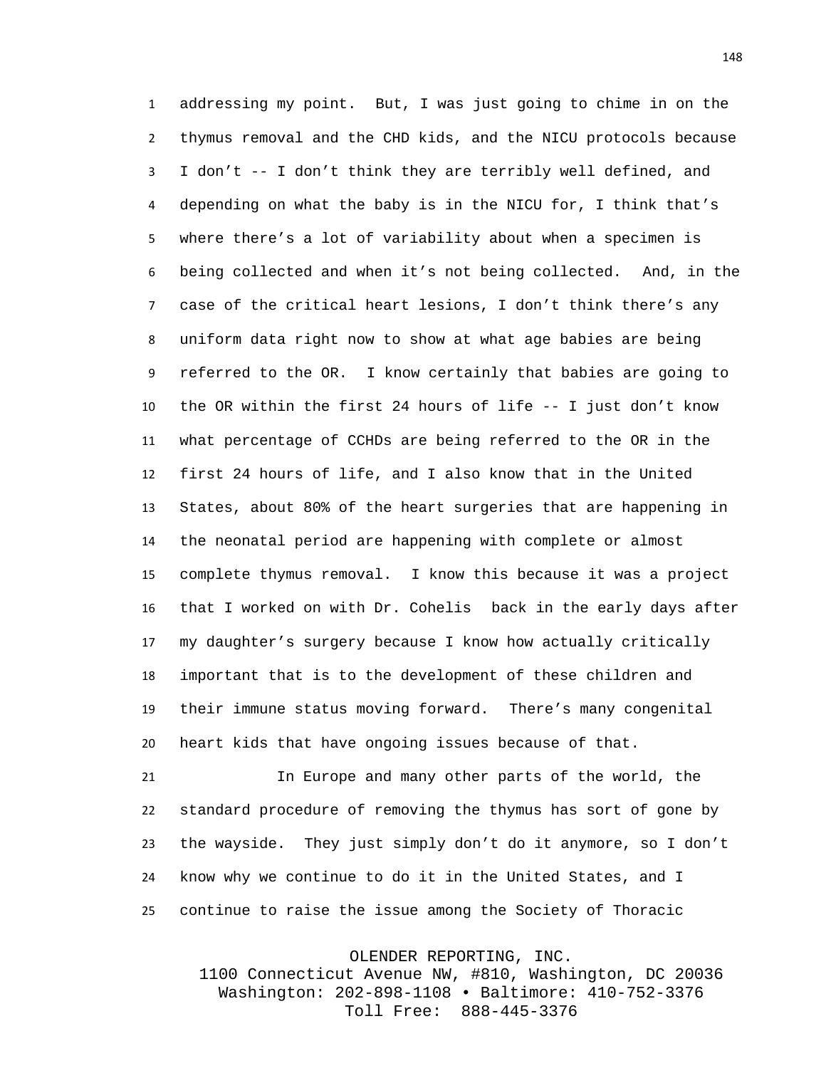addressing my point. But, I was just going to chime in on the thymus removal and the CHD kids, and the NICU protocols because I don't -- I don't think they are terribly well defined, and depending on what the baby is in the NICU for, I think that's where there's a lot of variability about when a specimen is being collected and when it's not being collected. And, in the case of the critical heart lesions, I don't think there's any uniform data right now to show at what age babies are being referred to the OR. I know certainly that babies are going to the OR within the first 24 hours of life -- I just don't know what percentage of CCHDs are being referred to the OR in the first 24 hours of life, and I also know that in the United States, about 80% of the heart surgeries that are happening in the neonatal period are happening with complete or almost complete thymus removal. I know this because it was a project that I worked on with Dr. Cohelis back in the early days after my daughter's surgery because I know how actually critically important that is to the development of these children and their immune status moving forward. There's many congenital heart kids that have ongoing issues because of that.

In Europe and many other parts of the world, the standard procedure of removing the thymus has sort of gone by the wayside. They just simply don't do it anymore, so I don't know why we continue to do it in the United States, and I continue to raise the issue among the Society of Thoracic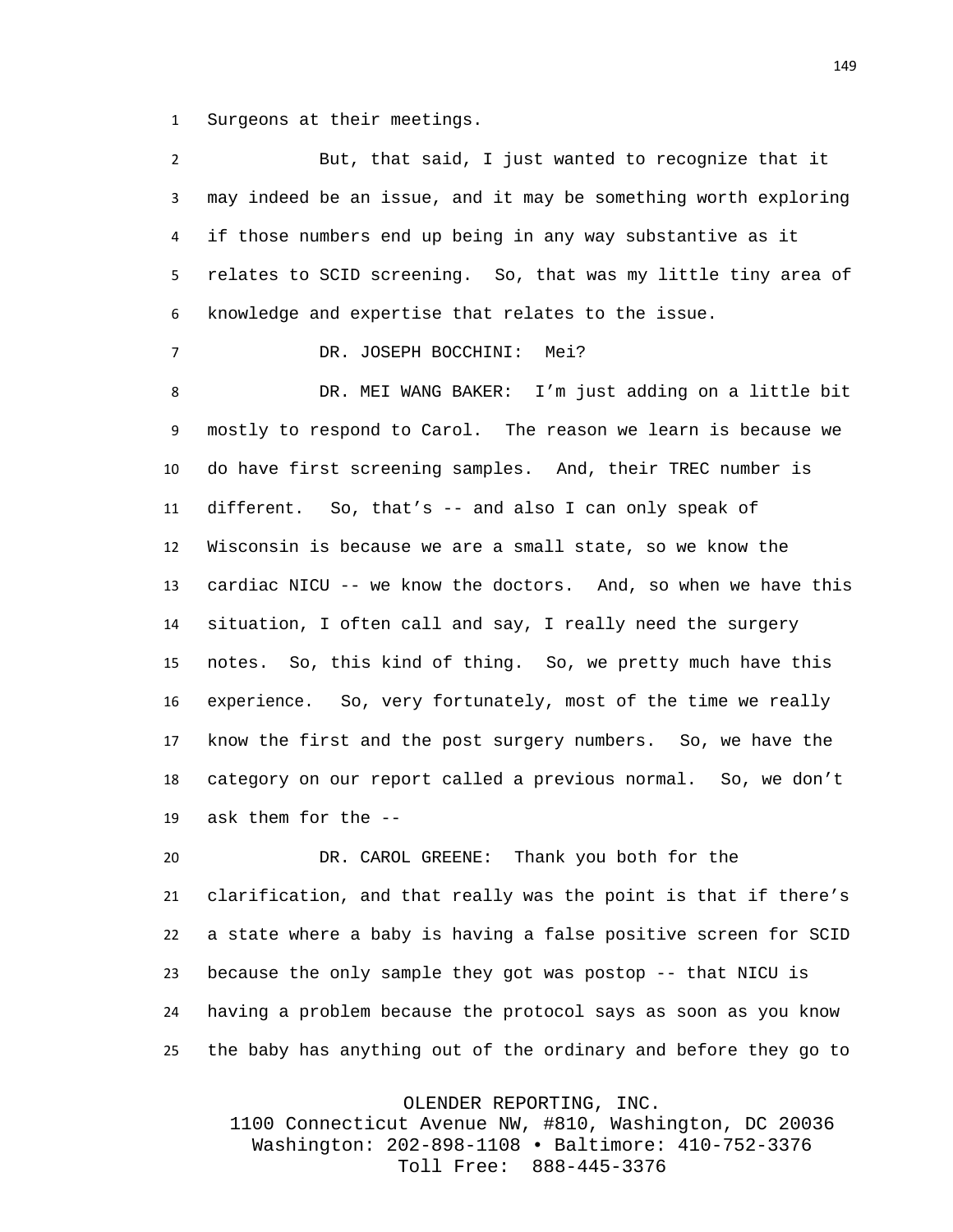Surgeons at their meetings.

But, that said, I just wanted to recognize that it may indeed be an issue, and it may be something worth exploring if those numbers end up being in any way substantive as it relates to SCID screening. So, that was my little tiny area of knowledge and expertise that relates to the issue.

DR. JOSEPH BOCCHINI: Mei?

DR. MEI WANG BAKER: I'm just adding on a little bit mostly to respond to Carol. The reason we learn is because we do have first screening samples. And, their TREC number is different. So, that's -- and also I can only speak of Wisconsin is because we are a small state, so we know the cardiac NICU -- we know the doctors. And, so when we have this situation, I often call and say, I really need the surgery notes. So, this kind of thing. So, we pretty much have this experience. So, very fortunately, most of the time we really know the first and the post surgery numbers. So, we have the category on our report called a previous normal. So, we don't ask them for the --

DR. CAROL GREENE: Thank you both for the clarification, and that really was the point is that if there's a state where a baby is having a false positive screen for SCID because the only sample they got was postop -- that NICU is having a problem because the protocol says as soon as you know the baby has anything out of the ordinary and before they go to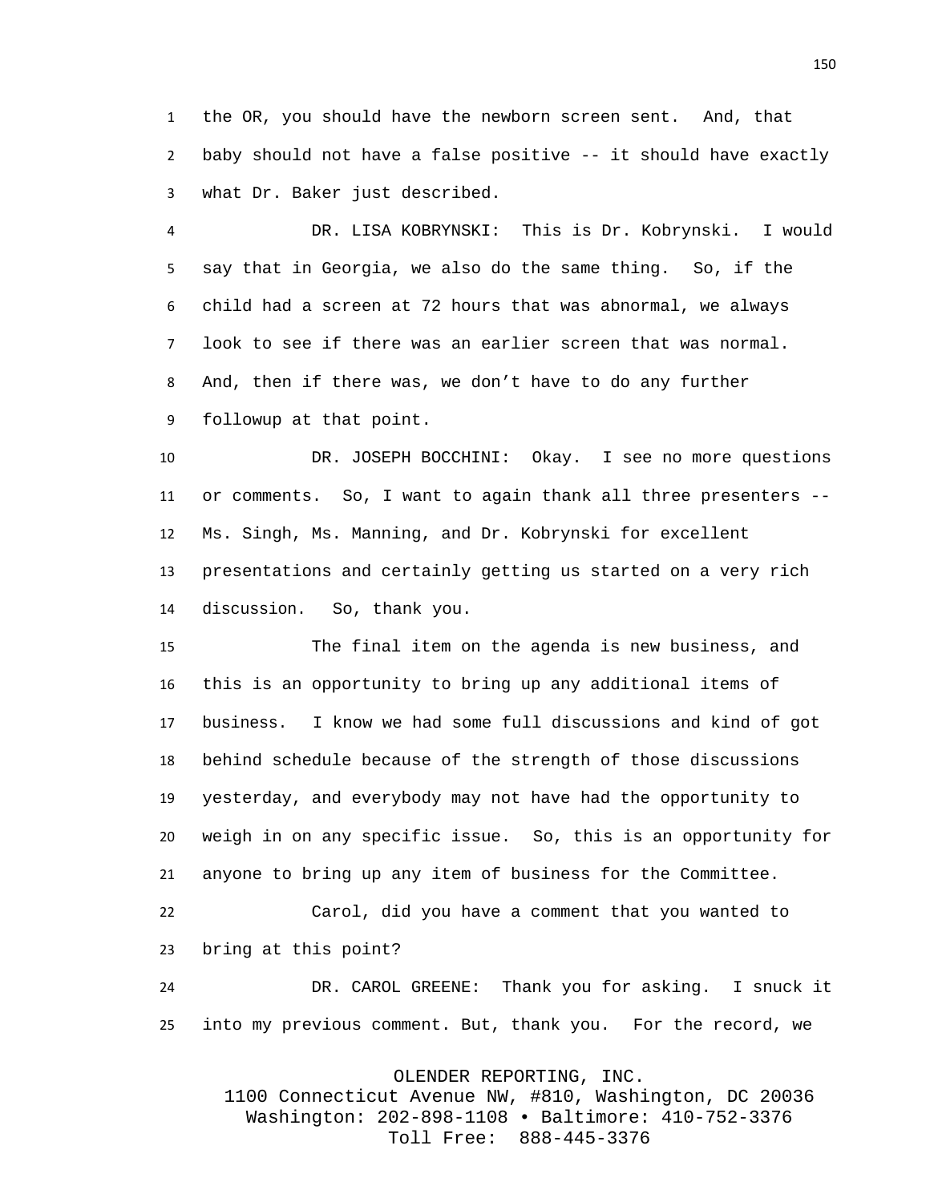the OR, you should have the newborn screen sent. And, that baby should not have a false positive -- it should have exactly what Dr. Baker just described.

DR. LISA KOBRYNSKI: This is Dr. Kobrynski. I would say that in Georgia, we also do the same thing. So, if the child had a screen at 72 hours that was abnormal, we always look to see if there was an earlier screen that was normal. And, then if there was, we don't have to do any further followup at that point.

DR. JOSEPH BOCCHINI: Okay. I see no more questions or comments. So, I want to again thank all three presenters -- Ms. Singh, Ms. Manning, and Dr. Kobrynski for excellent presentations and certainly getting us started on a very rich discussion. So, thank you.

The final item on the agenda is new business, and this is an opportunity to bring up any additional items of business. I know we had some full discussions and kind of got behind schedule because of the strength of those discussions yesterday, and everybody may not have had the opportunity to weigh in on any specific issue. So, this is an opportunity for anyone to bring up any item of business for the Committee.

Carol, did you have a comment that you wanted to bring at this point?

DR. CAROL GREENE: Thank you for asking. I snuck it into my previous comment. But, thank you. For the record, we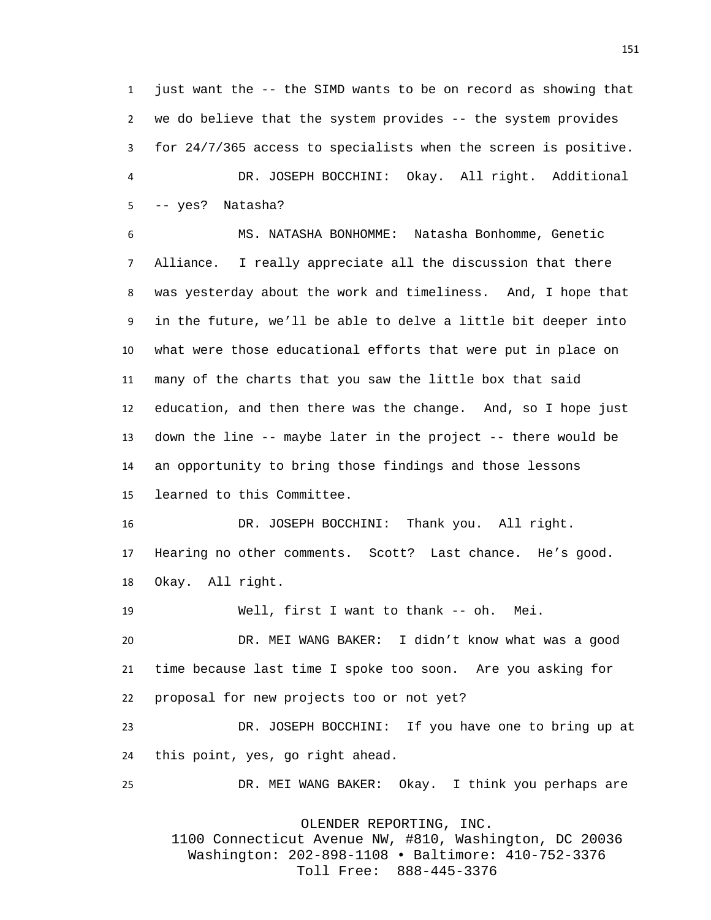just want the -- the SIMD wants to be on record as showing that we do believe that the system provides -- the system provides for 24/7/365 access to specialists when the screen is positive.

DR. JOSEPH BOCCHINI: Okay. All right. Additional -- yes? Natasha?

MS. NATASHA BONHOMME: Natasha Bonhomme, Genetic Alliance. I really appreciate all the discussion that there was yesterday about the work and timeliness. And, I hope that in the future, we'll be able to delve a little bit deeper into what were those educational efforts that were put in place on many of the charts that you saw the little box that said education, and then there was the change. And, so I hope just down the line -- maybe later in the project -- there would be an opportunity to bring those findings and those lessons learned to this Committee.

DR. JOSEPH BOCCHINI: Thank you. All right. Hearing no other comments. Scott? Last chance. He's good. Okay. All right.

Well, first I want to thank -- oh. Mei.

DR. MEI WANG BAKER: I didn't know what was a good time because last time I spoke too soon. Are you asking for proposal for new projects too or not yet?

DR. JOSEPH BOCCHINI: If you have one to bring up at this point, yes, go right ahead.

DR. MEI WANG BAKER: Okay. I think you perhaps are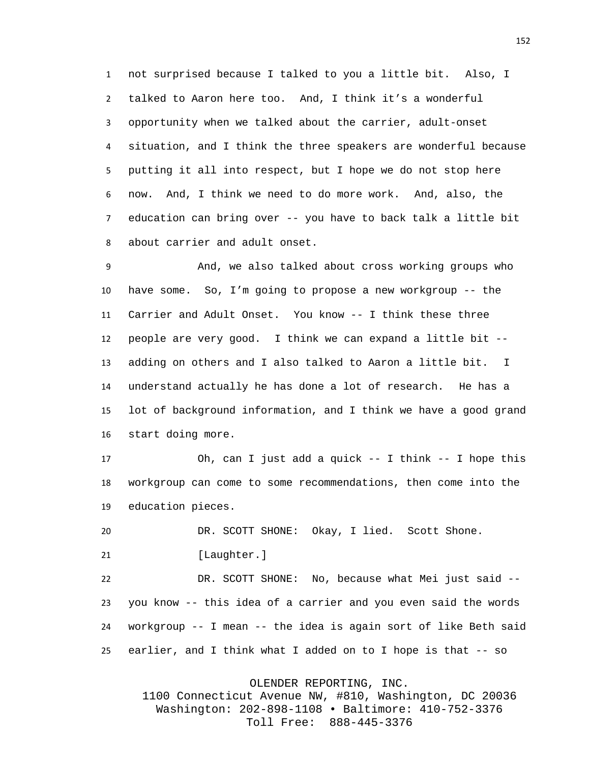not surprised because I talked to you a little bit. Also, I talked to Aaron here too. And, I think it's a wonderful opportunity when we talked about the carrier, adult-onset situation, and I think the three speakers are wonderful because putting it all into respect, but I hope we do not stop here now. And, I think we need to do more work. And, also, the education can bring over -- you have to back talk a little bit about carrier and adult onset.

And, we also talked about cross working groups who have some. So, I'm going to propose a new workgroup -- the Carrier and Adult Onset. You know -- I think these three people are very good. I think we can expand a little bit -- adding on others and I also talked to Aaron a little bit. I understand actually he has done a lot of research. He has a lot of background information, and I think we have a good grand start doing more.

Oh, can I just add a quick -- I think -- I hope this workgroup can come to some recommendations, then come into the education pieces.

DR. SCOTT SHONE: Okay, I lied. Scott Shone.

[Laughter.]

DR. SCOTT SHONE: No, because what Mei just said -- you know -- this idea of a carrier and you even said the words workgroup -- I mean -- the idea is again sort of like Beth said earlier, and I think what I added on to I hope is that -- so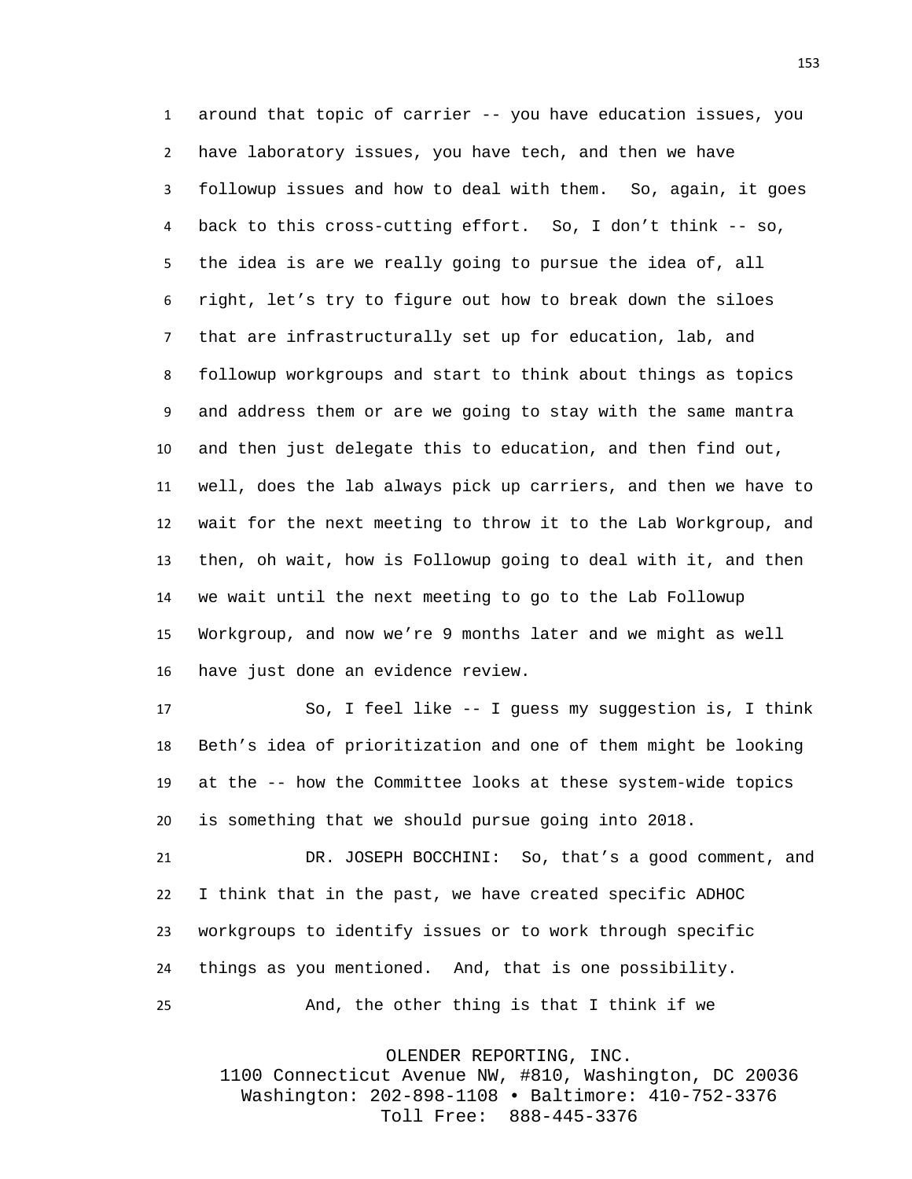around that topic of carrier -- you have education issues, you have laboratory issues, you have tech, and then we have followup issues and how to deal with them. So, again, it goes back to this cross-cutting effort. So, I don't think -- so, the idea is are we really going to pursue the idea of, all right, let's try to figure out how to break down the siloes that are infrastructurally set up for education, lab, and followup workgroups and start to think about things as topics and address them or are we going to stay with the same mantra and then just delegate this to education, and then find out, well, does the lab always pick up carriers, and then we have to wait for the next meeting to throw it to the Lab Workgroup, and then, oh wait, how is Followup going to deal with it, and then we wait until the next meeting to go to the Lab Followup Workgroup, and now we're 9 months later and we might as well have just done an evidence review.

So, I feel like -- I guess my suggestion is, I think Beth's idea of prioritization and one of them might be looking at the -- how the Committee looks at these system-wide topics is something that we should pursue going into 2018.

DR. JOSEPH BOCCHINI: So, that's a good comment, and I think that in the past, we have created specific ADHOC workgroups to identify issues or to work through specific things as you mentioned. And, that is one possibility.

And, the other thing is that I think if we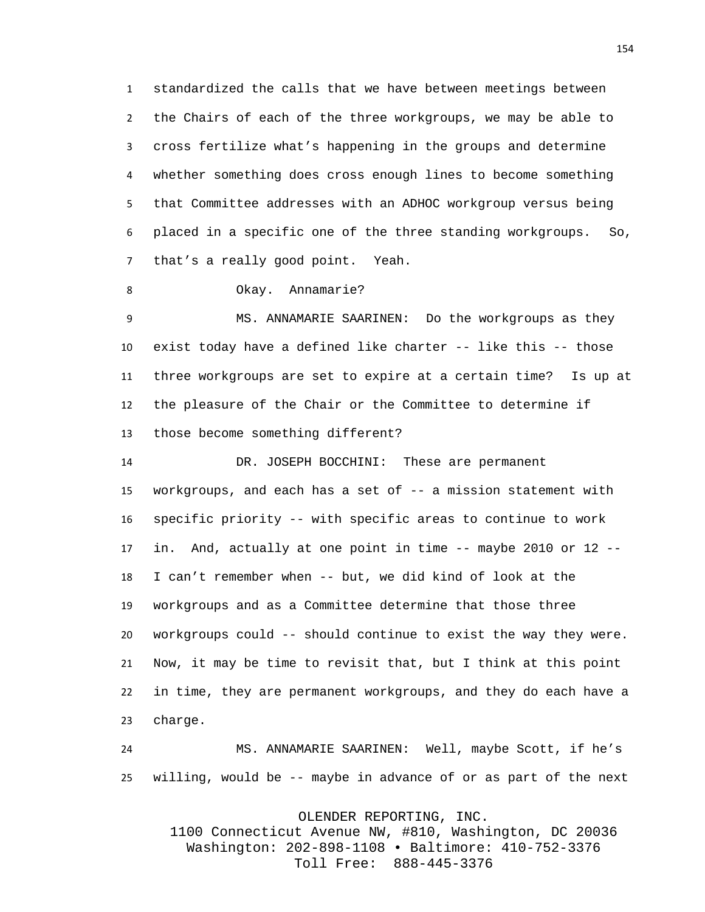standardized the calls that we have between meetings between the Chairs of each of the three workgroups, we may be able to cross fertilize what's happening in the groups and determine whether something does cross enough lines to become something that Committee addresses with an ADHOC workgroup versus being placed in a specific one of the three standing workgroups. So, that's a really good point. Yeah.

Okay. Annamarie?

MS. ANNAMARIE SAARINEN: Do the workgroups as they exist today have a defined like charter -- like this -- those three workgroups are set to expire at a certain time? Is up at the pleasure of the Chair or the Committee to determine if those become something different?

DR. JOSEPH BOCCHINI: These are permanent workgroups, and each has a set of -- a mission statement with specific priority -- with specific areas to continue to work in. And, actually at one point in time -- maybe 2010 or 12 -- I can't remember when -- but, we did kind of look at the workgroups and as a Committee determine that those three workgroups could -- should continue to exist the way they were. Now, it may be time to revisit that, but I think at this point in time, they are permanent workgroups, and they do each have a charge.

MS. ANNAMARIE SAARINEN: Well, maybe Scott, if he's willing, would be -- maybe in advance of or as part of the next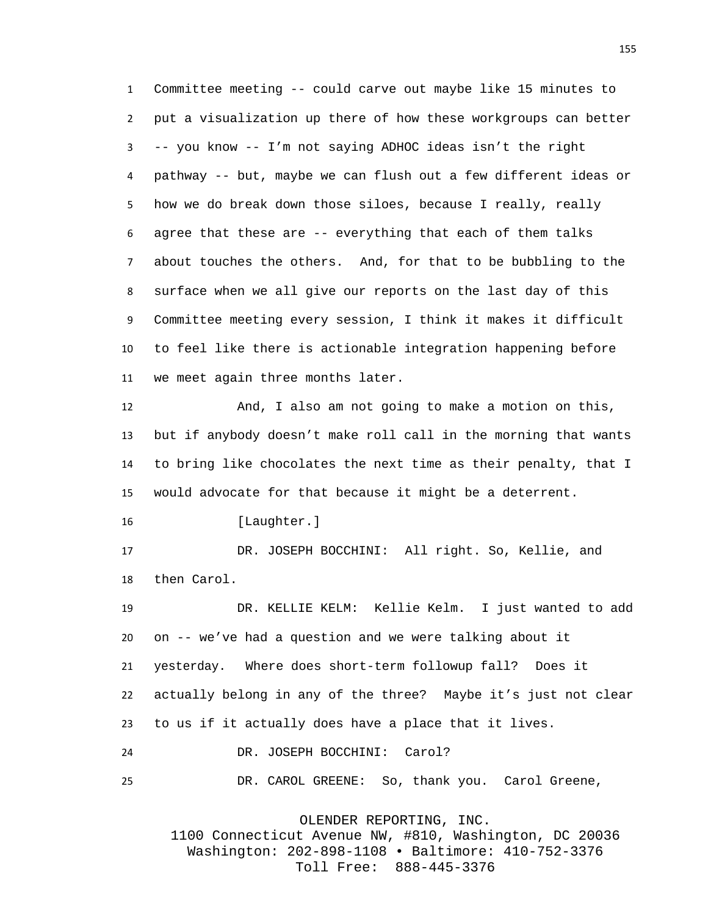Committee meeting -- could carve out maybe like 15 minutes to put a visualization up there of how these workgroups can better -- you know -- I'm not saying ADHOC ideas isn't the right pathway -- but, maybe we can flush out a few different ideas or how we do break down those siloes, because I really, really agree that these are -- everything that each of them talks about touches the others. And, for that to be bubbling to the surface when we all give our reports on the last day of this Committee meeting every session, I think it makes it difficult to feel like there is actionable integration happening before we meet again three months later.

And, I also am not going to make a motion on this, but if anybody doesn't make roll call in the morning that wants to bring like chocolates the next time as their penalty, that I would advocate for that because it might be a deterrent.

[Laughter.]

DR. JOSEPH BOCCHINI: All right. So, Kellie, and then Carol.

DR. KELLIE KELM: Kellie Kelm. I just wanted to add on -- we've had a question and we were talking about it yesterday. Where does short-term followup fall? Does it actually belong in any of the three? Maybe it's just not clear to us if it actually does have a place that it lives.

DR. JOSEPH BOCCHINI: Carol?

DR. CAROL GREENE: So, thank you. Carol Greene,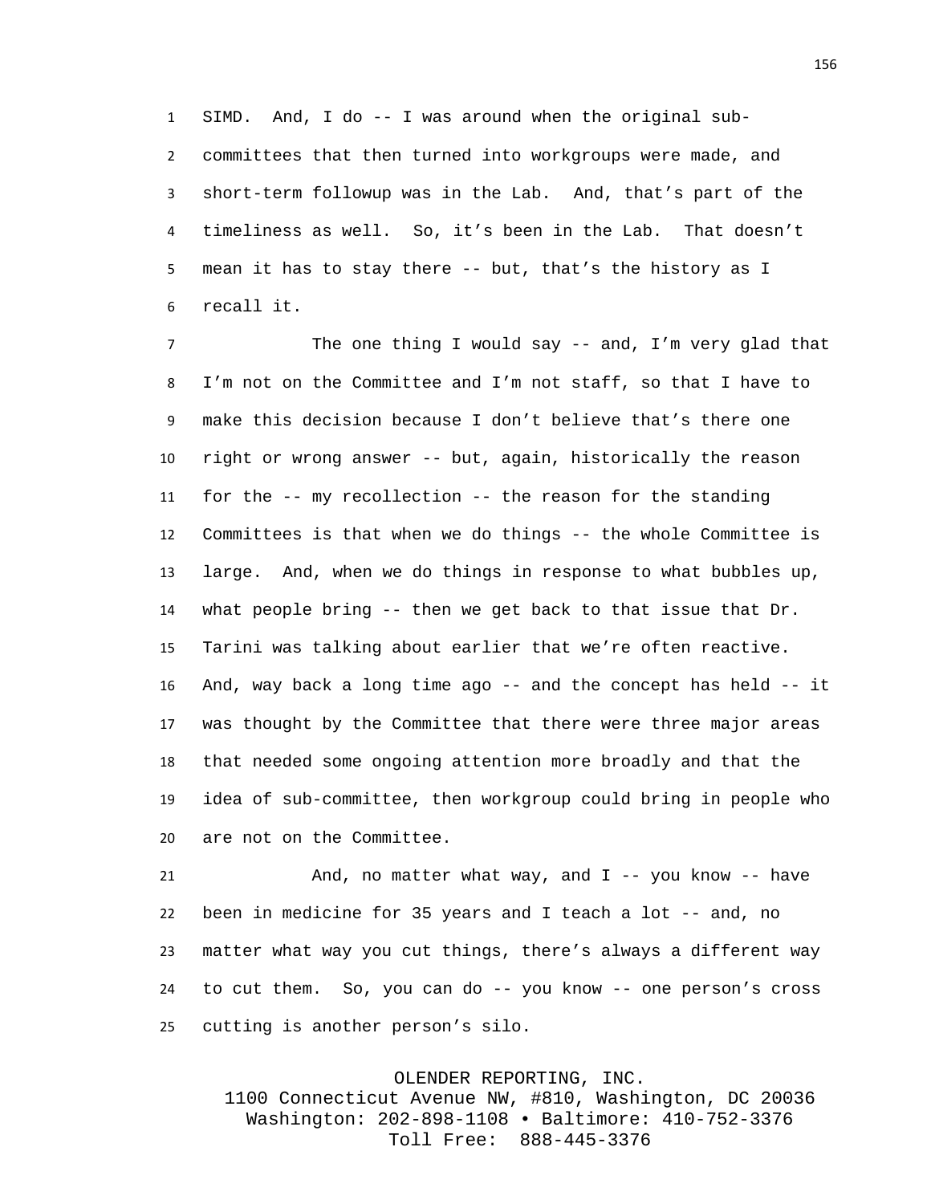SIMD. And, I do -- I was around when the original sub-committees that then turned into workgroups were made, and short-term followup was in the Lab. And, that's part of the timeliness as well. So, it's been in the Lab. That doesn't mean it has to stay there -- but, that's the history as I recall it.

The one thing I would say -- and, I'm very glad that I'm not on the Committee and I'm not staff, so that I have to make this decision because I don't believe that's there one right or wrong answer -- but, again, historically the reason for the -- my recollection -- the reason for the standing Committees is that when we do things -- the whole Committee is large. And, when we do things in response to what bubbles up, what people bring -- then we get back to that issue that Dr. Tarini was talking about earlier that we're often reactive. And, way back a long time ago -- and the concept has held -- it was thought by the Committee that there were three major areas that needed some ongoing attention more broadly and that the idea of sub-committee, then workgroup could bring in people who are not on the Committee.

And, no matter what way, and I -- you know -- have been in medicine for 35 years and I teach a lot -- and, no matter what way you cut things, there's always a different way to cut them. So, you can do -- you know -- one person's cross cutting is another person's silo.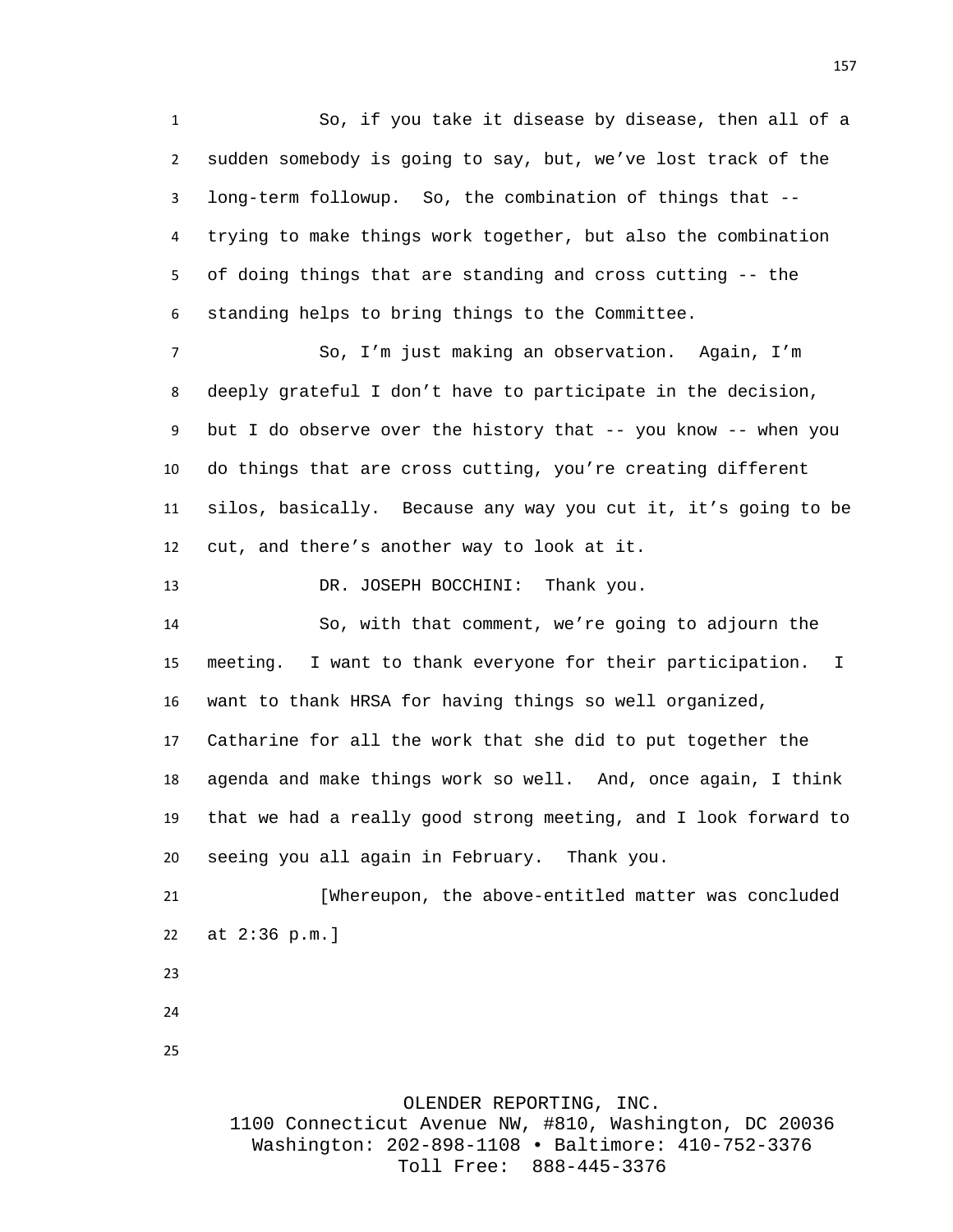So, if you take it disease by disease, then all of a sudden somebody is going to say, but, we've lost track of the long-term followup. So, the combination of things that -- trying to make things work together, but also the combination of doing things that are standing and cross cutting -- the standing helps to bring things to the Committee.

So, I'm just making an observation. Again, I'm deeply grateful I don't have to participate in the decision, but I do observe over the history that -- you know -- when you do things that are cross cutting, you're creating different silos, basically. Because any way you cut it, it's going to be cut, and there's another way to look at it.

DR. JOSEPH BOCCHINI: Thank you.

So, with that comment, we're going to adjourn the meeting. I want to thank everyone for their participation. I want to thank HRSA for having things so well organized, Catharine for all the work that she did to put together the agenda and make things work so well. And, once again, I think that we had a really good strong meeting, and I look forward to seeing you all again in February. Thank you.

[Whereupon, the above-entitled matter was concluded at 2:36 p.m.]